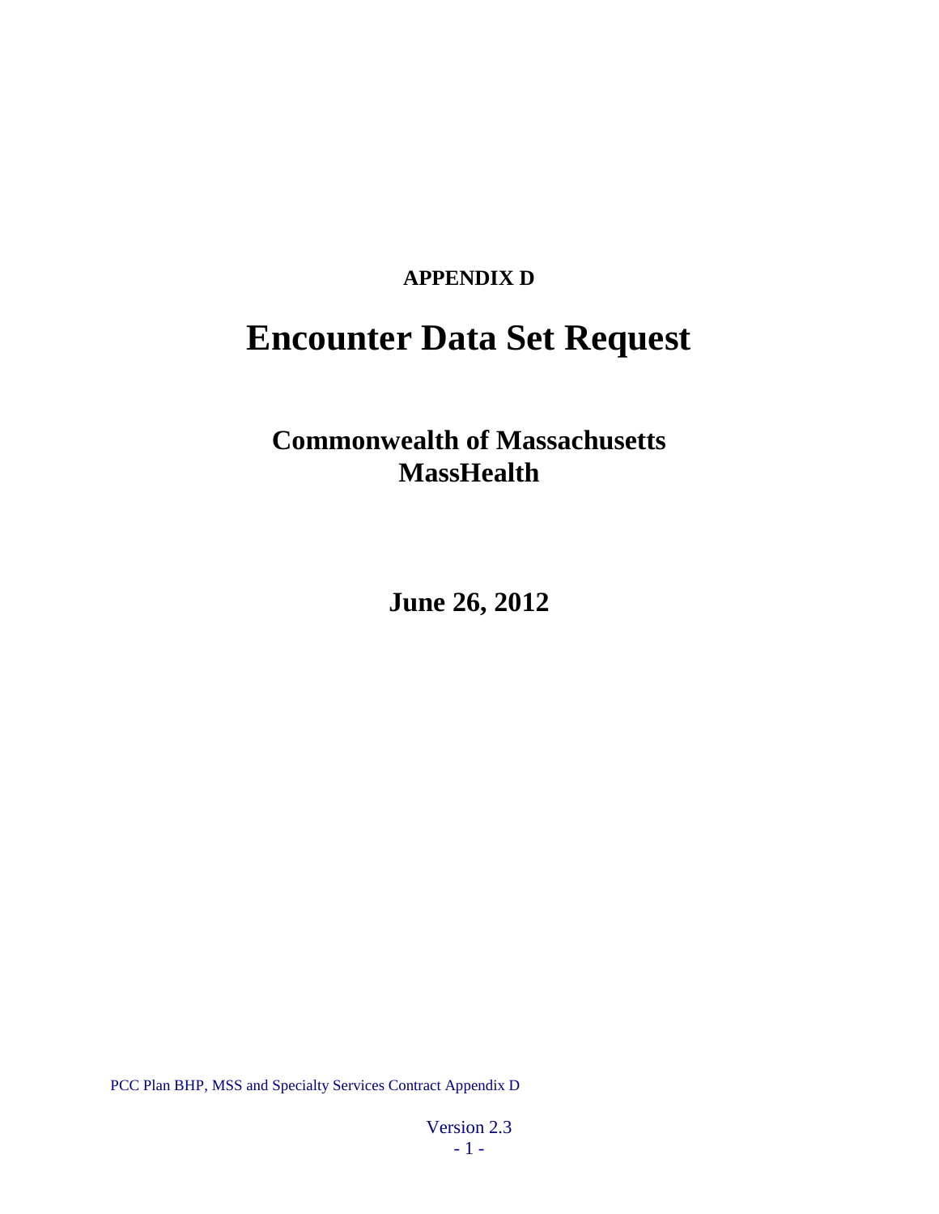**APPENDIX D**

# Encounter Data Set Request

## Commonwealth of Massachusetts
## MassHealth

## June 26, 2012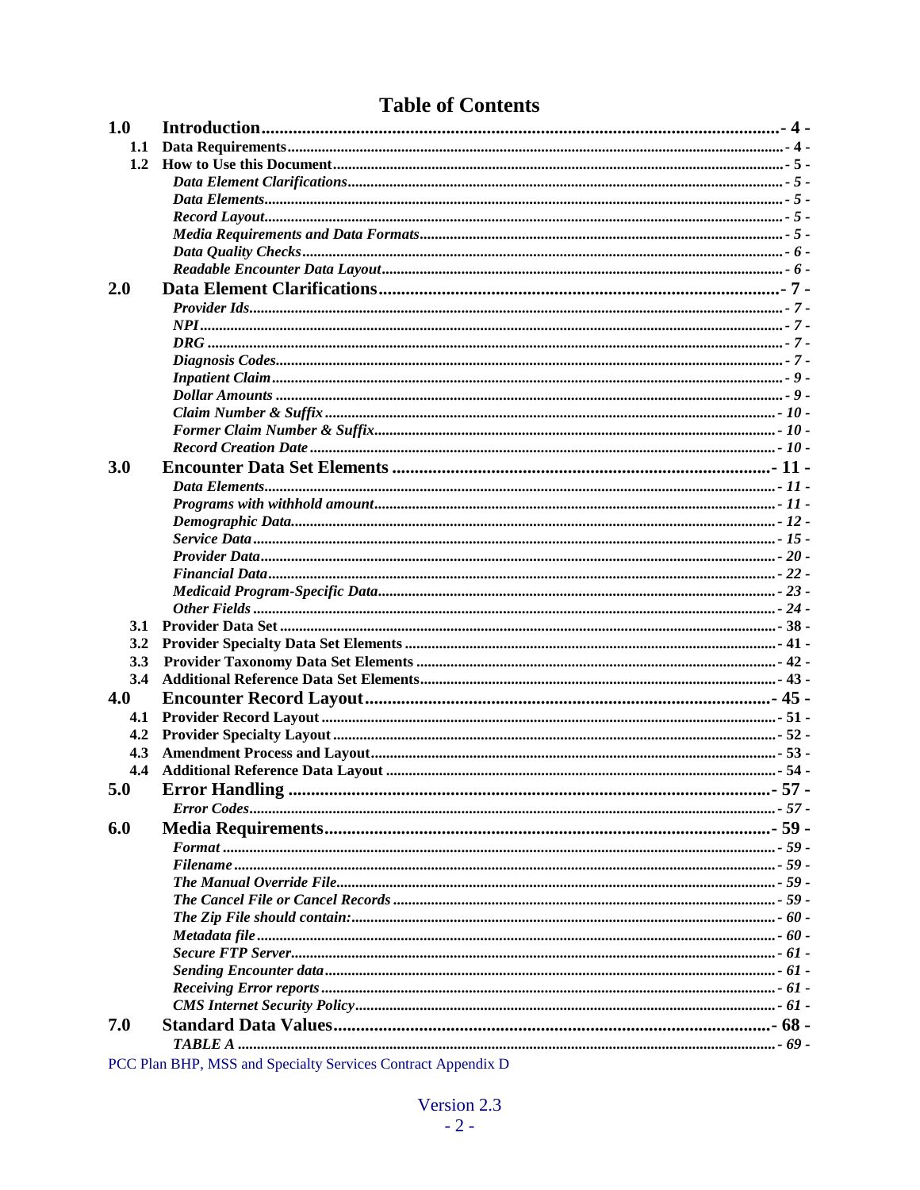# Table of Contents

| | | |
|---|---|---|
| **1.0** | **Introduction** | **- 4 -** |
| **1.1** | **Data Requirements** | **- 4 -** |
| **1.2** | **How to Use this Document** | **- 5 -** |
| | ***Data Element Clarifications*** | *- 5 -* |
| | ***Data Elements*** | *- 5 -* |
| | ***Record Layout*** | *- 5 -* |
| | ***Media Requirements and Data Formats*** | *- 5 -* |
| | ***Data Quality Checks*** | *- 6 -* |
| | ***Readable Encounter Data Layout*** | *- 6 -* |
| **2.0** | **Data Element Clarifications** | **- 7 -** |
| | ***Provider Ids*** | *- 7 -* |
| | ***NPI*** | *- 7 -* |
| | ***DRG*** | *- 7 -* |
| | ***Diagnosis Codes*** | *- 7 -* |
| | ***Inpatient Claim*** | *- 9 -* |
| | ***Dollar Amounts*** | *- 9 -* |
| | ***Claim Number & Suffix*** | *- 10 -* |
| | ***Former Claim Number & Suffix*** | *- 10 -* |
| | ***Record Creation Date*** | *- 10 -* |
| **3.0** | **Encounter Data Set Elements** | **- 11 -** |
| | ***Data Elements*** | *- 11 -* |
| | ***Programs with withhold amount*** | *- 11 -* |
| | ***Demographic Data*** | *- 12 -* |
| | ***Service Data*** | *- 15 -* |
| | ***Provider Data*** | *- 20 -* |
| | ***Financial Data*** | *- 22 -* |
| | ***Medicaid Program-Specific Data*** | *- 23 -* |
| | ***Other Fields*** | *- 24 -* |
| **3.1** | **Provider Data Set** | **- 38 -** |
| **3.2** | **Provider Specialty Data Set Elements** | **- 41 -** |
| **3.3** | **Provider Taxonomy Data Set Elements** | **- 42 -** |
| **3.4** | **Additional Reference Data Set Elements** | **- 43 -** |
| **4.0** | **Encounter Record Layout** | **- 45 -** |
| **4.1** | **Provider Record Layout** | **- 51 -** |
| **4.2** | **Provider Specialty Layout** | **- 52 -** |
| **4.3** | **Amendment Process and Layout** | **- 53 -** |
| **4.4** | **Additional Reference Data Layout** | **- 54 -** |
| **5.0** | **Error Handling** | **- 57 -** |
| | ***Error Codes*** | *- 57 -* |
| **6.0** | **Media Requirements** | **- 59 -** |
| | ***Format*** | *- 59 -* |
| | ***Filename*** | *- 59 -* |
| | ***The Manual Override File*** | *- 59 -* |
| | ***The Cancel File or Cancel Records*** | *- 59 -* |
| | ***The Zip File should contain:*** | *- 60 -* |
| | ***Metadata file*** | *- 60 -* |
| | ***Secure FTP Server*** | *- 61 -* |
| | ***Sending Encounter data*** | *- 61 -* |
| | ***Receiving Error reports*** | *- 61 -* |
| | ***CMS Internet Security Policy*** | *- 61 -* |
| **7.0** | **Standard Data Values** | **- 68 -** |
| | ***TABLE A*** | *- 69 -* |

PCC Plan BHP, MSS and Specialty Services Contract Appendix D

Version 2.3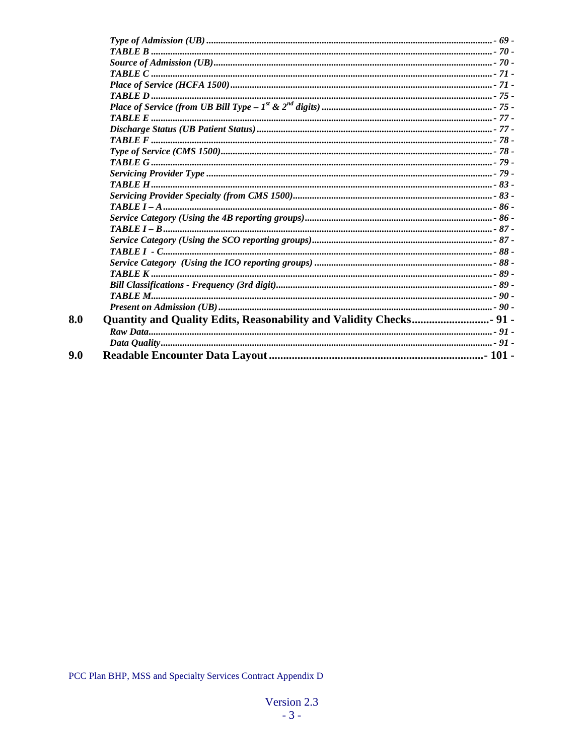*Type of Admission (UB)* ........ - 69 -
*TABLE B* ........ - 70 -
*Source of Admission (UB)* ........ - 70 -
*TABLE C* ........ - 71 -
*Place of Service (HCFA 1500)* ........ - 71 -
*TABLE D* ........ - 75 -
*Place of Service (from UB Bill Type – 1st & 2nd digits)* ........ - 75 -
*TABLE E* ........ - 77 -
*Discharge Status (UB Patient Status)* ........ - 77 -
*TABLE F* ........ - 78 -
*Type of Service (CMS 1500)* ........ - 78 -
*TABLE G* ........ - 79 -
*Servicing Provider Type* ........ - 79 -
*TABLE H* ........ - 83 -
*Servicing Provider Specialty (from CMS 1500)* ........ - 83 -
*TABLE I – A* ........ - 86 -
*Service Category (Using the 4B reporting groups)* ........ - 86 -
*TABLE I – B* ........ - 87 -
*Service Category (Using the SCO reporting groups)* ........ - 87 -
*TABLE I - C* ........ - 88 -
*Service Category (Using the ICO reporting groups)* ........ - 88 -
*TABLE K* ........ - 89 -
*Bill Classifications - Frequency (3rd digit)* ........ - 89 -
*TABLE M* ........ - 90 -
*Present on Admission (UB)* ........ - 90 -

**8.0 Quantity and Quality Edits, Reasonability and Validity Checks** ........ - 91 -
*Raw Data* ........ - 91 -
*Data Quality* ........ - 91 -

**9.0 Readable Encounter Data Layout** ........ - 101 -

PCC Plan BHP, MSS and Specialty Services Contract Appendix D

Version 2.3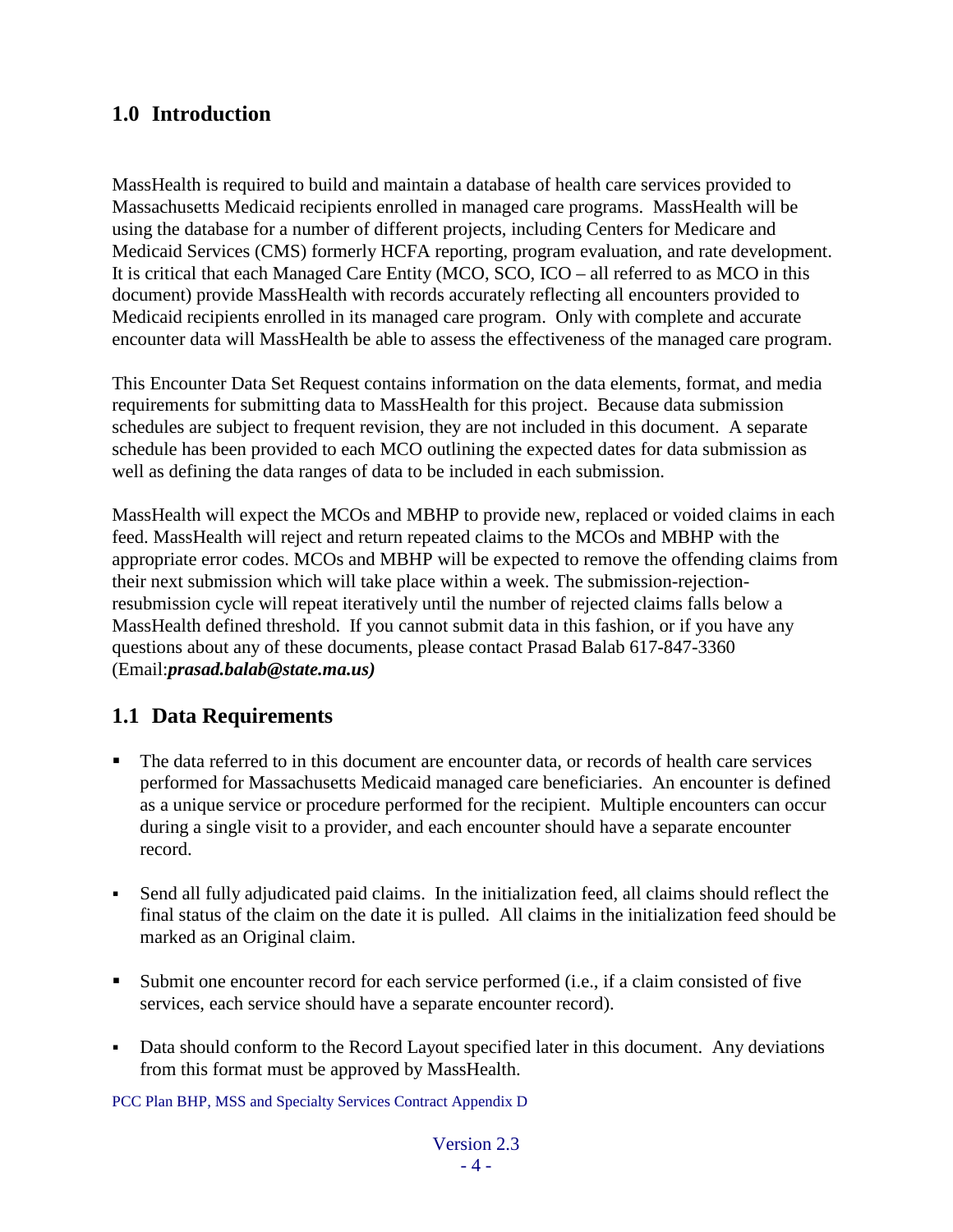## 1.0 Introduction

MassHealth is required to build and maintain a database of health care services provided to Massachusetts Medicaid recipients enrolled in managed care programs. MassHealth will be using the database for a number of different projects, including Centers for Medicare and Medicaid Services (CMS) formerly HCFA reporting, program evaluation, and rate development. It is critical that each Managed Care Entity (MCO, SCO, ICO – all referred to as MCO in this document) provide MassHealth with records accurately reflecting all encounters provided to Medicaid recipients enrolled in its managed care program. Only with complete and accurate encounter data will MassHealth be able to assess the effectiveness of the managed care program.

This Encounter Data Set Request contains information on the data elements, format, and media requirements for submitting data to MassHealth for this project. Because data submission schedules are subject to frequent revision, they are not included in this document. A separate schedule has been provided to each MCO outlining the expected dates for data submission as well as defining the data ranges of data to be included in each submission.

MassHealth will expect the MCOs and MBHP to provide new, replaced or voided claims in each feed. MassHealth will reject and return repeated claims to the MCOs and MBHP with the appropriate error codes. MCOs and MBHP will be expected to remove the offending claims from their next submission which will take place within a week. The submission-rejection-resubmission cycle will repeat iteratively until the number of rejected claims falls below a MassHealth defined threshold. If you cannot submit data in this fashion, or if you have any questions about any of these documents, please contact Prasad Balab 617-847-3360 (Email:***prasad.balab@state.ma.us)***

## 1.1 Data Requirements

- The data referred to in this document are encounter data, or records of health care services performed for Massachusetts Medicaid managed care beneficiaries. An encounter is defined as a unique service or procedure performed for the recipient. Multiple encounters can occur during a single visit to a provider, and each encounter should have a separate encounter record.
- Send all fully adjudicated paid claims. In the initialization feed, all claims should reflect the final status of the claim on the date it is pulled. All claims in the initialization feed should be marked as an Original claim.
- Submit one encounter record for each service performed (i.e., if a claim consisted of five services, each service should have a separate encounter record).
- Data should conform to the Record Layout specified later in this document. Any deviations from this format must be approved by MassHealth.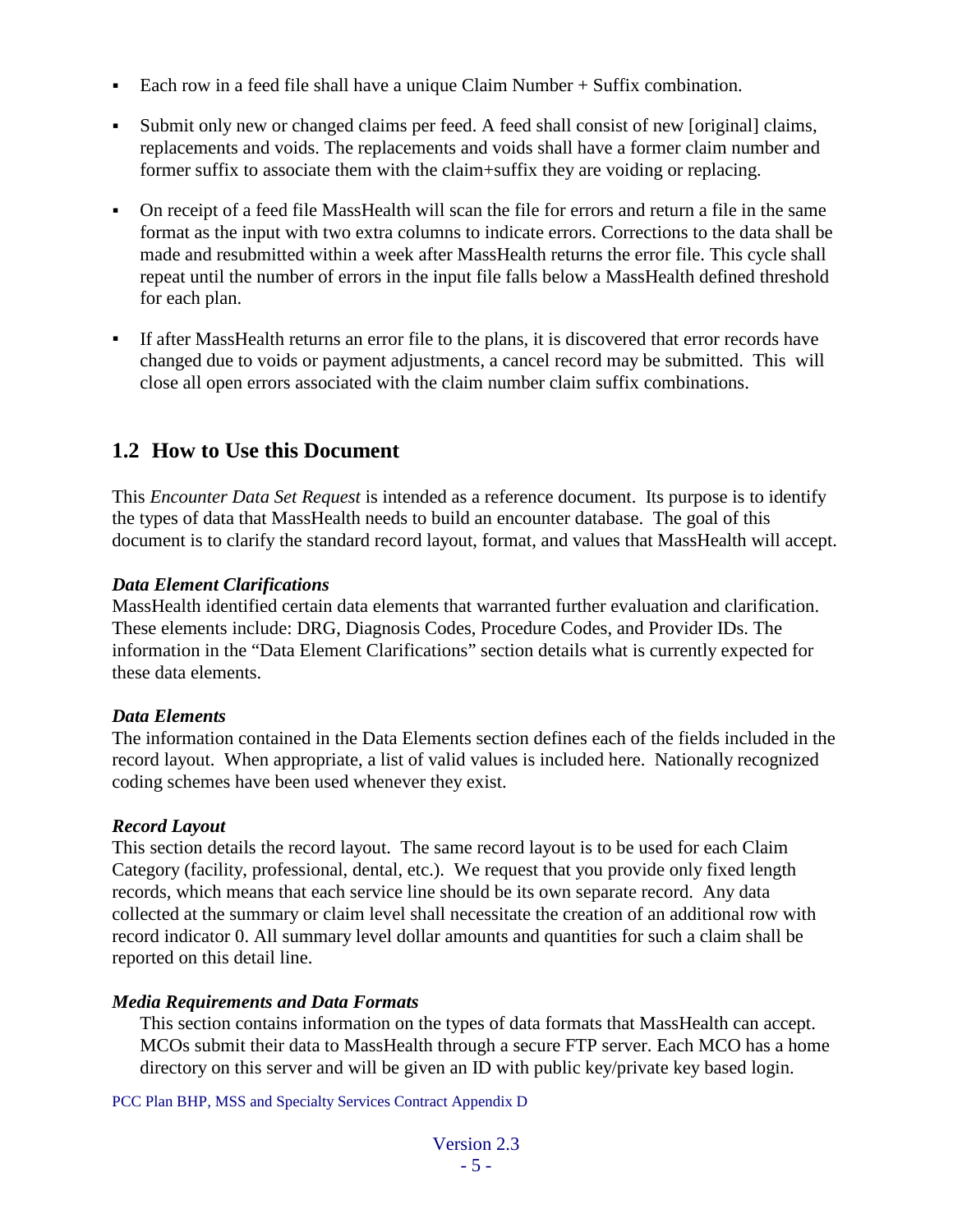- Each row in a feed file shall have a unique Claim Number + Suffix combination.

- Submit only new or changed claims per feed. A feed shall consist of new [original] claims, replacements and voids. The replacements and voids shall have a former claim number and former suffix to associate them with the claim+suffix they are voiding or replacing.

- On receipt of a feed file MassHealth will scan the file for errors and return a file in the same format as the input with two extra columns to indicate errors. Corrections to the data shall be made and resubmitted within a week after MassHealth returns the error file. This cycle shall repeat until the number of errors in the input file falls below a MassHealth defined threshold for each plan.

- If after MassHealth returns an error file to the plans, it is discovered that error records have changed due to voids or payment adjustments, a cancel record may be submitted. This will close all open errors associated with the claim number claim suffix combinations.

## 1.2 How to Use this Document

This *Encounter Data Set Request* is intended as a reference document. Its purpose is to identify the types of data that MassHealth needs to build an encounter database. The goal of this document is to clarify the standard record layout, format, and values that MassHealth will accept.

***Data Element Clarifications***

MassHealth identified certain data elements that warranted further evaluation and clarification. These elements include: DRG, Diagnosis Codes, Procedure Codes, and Provider IDs. The information in the "Data Element Clarifications" section details what is currently expected for these data elements.

***Data Elements***

The information contained in the Data Elements section defines each of the fields included in the record layout. When appropriate, a list of valid values is included here. Nationally recognized coding schemes have been used whenever they exist.

***Record Layout***

This section details the record layout. The same record layout is to be used for each Claim Category (facility, professional, dental, etc.). We request that you provide only fixed length records, which means that each service line should be its own separate record. Any data collected at the summary or claim level shall necessitate the creation of an additional row with record indicator 0. All summary level dollar amounts and quantities for such a claim shall be reported on this detail line.

***Media Requirements and Data Formats***

This section contains information on the types of data formats that MassHealth can accept. MCOs submit their data to MassHealth through a secure FTP server. Each MCO has a home directory on this server and will be given an ID with public key/private key based login.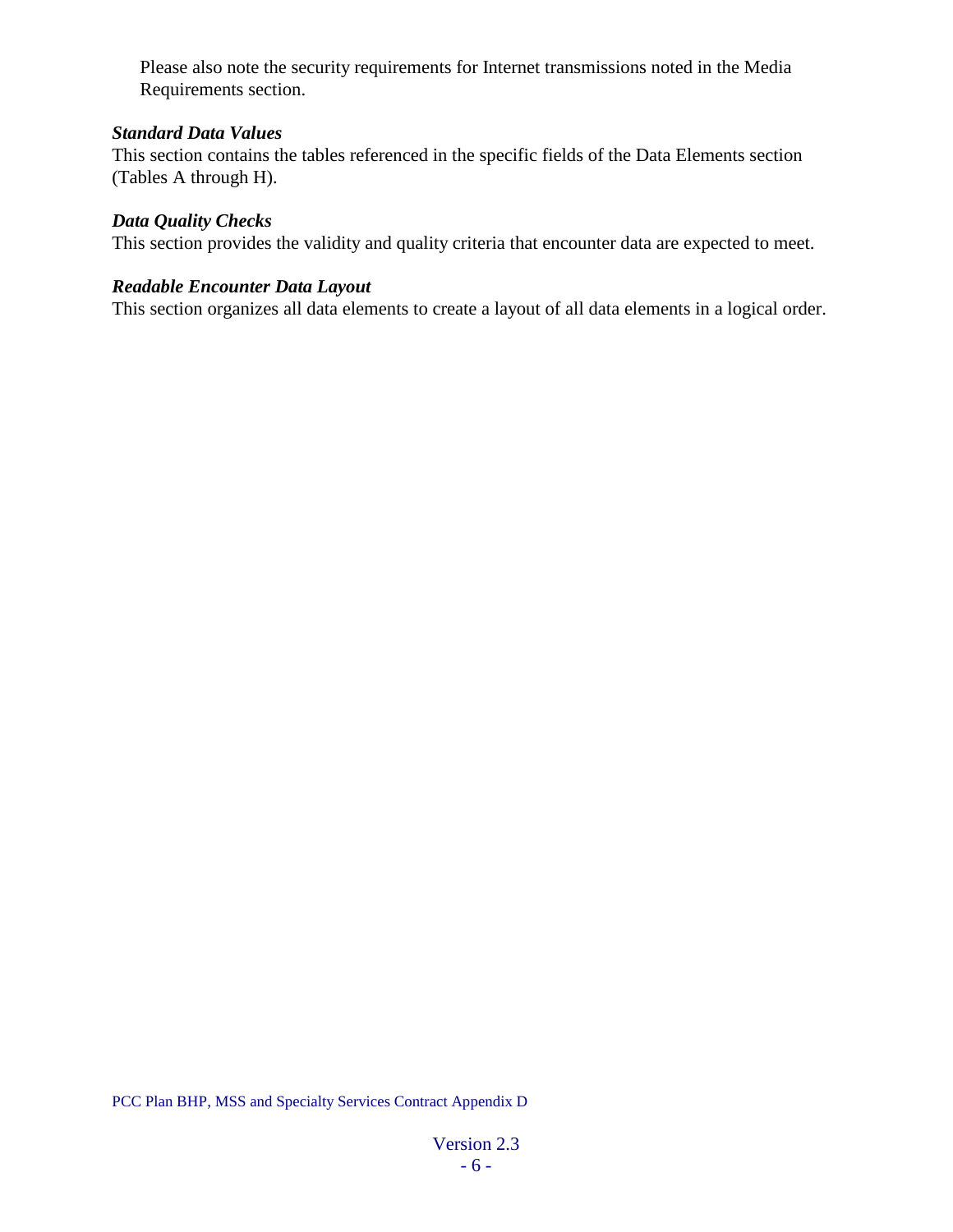Please also note the security requirements for Internet transmissions noted in the Media Requirements section.

***Standard Data Values***
This section contains the tables referenced in the specific fields of the Data Elements section (Tables A through H).

***Data Quality Checks***
This section provides the validity and quality criteria that encounter data are expected to meet.

***Readable Encounter Data Layout***
This section organizes all data elements to create a layout of all data elements in a logical order.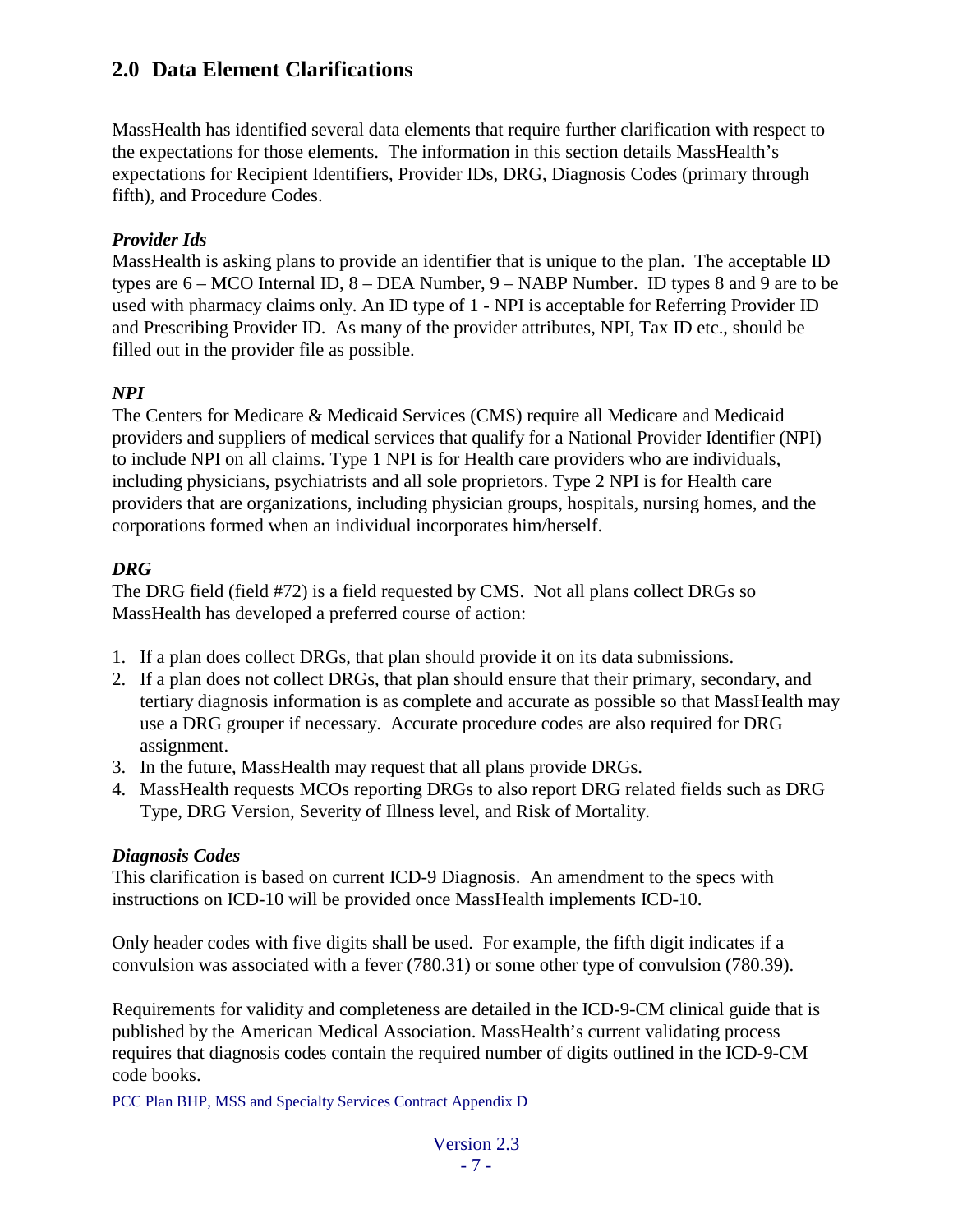## 2.0 Data Element Clarifications

MassHealth has identified several data elements that require further clarification with respect to the expectations for those elements. The information in this section details MassHealth's expectations for Recipient Identifiers, Provider IDs, DRG, Diagnosis Codes (primary through fifth), and Procedure Codes.

***Provider Ids***

MassHealth is asking plans to provide an identifier that is unique to the plan. The acceptable ID types are 6 – MCO Internal ID, 8 – DEA Number, 9 – NABP Number. ID types 8 and 9 are to be used with pharmacy claims only. An ID type of 1 - NPI is acceptable for Referring Provider ID and Prescribing Provider ID. As many of the provider attributes, NPI, Tax ID etc., should be filled out in the provider file as possible.

***NPI***

The Centers for Medicare & Medicaid Services (CMS) require all Medicare and Medicaid providers and suppliers of medical services that qualify for a National Provider Identifier (NPI) to include NPI on all claims. Type 1 NPI is for Health care providers who are individuals, including physicians, psychiatrists and all sole proprietors. Type 2 NPI is for Health care providers that are organizations, including physician groups, hospitals, nursing homes, and the corporations formed when an individual incorporates him/herself.

***DRG***

The DRG field (field #72) is a field requested by CMS. Not all plans collect DRGs so MassHealth has developed a preferred course of action:

1. If a plan does collect DRGs, that plan should provide it on its data submissions.
2. If a plan does not collect DRGs, that plan should ensure that their primary, secondary, and tertiary diagnosis information is as complete and accurate as possible so that MassHealth may use a DRG grouper if necessary. Accurate procedure codes are also required for DRG assignment.
3. In the future, MassHealth may request that all plans provide DRGs.
4. MassHealth requests MCOs reporting DRGs to also report DRG related fields such as DRG Type, DRG Version, Severity of Illness level, and Risk of Mortality.

***Diagnosis Codes***

This clarification is based on current ICD-9 Diagnosis. An amendment to the specs with instructions on ICD-10 will be provided once MassHealth implements ICD-10.

Only header codes with five digits shall be used. For example, the fifth digit indicates if a convulsion was associated with a fever (780.31) or some other type of convulsion (780.39).

Requirements for validity and completeness are detailed in the ICD-9-CM clinical guide that is published by the American Medical Association. MassHealth's current validating process requires that diagnosis codes contain the required number of digits outlined in the ICD-9-CM code books.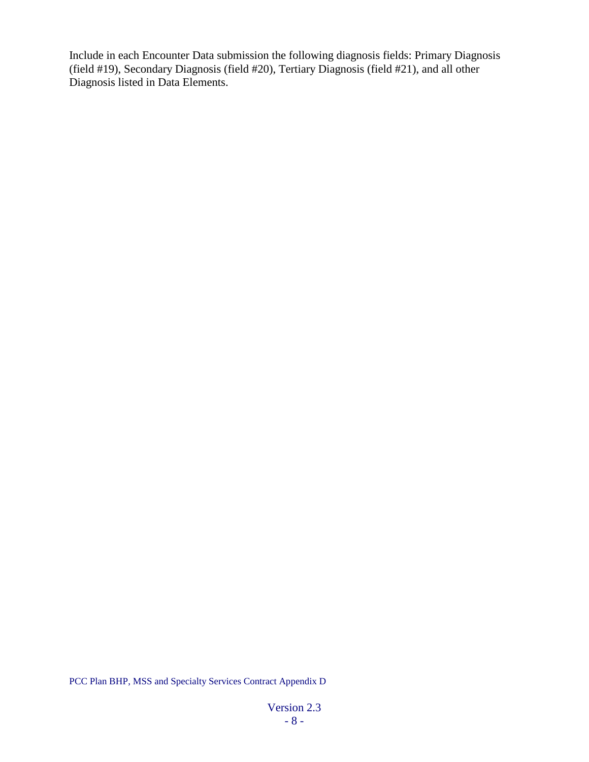Include in each Encounter Data submission the following diagnosis fields: Primary Diagnosis (field #19), Secondary Diagnosis (field #20), Tertiary Diagnosis (field #21), and all other Diagnosis listed in Data Elements.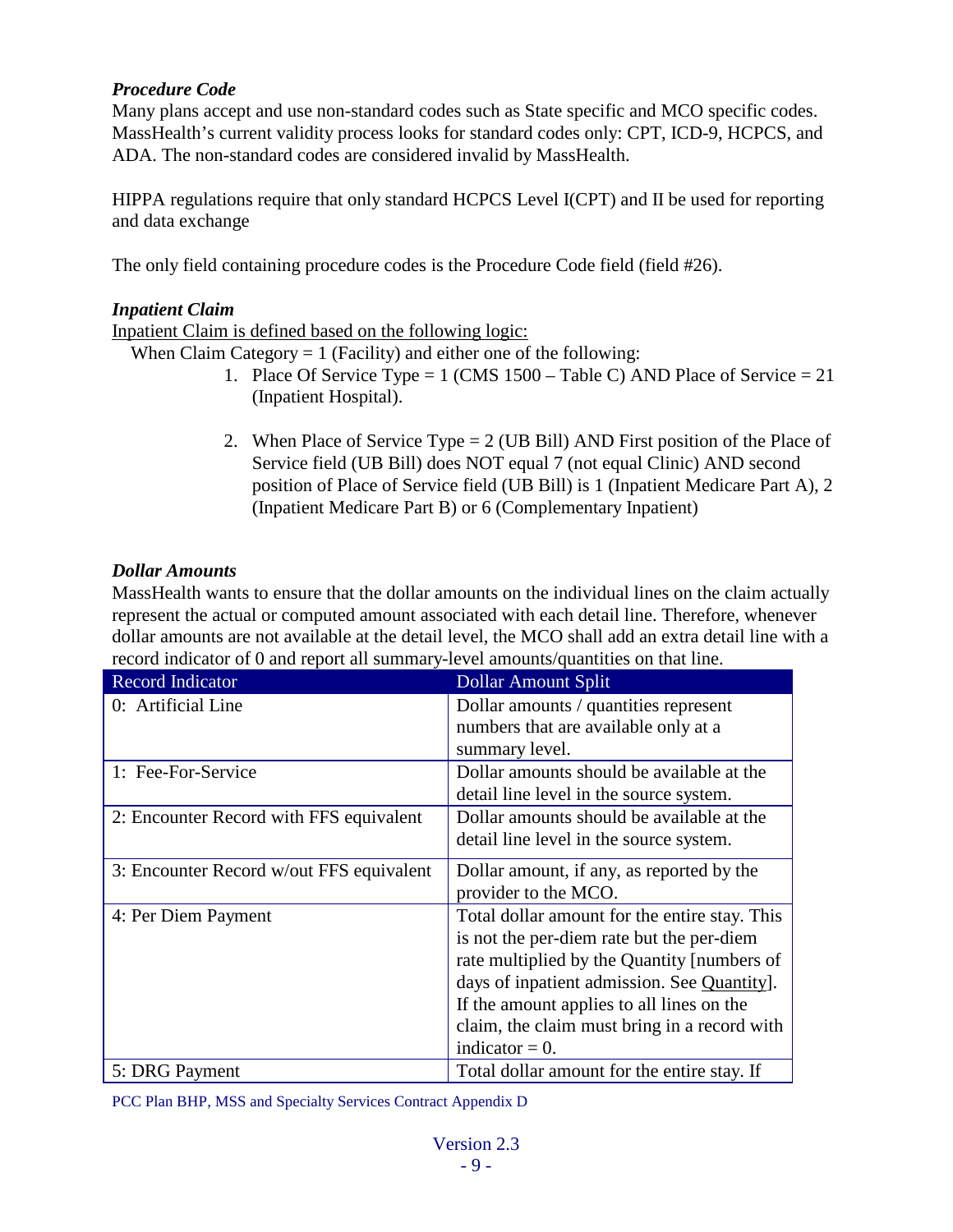*Procedure Code*

Many plans accept and use non-standard codes such as State specific and MCO specific codes. MassHealth's current validity process looks for standard codes only: CPT, ICD-9, HCPCS, and ADA. The non-standard codes are considered invalid by MassHealth.

HIPPA regulations require that only standard HCPCS Level I(CPT) and II be used for reporting and data exchange

The only field containing procedure codes is the Procedure Code field (field #26).

*Inpatient Claim*

<u>Inpatient Claim is defined based on the following logic:</u>

When Claim Category = 1 (Facility) and either one of the following:

1. Place Of Service Type = 1 (CMS 1500 – Table C) AND Place of Service = 21 (Inpatient Hospital).

2. When Place of Service Type = 2 (UB Bill) AND First position of the Place of Service field (UB Bill) does NOT equal 7 (not equal Clinic) AND second position of Place of Service field (UB Bill) is 1 (Inpatient Medicare Part A), 2 (Inpatient Medicare Part B) or 6 (Complementary Inpatient)

*Dollar Amounts*

MassHealth wants to ensure that the dollar amounts on the individual lines on the claim actually represent the actual or computed amount associated with each detail line. Therefore, whenever dollar amounts are not available at the detail level, the MCO shall add an extra detail line with a record indicator of 0 and report all summary-level amounts/quantities on that line.

| Record Indicator | Dollar Amount Split |
|---|---|
| 0: Artificial Line | Dollar amounts / quantities represent numbers that are available only at a summary level. |
| 1: Fee-For-Service | Dollar amounts should be available at the detail line level in the source system. |
| 2: Encounter Record with FFS equivalent | Dollar amounts should be available at the detail line level in the source system. |
| 3: Encounter Record w/out FFS equivalent | Dollar amount, if any, as reported by the provider to the MCO. |
| 4: Per Diem Payment | Total dollar amount for the entire stay. This is not the per-diem rate but the per-diem rate multiplied by the Quantity [numbers of days of inpatient admission. See <u>Quantity</u>]. If the amount applies to all lines on the claim, the claim must bring in a record with indicator = 0. |
| 5: DRG Payment | Total dollar amount for the entire stay. If |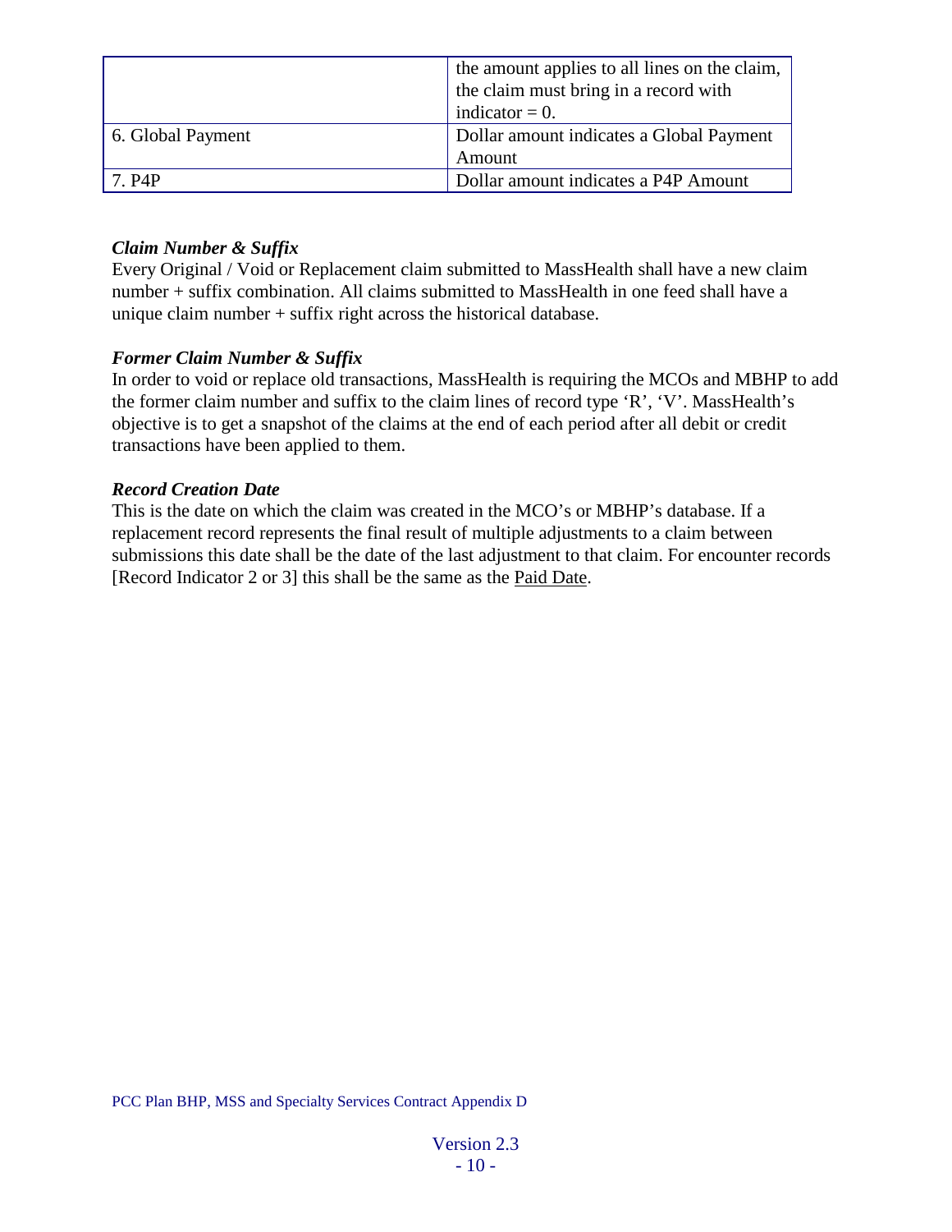| | |
|---|---|
| | the amount applies to all lines on the claim, the claim must bring in a record with indicator = 0. |
| 6. Global Payment | Dollar amount indicates a Global Payment Amount |
| 7. P4P | Dollar amount indicates a P4P Amount |

***Claim Number & Suffix***
Every Original / Void or Replacement claim submitted to MassHealth shall have a new claim number + suffix combination. All claims submitted to MassHealth in one feed shall have a unique claim number + suffix right across the historical database.

***Former Claim Number & Suffix***
In order to void or replace old transactions, MassHealth is requiring the MCOs and MBHP to add the former claim number and suffix to the claim lines of record type 'R', 'V'. MassHealth's objective is to get a snapshot of the claims at the end of each period after all debit or credit transactions have been applied to them.

***Record Creation Date***
This is the date on which the claim was created in the MCO's or MBHP's database. If a replacement record represents the final result of multiple adjustments to a claim between submissions this date shall be the date of the last adjustment to that claim. For encounter records [Record Indicator 2 or 3] this shall be the same as the Paid Date.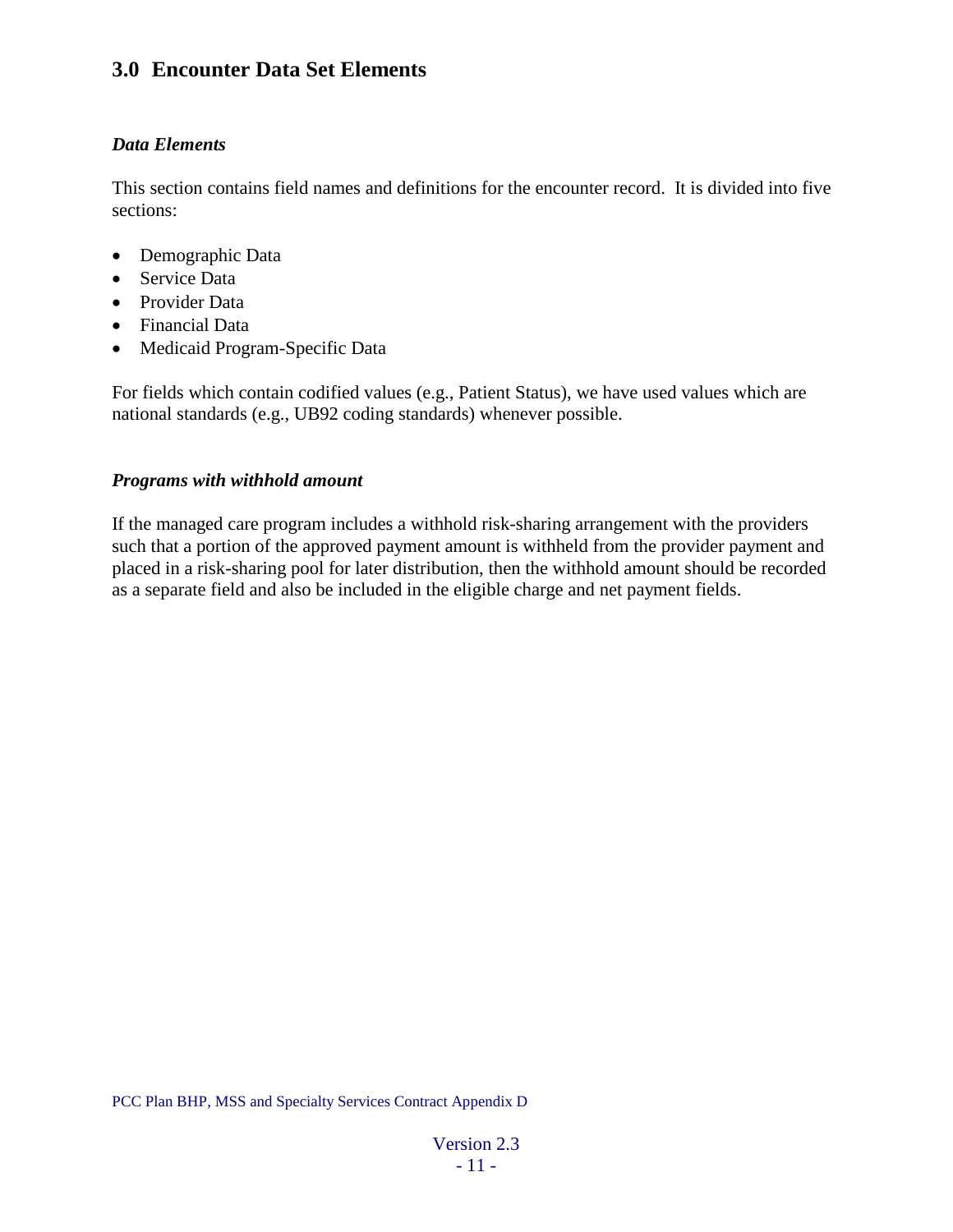## 3.0 Encounter Data Set Elements

### *Data Elements*

This section contains field names and definitions for the encounter record. It is divided into five sections:

- Demographic Data
- Service Data
- Provider Data
- Financial Data
- Medicaid Program-Specific Data

For fields which contain codified values (e.g., Patient Status), we have used values which are national standards (e.g., UB92 coding standards) whenever possible.

### *Programs with withhold amount*

If the managed care program includes a withhold risk-sharing arrangement with the providers such that a portion of the approved payment amount is withheld from the provider payment and placed in a risk-sharing pool for later distribution, then the withhold amount should be recorded as a separate field and also be included in the eligible charge and net payment fields.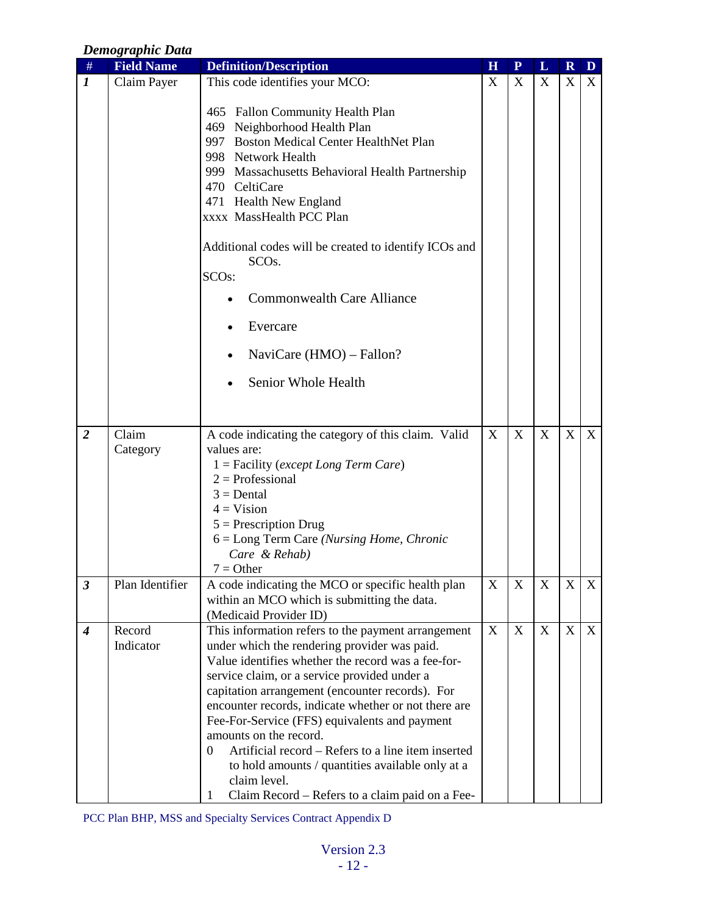***Demographic Data***

| # | Field Name | Definition/Description | H | P | L | R | D |
|---|---|---|---|---|---|---|---|
| ***1*** | Claim Payer | This code identifies your MCO:<br><br>465 Fallon Community Health Plan<br>469 Neighborhood Health Plan<br>997 Boston Medical Center HealthNet Plan<br>998 Network Health<br>999 Massachusetts Behavioral Health Partnership<br>470 CeltiCare<br>471 Health New England<br>xxxx MassHealth PCC Plan<br><br>Additional codes will be created to identify ICOs and SCOs.<br>SCOs:<br>• Commonwealth Care Alliance<br>• Evercare<br>• NaviCare (HMO) – Fallon?<br>• Senior Whole Health | X | X | X | X | X |
| ***2*** | Claim Category | A code indicating the category of this claim. Valid values are:<br>1 = Facility (*except Long Term Care*)<br>2 = Professional<br>3 = Dental<br>4 = Vision<br>5 = Prescription Drug<br>6 = Long Term Care *(Nursing Home, Chronic Care & Rehab)*<br>7 = Other | X | X | X | X | X |
| ***3*** | Plan Identifier | A code indicating the MCO or specific health plan within an MCO which is submitting the data. (Medicaid Provider ID) | X | X | X | X | X |
| ***4*** | Record Indicator | This information refers to the payment arrangement under which the rendering provider was paid. Value identifies whether the record was a fee-for-service claim, or a service provided under a capitation arrangement (encounter records). For encounter records, indicate whether or not there are Fee-For-Service (FFS) equivalents and payment amounts on the record.<br>0 Artificial record – Refers to a line item inserted to hold amounts / quantities available only at a claim level.<br>1 Claim Record – Refers to a claim paid on a Fee- | X | X | X | X | X |

PCC Plan BHP, MSS and Specialty Services Contract Appendix D

Version 2.3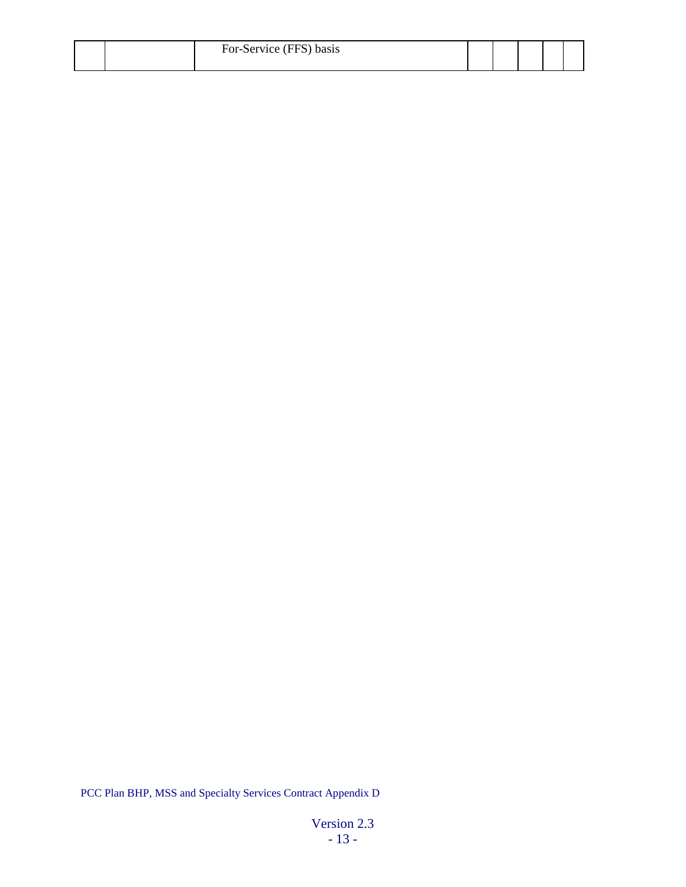|  |  | For-Service (FFS) basis |  |  |  |  |  |
|---|---|---|---|---|---|---|---|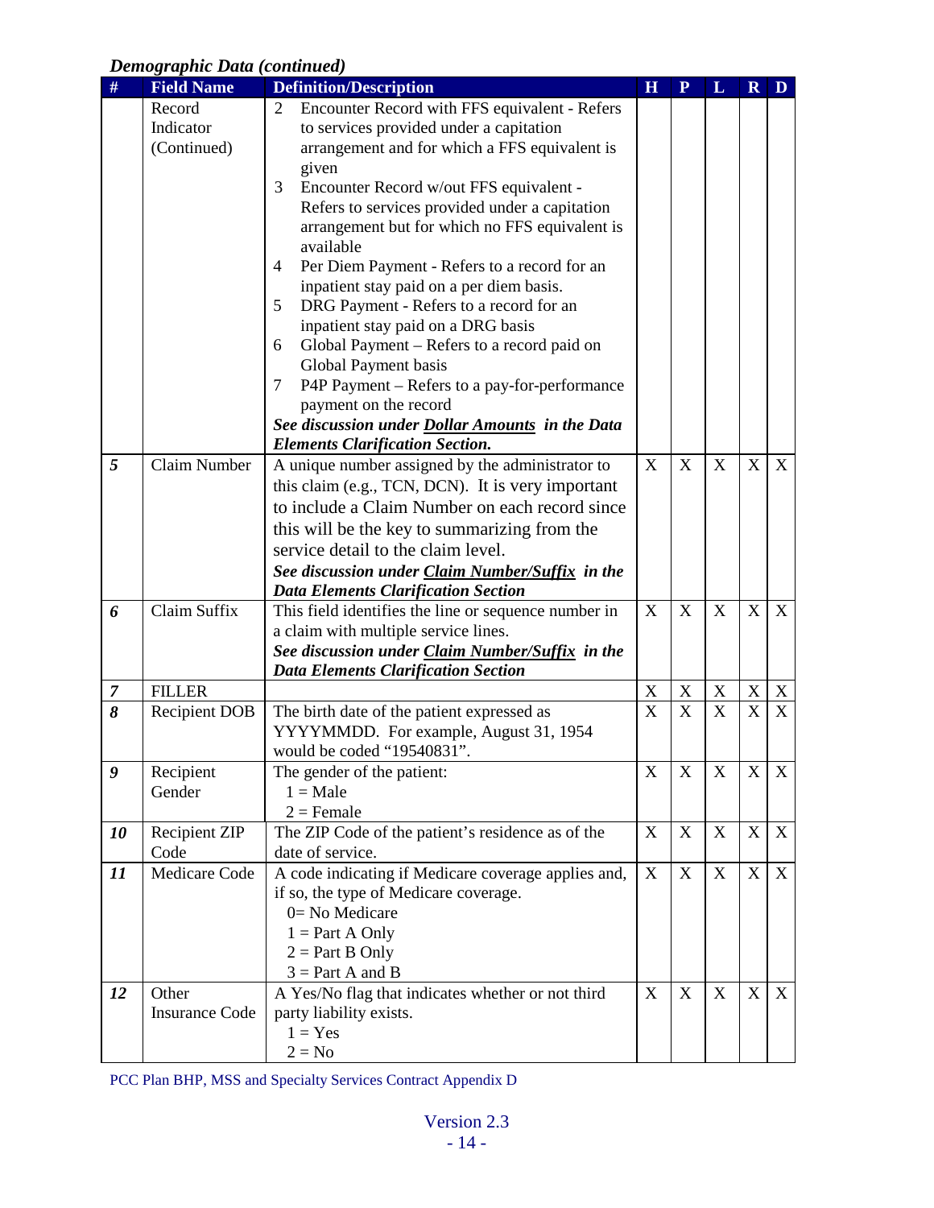*Demographic Data (continued)*

| # | Field Name | Definition/Description | H | P | L | R | D |
|---|---|---|---|---|---|---|---|
| | Record Indicator (Continued) | 2 Encounter Record with FFS equivalent - Refers to services provided under a capitation arrangement and for which a FFS equivalent is given<br>3 Encounter Record w/out FFS equivalent - Refers to services provided under a capitation arrangement but for which no FFS equivalent is available<br>4 Per Diem Payment - Refers to a record for an inpatient stay paid on a per diem basis.<br>5 DRG Payment - Refers to a record for an inpatient stay paid on a DRG basis<br>6 Global Payment – Refers to a record paid on Global Payment basis<br>7 P4P Payment – Refers to a pay-for-performance payment on the record<br>***See discussion under <u>Dollar Amounts</u> in the Data Elements Clarification Section.*** | | | | | |
| ***5*** | Claim Number | A unique number assigned by the administrator to this claim (e.g., TCN, DCN). It is very important to include a Claim Number on each record since this will be the key to summarizing from the service detail to the claim level.<br>***See discussion under <u>Claim Number/Suffix</u> in the Data Elements Clarification Section*** | X | X | X | X | X |
| ***6*** | Claim Suffix | This field identifies the line or sequence number in a claim with multiple service lines.<br>***See discussion under <u>Claim Number/Suffix</u> in the Data Elements Clarification Section*** | X | X | X | X | X |
| ***7*** | FILLER | | X | X | X | X | X |
| ***8*** | Recipient DOB | The birth date of the patient expressed as YYYYMMDD. For example, August 31, 1954 would be coded "19540831". | X | X | X | X | X |
| ***9*** | Recipient Gender | The gender of the patient:<br>1 = Male<br>2 = Female | X | X | X | X | X |
| ***10*** | Recipient ZIP Code | The ZIP Code of the patient's residence as of the date of service. | X | X | X | X | X |
| ***11*** | Medicare Code | A code indicating if Medicare coverage applies and, if so, the type of Medicare coverage.<br>0= No Medicare<br>1 = Part A Only<br>2 = Part B Only<br>3 = Part A and B | X | X | X | X | X |
| ***12*** | Other Insurance Code | A Yes/No flag that indicates whether or not third party liability exists.<br>1 = Yes<br>2 = No | X | X | X | X | X |

PCC Plan BHP, MSS and Specialty Services Contract Appendix D

Version 2.3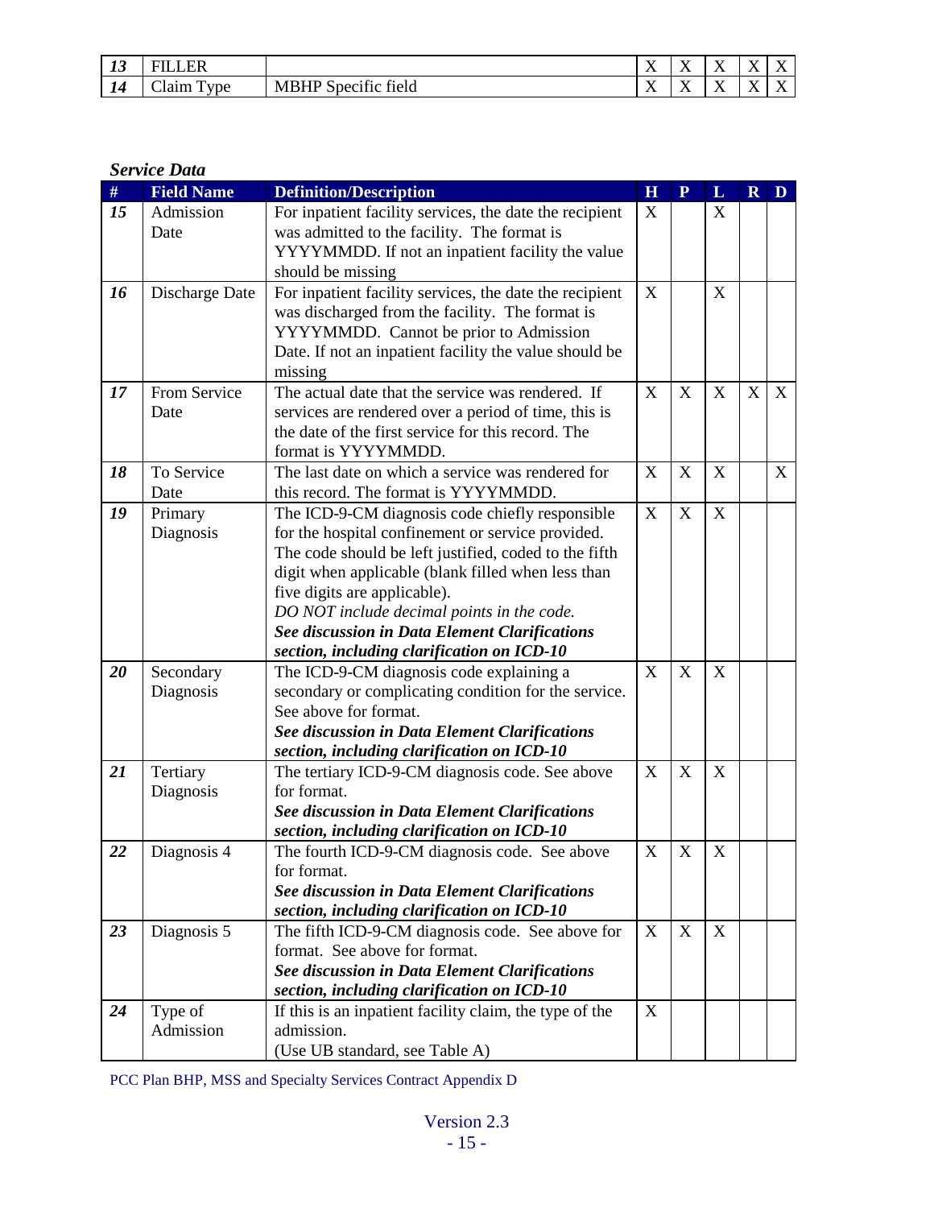| # | Field Name | Definition/Description | H | P | L | R | D |
|---|---|---|---|---|---|---|---|
| ***13*** | FILLER | | X | X | X | X | X |
| ***14*** | Claim Type | MBHP Specific field | X | X | X | X | X |

***Service Data***

| # | Field Name | Definition/Description | H | P | L | R | D |
|---|---|---|---|---|---|---|---|
| ***15*** | Admission Date | For inpatient facility services, the date the recipient was admitted to the facility. The format is YYYYMMDD. If not an inpatient facility the value should be missing | X | | X | | |
| ***16*** | Discharge Date | For inpatient facility services, the date the recipient was discharged from the facility. The format is YYYYMMDD. Cannot be prior to Admission Date. If not an inpatient facility the value should be missing | X | | X | | |
| ***17*** | From Service Date | The actual date that the service was rendered. If services are rendered over a period of time, this is the date of the first service for this record. The format is YYYYMMDD. | X | X | X | X | X |
| ***18*** | To Service Date | The last date on which a service was rendered for this record. The format is YYYYMMDD. | X | X | X | | X |
| ***19*** | Primary Diagnosis | The ICD-9-CM diagnosis code chiefly responsible for the hospital confinement or service provided. The code should be left justified, coded to the fifth digit when applicable (blank filled when less than five digits are applicable). *DO NOT include decimal points in the code.* ***See discussion in Data Element Clarifications section, including clarification on ICD-10*** | X | X | X | | |
| ***20*** | Secondary Diagnosis | The ICD-9-CM diagnosis code explaining a secondary or complicating condition for the service. See above for format. ***See discussion in Data Element Clarifications section, including clarification on ICD-10*** | X | X | X | | |
| ***21*** | Tertiary Diagnosis | The tertiary ICD-9-CM diagnosis code. See above for format. ***See discussion in Data Element Clarifications section, including clarification on ICD-10*** | X | X | X | | |
| ***22*** | Diagnosis 4 | The fourth ICD-9-CM diagnosis code. See above for format. ***See discussion in Data Element Clarifications section, including clarification on ICD-10*** | X | X | X | | |
| ***23*** | Diagnosis 5 | The fifth ICD-9-CM diagnosis code. See above for format. See above for format. ***See discussion in Data Element Clarifications section, including clarification on ICD-10*** | X | X | X | | |
| ***24*** | Type of Admission | If this is an inpatient facility claim, the type of the admission. (Use UB standard, see Table A) | X | | | | |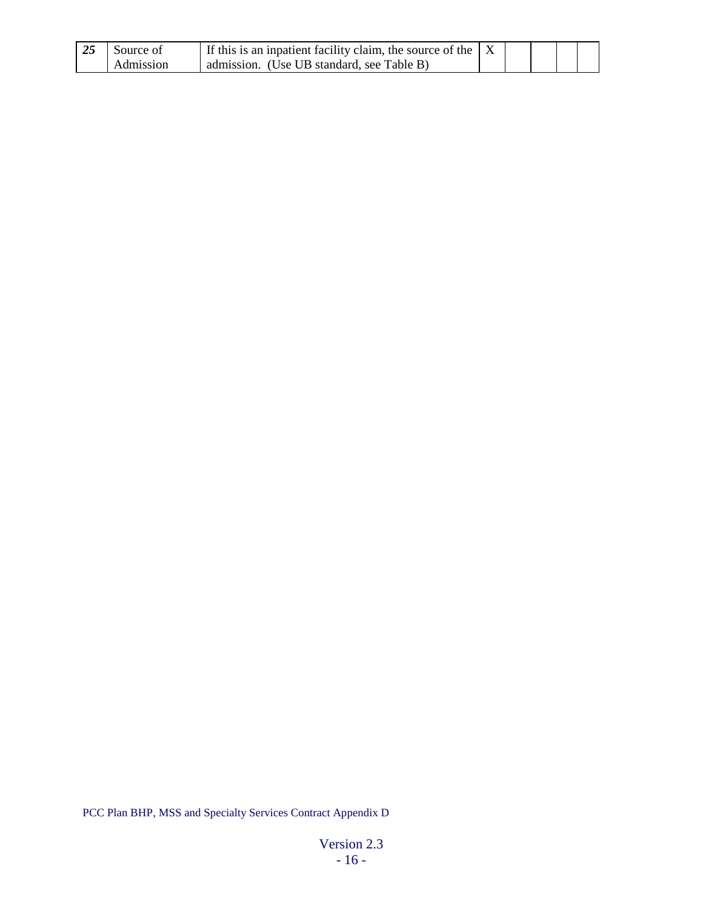| 25 | Source of Admission | If this is an inpatient facility claim, the source of the admission. (Use UB standard, see Table B) | X | | | | |
|---|---|---|---|---|---|---|---|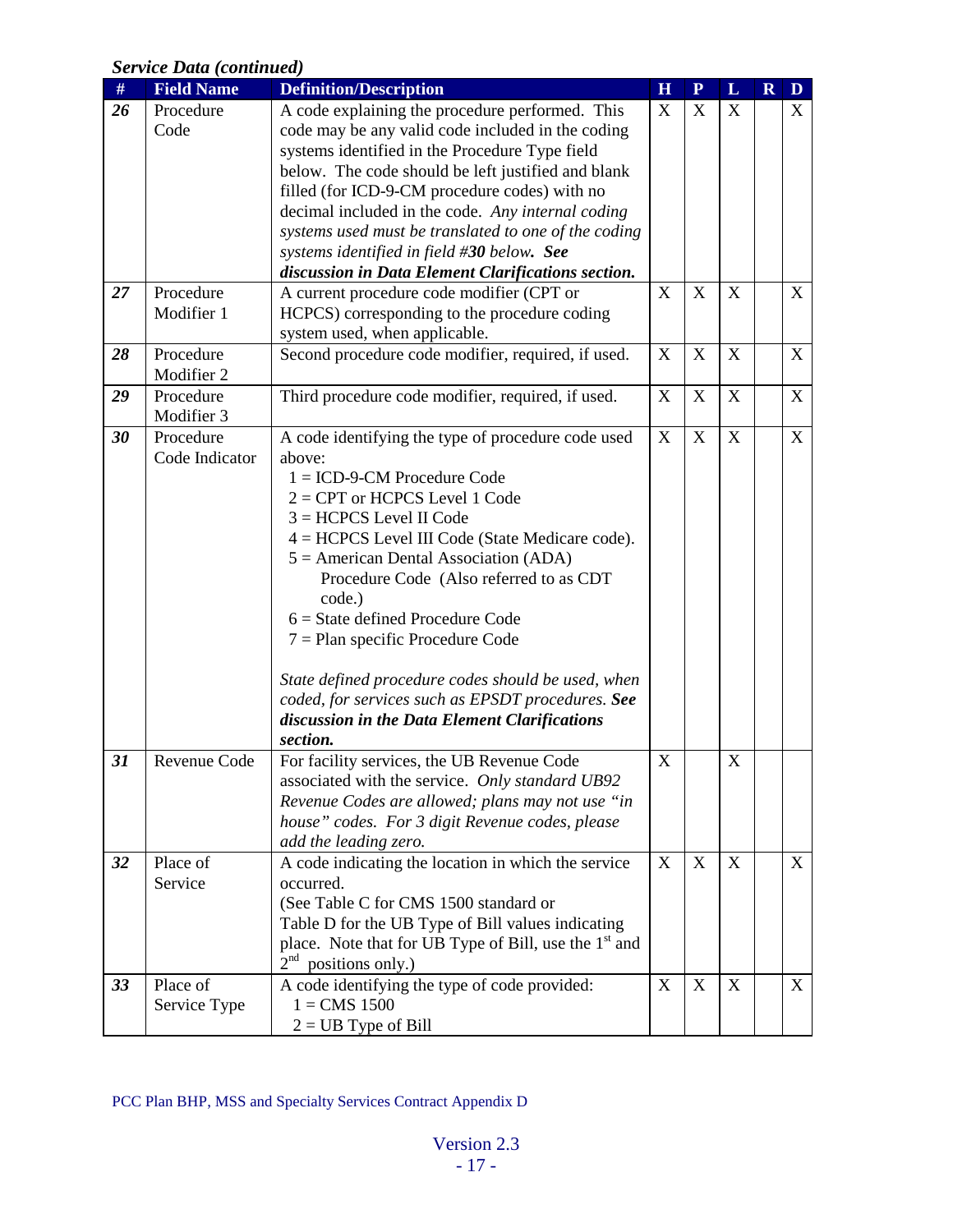*Service Data (continued)*

| # | Field Name | Definition/Description | H | P | L | R | D |
|---|---|---|---|---|---|---|---|
| ***26*** | Procedure Code | A code explaining the procedure performed. This code may be any valid code included in the coding systems identified in the Procedure Type field below. The code should be left justified and blank filled (for ICD-9-CM procedure codes) with no decimal included in the code. *Any internal coding systems used must be translated to one of the coding systems identified in field #**30** below. **See discussion in Data Element Clarifications section.*** | X | X | X | | X |
| ***27*** | Procedure Modifier 1 | A current procedure code modifier (CPT or HCPCS) corresponding to the procedure coding system used, when applicable. | X | X | X | | X |
| ***28*** | Procedure Modifier 2 | Second procedure code modifier, required, if used. | X | X | X | | X |
| ***29*** | Procedure Modifier 3 | Third procedure code modifier, required, if used. | X | X | X | | X |
| ***30*** | Procedure Code Indicator | A code identifying the type of procedure code used above:<br>1 = ICD-9-CM Procedure Code<br>2 = CPT or HCPCS Level 1 Code<br>3 = HCPCS Level II Code<br>4 = HCPCS Level III Code (State Medicare code).<br>5 = American Dental Association (ADA) Procedure Code (Also referred to as CDT code.)<br>6 = State defined Procedure Code<br>7 = Plan specific Procedure Code<br><br>*State defined procedure codes should be used, when coded, for services such as EPSDT procedures. **See discussion in the Data Element Clarifications section.*** | X | X | X | | X |
| ***31*** | Revenue Code | For facility services, the UB Revenue Code associated with the service. *Only standard UB92 Revenue Codes are allowed; plans may not use "in house" codes. For 3 digit Revenue codes, please add the leading zero.* | X | | X | | |
| ***32*** | Place of Service | A code indicating the location in which the service occurred.<br>(See Table C for CMS 1500 standard or Table D for the UB Type of Bill values indicating place. Note that for UB Type of Bill, use the 1st and 2nd positions only.) | X | X | X | | X |
| ***33*** | Place of Service Type | A code identifying the type of code provided:<br>1 = CMS 1500<br>2 = UB Type of Bill | X | X | X | | X |

PCC Plan BHP, MSS and Specialty Services Contract Appendix D

Version 2.3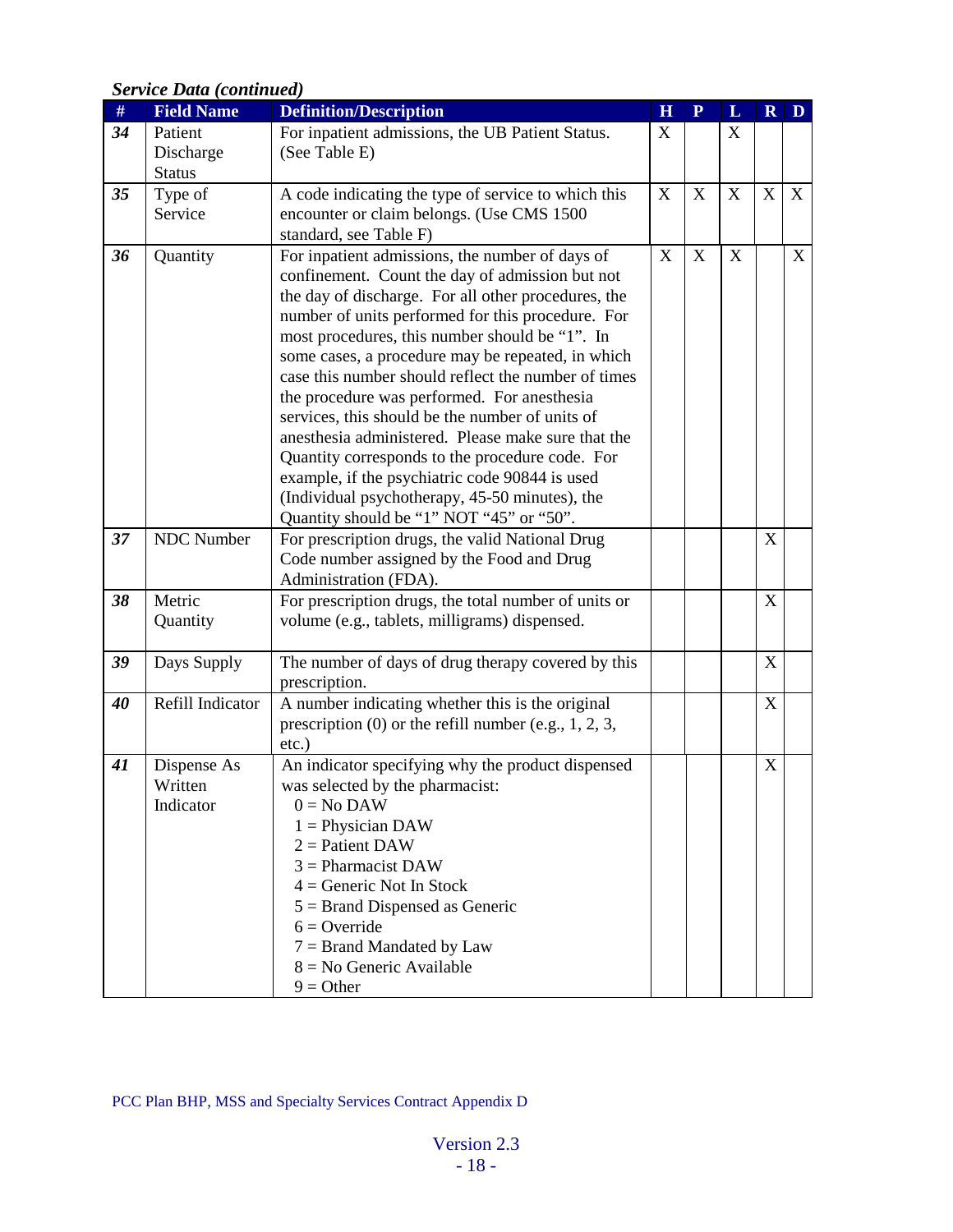***Service Data (continued)***

| # | Field Name | Definition/Description | H | P | L | R | D |
|---|---|---|---|---|---|---|---|
| ***34*** | Patient Discharge Status | For inpatient admissions, the UB Patient Status. (See Table E) | X | | X | | |
| ***35*** | Type of Service | A code indicating the type of service to which this encounter or claim belongs. (Use CMS 1500 standard, see Table F) | X | X | X | X | X |
| ***36*** | Quantity | For inpatient admissions, the number of days of confinement. Count the day of admission but not the day of discharge. For all other procedures, the number of units performed for this procedure. For most procedures, this number should be "1". In some cases, a procedure may be repeated, in which case this number should reflect the number of times the procedure was performed. For anesthesia services, this should be the number of units of anesthesia administered. Please make sure that the Quantity corresponds to the procedure code. For example, if the psychiatric code 90844 is used (Individual psychotherapy, 45-50 minutes), the Quantity should be "1" NOT "45" or "50". | X | X | X | | X |
| ***37*** | NDC Number | For prescription drugs, the valid National Drug Code number assigned by the Food and Drug Administration (FDA). | | | | X | |
| ***38*** | Metric Quantity | For prescription drugs, the total number of units or volume (e.g., tablets, milligrams) dispensed. | | | | X | |
| ***39*** | Days Supply | The number of days of drug therapy covered by this prescription. | | | | X | |
| ***40*** | Refill Indicator | A number indicating whether this is the original prescription (0) or the refill number (e.g., 1, 2, 3, etc.) | | | | X | |
| ***41*** | Dispense As Written Indicator | An indicator specifying why the product dispensed was selected by the pharmacist:<br>0 = No DAW<br>1 = Physician DAW<br>2 = Patient DAW<br>3 = Pharmacist DAW<br>4 = Generic Not In Stock<br>5 = Brand Dispensed as Generic<br>6 = Override<br>7 = Brand Mandated by Law<br>8 = No Generic Available<br>9 = Other | | | | X | |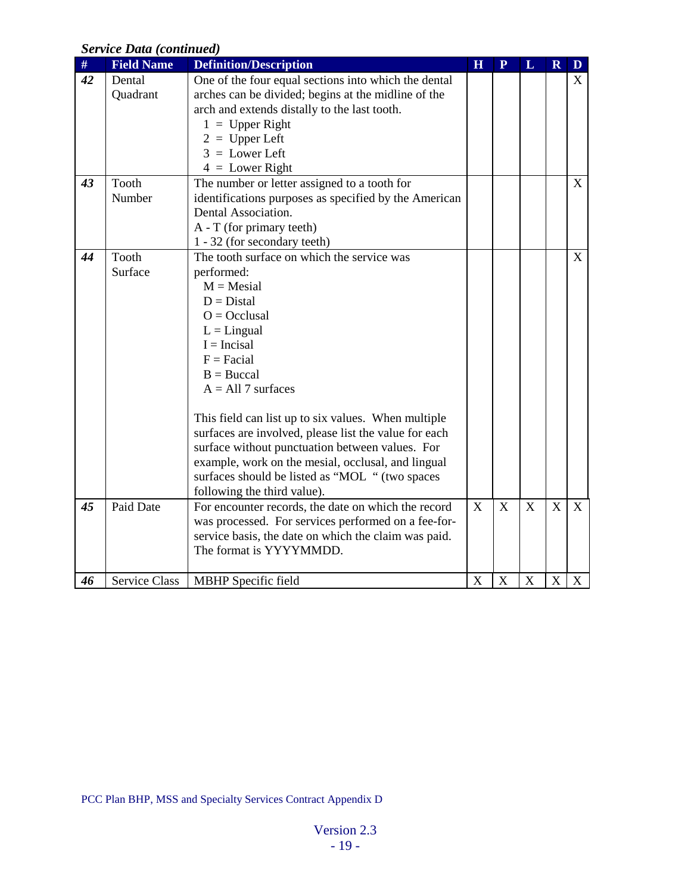*Service Data (continued)*

| # | Field Name | Definition/Description | H | P | L | R | D |
|---|---|---|---|---|---|---|---|
| ***42*** | Dental Quadrant | One of the four equal sections into which the dental arches can be divided; begins at the midline of the arch and extends distally to the last tooth.<br>1 = Upper Right<br>2 = Upper Left<br>3 = Lower Left<br>4 = Lower Right | | | | | X |
| ***43*** | Tooth Number | The number or letter assigned to a tooth for identifications purposes as specified by the American Dental Association.<br>A - T (for primary teeth)<br>1 - 32 (for secondary teeth) | | | | | X |
| ***44*** | Tooth Surface | The tooth surface on which the service was performed:<br>M = Mesial<br>D = Distal<br>O = Occlusal<br>L = Lingual<br>I = Incisal<br>F = Facial<br>B = Buccal<br>A = All 7 surfaces<br><br>This field can list up to six values. When multiple surfaces are involved, please list the value for each surface without punctuation between values. For example, work on the mesial, occlusal, and lingual surfaces should be listed as "MOL " (two spaces following the third value). | | | | | X |
| ***45*** | Paid Date | For encounter records, the date on which the record was processed. For services performed on a fee-for-service basis, the date on which the claim was paid. The format is YYYYMMDD. | X | X | X | X | X |
| ***46*** | Service Class | MBHP Specific field | X | X | X | X | X |

PCC Plan BHP, MSS and Specialty Services Contract Appendix D

Version 2.3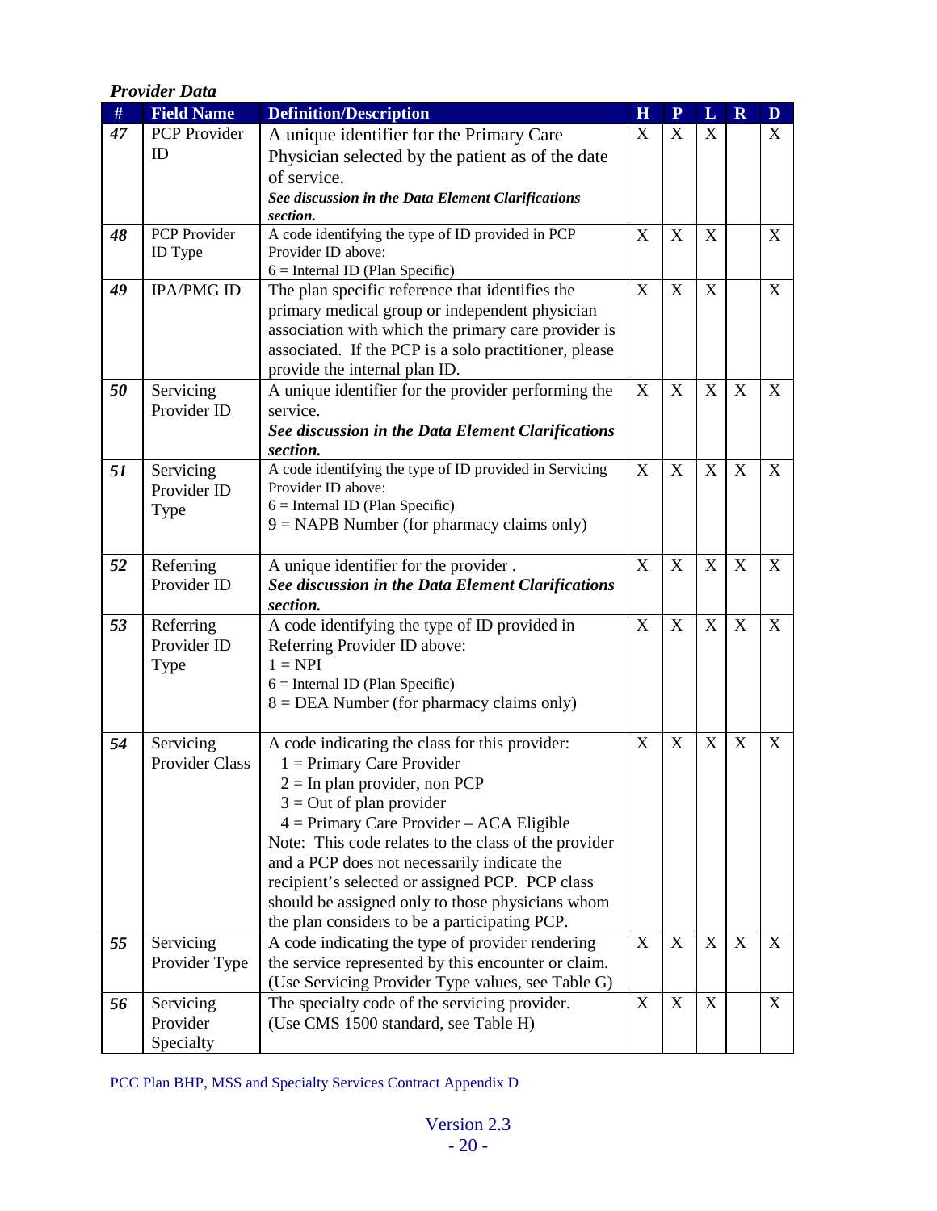### *Provider Data*

| # | Field Name | Definition/Description | H | P | L | R | D |
|---|---|---|---|---|---|---|---|
| ***47*** | PCP Provider ID | A unique identifier for the Primary Care Physician selected by the patient as of the date of service. ***See discussion in the Data Element Clarifications section.*** | X | X | X | | X |
| ***48*** | PCP Provider ID Type | A code identifying the type of ID provided in PCP Provider ID above: 6 = Internal ID (Plan Specific) | X | X | X | | X |
| ***49*** | IPA/PMG ID | The plan specific reference that identifies the primary medical group or independent physician association with which the primary care provider is associated. If the PCP is a solo practitioner, please provide the internal plan ID. | X | X | X | | X |
| ***50*** | Servicing Provider ID | A unique identifier for the provider performing the service. ***See discussion in the Data Element Clarifications section.*** | X | X | X | X | X |
| ***51*** | Servicing Provider ID Type | A code identifying the type of ID provided in Servicing Provider ID above: 6 = Internal ID (Plan Specific) 9 = NAPB Number (for pharmacy claims only) | X | X | X | X | X |
| ***52*** | Referring Provider ID | A unique identifier for the provider . ***See discussion in the Data Element Clarifications section.*** | X | X | X | X | X |
| ***53*** | Referring Provider ID Type | A code identifying the type of ID provided in Referring Provider ID above: 1 = NPI 6 = Internal ID (Plan Specific) 8 = DEA Number (for pharmacy claims only) | X | X | X | X | X |
| ***54*** | Servicing Provider Class | A code indicating the class for this provider: 1 = Primary Care Provider 2 = In plan provider, non PCP 3 = Out of plan provider 4 = Primary Care Provider – ACA Eligible Note: This code relates to the class of the provider and a PCP does not necessarily indicate the recipient's selected or assigned PCP. PCP class should be assigned only to those physicians whom the plan considers to be a participating PCP. | X | X | X | X | X |
| ***55*** | Servicing Provider Type | A code indicating the type of provider rendering the service represented by this encounter or claim. (Use Servicing Provider Type values, see Table G) | X | X | X | X | X |
| ***56*** | Servicing Provider Specialty | The specialty code of the servicing provider. (Use CMS 1500 standard, see Table H) | X | X | X | | X |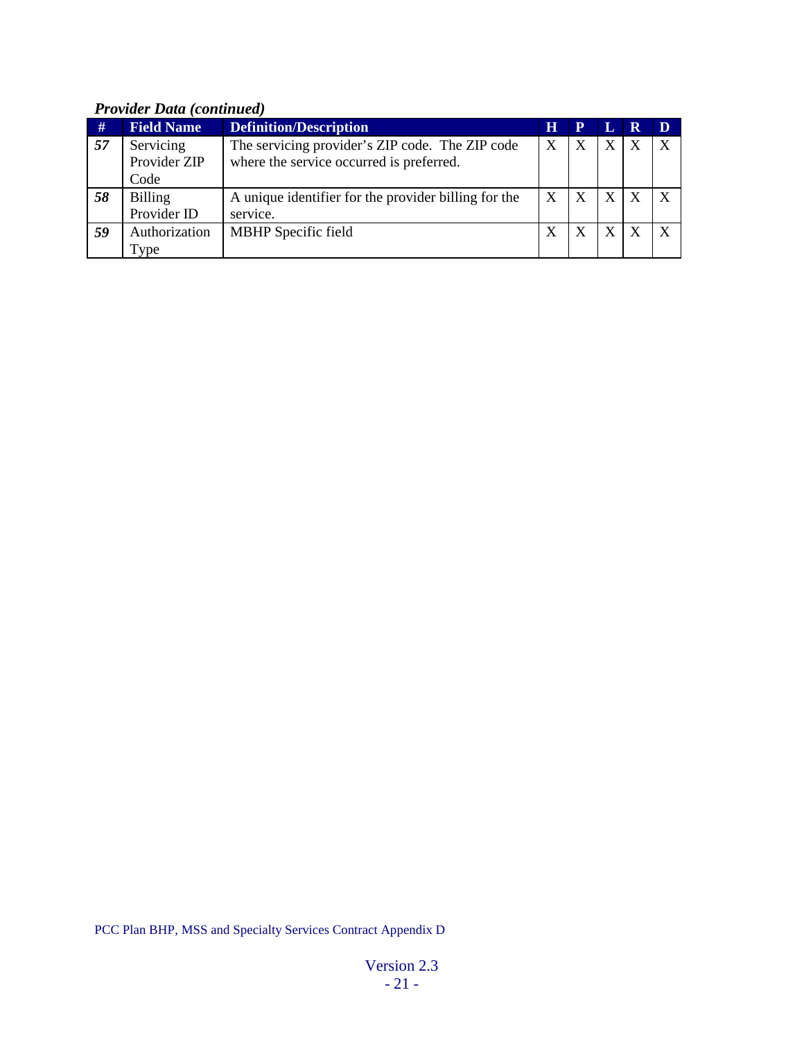***Provider Data (continued)***

| # | Field Name | Definition/Description | H | P | L | R | D |
|---|---|---|---|---|---|---|---|
| ***57*** | Servicing Provider ZIP Code | The servicing provider's ZIP code. The ZIP code where the service occurred is preferred. | X | X | X | X | X |
| ***58*** | Billing Provider ID | A unique identifier for the provider billing for the service. | X | X | X | X | X |
| ***59*** | Authorization Type | MBHP Specific field | X | X | X | X | X |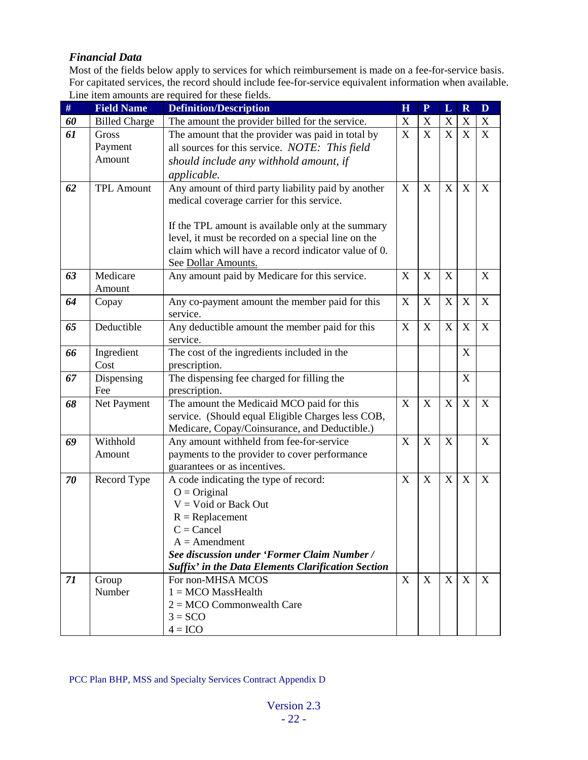### *Financial Data*

Most of the fields below apply to services for which reimbursement is made on a fee-for-service basis. For capitated services, the record should include fee-for-service equivalent information when available. Line item amounts are required for these fields.

| # | Field Name | Definition/Description | H | P | L | R | D |
|---|---|---|---|---|---|---|---|
| ***60*** | Billed Charge | The amount the provider billed for the service. | X | X | X | X | X |
| ***61*** | Gross Payment Amount | The amount that the provider was paid in total by all sources for this service. *NOTE: This field should include any withhold amount, if applicable.* | X | X | X | X | X |
| ***62*** | TPL Amount | Any amount of third party liability paid by another medical coverage carrier for this service.<br><br>If the TPL amount is available only at the summary level, it must be recorded on a special line on the claim which will have a record indicator value of 0. See Dollar Amounts. | X | X | X | X | X |
| ***63*** | Medicare Amount | Any amount paid by Medicare for this service. | X | X | X |  | X |
| ***64*** | Copay | Any co-payment amount the member paid for this service. | X | X | X | X | X |
| ***65*** | Deductible | Any deductible amount the member paid for this service. | X | X | X | X | X |
| ***66*** | Ingredient Cost | The cost of the ingredients included in the prescription. |  |  |  | X |  |
| ***67*** | Dispensing Fee | The dispensing fee charged for filling the prescription. |  |  |  | X |  |
| ***68*** | Net Payment | The amount the Medicaid MCO paid for this service. (Should equal Eligible Charges less COB, Medicare, Copay/Coinsurance, and Deductible.) | X | X | X | X | X |
| ***69*** | Withhold Amount | Any amount withheld from fee-for-service payments to the provider to cover performance guarantees or as incentives. | X | X | X |  | X |
| ***70*** | Record Type | A code indicating the type of record:<br>O = Original<br>V = Void or Back Out<br>R = Replacement<br>C = Cancel<br>A = Amendment<br>***See discussion under 'Former Claim Number / Suffix' in the Data Elements Clarification Section*** | X | X | X | X | X |
| ***71*** | Group Number | For non-MHSA MCOS<br>1 = MCO MassHealth<br>2 = MCO Commonwealth Care<br>3 = SCO<br>4 = ICO | X | X | X | X | X |

PCC Plan BHP, MSS and Specialty Services Contract Appendix D

Version 2.3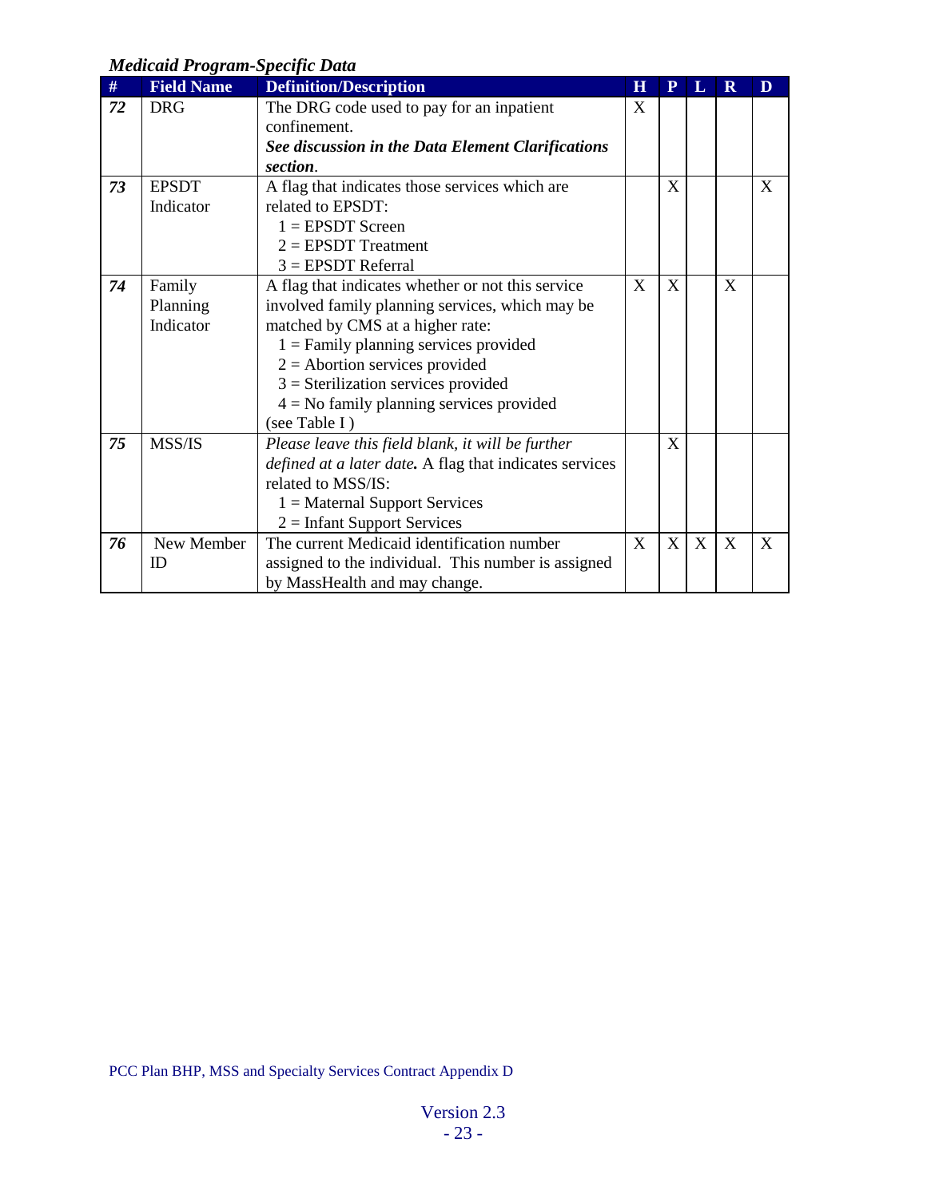*Medicaid Program-Specific Data*

| # | Field Name | Definition/Description | H | P | L | R | D |
|---|---|---|---|---|---|---|---|
| ***72*** | DRG | The DRG code used to pay for an inpatient confinement. ***See discussion in the Data Element Clarifications section***. | X | | | | |
| ***73*** | EPSDT Indicator | A flag that indicates those services which are related to EPSDT: 1 = EPSDT Screen 2 = EPSDT Treatment 3 = EPSDT Referral | | X | | | X |
| ***74*** | Family Planning Indicator | A flag that indicates whether or not this service involved family planning services, which may be matched by CMS at a higher rate: 1 = Family planning services provided 2 = Abortion services provided 3 = Sterilization services provided 4 = No family planning services provided (see Table I ) | X | X | | X | |
| ***75*** | MSS/IS | *Please leave this field blank, it will be further defined at a later date.* A flag that indicates services related to MSS/IS: 1 = Maternal Support Services 2 = Infant Support Services | | X | | | |
| ***76*** | New Member ID | The current Medicaid identification number assigned to the individual. This number is assigned by MassHealth and may change. | X | X | X | X | X |

PCC Plan BHP, MSS and Specialty Services Contract Appendix D

Version 2.3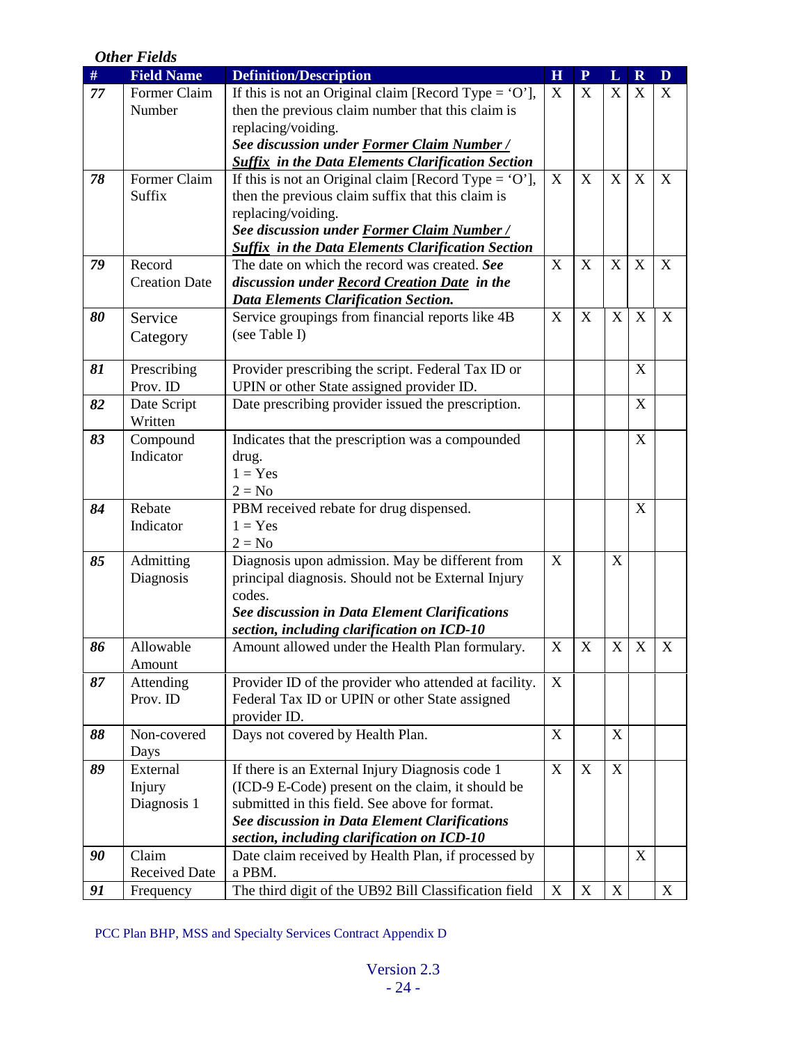***Other Fields***

| # | Field Name | Definition/Description | H | P | L | R | D |
|---|---|---|---|---|---|---|---|
| ***77*** | Former Claim Number | If this is not an Original claim [Record Type = 'O'], then the previous claim number that this claim is replacing/voiding. ***See discussion under <u>Former Claim Number / Suffix</u> in the Data Elements Clarification Section*** | X | X | X | X | X |
| ***78*** | Former Claim Suffix | If this is not an Original claim [Record Type = 'O'], then the previous claim suffix that this claim is replacing/voiding. ***See discussion under <u>Former Claim Number / Suffix</u> in the Data Elements Clarification Section*** | X | X | X | X | X |
| ***79*** | Record Creation Date | The date on which the record was created. ***See discussion under <u>Record Creation Date</u> in the Data Elements Clarification Section.*** | X | X | X | X | X |
| ***80*** | Service Category | Service groupings from financial reports like 4B (see Table I) | X | X | X | X | X |
| ***81*** | Prescribing Prov. ID | Provider prescribing the script. Federal Tax ID or UPIN or other State assigned provider ID. | | | | X | |
| ***82*** | Date Script Written | Date prescribing provider issued the prescription. | | | | X | |
| ***83*** | Compound Indicator | Indicates that the prescription was a compounded drug.<br>1 = Yes<br>2 = No | | | | X | |
| ***84*** | Rebate Indicator | PBM received rebate for drug dispensed.<br>1 = Yes<br>2 = No | | | | X | |
| ***85*** | Admitting Diagnosis | Diagnosis upon admission. May be different from principal diagnosis. Should not be External Injury codes.<br>***See discussion in Data Element Clarifications section, including clarification on ICD-10*** | X | | X | | |
| ***86*** | Allowable Amount | Amount allowed under the Health Plan formulary. | X | X | X | X | X |
| ***87*** | Attending Prov. ID | Provider ID of the provider who attended at facility. Federal Tax ID or UPIN or other State assigned provider ID. | X | | | | |
| ***88*** | Non-covered Days | Days not covered by Health Plan. | X | | X | | |
| ***89*** | External Injury Diagnosis 1 | If there is an External Injury Diagnosis code 1 (ICD-9 E-Code) present on the claim, it should be submitted in this field. See above for format.<br>***See discussion in Data Element Clarifications section, including clarification on ICD-10*** | X | X | X | | |
| ***90*** | Claim Received Date | Date claim received by Health Plan, if processed by a PBM. | | | | X | |
| ***91*** | Frequency | The third digit of the UB92 Bill Classification field | X | X | X | | X |

PCC Plan BHP, MSS and Specialty Services Contract Appendix D

Version 2.3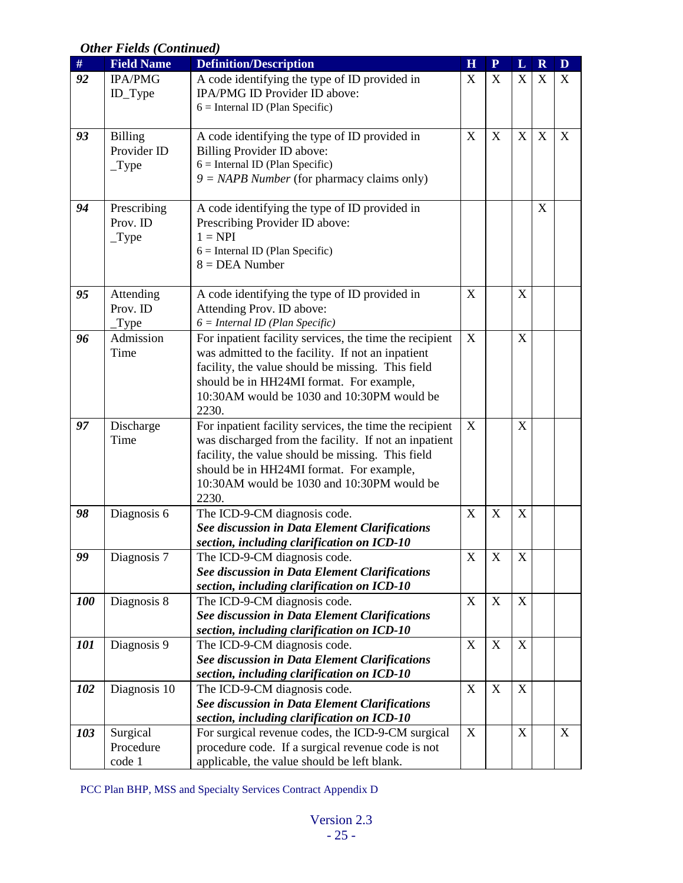### *Other Fields (Continued)*

| # | Field Name | Definition/Description | H | P | L | R | D |
|---|---|---|---|---|---|---|---|
| ***92*** | IPA/PMG ID_Type | A code identifying the type of ID provided in IPA/PMG ID Provider ID above:<br>6 = Internal ID (Plan Specific) | X | X | X | X | X |
| ***93*** | Billing Provider ID _Type | A code identifying the type of ID provided in Billing Provider ID above:<br>6 = Internal ID (Plan Specific)<br>*9 = NAPB Number* (for pharmacy claims only) | X | X | X | X | X |
| ***94*** | Prescribing Prov. ID _Type | A code identifying the type of ID provided in Prescribing Provider ID above:<br>1 = NPI<br>6 = Internal ID (Plan Specific)<br>8 = DEA Number | | | | X | |
| ***95*** | Attending Prov. ID _Type | A code identifying the type of ID provided in Attending Prov. ID above:<br>*6 = Internal ID (Plan Specific)* | X | | X | | |
| ***96*** | Admission Time | For inpatient facility services, the time the recipient was admitted to the facility. If not an inpatient facility, the value should be missing. This field should be in HH24MI format. For example, 10:30AM would be 1030 and 10:30PM would be 2230. | X | | X | | |
| ***97*** | Discharge Time | For inpatient facility services, the time the recipient was discharged from the facility. If not an inpatient facility, the value should be missing. This field should be in HH24MI format. For example, 10:30AM would be 1030 and 10:30PM would be 2230. | X | | X | | |
| ***98*** | Diagnosis 6 | The ICD-9-CM diagnosis code.<br>***See discussion in Data Element Clarifications section, including clarification on ICD-10*** | X | X | X | | |
| ***99*** | Diagnosis 7 | The ICD-9-CM diagnosis code.<br>***See discussion in Data Element Clarifications section, including clarification on ICD-10*** | X | X | X | | |
| ***100*** | Diagnosis 8 | The ICD-9-CM diagnosis code.<br>***See discussion in Data Element Clarifications section, including clarification on ICD-10*** | X | X | X | | |
| ***101*** | Diagnosis 9 | The ICD-9-CM diagnosis code.<br>***See discussion in Data Element Clarifications section, including clarification on ICD-10*** | X | X | X | | |
| ***102*** | Diagnosis 10 | The ICD-9-CM diagnosis code.<br>***See discussion in Data Element Clarifications section, including clarification on ICD-10*** | X | X | X | | |
| ***103*** | Surgical Procedure code 1 | For surgical revenue codes, the ICD-9-CM surgical procedure code. If a surgical revenue code is not applicable, the value should be left blank. | X | | X | | X |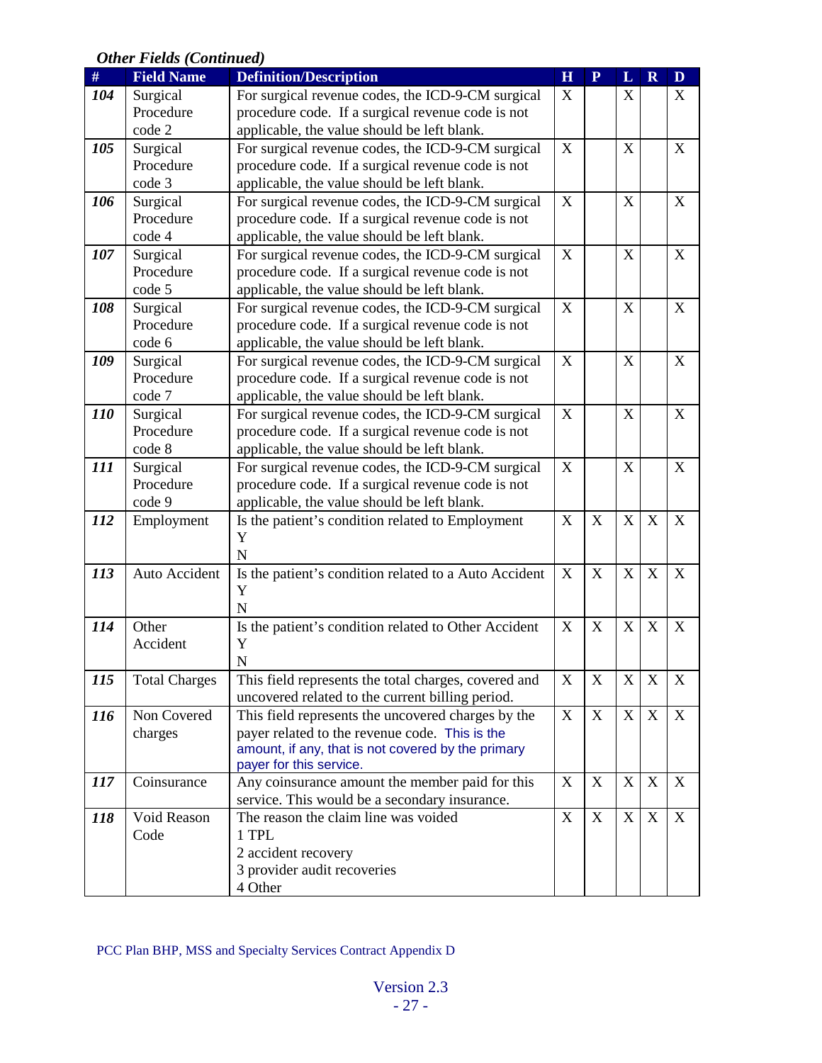*Other Fields (Continued)*

| # | Field Name | Definition/Description | H | P | L | R | D |
|---|---|---|---|---|---|---|---|
| ***104*** | Surgical Procedure code 2 | For surgical revenue codes, the ICD-9-CM surgical procedure code. If a surgical revenue code is not applicable, the value should be left blank. | X | | X | | X |
| ***105*** | Surgical Procedure code 3 | For surgical revenue codes, the ICD-9-CM surgical procedure code. If a surgical revenue code is not applicable, the value should be left blank. | X | | X | | X |
| ***106*** | Surgical Procedure code 4 | For surgical revenue codes, the ICD-9-CM surgical procedure code. If a surgical revenue code is not applicable, the value should be left blank. | X | | X | | X |
| ***107*** | Surgical Procedure code 5 | For surgical revenue codes, the ICD-9-CM surgical procedure code. If a surgical revenue code is not applicable, the value should be left blank. | X | | X | | X |
| ***108*** | Surgical Procedure code 6 | For surgical revenue codes, the ICD-9-CM surgical procedure code. If a surgical revenue code is not applicable, the value should be left blank. | X | | X | | X |
| ***109*** | Surgical Procedure code 7 | For surgical revenue codes, the ICD-9-CM surgical procedure code. If a surgical revenue code is not applicable, the value should be left blank. | X | | X | | X |
| ***110*** | Surgical Procedure code 8 | For surgical revenue codes, the ICD-9-CM surgical procedure code. If a surgical revenue code is not applicable, the value should be left blank. | X | | X | | X |
| ***111*** | Surgical Procedure code 9 | For surgical revenue codes, the ICD-9-CM surgical procedure code. If a surgical revenue code is not applicable, the value should be left blank. | X | | X | | X |
| ***112*** | Employment | Is the patient's condition related to Employment<br>Y<br>N | X | X | X | X | X |
| ***113*** | Auto Accident | Is the patient's condition related to a Auto Accident<br>Y<br>N | X | X | X | X | X |
| ***114*** | Other Accident | Is the patient's condition related to Other Accident<br>Y<br>N | X | X | X | X | X |
| ***115*** | Total Charges | This field represents the total charges, covered and uncovered related to the current billing period. | X | X | X | X | X |
| ***116*** | Non Covered charges | This field represents the uncovered charges by the payer related to the revenue code. This is the amount, if any, that is not covered by the primary payer for this service. | X | X | X | X | X |
| ***117*** | Coinsurance | Any coinsurance amount the member paid for this service. This would be a secondary insurance. | X | X | X | X | X |
| ***118*** | Void Reason Code | The reason the claim line was voided<br>1 TPL<br>2 accident recovery<br>3 provider audit recoveries<br>4 Other | X | X | X | X | X |

PCC Plan BHP, MSS and Specialty Services Contract Appendix D

Version 2.3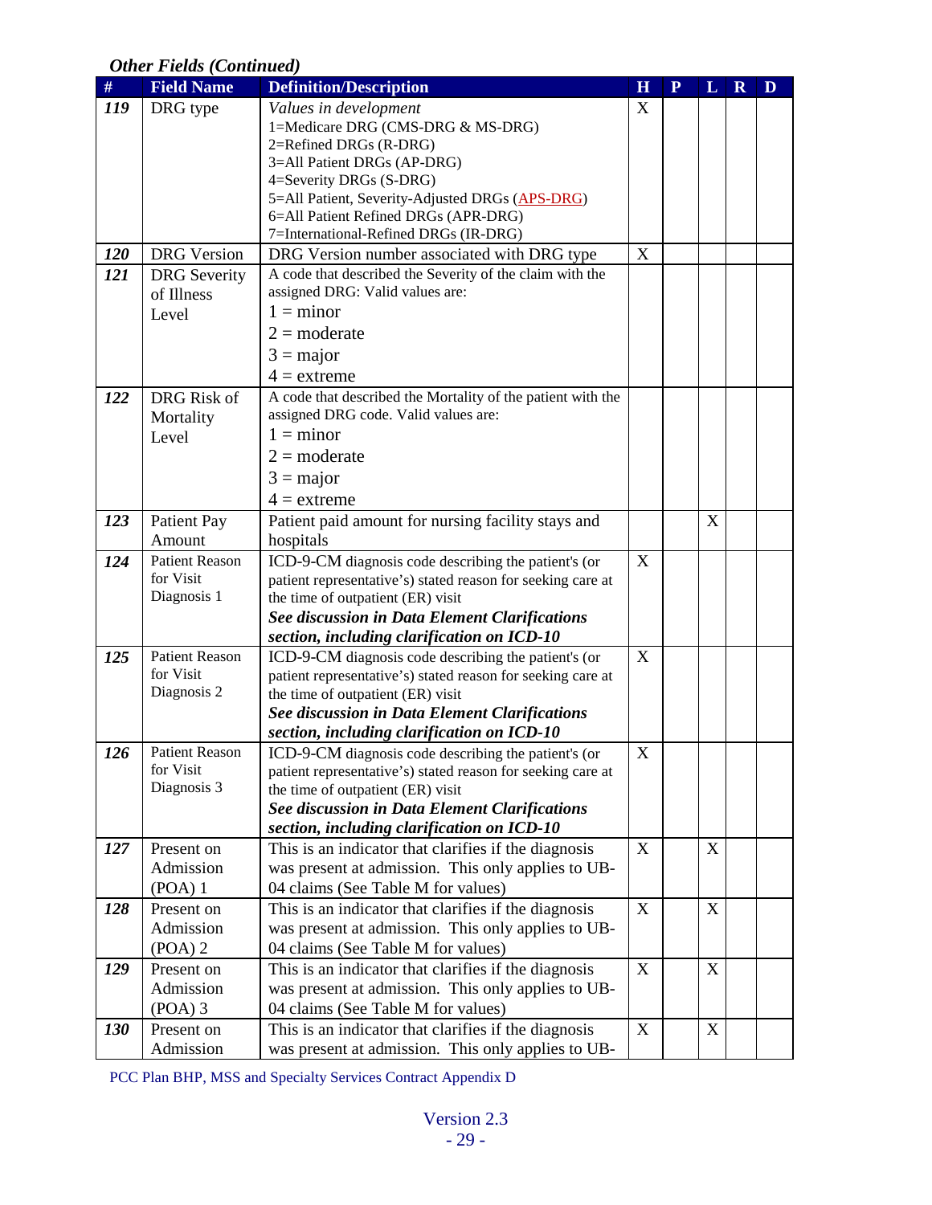*Other Fields (Continued)*

| # | Field Name | Definition/Description | H | P | L | R | D |
|---|---|---|---|---|---|---|---|
| ***119*** | DRG type | *Values in development*<br>1=Medicare DRG (CMS-DRG & MS-DRG)<br>2=Refined DRGs (R-DRG)<br>3=All Patient DRGs (AP-DRG)<br>4=Severity DRGs (S-DRG)<br>5=All Patient, Severity-Adjusted DRGs (APS-DRG)<br>6=All Patient Refined DRGs (APR-DRG)<br>7=International-Refined DRGs (IR-DRG) | X | | | | |
| ***120*** | DRG Version | DRG Version number associated with DRG type | X | | | | |
| ***121*** | DRG Severity of Illness Level | A code that described the Severity of the claim with the assigned DRG: Valid values are:<br>1 = minor<br>2 = moderate<br>3 = major<br>4 = extreme | | | | | |
| ***122*** | DRG Risk of Mortality Level | A code that described the Mortality of the patient with the assigned DRG code. Valid values are:<br>1 = minor<br>2 = moderate<br>3 = major<br>4 = extreme | | | | | |
| ***123*** | Patient Pay Amount | Patient paid amount for nursing facility stays and hospitals | | | X | | |
| ***124*** | Patient Reason for Visit Diagnosis 1 | ICD-9-CM diagnosis code describing the patient's (or patient representative's) stated reason for seeking care at the time of outpatient (ER) visit<br>***See discussion in Data Element Clarifications section, including clarification on ICD-10*** | X | | | | |
| ***125*** | Patient Reason for Visit Diagnosis 2 | ICD-9-CM diagnosis code describing the patient's (or patient representative's) stated reason for seeking care at the time of outpatient (ER) visit<br>***See discussion in Data Element Clarifications section, including clarification on ICD-10*** | X | | | | |
| ***126*** | Patient Reason for Visit Diagnosis 3 | ICD-9-CM diagnosis code describing the patient's (or patient representative's) stated reason for seeking care at the time of outpatient (ER) visit<br>***See discussion in Data Element Clarifications section, including clarification on ICD-10*** | X | | | | |
| ***127*** | Present on Admission (POA) 1 | This is an indicator that clarifies if the diagnosis was present at admission. This only applies to UB-04 claims (See Table M for values) | X | | X | | |
| ***128*** | Present on Admission (POA) 2 | This is an indicator that clarifies if the diagnosis was present at admission. This only applies to UB-04 claims (See Table M for values) | X | | X | | |
| ***129*** | Present on Admission (POA) 3 | This is an indicator that clarifies if the diagnosis was present at admission. This only applies to UB-04 claims (See Table M for values) | X | | X | | |
| ***130*** | Present on Admission | This is an indicator that clarifies if the diagnosis was present at admission. This only applies to UB- | X | | X | | |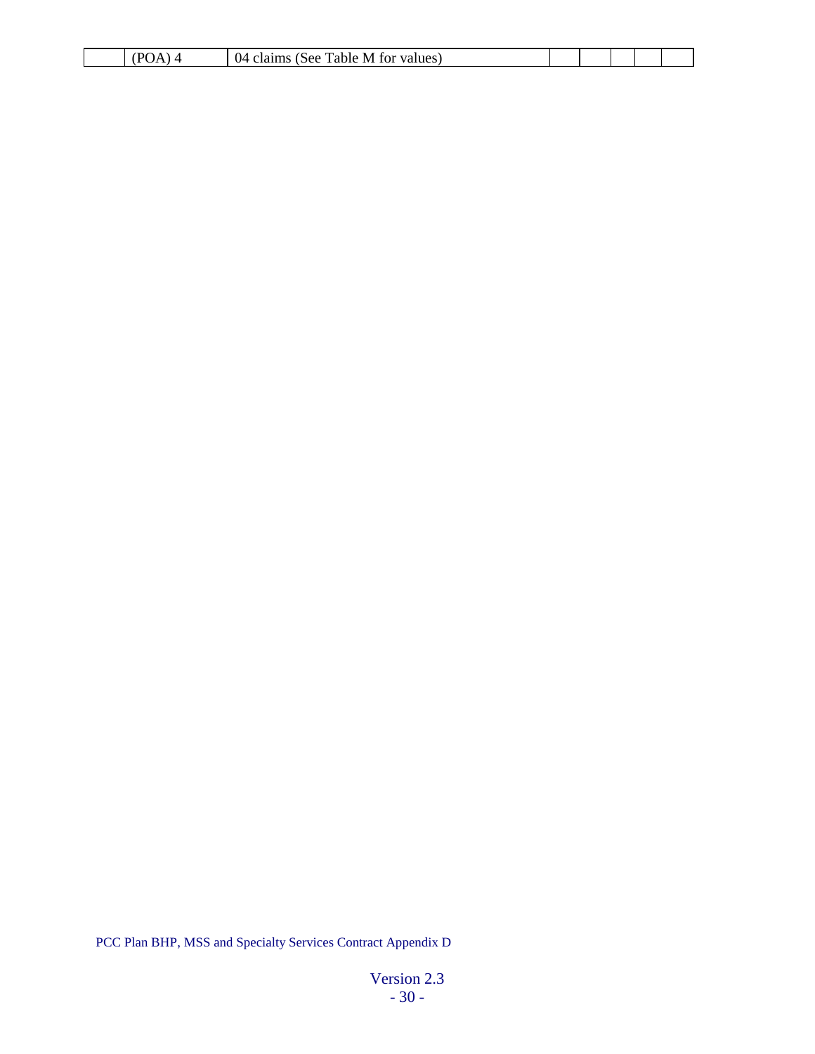|  | (POA) 4 | 04 claims (See Table M for values) |  |  |  |  |  |
|---|---|---|---|---|---|---|---|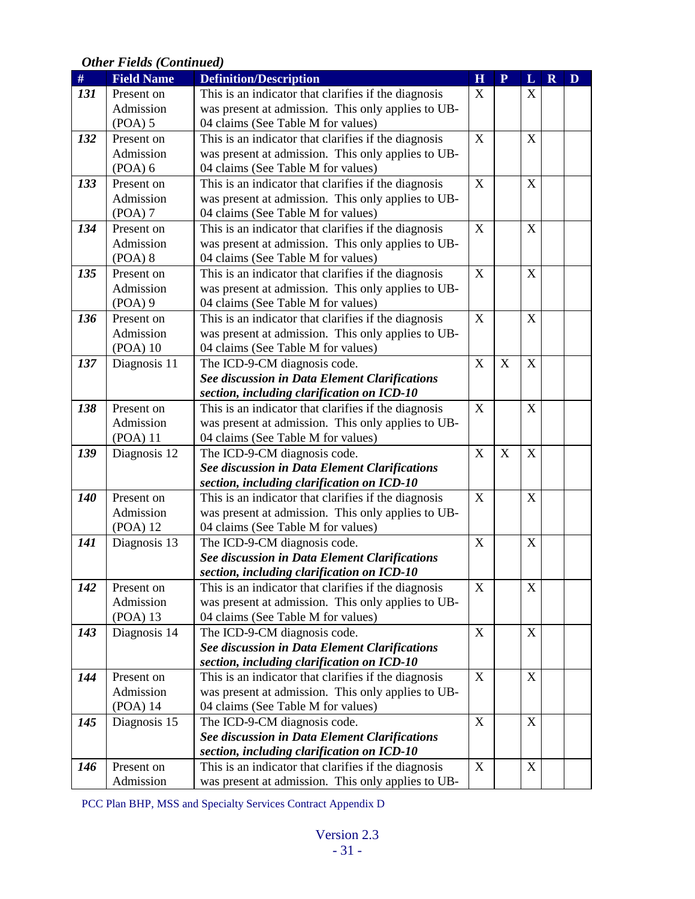*Other Fields (Continued)*

| # | Field Name | Definition/Description | H | P | L | R | D |
|---|---|---|---|---|---|---|---|
| ***131*** | Present on Admission (POA) 5 | This is an indicator that clarifies if the diagnosis was present at admission. This only applies to UB-04 claims (See Table M for values) | X | | X | | |
| ***132*** | Present on Admission (POA) 6 | This is an indicator that clarifies if the diagnosis was present at admission. This only applies to UB-04 claims (See Table M for values) | X | | X | | |
| ***133*** | Present on Admission (POA) 7 | This is an indicator that clarifies if the diagnosis was present at admission. This only applies to UB-04 claims (See Table M for values) | X | | X | | |
| ***134*** | Present on Admission (POA) 8 | This is an indicator that clarifies if the diagnosis was present at admission. This only applies to UB-04 claims (See Table M for values) | X | | X | | |
| ***135*** | Present on Admission (POA) 9 | This is an indicator that clarifies if the diagnosis was present at admission. This only applies to UB-04 claims (See Table M for values) | X | | X | | |
| ***136*** | Present on Admission (POA) 10 | This is an indicator that clarifies if the diagnosis was present at admission. This only applies to UB-04 claims (See Table M for values) | X | | X | | |
| ***137*** | Diagnosis 11 | The ICD-9-CM diagnosis code. ***See discussion in Data Element Clarifications section, including clarification on ICD-10*** | X | X | X | | |
| ***138*** | Present on Admission (POA) 11 | This is an indicator that clarifies if the diagnosis was present at admission. This only applies to UB-04 claims (See Table M for values) | X | | X | | |
| ***139*** | Diagnosis 12 | The ICD-9-CM diagnosis code. ***See discussion in Data Element Clarifications section, including clarification on ICD-10*** | X | X | X | | |
| ***140*** | Present on Admission (POA) 12 | This is an indicator that clarifies if the diagnosis was present at admission. This only applies to UB-04 claims (See Table M for values) | X | | X | | |
| ***141*** | Diagnosis 13 | The ICD-9-CM diagnosis code. ***See discussion in Data Element Clarifications section, including clarification on ICD-10*** | X | | X | | |
| ***142*** | Present on Admission (POA) 13 | This is an indicator that clarifies if the diagnosis was present at admission. This only applies to UB-04 claims (See Table M for values) | X | | X | | |
| ***143*** | Diagnosis 14 | The ICD-9-CM diagnosis code. ***See discussion in Data Element Clarifications section, including clarification on ICD-10*** | X | | X | | |
| ***144*** | Present on Admission (POA) 14 | This is an indicator that clarifies if the diagnosis was present at admission. This only applies to UB-04 claims (See Table M for values) | X | | X | | |
| ***145*** | Diagnosis 15 | The ICD-9-CM diagnosis code. ***See discussion in Data Element Clarifications section, including clarification on ICD-10*** | X | | X | | |
| ***146*** | Present on Admission | This is an indicator that clarifies if the diagnosis was present at admission. This only applies to UB- | X | | X | | |

PCC Plan BHP, MSS and Specialty Services Contract Appendix D

Version 2.3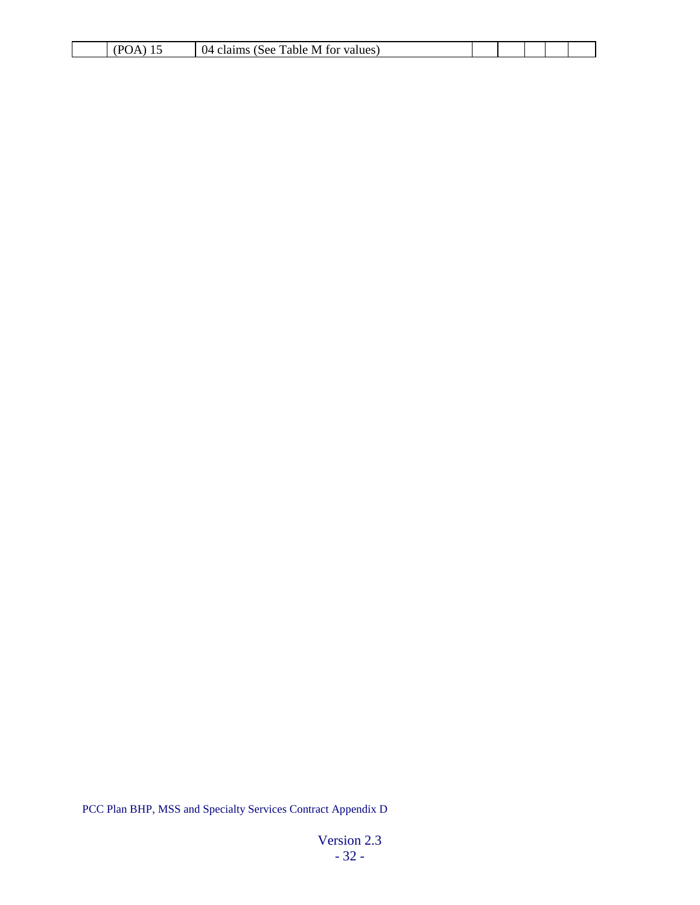|  | (POA) 15 | 04 claims (See Table M for values) |  |  |  |  |  |
|---|---|---|---|---|---|---|---|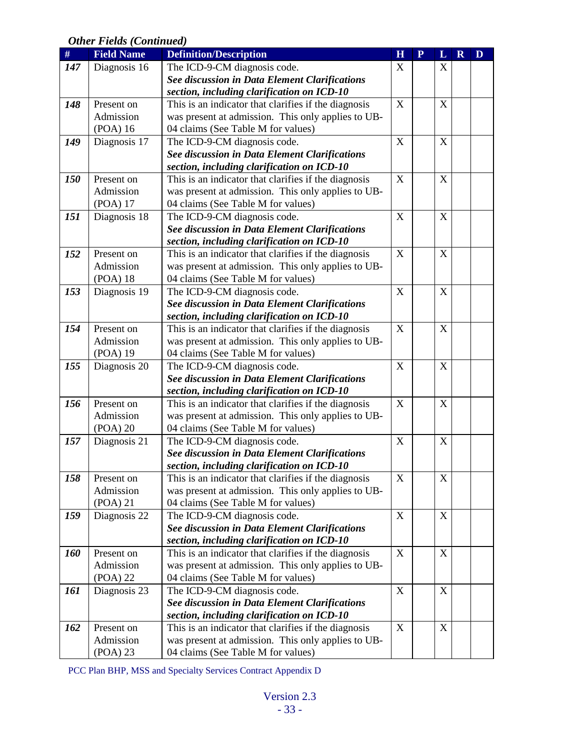*Other Fields (Continued)*

| # | Field Name | Definition/Description | H | P | L | R | D |
|---|---|---|---|---|---|---|---|
| ***147*** | Diagnosis 16 | The ICD-9-CM diagnosis code. ***See discussion in Data Element Clarifications section, including clarification on ICD-10*** | X | | X | | |
| ***148*** | Present on Admission (POA) 16 | This is an indicator that clarifies if the diagnosis was present at admission. This only applies to UB-04 claims (See Table M for values) | X | | X | | |
| ***149*** | Diagnosis 17 | The ICD-9-CM diagnosis code. ***See discussion in Data Element Clarifications section, including clarification on ICD-10*** | X | | X | | |
| ***150*** | Present on Admission (POA) 17 | This is an indicator that clarifies if the diagnosis was present at admission. This only applies to UB-04 claims (See Table M for values) | X | | X | | |
| ***151*** | Diagnosis 18 | The ICD-9-CM diagnosis code. ***See discussion in Data Element Clarifications section, including clarification on ICD-10*** | X | | X | | |
| ***152*** | Present on Admission (POA) 18 | This is an indicator that clarifies if the diagnosis was present at admission. This only applies to UB-04 claims (See Table M for values) | X | | X | | |
| ***153*** | Diagnosis 19 | The ICD-9-CM diagnosis code. ***See discussion in Data Element Clarifications section, including clarification on ICD-10*** | X | | X | | |
| ***154*** | Present on Admission (POA) 19 | This is an indicator that clarifies if the diagnosis was present at admission. This only applies to UB-04 claims (See Table M for values) | X | | X | | |
| ***155*** | Diagnosis 20 | The ICD-9-CM diagnosis code. ***See discussion in Data Element Clarifications section, including clarification on ICD-10*** | X | | X | | |
| ***156*** | Present on Admission (POA) 20 | This is an indicator that clarifies if the diagnosis was present at admission. This only applies to UB-04 claims (See Table M for values) | X | | X | | |
| ***157*** | Diagnosis 21 | The ICD-9-CM diagnosis code. ***See discussion in Data Element Clarifications section, including clarification on ICD-10*** | X | | X | | |
| ***158*** | Present on Admission (POA) 21 | This is an indicator that clarifies if the diagnosis was present at admission. This only applies to UB-04 claims (See Table M for values) | X | | X | | |
| ***159*** | Diagnosis 22 | The ICD-9-CM diagnosis code. ***See discussion in Data Element Clarifications section, including clarification on ICD-10*** | X | | X | | |
| ***160*** | Present on Admission (POA) 22 | This is an indicator that clarifies if the diagnosis was present at admission. This only applies to UB-04 claims (See Table M for values) | X | | X | | |
| ***161*** | Diagnosis 23 | The ICD-9-CM diagnosis code. ***See discussion in Data Element Clarifications section, including clarification on ICD-10*** | X | | X | | |
| ***162*** | Present on Admission (POA) 23 | This is an indicator that clarifies if the diagnosis was present at admission. This only applies to UB-04 claims (See Table M for values) | X | | X | | |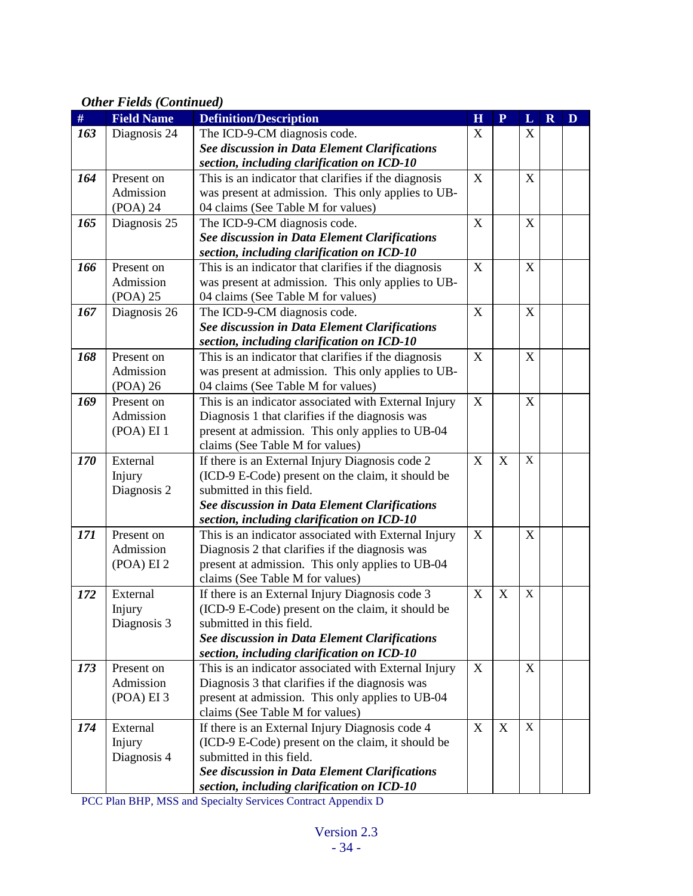*Other Fields (Continued)*

| # | Field Name | Definition/Description | H | P | L | R | D |
|---|---|---|---|---|---|---|---|
| ***163*** | Diagnosis 24 | The ICD-9-CM diagnosis code. ***See discussion in Data Element Clarifications section, including clarification on ICD-10*** | X | | X | | |
| ***164*** | Present on Admission (POA) 24 | This is an indicator that clarifies if the diagnosis was present at admission. This only applies to UB-04 claims (See Table M for values) | X | | X | | |
| ***165*** | Diagnosis 25 | The ICD-9-CM diagnosis code. ***See discussion in Data Element Clarifications section, including clarification on ICD-10*** | X | | X | | |
| ***166*** | Present on Admission (POA) 25 | This is an indicator that clarifies if the diagnosis was present at admission. This only applies to UB-04 claims (See Table M for values) | X | | X | | |
| ***167*** | Diagnosis 26 | The ICD-9-CM diagnosis code. ***See discussion in Data Element Clarifications section, including clarification on ICD-10*** | X | | X | | |
| ***168*** | Present on Admission (POA) 26 | This is an indicator that clarifies if the diagnosis was present at admission. This only applies to UB-04 claims (See Table M for values) | X | | X | | |
| ***169*** | Present on Admission (POA) EI 1 | This is an indicator associated with External Injury Diagnosis 1 that clarifies if the diagnosis was present at admission. This only applies to UB-04 claims (See Table M for values) | X | | X | | |
| ***170*** | External Injury Diagnosis 2 | If there is an External Injury Diagnosis code 2 (ICD-9 E-Code) present on the claim, it should be submitted in this field. ***See discussion in Data Element Clarifications section, including clarification on ICD-10*** | X | X | X | | |
| ***171*** | Present on Admission (POA) EI 2 | This is an indicator associated with External Injury Diagnosis 2 that clarifies if the diagnosis was present at admission. This only applies to UB-04 claims (See Table M for values) | X | | X | | |
| ***172*** | External Injury Diagnosis 3 | If there is an External Injury Diagnosis code 3 (ICD-9 E-Code) present on the claim, it should be submitted in this field. ***See discussion in Data Element Clarifications section, including clarification on ICD-10*** | X | X | X | | |
| ***173*** | Present on Admission (POA) EI 3 | This is an indicator associated with External Injury Diagnosis 3 that clarifies if the diagnosis was present at admission. This only applies to UB-04 claims (See Table M for values) | X | | X | | |
| ***174*** | External Injury Diagnosis 4 | If there is an External Injury Diagnosis code 4 (ICD-9 E-Code) present on the claim, it should be submitted in this field. ***See discussion in Data Element Clarifications section, including clarification on ICD-10*** | X | X | X | | |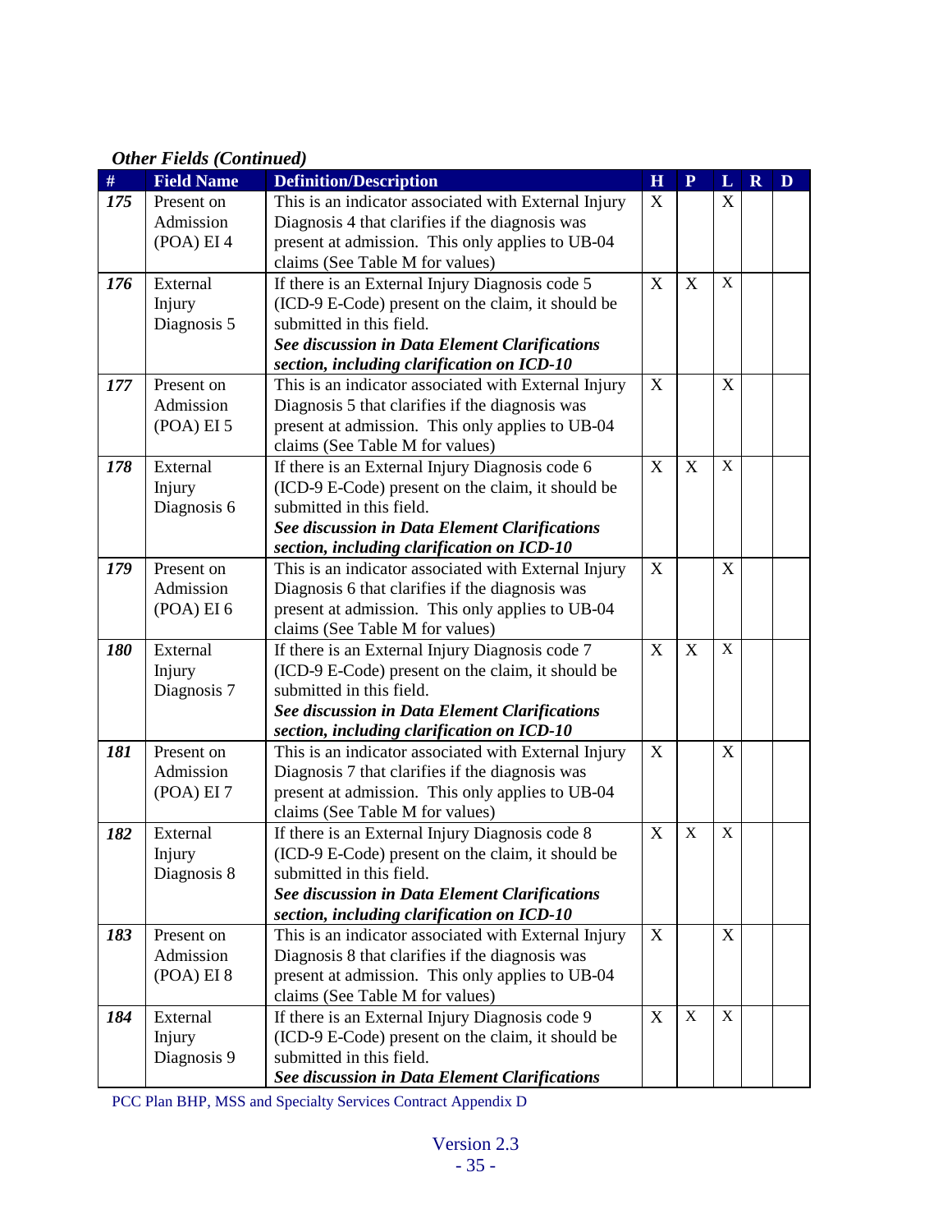*Other Fields (Continued)*

| # | Field Name | Definition/Description | H | P | L | R | D |
|---|---|---|---|---|---|---|---|
| ***175*** | Present on Admission (POA) EI 4 | This is an indicator associated with External Injury Diagnosis 4 that clarifies if the diagnosis was present at admission. This only applies to UB-04 claims (See Table M for values) | X | | X | | |
| ***176*** | External Injury Diagnosis 5 | If there is an External Injury Diagnosis code 5 (ICD-9 E-Code) present on the claim, it should be submitted in this field. ***See discussion in Data Element Clarifications section, including clarification on ICD-10*** | X | X | X | | |
| ***177*** | Present on Admission (POA) EI 5 | This is an indicator associated with External Injury Diagnosis 5 that clarifies if the diagnosis was present at admission. This only applies to UB-04 claims (See Table M for values) | X | | X | | |
| ***178*** | External Injury Diagnosis 6 | If there is an External Injury Diagnosis code 6 (ICD-9 E-Code) present on the claim, it should be submitted in this field. ***See discussion in Data Element Clarifications section, including clarification on ICD-10*** | X | X | X | | |
| ***179*** | Present on Admission (POA) EI 6 | This is an indicator associated with External Injury Diagnosis 6 that clarifies if the diagnosis was present at admission. This only applies to UB-04 claims (See Table M for values) | X | | X | | |
| ***180*** | External Injury Diagnosis 7 | If there is an External Injury Diagnosis code 7 (ICD-9 E-Code) present on the claim, it should be submitted in this field. ***See discussion in Data Element Clarifications section, including clarification on ICD-10*** | X | X | X | | |
| ***181*** | Present on Admission (POA) EI 7 | This is an indicator associated with External Injury Diagnosis 7 that clarifies if the diagnosis was present at admission. This only applies to UB-04 claims (See Table M for values) | X | | X | | |
| ***182*** | External Injury Diagnosis 8 | If there is an External Injury Diagnosis code 8 (ICD-9 E-Code) present on the claim, it should be submitted in this field. ***See discussion in Data Element Clarifications section, including clarification on ICD-10*** | X | X | X | | |
| ***183*** | Present on Admission (POA) EI 8 | This is an indicator associated with External Injury Diagnosis 8 that clarifies if the diagnosis was present at admission. This only applies to UB-04 claims (See Table M for values) | X | | X | | |
| ***184*** | External Injury Diagnosis 9 | If there is an External Injury Diagnosis code 9 (ICD-9 E-Code) present on the claim, it should be submitted in this field. ***See discussion in Data Element Clarifications*** | X | X | X | | |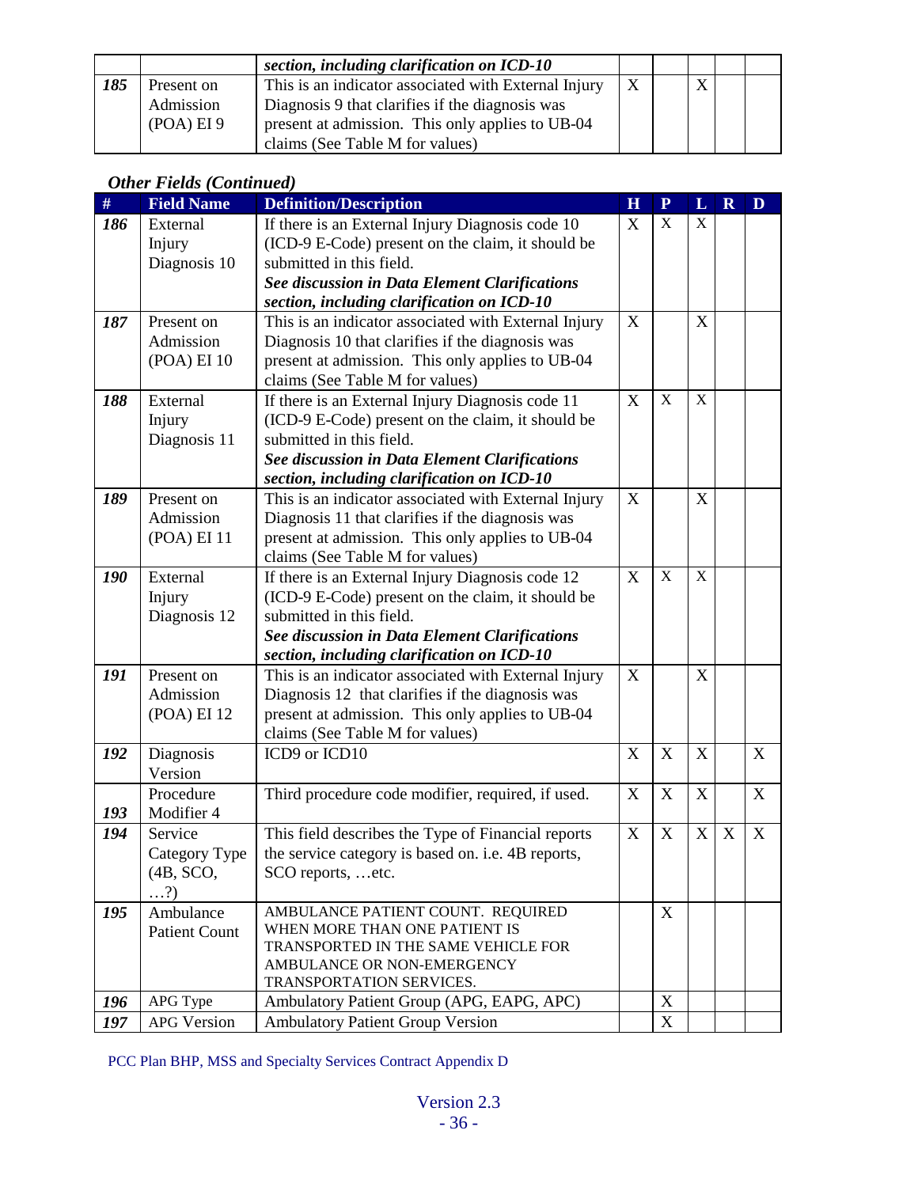| | | *section, including clarification on ICD-10* | | | | | |
|---|---|---|---|---|---|---|---|
| ***185*** | Present on Admission (POA) EI 9 | This is an indicator associated with External Injury Diagnosis 9 that clarifies if the diagnosis was present at admission. This only applies to UB-04 claims (See Table M for values) | X | | X | | |

### *Other Fields (Continued)*

| # | Field Name | Definition/Description | H | P | L | R | D |
|---|---|---|---|---|---|---|---|
| ***186*** | External Injury Diagnosis 10 | If there is an External Injury Diagnosis code 10 (ICD-9 E-Code) present on the claim, it should be submitted in this field. ***See discussion in Data Element Clarifications section, including clarification on ICD-10*** | X | X | X | | |
| ***187*** | Present on Admission (POA) EI 10 | This is an indicator associated with External Injury Diagnosis 10 that clarifies if the diagnosis was present at admission. This only applies to UB-04 claims (See Table M for values) | X | | X | | |
| ***188*** | External Injury Diagnosis 11 | If there is an External Injury Diagnosis code 11 (ICD-9 E-Code) present on the claim, it should be submitted in this field. ***See discussion in Data Element Clarifications section, including clarification on ICD-10*** | X | X | X | | |
| ***189*** | Present on Admission (POA) EI 11 | This is an indicator associated with External Injury Diagnosis 11 that clarifies if the diagnosis was present at admission. This only applies to UB-04 claims (See Table M for values) | X | | X | | |
| ***190*** | External Injury Diagnosis 12 | If there is an External Injury Diagnosis code 12 (ICD-9 E-Code) present on the claim, it should be submitted in this field. ***See discussion in Data Element Clarifications section, including clarification on ICD-10*** | X | X | X | | |
| ***191*** | Present on Admission (POA) EI 12 | This is an indicator associated with External Injury Diagnosis 12 that clarifies if the diagnosis was present at admission. This only applies to UB-04 claims (See Table M for values) | X | | X | | |
| ***192*** | Diagnosis Version | ICD9 or ICD10 | X | X | X | | X |
| ***193*** | Procedure Modifier 4 | Third procedure code modifier, required, if used. | X | X | X | | X |
| ***194*** | Service Category Type (4B, SCO, …?) | This field describes the Type of Financial reports the service category is based on. i.e. 4B reports, SCO reports, …etc. | X | X | X | X | X |
| ***195*** | Ambulance Patient Count | AMBULANCE PATIENT COUNT. REQUIRED WHEN MORE THAN ONE PATIENT IS TRANSPORTED IN THE SAME VEHICLE FOR AMBULANCE OR NON-EMERGENCY TRANSPORTATION SERVICES. | | X | | | |
| ***196*** | APG Type | Ambulatory Patient Group (APG, EAPG, APC) | | X | | | |
| ***197*** | APG Version | Ambulatory Patient Group Version | | X | | | |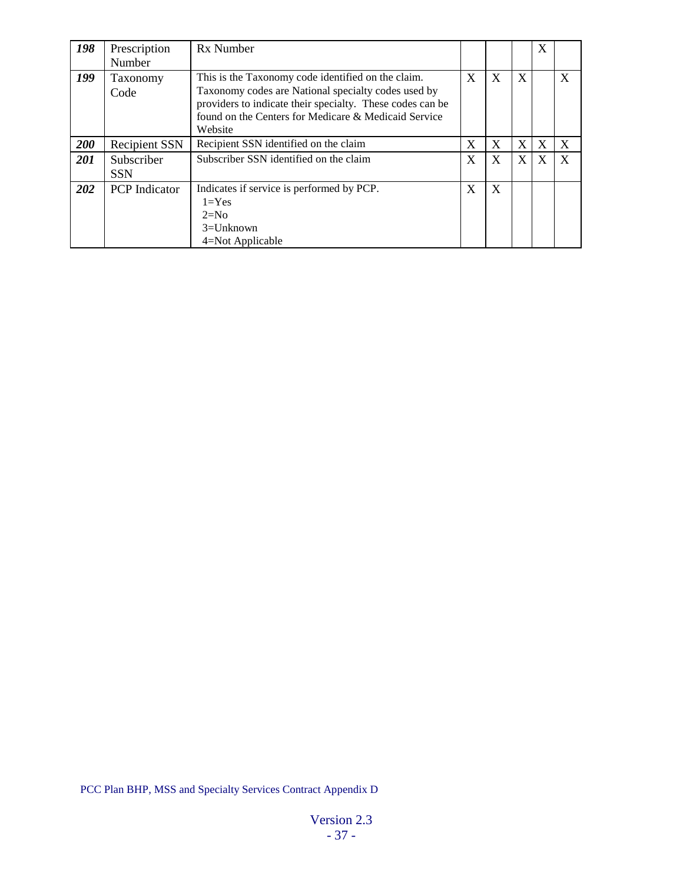| | | | | | | | |
|---|---|---|---|---|---|---|---|
| ***198*** | Prescription Number | Rx Number | | | | X | |
| ***199*** | Taxonomy Code | This is the Taxonomy code identified on the claim. Taxonomy codes are National specialty codes used by providers to indicate their specialty. These codes can be found on the Centers for Medicare & Medicaid Service Website | X | X | X | | X |
| ***200*** | Recipient SSN | Recipient SSN identified on the claim | X | X | X | X | X |
| ***201*** | Subscriber SSN | Subscriber SSN identified on the claim | X | X | X | X | X |
| ***202*** | PCP Indicator | Indicates if service is performed by PCP.<br>1=Yes<br>2=No<br>3=Unknown<br>4=Not Applicable | X | X | | | |

PCC Plan BHP, MSS and Specialty Services Contract Appendix D

Version 2.3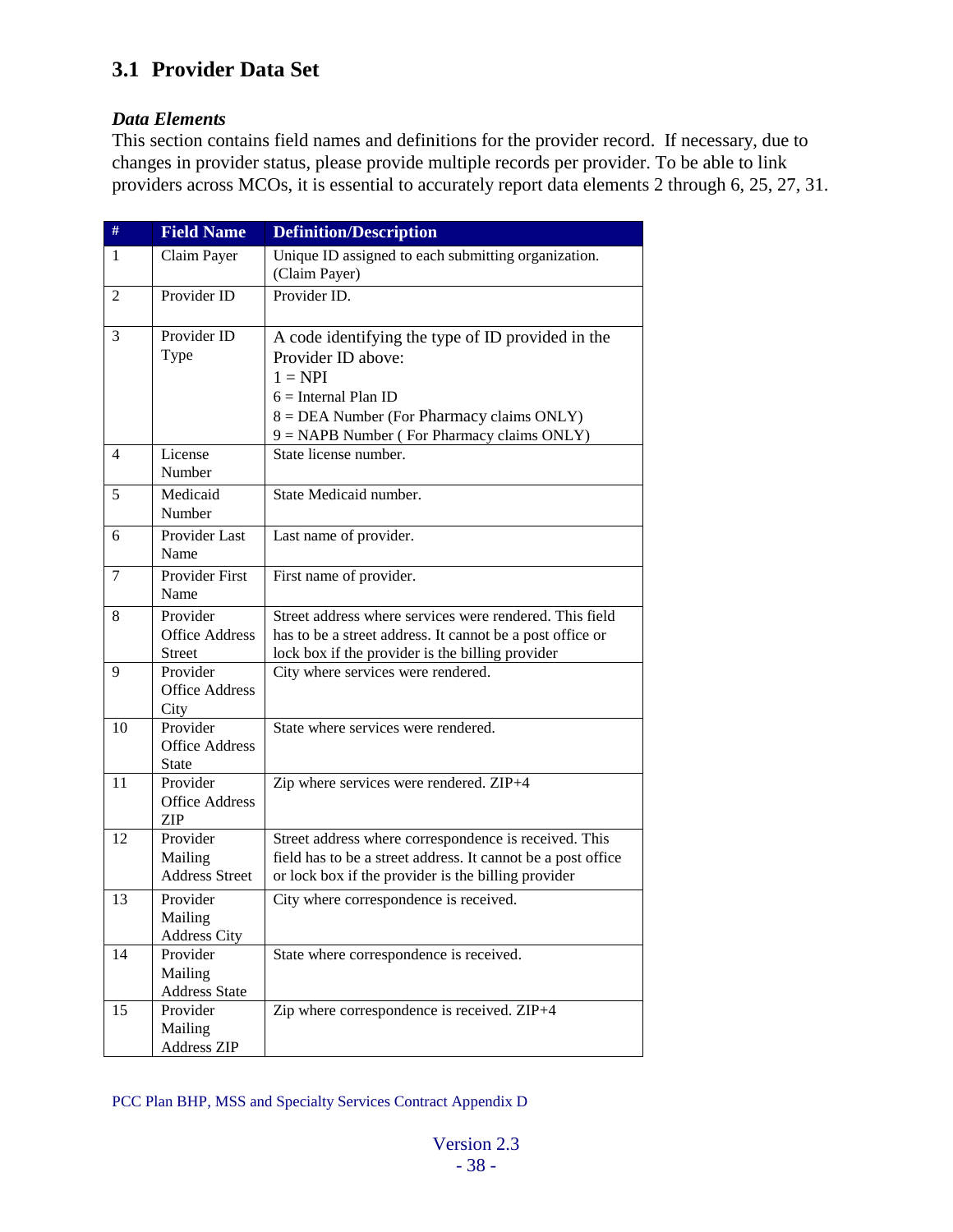## 3.1 Provider Data Set

***Data Elements***

This section contains field names and definitions for the provider record. If necessary, due to changes in provider status, please provide multiple records per provider. To be able to link providers across MCOs, it is essential to accurately report data elements 2 through 6, 25, 27, 31.

| # | Field Name | Definition/Description |
|---|---|---|
| 1 | Claim Payer | Unique ID assigned to each submitting organization. (Claim Payer) |
| 2 | Provider ID | Provider ID. |
| 3 | Provider ID Type | A code identifying the type of ID provided in the Provider ID above:<br>1 = NPI<br>6 = Internal Plan ID<br>8 = DEA Number (For Pharmacy claims ONLY)<br>9 = NAPB Number ( For Pharmacy claims ONLY) |
| 4 | License Number | State license number. |
| 5 | Medicaid Number | State Medicaid number. |
| 6 | Provider Last Name | Last name of provider. |
| 7 | Provider First Name | First name of provider. |
| 8 | Provider Office Address Street | Street address where services were rendered. This field has to be a street address. It cannot be a post office or lock box if the provider is the billing provider |
| 9 | Provider Office Address City | City where services were rendered. |
| 10 | Provider Office Address State | State where services were rendered. |
| 11 | Provider Office Address ZIP | Zip where services were rendered. ZIP+4 |
| 12 | Provider Mailing Address Street | Street address where correspondence is received. This field has to be a street address. It cannot be a post office or lock box if the provider is the billing provider |
| 13 | Provider Mailing Address City | City where correspondence is received. |
| 14 | Provider Mailing Address State | State where correspondence is received. |
| 15 | Provider Mailing Address ZIP | Zip where correspondence is received. ZIP+4 |

PCC Plan BHP, MSS and Specialty Services Contract Appendix D

Version 2.3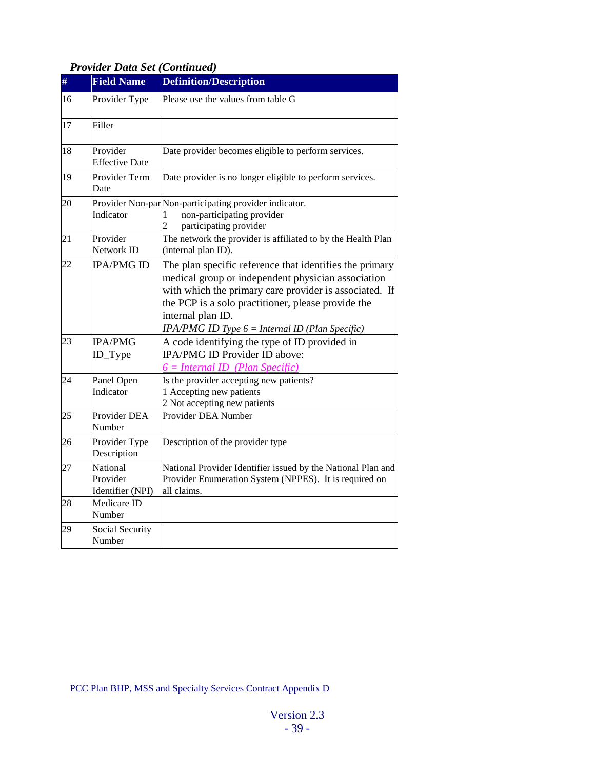*Provider Data Set (Continued)*

| # | Field Name | Definition/Description |
|---|---|---|
| 16 | Provider Type | Please use the values from table G |
| 17 | Filler | |
| 18 | Provider Effective Date | Date provider becomes eligible to perform services. |
| 19 | Provider Term Date | Date provider is no longer eligible to perform services. |
| 20 | Provider Non-par Indicator | Non-participating provider indicator.<br>1 non-participating provider<br>2 participating provider |
| 21 | Provider Network ID | The network the provider is affiliated to by the Health Plan (internal plan ID). |
| 22 | IPA/PMG ID | The plan specific reference that identifies the primary medical group or independent physician association with which the primary care provider is associated. If the PCP is a solo practitioner, please provide the internal plan ID.<br>*IPA/PMG ID Type 6 = Internal ID (Plan Specific)* |
| 23 | IPA/PMG ID_Type | A code identifying the type of ID provided in IPA/PMG ID Provider ID above:<br>*6 = Internal ID (Plan Specific)* |
| 24 | Panel Open Indicator | Is the provider accepting new patients?<br>1 Accepting new patients<br>2 Not accepting new patients |
| 25 | Provider DEA Number | Provider DEA Number |
| 26 | Provider Type Description | Description of the provider type |
| 27 | National Provider Identifier (NPI) | National Provider Identifier issued by the National Plan and Provider Enumeration System (NPPES). It is required on all claims. |
| 28 | Medicare ID Number | |
| 29 | Social Security Number | |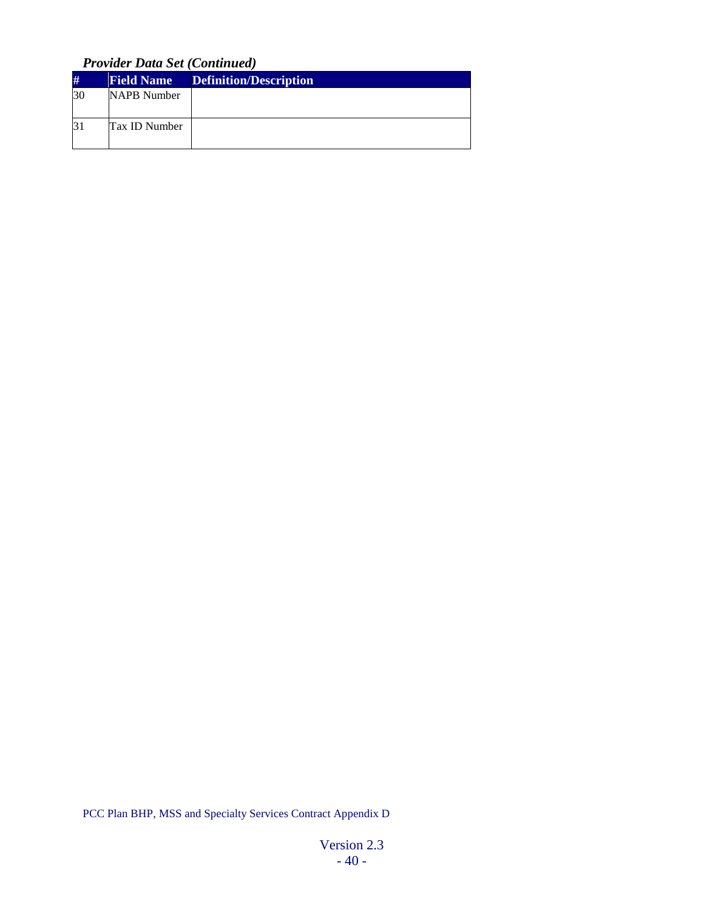***Provider Data Set (Continued)***

| # | Field Name | Definition/Description |
| --- | --- | --- |
| 30 | NAPB Number | |
| 31 | Tax ID Number | |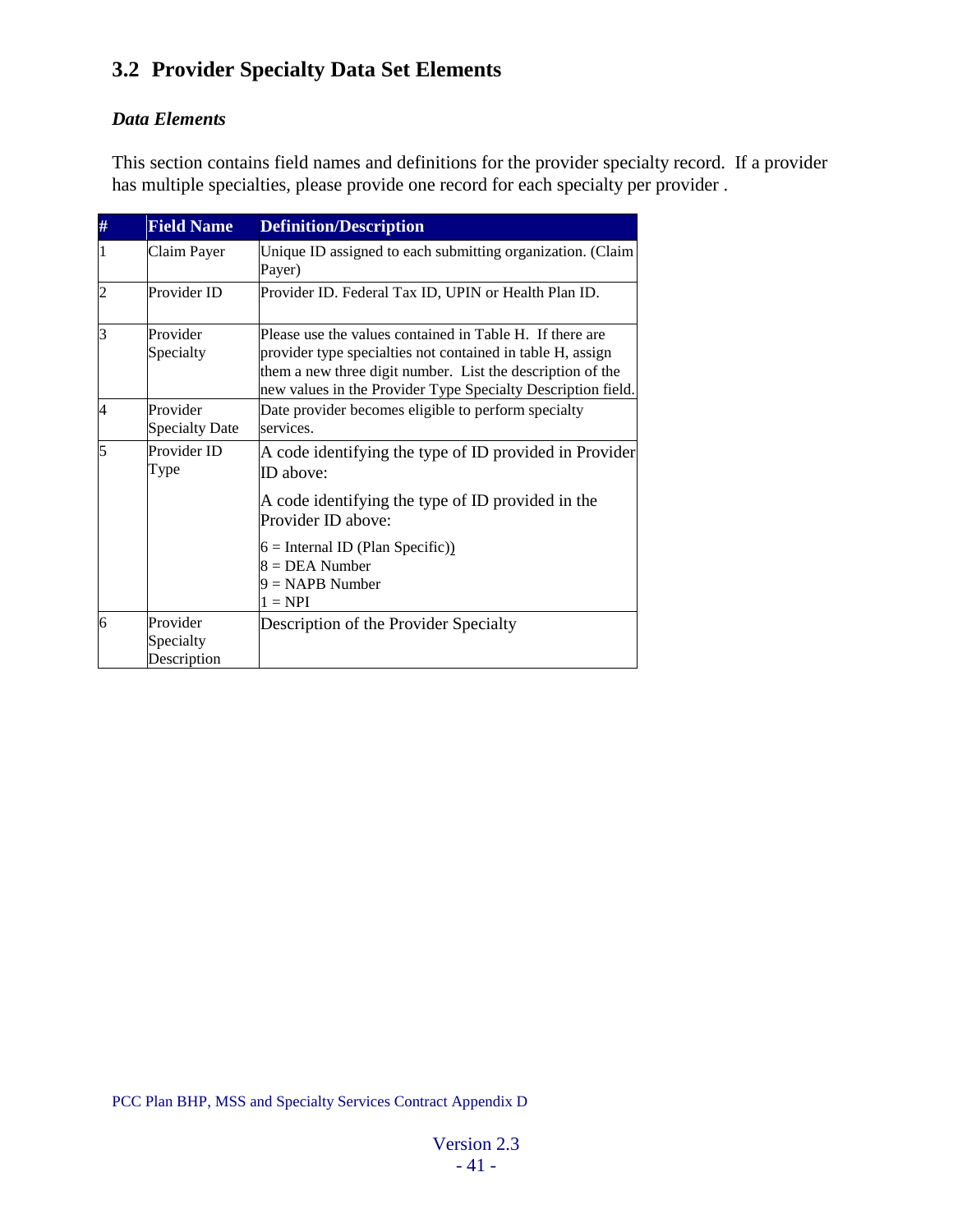## 3.2 Provider Specialty Data Set Elements

### *Data Elements*

This section contains field names and definitions for the provider specialty record. If a provider has multiple specialties, please provide one record for each specialty per provider .

| # | Field Name | Definition/Description |
|---|---|---|
| 1 | Claim Payer | Unique ID assigned to each submitting organization. (Claim Payer) |
| 2 | Provider ID | Provider ID. Federal Tax ID, UPIN or Health Plan ID. |
| 3 | Provider Specialty | Please use the values contained in Table H. If there are provider type specialties not contained in table H, assign them a new three digit number. List the description of the new values in the Provider Type Specialty Description field. |
| 4 | Provider Specialty Date | Date provider becomes eligible to perform specialty services. |
| 5 | Provider ID Type | A code identifying the type of ID provided in Provider ID above:<br><br>A code identifying the type of ID provided in the Provider ID above:<br><br>6 = Internal ID (Plan Specific))<br>8 = DEA Number<br>9 = NAPB Number<br>1 = NPI |
| 6 | Provider Specialty Description | Description of the Provider Specialty |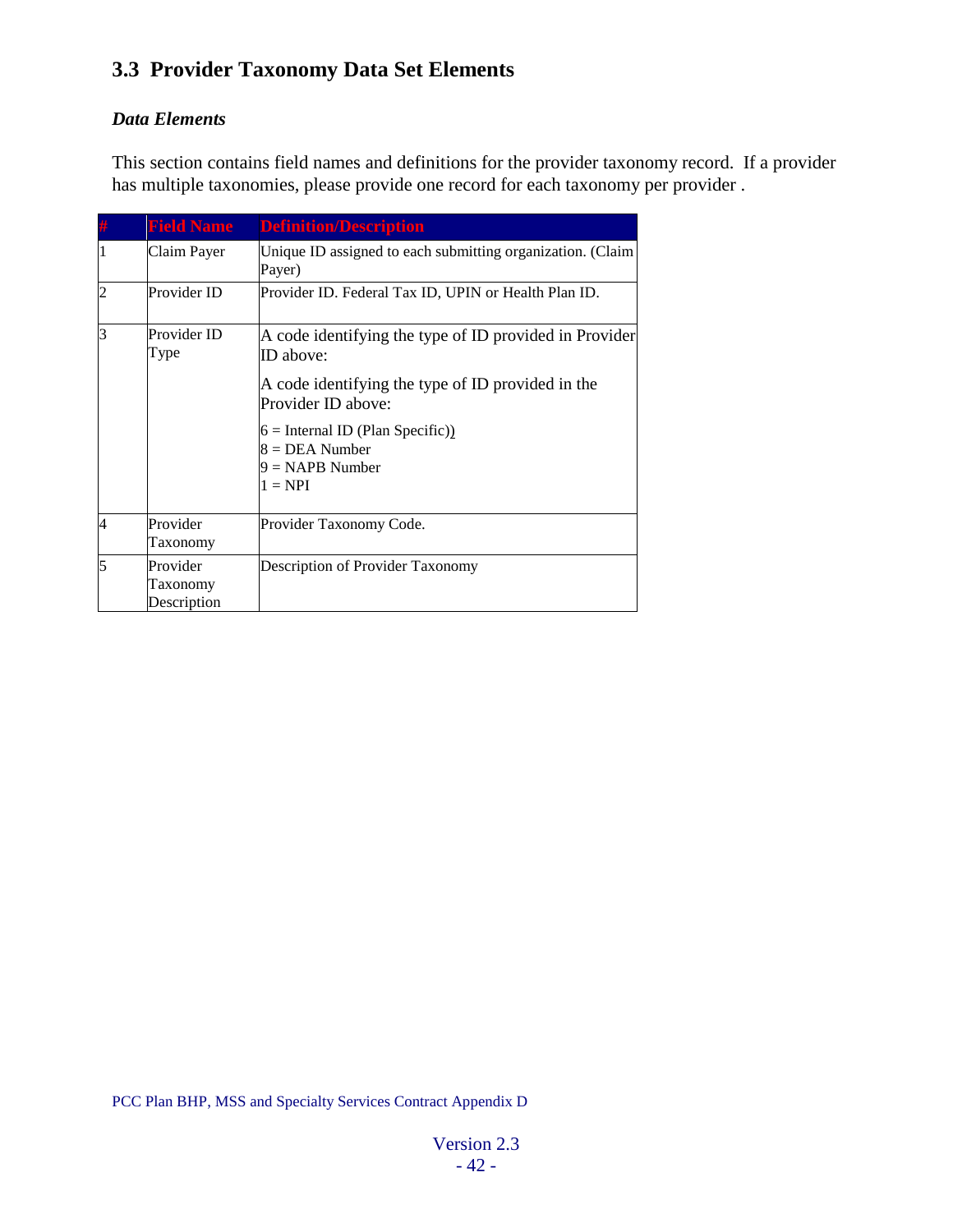## 3.3 Provider Taxonomy Data Set Elements

### *Data Elements*

This section contains field names and definitions for the provider taxonomy record. If a provider has multiple taxonomies, please provide one record for each taxonomy per provider .

| # | Field Name | Definition/Description |
|---|---|---|
| 1 | Claim Payer | Unique ID assigned to each submitting organization. (Claim Payer) |
| 2 | Provider ID | Provider ID. Federal Tax ID, UPIN or Health Plan ID. |
| 3 | Provider ID Type | A code identifying the type of ID provided in Provider ID above:<br><br>A code identifying the type of ID provided in the Provider ID above:<br><br>6 = Internal ID (Plan Specific))<br>8 = DEA Number<br>9 = NAPB Number<br>1 = NPI |
| 4 | Provider Taxonomy | Provider Taxonomy Code. |
| 5 | Provider Taxonomy Description | Description of Provider Taxonomy |

PCC Plan BHP, MSS and Specialty Services Contract Appendix D

Version 2.3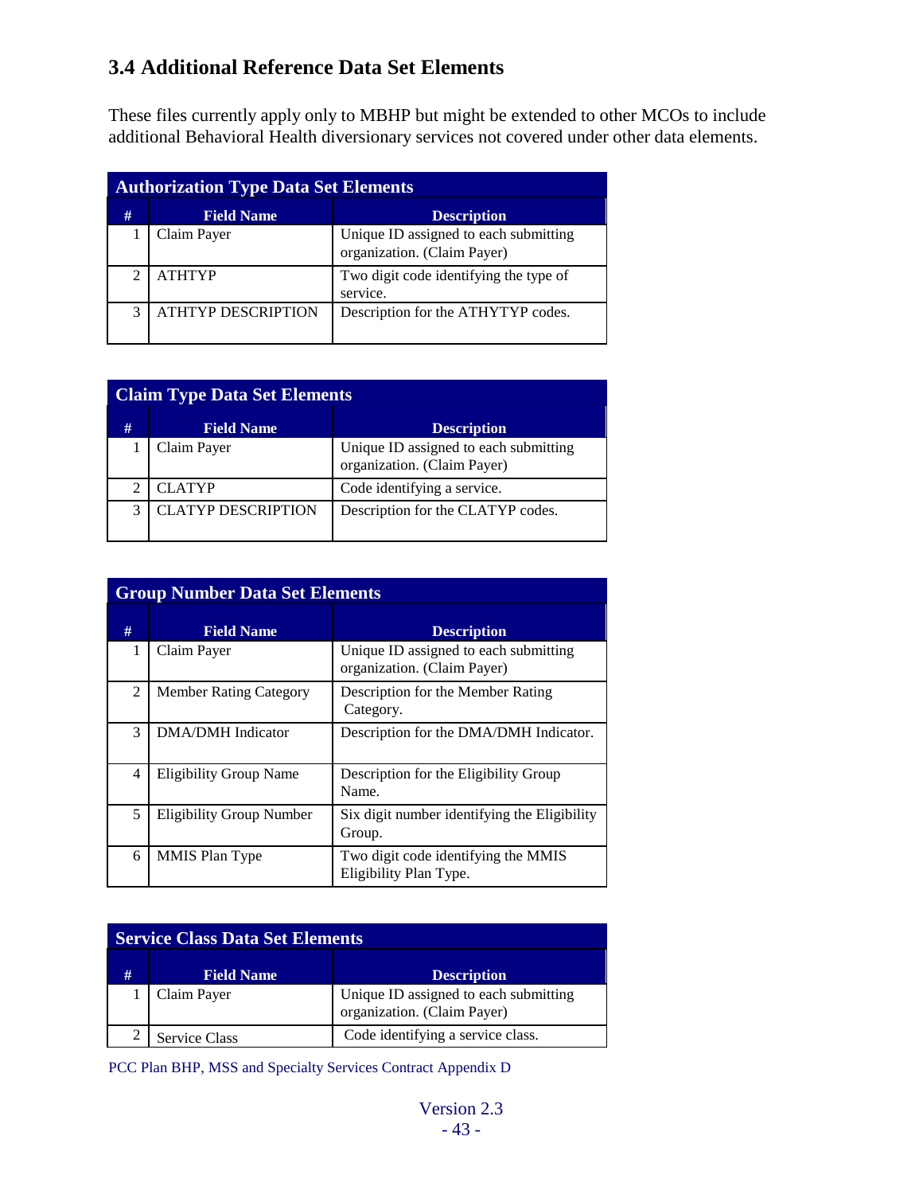## 3.4 Additional Reference Data Set Elements

These files currently apply only to MBHP but might be extended to other MCOs to include additional Behavioral Health diversionary services not covered under other data elements.

**Authorization Type Data Set Elements**

| # | Field Name | Description |
|---|---|---|
| 1 | Claim Payer | Unique ID assigned to each submitting organization. (Claim Payer) |
| 2 | ATHTYP | Two digit code identifying the type of service. |
| 3 | ATHTYP DESCRIPTION | Description for the ATHYTYP codes. |

**Claim Type Data Set Elements**

| # | Field Name | Description |
|---|---|---|
| 1 | Claim Payer | Unique ID assigned to each submitting organization. (Claim Payer) |
| 2 | CLATYP | Code identifying a service. |
| 3 | CLATYP DESCRIPTION | Description for the CLATYP codes. |

**Group Number Data Set Elements**

| # | Field Name | Description |
|---|---|---|
| 1 | Claim Payer | Unique ID assigned to each submitting organization. (Claim Payer) |
| 2 | Member Rating Category | Description for the Member Rating Category. |
| 3 | DMA/DMH Indicator | Description for the DMA/DMH Indicator. |
| 4 | Eligibility Group Name | Description for the Eligibility Group Name. |
| 5 | Eligibility Group Number | Six digit number identifying the Eligibility Group. |
| 6 | MMIS Plan Type | Two digit code identifying the MMIS Eligibility Plan Type. |

**Service Class Data Set Elements**

| # | Field Name | Description |
|---|---|---|
| 1 | Claim Payer | Unique ID assigned to each submitting organization. (Claim Payer) |
| 2 | Service Class | Code identifying a service class. |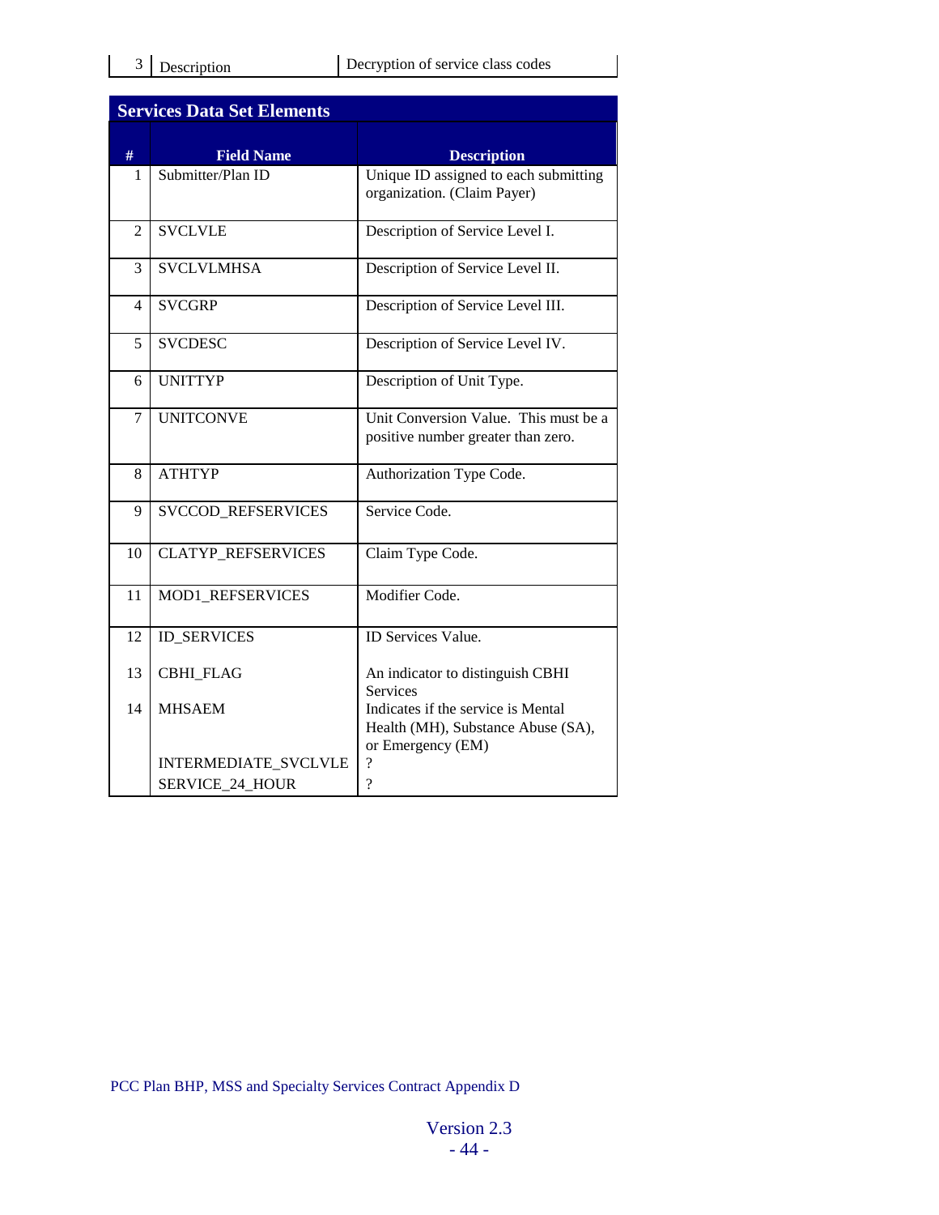| 3 | Description | Decryption of service class codes |
|---|---|---|

## Services Data Set Elements

| # | Field Name | Description |
|---|---|---|
| 1 | Submitter/Plan ID | Unique ID assigned to each submitting organization. (Claim Payer) |
| 2 | SVCLVLE | Description of Service Level I. |
| 3 | SVCLVLMHSA | Description of Service Level II. |
| 4 | SVCGRP | Description of Service Level III. |
| 5 | SVCDESC | Description of Service Level IV. |
| 6 | UNITTYP | Description of Unit Type. |
| 7 | UNITCONVE | Unit Conversion Value. This must be a positive number greater than zero. |
| 8 | ATHTYP | Authorization Type Code. |
| 9 | SVCCOD_REFSERVICES | Service Code. |
| 10 | CLATYP_REFSERVICES | Claim Type Code. |
| 11 | MOD1_REFSERVICES | Modifier Code. |
| 12 | ID_SERVICES | ID Services Value. |
| 13 | CBHI_FLAG | An indicator to distinguish CBHI Services |
| 14 | MHSAEM | Indicates if the service is Mental Health (MH), Substance Abuse (SA), or Emergency (EM) |
| | INTERMEDIATE_SVCLVLE | ? |
| | SERVICE_24_HOUR | ? |

PCC Plan BHP, MSS and Specialty Services Contract Appendix D

Version 2.3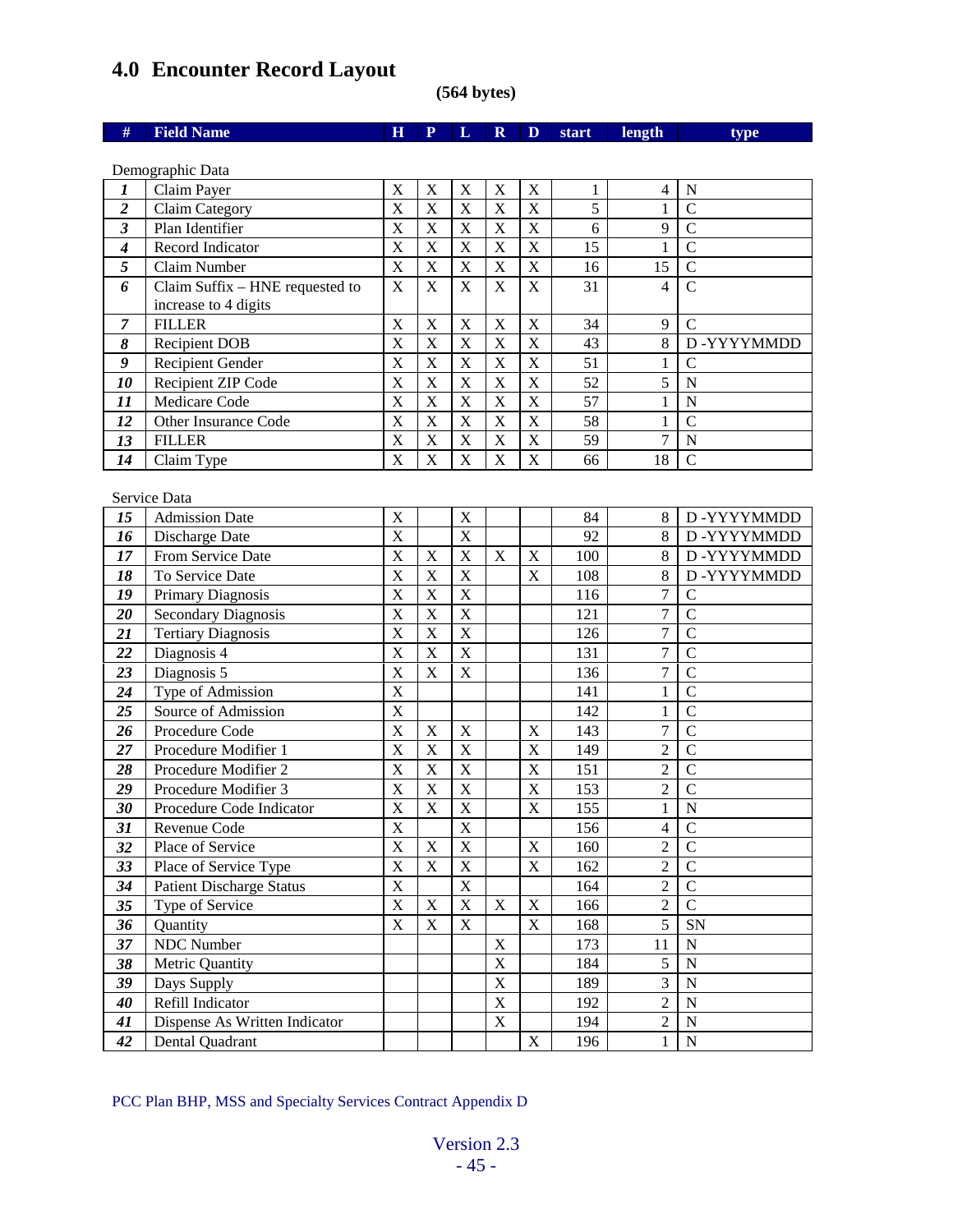# 4.0 Encounter Record Layout

**(564 bytes)**

| # | Field Name | H | P | L | R | D | start | length | type |
|---|---|---|---|---|---|---|---|---|---|
| | Demographic Data | | | | | | | | |
| *1* | Claim Payer | X | X | X | X | X | 1 | 4 | N |
| *2* | Claim Category | X | X | X | X | X | 5 | 1 | C |
| *3* | Plan Identifier | X | X | X | X | X | 6 | 9 | C |
| *4* | Record Indicator | X | X | X | X | X | 15 | 1 | C |
| *5* | Claim Number | X | X | X | X | X | 16 | 15 | C |
| *6* | Claim Suffix – HNE requested to increase to 4 digits | X | X | X | X | X | 31 | 4 | C |
| *7* | FILLER | X | X | X | X | X | 34 | 9 | C |
| *8* | Recipient DOB | X | X | X | X | X | 43 | 8 | D -YYYYMMDD |
| *9* | Recipient Gender | X | X | X | X | X | 51 | 1 | C |
| *10* | Recipient ZIP Code | X | X | X | X | X | 52 | 5 | N |
| *11* | Medicare Code | X | X | X | X | X | 57 | 1 | N |
| *12* | Other Insurance Code | X | X | X | X | X | 58 | 1 | C |
| *13* | FILLER | X | X | X | X | X | 59 | 7 | N |
| *14* | Claim Type | X | X | X | X | X | 66 | 18 | C |
| | Service Data | | | | | | | | |
| *15* | Admission Date | X | | X | | | 84 | 8 | D -YYYYMMDD |
| *16* | Discharge Date | X | | X | | | 92 | 8 | D -YYYYMMDD |
| *17* | From Service Date | X | X | X | X | X | 100 | 8 | D -YYYYMMDD |
| *18* | To Service Date | X | X | X | | X | 108 | 8 | D -YYYYMMDD |
| *19* | Primary Diagnosis | X | X | X | | | 116 | 7 | C |
| *20* | Secondary Diagnosis | X | X | X | | | 121 | 7 | C |
| *21* | Tertiary Diagnosis | X | X | X | | | 126 | 7 | C |
| *22* | Diagnosis 4 | X | X | X | | | 131 | 7 | C |
| *23* | Diagnosis 5 | X | X | X | | | 136 | 7 | C |
| *24* | Type of Admission | X | | | | | 141 | 1 | C |
| *25* | Source of Admission | X | | | | | 142 | 1 | C |
| *26* | Procedure Code | X | X | X | | X | 143 | 7 | C |
| *27* | Procedure Modifier 1 | X | X | X | | X | 149 | 2 | C |
| *28* | Procedure Modifier 2 | X | X | X | | X | 151 | 2 | C |
| *29* | Procedure Modifier 3 | X | X | X | | X | 153 | 2 | C |
| *30* | Procedure Code Indicator | X | X | X | | X | 155 | 1 | N |
| *31* | Revenue Code | X | | X | | | 156 | 4 | C |
| *32* | Place of Service | X | X | X | | X | 160 | 2 | C |
| *33* | Place of Service Type | X | X | X | | X | 162 | 2 | C |
| *34* | Patient Discharge Status | X | | X | | | 164 | 2 | C |
| *35* | Type of Service | X | X | X | X | X | 166 | 2 | C |
| *36* | Quantity | X | X | X | | X | 168 | 5 | SN |
| *37* | NDC Number | | | | X | | 173 | 11 | N |
| *38* | Metric Quantity | | | | X | | 184 | 5 | N |
| *39* | Days Supply | | | | X | | 189 | 3 | N |
| *40* | Refill Indicator | | | | X | | 192 | 2 | N |
| *41* | Dispense As Written Indicator | | | | X | | 194 | 2 | N |
| *42* | Dental Quadrant | | | | | X | 196 | 1 | N |

PCC Plan BHP, MSS and Specialty Services Contract Appendix D

Version 2.3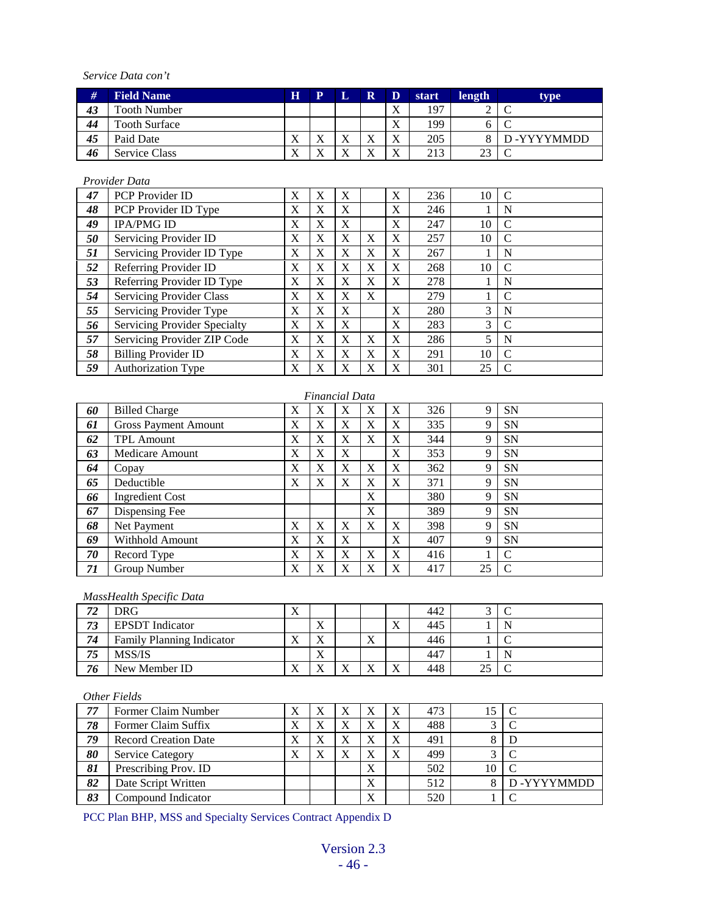*Service Data con't*

| # | Field Name | H | P | L | R | D | start | length | type |
|---|---|---|---|---|---|---|---|---|---|
| 43 | Tooth Number | | | | | X | 197 | 2 | C |
| 44 | Tooth Surface | | | | | X | 199 | 6 | C |
| 45 | Paid Date | X | X | X | X | X | 205 | 8 | D -YYYYMMDD |
| 46 | Service Class | X | X | X | X | X | 213 | 23 | C |

*Provider Data*

| # | Field Name | H | P | L | R | D | start | length | type |
|---|---|---|---|---|---|---|---|---|---|
| 47 | PCP Provider ID | X | X | X | | X | 236 | 10 | C |
| 48 | PCP Provider ID Type | X | X | X | | X | 246 | 1 | N |
| 49 | IPA/PMG ID | X | X | X | | X | 247 | 10 | C |
| 50 | Servicing Provider ID | X | X | X | X | X | 257 | 10 | C |
| 51 | Servicing Provider ID Type | X | X | X | X | X | 267 | 1 | N |
| 52 | Referring Provider ID | X | X | X | X | X | 268 | 10 | C |
| 53 | Referring Provider ID Type | X | X | X | X | X | 278 | 1 | N |
| 54 | Servicing Provider Class | X | X | X | X | | 279 | 1 | C |
| 55 | Servicing Provider Type | X | X | X | | X | 280 | 3 | N |
| 56 | Servicing Provider Specialty | X | X | X | | X | 283 | 3 | C |
| 57 | Servicing Provider ZIP Code | X | X | X | X | X | 286 | 5 | N |
| 58 | Billing Provider ID | X | X | X | X | X | 291 | 10 | C |
| 59 | Authorization Type | X | X | X | X | X | 301 | 25 | C |

*Financial Data*

| # | Field Name | H | P | L | R | D | start | length | type |
|---|---|---|---|---|---|---|---|---|---|
| 60 | Billed Charge | X | X | X | X | X | 326 | 9 | SN |
| 61 | Gross Payment Amount | X | X | X | X | X | 335 | 9 | SN |
| 62 | TPL Amount | X | X | X | X | X | 344 | 9 | SN |
| 63 | Medicare Amount | X | X | X | | X | 353 | 9 | SN |
| 64 | Copay | X | X | X | X | X | 362 | 9 | SN |
| 65 | Deductible | X | X | X | X | X | 371 | 9 | SN |
| 66 | Ingredient Cost | | | | X | | 380 | 9 | SN |
| 67 | Dispensing Fee | | | | X | | 389 | 9 | SN |
| 68 | Net Payment | X | X | X | X | X | 398 | 9 | SN |
| 69 | Withhold Amount | X | X | X | | X | 407 | 9 | SN |
| 70 | Record Type | X | X | X | X | X | 416 | 1 | C |
| 71 | Group Number | X | X | X | X | X | 417 | 25 | C |

*MassHealth Specific Data*

| # | Field Name | H | P | L | R | D | start | length | type |
|---|---|---|---|---|---|---|---|---|---|
| 72 | DRG | X | | | | | 442 | 3 | C |
| 73 | EPSDT Indicator | | X | | | X | 445 | 1 | N |
| 74 | Family Planning Indicator | X | X | | X | | 446 | 1 | C |
| 75 | MSS/IS | | X | | | | 447 | 1 | N |
| 76 | New Member ID | X | X | X | X | X | 448 | 25 | C |

*Other Fields*

| # | Field Name | H | P | L | R | D | start | length | type |
|---|---|---|---|---|---|---|---|---|---|
| 77 | Former Claim Number | X | X | X | X | X | 473 | 15 | C |
| 78 | Former Claim Suffix | X | X | X | X | X | 488 | 3 | C |
| 79 | Record Creation Date | X | X | X | X | X | 491 | 8 | D |
| 80 | Service Category | X | X | X | X | X | 499 | 3 | C |
| 81 | Prescribing Prov. ID | | | | X | | 502 | 10 | C |
| 82 | Date Script Written | | | | X | | 512 | 8 | D -YYYYMMDD |
| 83 | Compound Indicator | | | | X | | 520 | 1 | C |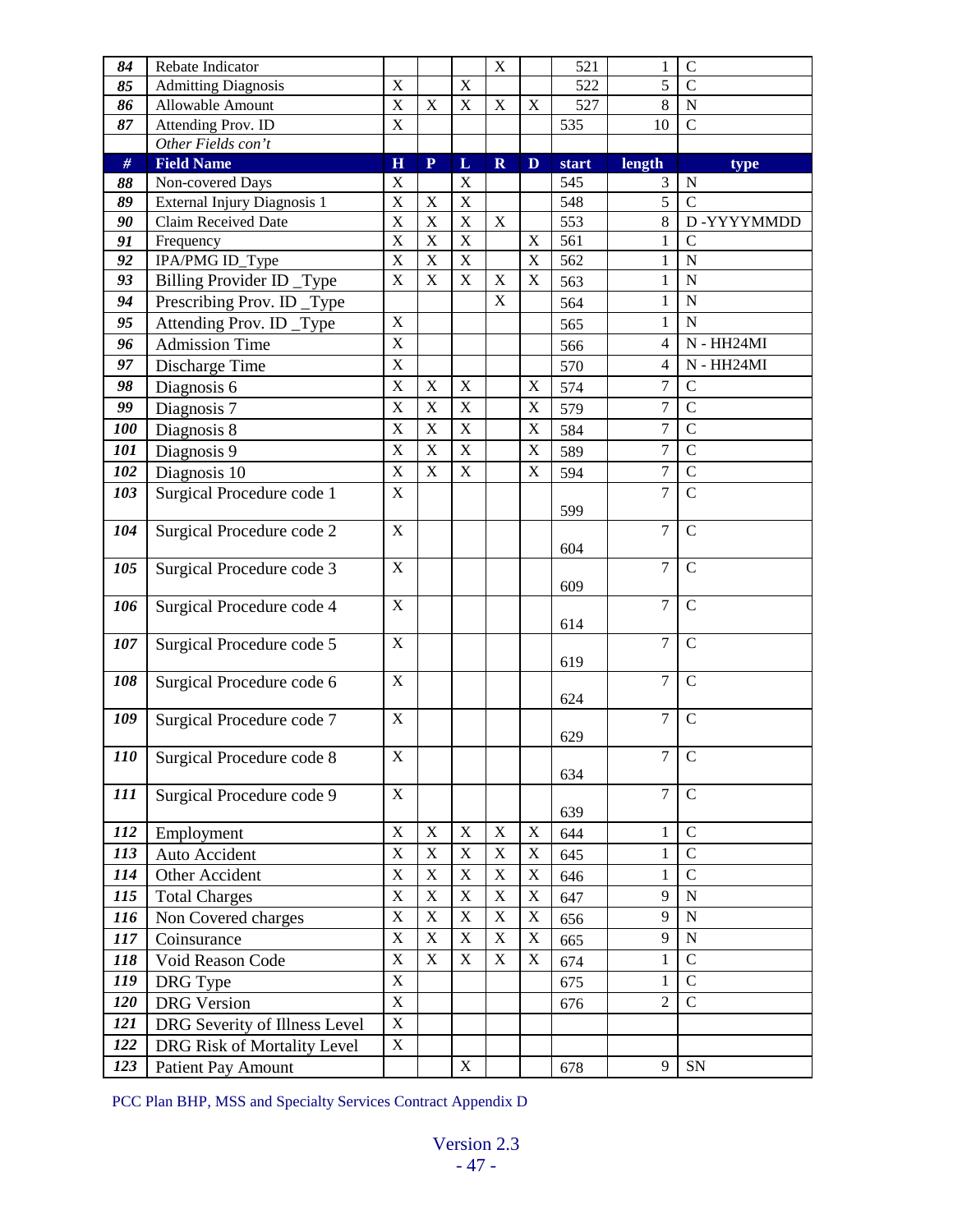| # | Field Name | H | P | L | R | D | start | length | type |
|---|---|---|---|---|---|---|---|---|---|
| 84 | Rebate Indicator | | | | X | | 521 | 1 | C |
| 85 | Admitting Diagnosis | X | | X | | | 522 | 5 | C |
| 86 | Allowable Amount | X | X | X | X | X | 527 | 8 | N |
| 87 | Attending Prov. ID | X | | | | | 535 | 10 | C |
| | *Other Fields con't* | | | | | | | | |
| **#** | **Field Name** | **H** | **P** | **L** | **R** | **D** | **start** | **length** | **type** |
| 88 | Non-covered Days | X | | X | | | 545 | 3 | N |
| 89 | External Injury Diagnosis 1 | X | X | X | | | 548 | 5 | C |
| 90 | Claim Received Date | X | X | X | X | | 553 | 8 | D -YYYYMMDD |
| 91 | Frequency | X | X | X | | X | 561 | 1 | C |
| 92 | IPA/PMG ID_Type | X | X | X | | X | 562 | 1 | N |
| 93 | Billing Provider ID _Type | X | X | X | X | X | 563 | 1 | N |
| 94 | Prescribing Prov. ID _Type | | | | X | | 564 | 1 | N |
| 95 | Attending Prov. ID _Type | X | | | | | 565 | 1 | N |
| 96 | Admission Time | X | | | | | 566 | 4 | N - HH24MI |
| 97 | Discharge Time | X | | | | | 570 | 4 | N - HH24MI |
| 98 | Diagnosis 6 | X | X | X | | X | 574 | 7 | C |
| 99 | Diagnosis 7 | X | X | X | | X | 579 | 7 | C |
| 100 | Diagnosis 8 | X | X | X | | X | 584 | 7 | C |
| 101 | Diagnosis 9 | X | X | X | | X | 589 | 7 | C |
| 102 | Diagnosis 10 | X | X | X | | X | 594 | 7 | C |
| 103 | Surgical Procedure code 1 | X | | | | | 599 | 7 | C |
| 104 | Surgical Procedure code 2 | X | | | | | 604 | 7 | C |
| 105 | Surgical Procedure code 3 | X | | | | | 609 | 7 | C |
| 106 | Surgical Procedure code 4 | X | | | | | 614 | 7 | C |
| 107 | Surgical Procedure code 5 | X | | | | | 619 | 7 | C |
| 108 | Surgical Procedure code 6 | X | | | | | 624 | 7 | C |
| 109 | Surgical Procedure code 7 | X | | | | | 629 | 7 | C |
| 110 | Surgical Procedure code 8 | X | | | | | 634 | 7 | C |
| 111 | Surgical Procedure code 9 | X | | | | | 639 | 7 | C |
| 112 | Employment | X | X | X | X | X | 644 | 1 | C |
| 113 | Auto Accident | X | X | X | X | X | 645 | 1 | C |
| 114 | Other Accident | X | X | X | X | X | 646 | 1 | C |
| 115 | Total Charges | X | X | X | X | X | 647 | 9 | N |
| 116 | Non Covered charges | X | X | X | X | X | 656 | 9 | N |
| 117 | Coinsurance | X | X | X | X | X | 665 | 9 | N |
| 118 | Void Reason Code | X | X | X | X | X | 674 | 1 | C |
| 119 | DRG Type | X | | | | | 675 | 1 | C |
| 120 | DRG Version | X | | | | | 676 | 2 | C |
| 121 | DRG Severity of Illness Level | X | | | | | | | |
| 122 | DRG Risk of Mortality Level | X | | | | | | | |
| 123 | Patient Pay Amount | | | X | | | 678 | 9 | SN |

PCC Plan BHP, MSS and Specialty Services Contract Appendix D

Version 2.3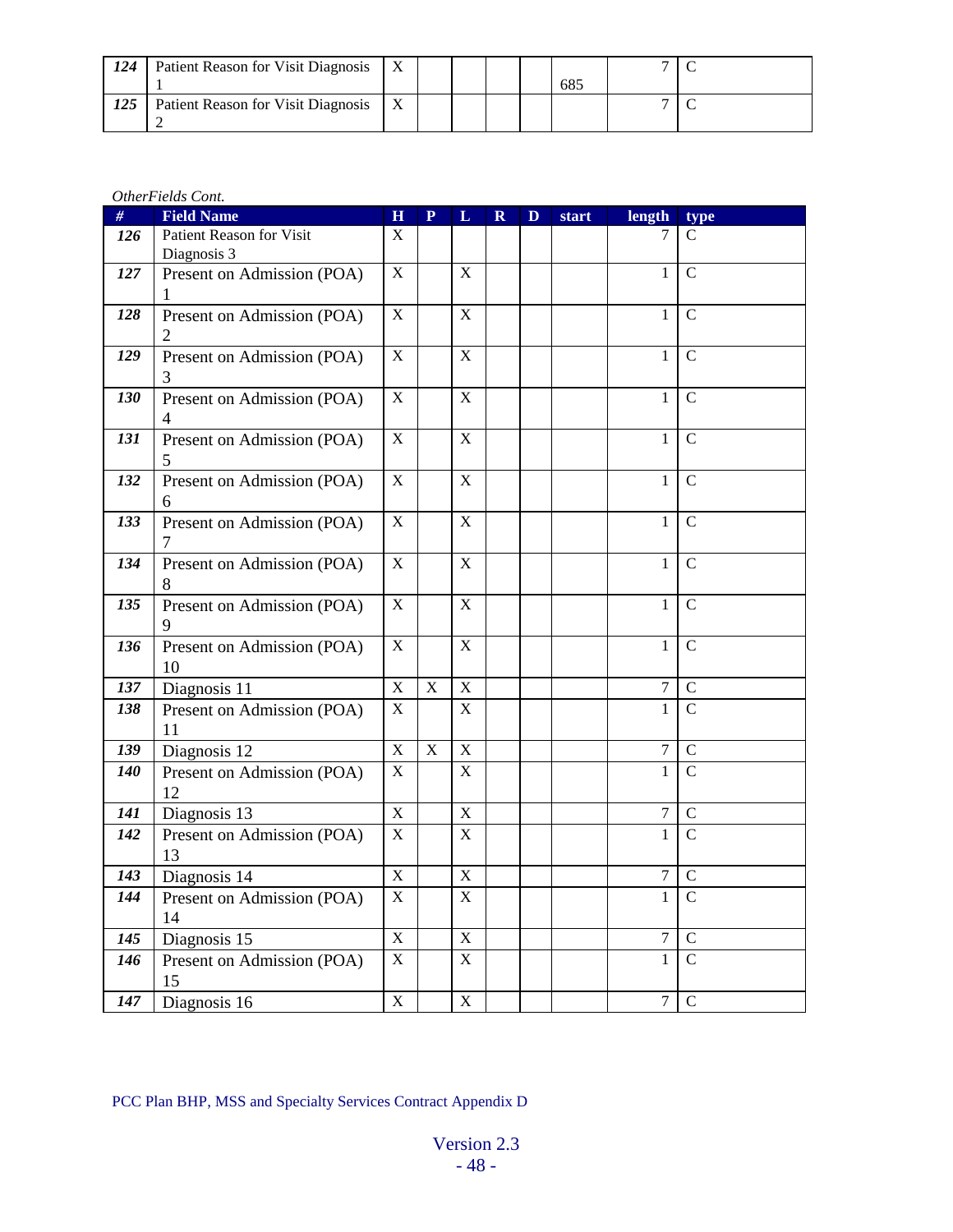| 124 | Patient Reason for Visit Diagnosis 1 | X | | | | | 685 | 7 | C |
|---|---|---|---|---|---|---|---|---|---|
| 125 | Patient Reason for Visit Diagnosis 2 | X | | | | | | 7 | C |

*OtherFields Cont.*

| # | Field Name | H | P | L | R | D | start | length | type |
|---|---|---|---|---|---|---|---|---|---|
| 126 | Patient Reason for Visit Diagnosis 3 | X | | | | | | 7 | C |
| 127 | Present on Admission (POA) 1 | X | | X | | | | 1 | C |
| 128 | Present on Admission (POA) 2 | X | | X | | | | 1 | C |
| 129 | Present on Admission (POA) 3 | X | | X | | | | 1 | C |
| 130 | Present on Admission (POA) 4 | X | | X | | | | 1 | C |
| 131 | Present on Admission (POA) 5 | X | | X | | | | 1 | C |
| 132 | Present on Admission (POA) 6 | X | | X | | | | 1 | C |
| 133 | Present on Admission (POA) 7 | X | | X | | | | 1 | C |
| 134 | Present on Admission (POA) 8 | X | | X | | | | 1 | C |
| 135 | Present on Admission (POA) 9 | X | | X | | | | 1 | C |
| 136 | Present on Admission (POA) 10 | X | | X | | | | 1 | C |
| 137 | Diagnosis 11 | X | X | X | | | | 7 | C |
| 138 | Present on Admission (POA) 11 | X | | X | | | | 1 | C |
| 139 | Diagnosis 12 | X | X | X | | | | 7 | C |
| 140 | Present on Admission (POA) 12 | X | | X | | | | 1 | C |
| 141 | Diagnosis 13 | X | | X | | | | 7 | C |
| 142 | Present on Admission (POA) 13 | X | | X | | | | 1 | C |
| 143 | Diagnosis 14 | X | | X | | | | 7 | C |
| 144 | Present on Admission (POA) 14 | X | | X | | | | 1 | C |
| 145 | Diagnosis 15 | X | | X | | | | 7 | C |
| 146 | Present on Admission (POA) 15 | X | | X | | | | 1 | C |
| 147 | Diagnosis 16 | X | | X | | | | 7 | C |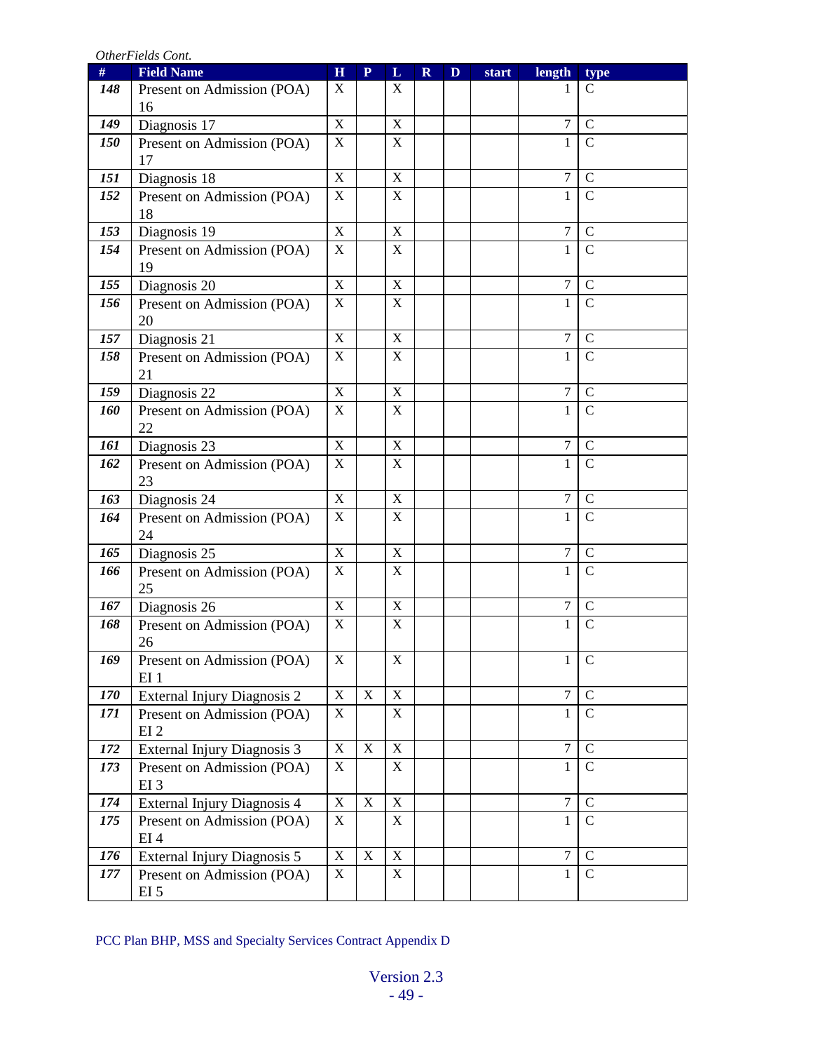*OtherFields Cont.*

| # | Field Name | H | P | L | R | D | start | length | type |
|---|---|---|---|---|---|---|---|---|---|
| ***148*** | Present on Admission (POA) 16 | X | | X | | | | 1 | C |
| ***149*** | Diagnosis 17 | X | | X | | | | 7 | C |
| ***150*** | Present on Admission (POA) 17 | X | | X | | | | 1 | C |
| ***151*** | Diagnosis 18 | X | | X | | | | 7 | C |
| ***152*** | Present on Admission (POA) 18 | X | | X | | | | 1 | C |
| ***153*** | Diagnosis 19 | X | | X | | | | 7 | C |
| ***154*** | Present on Admission (POA) 19 | X | | X | | | | 1 | C |
| ***155*** | Diagnosis 20 | X | | X | | | | 7 | C |
| ***156*** | Present on Admission (POA) 20 | X | | X | | | | 1 | C |
| ***157*** | Diagnosis 21 | X | | X | | | | 7 | C |
| ***158*** | Present on Admission (POA) 21 | X | | X | | | | 1 | C |
| ***159*** | Diagnosis 22 | X | | X | | | | 7 | C |
| ***160*** | Present on Admission (POA) 22 | X | | X | | | | 1 | C |
| ***161*** | Diagnosis 23 | X | | X | | | | 7 | C |
| ***162*** | Present on Admission (POA) 23 | X | | X | | | | 1 | C |
| ***163*** | Diagnosis 24 | X | | X | | | | 7 | C |
| ***164*** | Present on Admission (POA) 24 | X | | X | | | | 1 | C |
| ***165*** | Diagnosis 25 | X | | X | | | | 7 | C |
| ***166*** | Present on Admission (POA) 25 | X | | X | | | | 1 | C |
| ***167*** | Diagnosis 26 | X | | X | | | | 7 | C |
| ***168*** | Present on Admission (POA) 26 | X | | X | | | | 1 | C |
| ***169*** | Present on Admission (POA) EI 1 | X | | X | | | | 1 | C |
| ***170*** | External Injury Diagnosis 2 | X | X | X | | | | 7 | C |
| ***171*** | Present on Admission (POA) EI 2 | X | | X | | | | 1 | C |
| ***172*** | External Injury Diagnosis 3 | X | X | X | | | | 7 | C |
| ***173*** | Present on Admission (POA) EI 3 | X | | X | | | | 1 | C |
| ***174*** | External Injury Diagnosis 4 | X | X | X | | | | 7 | C |
| ***175*** | Present on Admission (POA) EI 4 | X | | X | | | | 1 | C |
| ***176*** | External Injury Diagnosis 5 | X | X | X | | | | 7 | C |
| ***177*** | Present on Admission (POA) EI 5 | X | | X | | | | 1 | C |

PCC Plan BHP, MSS and Specialty Services Contract Appendix D

Version 2.3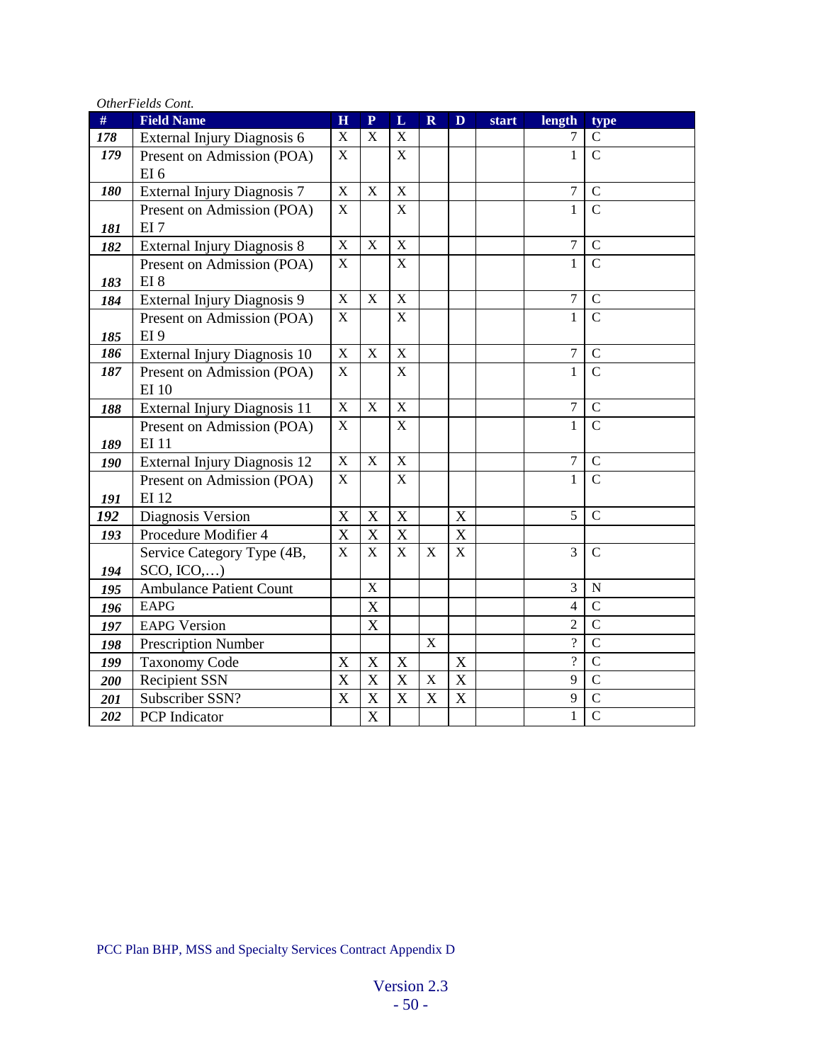*OtherFields Cont.*

| # | Field Name | H | P | L | R | D | start | length | type |
|---|---|---|---|---|---|---|---|---|---|
| ***178*** | External Injury Diagnosis 6 | X | X | X | | | | 7 | C |
| ***179*** | Present on Admission (POA) EI 6 | X | | X | | | | 1 | C |
| ***180*** | External Injury Diagnosis 7 | X | X | X | | | | 7 | C |
| ***181*** | Present on Admission (POA) EI 7 | X | | X | | | | 1 | C |
| ***182*** | External Injury Diagnosis 8 | X | X | X | | | | 7 | C |
| ***183*** | Present on Admission (POA) EI 8 | X | | X | | | | 1 | C |
| ***184*** | External Injury Diagnosis 9 | X | X | X | | | | 7 | C |
| ***185*** | Present on Admission (POA) EI 9 | X | | X | | | | 1 | C |
| ***186*** | External Injury Diagnosis 10 | X | X | X | | | | 7 | C |
| ***187*** | Present on Admission (POA) EI 10 | X | | X | | | | 1 | C |
| ***188*** | External Injury Diagnosis 11 | X | X | X | | | | 7 | C |
| ***189*** | Present on Admission (POA) EI 11 | X | | X | | | | 1 | C |
| ***190*** | External Injury Diagnosis 12 | X | X | X | | | | 7 | C |
| ***191*** | Present on Admission (POA) EI 12 | X | | X | | | | 1 | C |
| ***192*** | Diagnosis Version | X | X | X | | X | | 5 | C |
| ***193*** | Procedure Modifier 4 | X | X | X | | X | | | |
| ***194*** | Service Category Type (4B, SCO, ICO,…) | X | X | X | X | X | | 3 | C |
| ***195*** | Ambulance Patient Count | | X | | | | | 3 | N |
| ***196*** | EAPG | | X | | | | | 4 | C |
| ***197*** | EAPG Version | | X | | | | | 2 | C |
| ***198*** | Prescription Number | | | | X | | | ? | C |
| ***199*** | Taxonomy Code | X | X | X | | X | | ? | C |
| ***200*** | Recipient SSN | X | X | X | X | X | | 9 | C |
| ***201*** | Subscriber SSN? | X | X | X | X | X | | 9 | C |
| ***202*** | PCP Indicator | | X | | | | | 1 | C |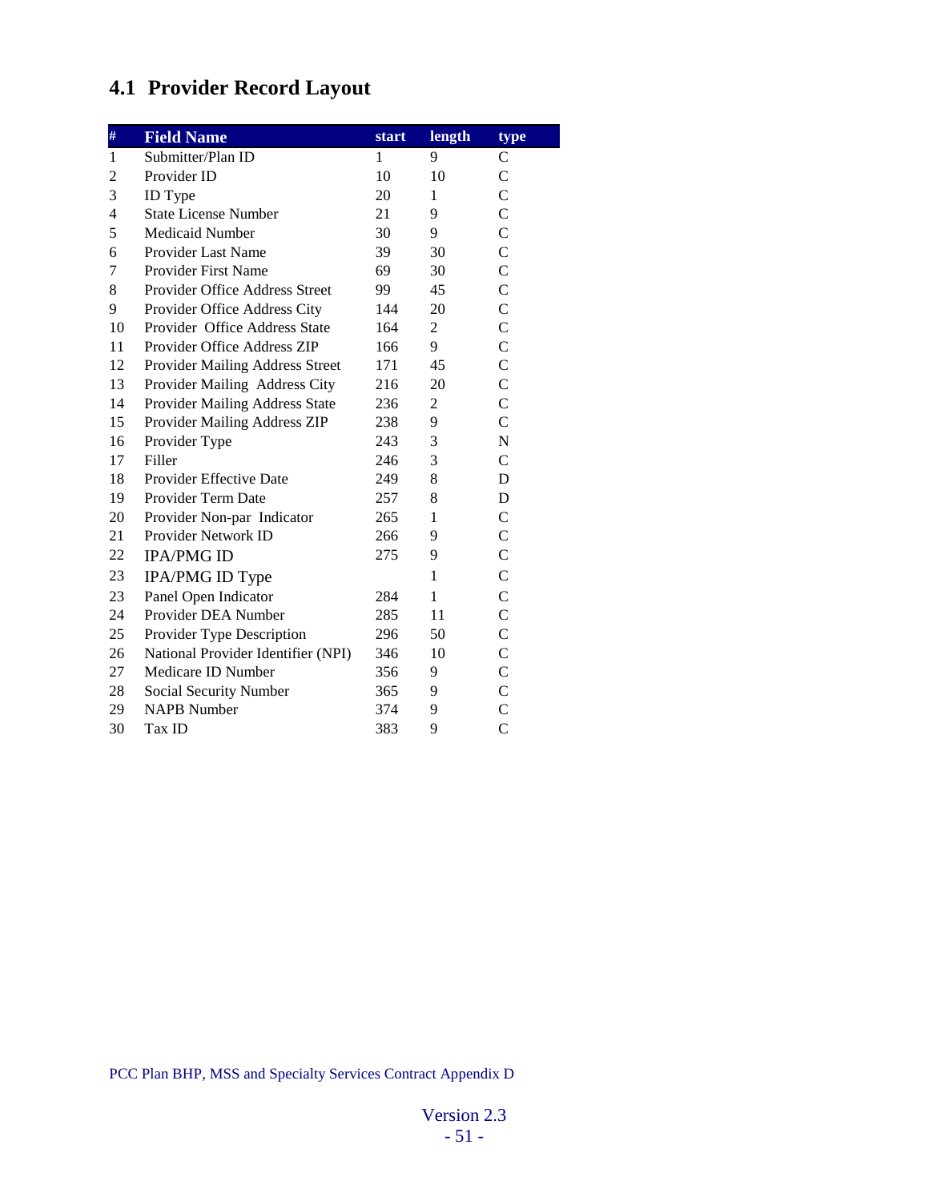## 4.1 Provider Record Layout

| # | Field Name | start | length | type |
|---|---|---|---|---|
| 1 | Submitter/Plan ID | 1 | 9 | C |
| 2 | Provider ID | 10 | 10 | C |
| 3 | ID Type | 20 | 1 | C |
| 4 | State License Number | 21 | 9 | C |
| 5 | Medicaid Number | 30 | 9 | C |
| 6 | Provider Last Name | 39 | 30 | C |
| 7 | Provider First Name | 69 | 30 | C |
| 8 | Provider Office Address Street | 99 | 45 | C |
| 9 | Provider Office Address City | 144 | 20 | C |
| 10 | Provider Office Address State | 164 | 2 | C |
| 11 | Provider Office Address ZIP | 166 | 9 | C |
| 12 | Provider Mailing Address Street | 171 | 45 | C |
| 13 | Provider Mailing Address City | 216 | 20 | C |
| 14 | Provider Mailing Address State | 236 | 2 | C |
| 15 | Provider Mailing Address ZIP | 238 | 9 | C |
| 16 | Provider Type | 243 | 3 | N |
| 17 | Filler | 246 | 3 | C |
| 18 | Provider Effective Date | 249 | 8 | D |
| 19 | Provider Term Date | 257 | 8 | D |
| 20 | Provider Non-par Indicator | 265 | 1 | C |
| 21 | Provider Network ID | 266 | 9 | C |
| 22 | IPA/PMG ID | 275 | 9 | C |
| 23 | IPA/PMG ID Type | | 1 | C |
| 23 | Panel Open Indicator | 284 | 1 | C |
| 24 | Provider DEA Number | 285 | 11 | C |
| 25 | Provider Type Description | 296 | 50 | C |
| 26 | National Provider Identifier (NPI) | 346 | 10 | C |
| 27 | Medicare ID Number | 356 | 9 | C |
| 28 | Social Security Number | 365 | 9 | C |
| 29 | NAPB Number | 374 | 9 | C |
| 30 | Tax ID | 383 | 9 | C |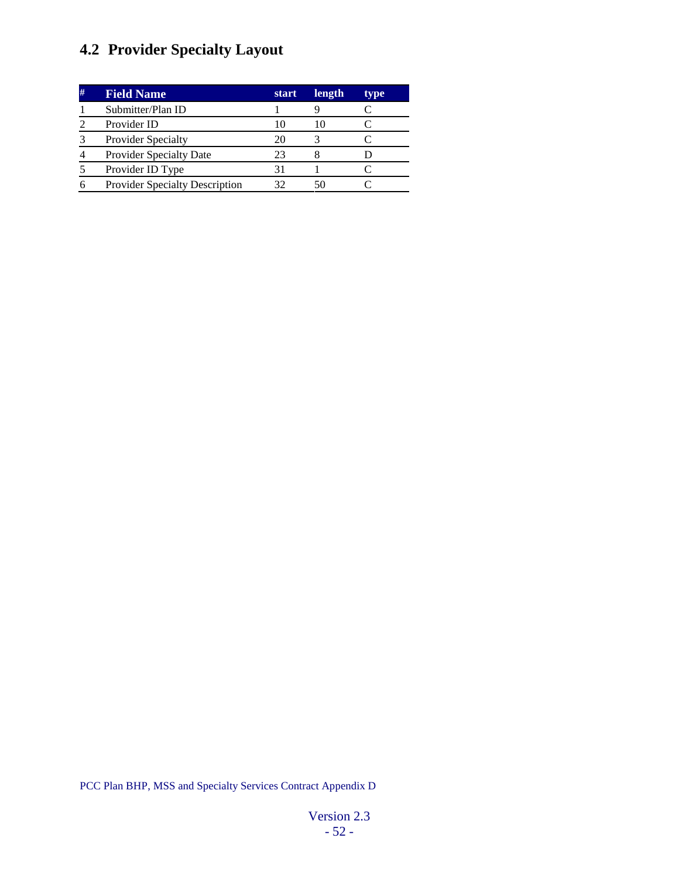## 4.2 Provider Specialty Layout

| # | Field Name | start | length | type |
|---|---|---|---|---|
| 1 | Submitter/Plan ID | 1 | 9 | C |
| 2 | Provider ID | 10 | 10 | C |
| 3 | Provider Specialty | 20 | 3 | C |
| 4 | Provider Specialty Date | 23 | 8 | D |
| 5 | Provider ID Type | 31 | 1 | C |
| 6 | Provider Specialty Description | 32 | 50 | C |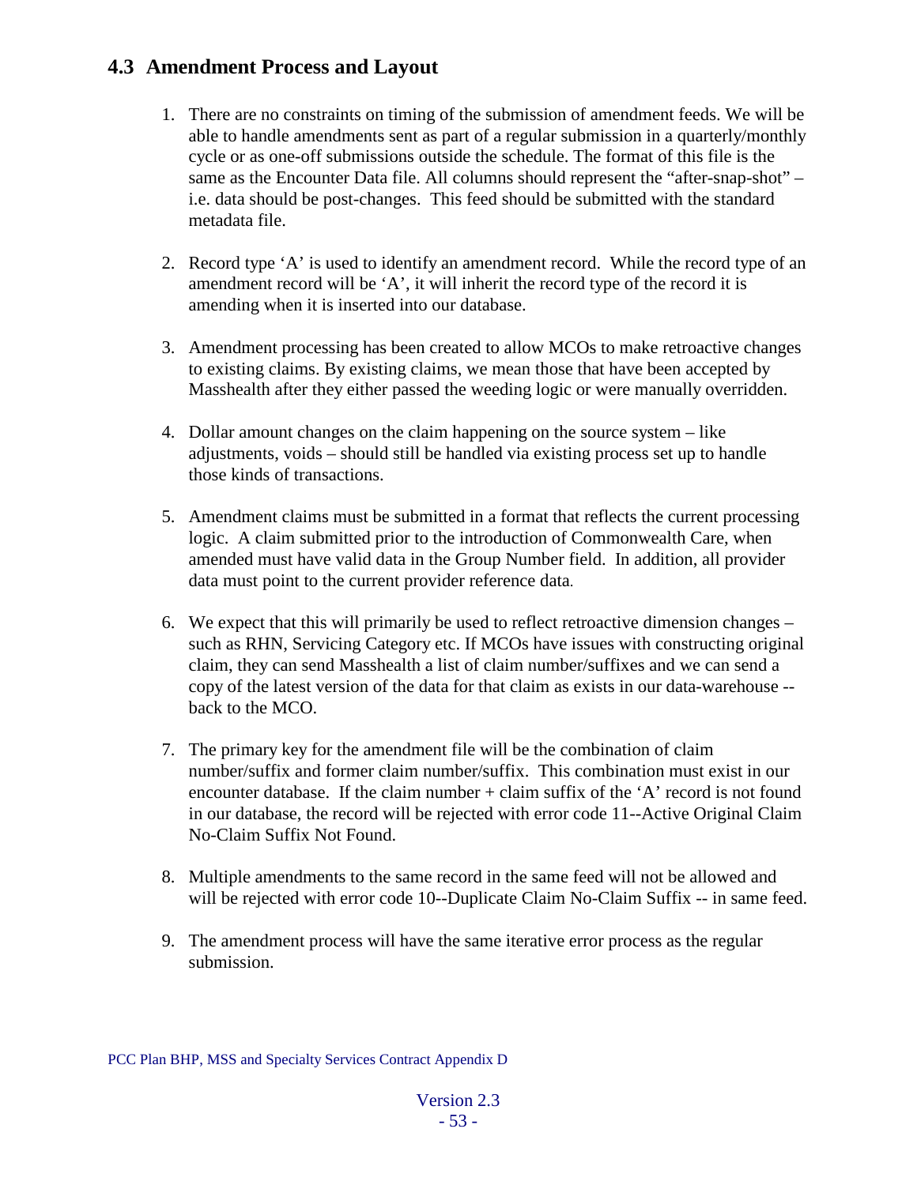## 4.3 Amendment Process and Layout

1. There are no constraints on timing of the submission of amendment feeds. We will be able to handle amendments sent as part of a regular submission in a quarterly/monthly cycle or as one-off submissions outside the schedule. The format of this file is the same as the Encounter Data file. All columns should represent the "after-snap-shot" – i.e. data should be post-changes. This feed should be submitted with the standard metadata file.

2. Record type 'A' is used to identify an amendment record. While the record type of an amendment record will be 'A', it will inherit the record type of the record it is amending when it is inserted into our database.

3. Amendment processing has been created to allow MCOs to make retroactive changes to existing claims. By existing claims, we mean those that have been accepted by Masshealth after they either passed the weeding logic or were manually overridden.

4. Dollar amount changes on the claim happening on the source system – like adjustments, voids – should still be handled via existing process set up to handle those kinds of transactions.

5. Amendment claims must be submitted in a format that reflects the current processing logic. A claim submitted prior to the introduction of Commonwealth Care, when amended must have valid data in the Group Number field. In addition, all provider data must point to the current provider reference data.

6. We expect that this will primarily be used to reflect retroactive dimension changes – such as RHN, Servicing Category etc. If MCOs have issues with constructing original claim, they can send Masshealth a list of claim number/suffixes and we can send a copy of the latest version of the data for that claim as exists in our data-warehouse -- back to the MCO.

7. The primary key for the amendment file will be the combination of claim number/suffix and former claim number/suffix. This combination must exist in our encounter database. If the claim number + claim suffix of the 'A' record is not found in our database, the record will be rejected with error code 11--Active Original Claim No-Claim Suffix Not Found.

8. Multiple amendments to the same record in the same feed will not be allowed and will be rejected with error code 10--Duplicate Claim No-Claim Suffix -- in same feed.

9. The amendment process will have the same iterative error process as the regular submission.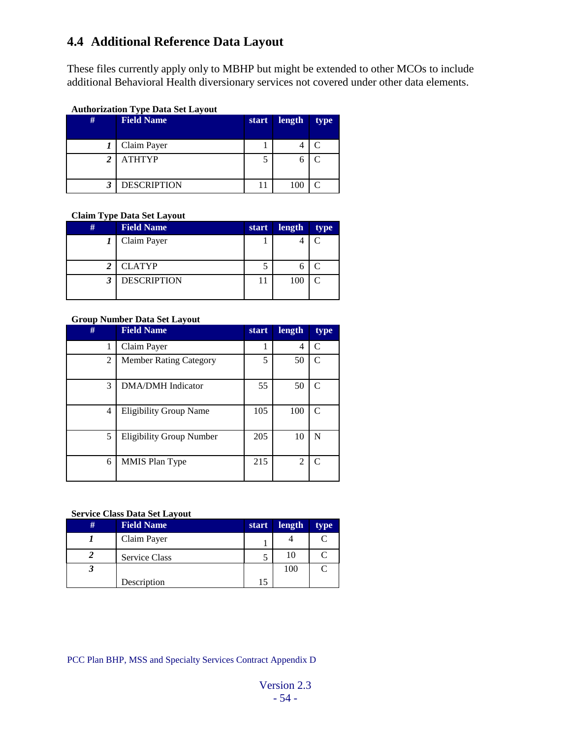## 4.4 Additional Reference Data Layout

These files currently apply only to MBHP but might be extended to other MCOs to include additional Behavioral Health diversionary services not covered under other data elements.

**Authorization Type Data Set Layout**

| # | Field Name | start | length | type |
|---|---|---|---|---|
| *1* | Claim Payer | 1 | 4 | C |
| *2* | ATHTYP | 5 | 6 | C |
| *3* | DESCRIPTION | 11 | 100 | C |

**Claim Type Data Set Layout**

| # | Field Name | start | length | type |
|---|---|---|---|---|
| *1* | Claim Payer | 1 | 4 | C |
| *2* | CLATYP | 5 | 6 | C |
| *3* | DESCRIPTION | 11 | 100 | C |

**Group Number Data Set Layout**

| # | Field Name | start | length | type |
|---|---|---|---|---|
| 1 | Claim Payer | 1 | 4 | C |
| 2 | Member Rating Category | 5 | 50 | C |
| 3 | DMA/DMH Indicator | 55 | 50 | C |
| 4 | Eligibility Group Name | 105 | 100 | C |
| 5 | Eligibility Group Number | 205 | 10 | N |
| 6 | MMIS Plan Type | 215 | 2 | C |

**Service Class Data Set Layout**

| # | Field Name | start | length | type |
|---|---|---|---|---|
| *1* | Claim Payer | 1 | 4 | C |
| *2* | Service Class | 5 | 10 | C |
| *3* | Description | 15 | 100 | C |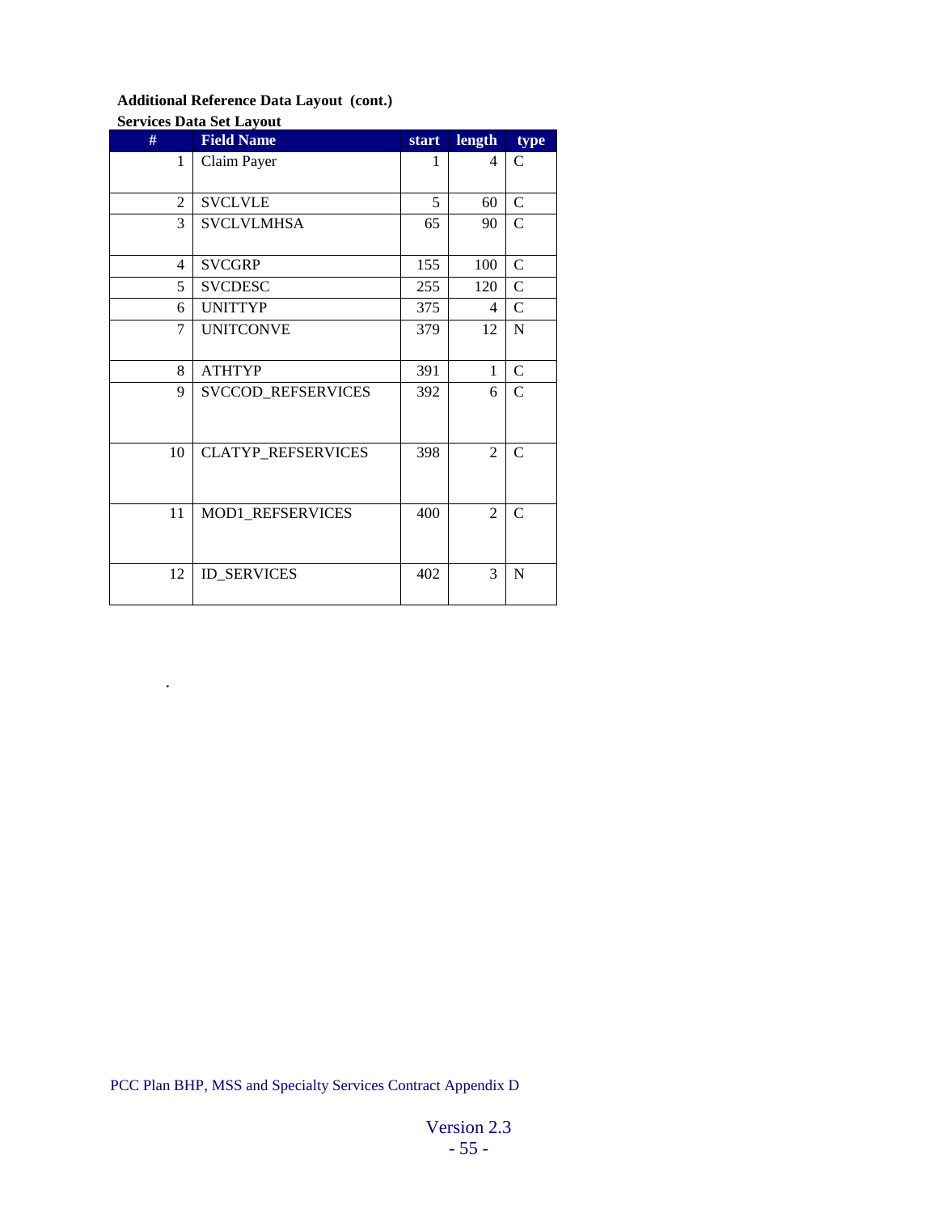**Additional Reference Data Layout (cont.)**

**Services Data Set Layout**

| # | Field Name | start | length | type |
|---|---|---|---|---|
| 1 | Claim Payer | 1 | 4 | C |
| 2 | SVCLVLE | 5 | 60 | C |
| 3 | SVCLVLMHSA | 65 | 90 | C |
| 4 | SVCGRP | 155 | 100 | C |
| 5 | SVCDESC | 255 | 120 | C |
| 6 | UNITTYP | 375 | 4 | C |
| 7 | UNITCONVE | 379 | 12 | N |
| 8 | ATHTYP | 391 | 1 | C |
| 9 | SVCCOD_REFSERVICES | 392 | 6 | C |
| 10 | CLATYP_REFSERVICES | 398 | 2 | C |
| 11 | MOD1_REFSERVICES | 400 | 2 | C |
| 12 | ID_SERVICES | 402 | 3 | N |

.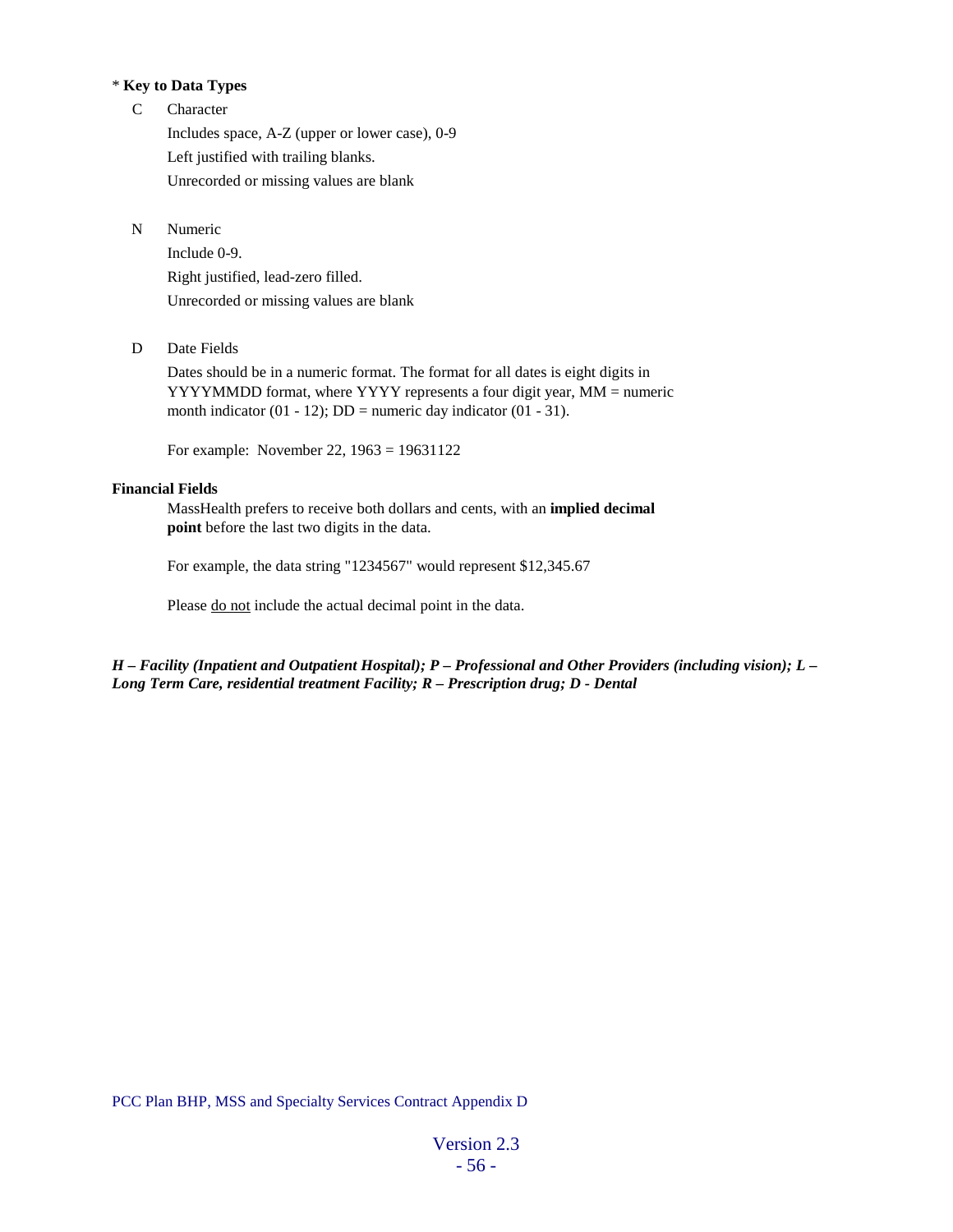\* **Key to Data Types**

C  Character

Includes space, A-Z (upper or lower case), 0-9

Left justified with trailing blanks.

Unrecorded or missing values are blank

N  Numeric

Include 0-9.

Right justified, lead-zero filled.

Unrecorded or missing values are blank

D  Date Fields

Dates should be in a numeric format. The format for all dates is eight digits in YYYYMMDD format, where YYYY represents a four digit year, MM = numeric month indicator (01 - 12); DD = numeric day indicator (01 - 31).

For example: November 22, 1963 = 19631122

**Financial Fields**

MassHealth prefers to receive both dollars and cents, with an **implied decimal point** before the last two digits in the data.

For example, the data string "1234567" would represent $12,345.67

Please <u>do not</u> include the actual decimal point in the data.

***H – Facility (Inpatient and Outpatient Hospital); P – Professional and Other Providers (including vision); L – Long Term Care, residential treatment Facility; R – Prescription drug; D - Dental***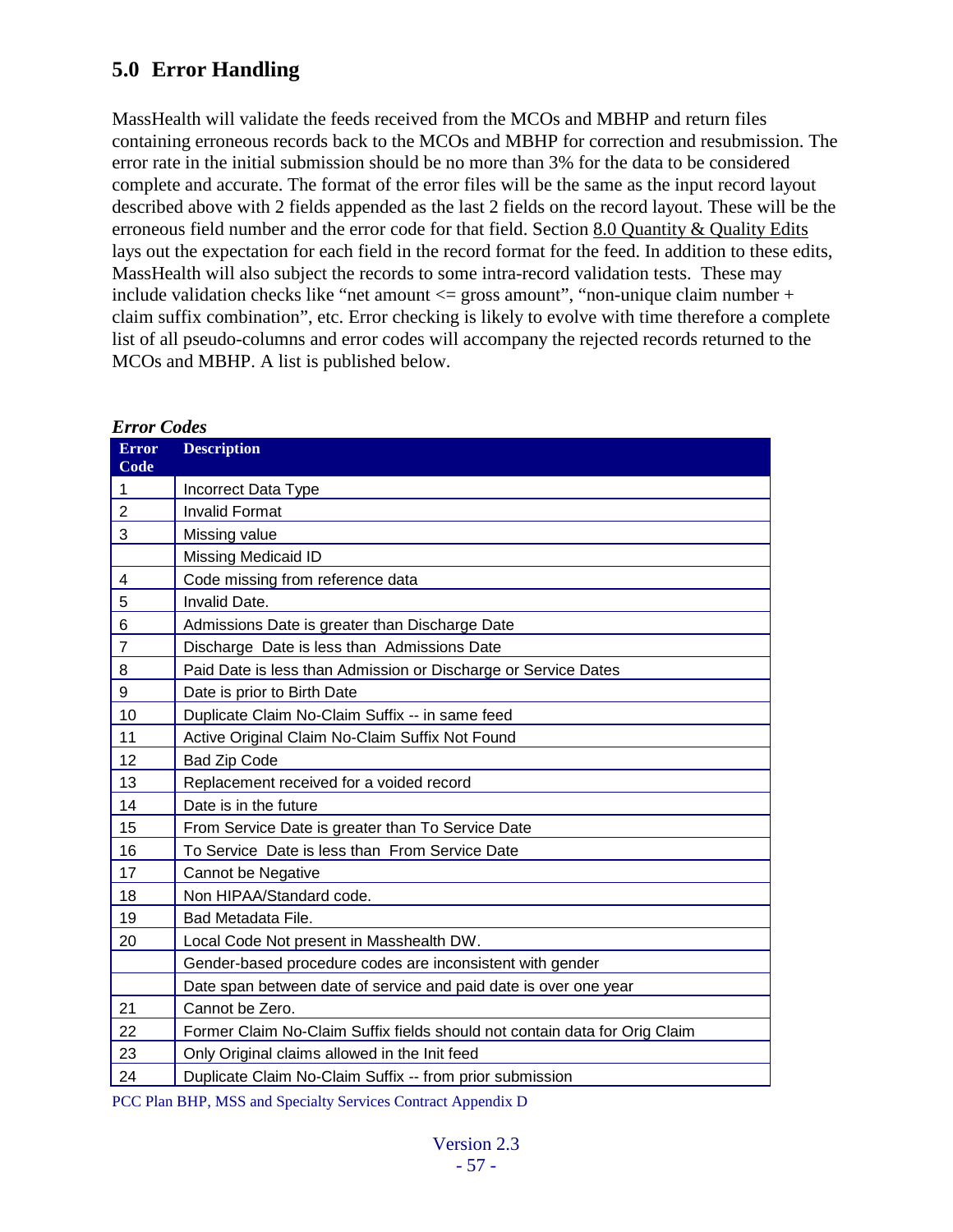## 5.0 Error Handling

MassHealth will validate the feeds received from the MCOs and MBHP and return files containing erroneous records back to the MCOs and MBHP for correction and resubmission. The error rate in the initial submission should be no more than 3% for the data to be considered complete and accurate. The format of the error files will be the same as the input record layout described above with 2 fields appended as the last 2 fields on the record layout. These will be the erroneous field number and the error code for that field. Section 8.0 Quantity & Quality Edits lays out the expectation for each field in the record format for the feed. In addition to these edits, MassHealth will also subject the records to some intra-record validation tests. These may include validation checks like "net amount <= gross amount", "non-unique claim number + claim suffix combination", etc. Error checking is likely to evolve with time therefore a complete list of all pseudo-columns and error codes will accompany the rejected records returned to the MCOs and MBHP. A list is published below.

***Error Codes***

| Error Code | Description |
|---|---|
| 1 | Incorrect Data Type |
| 2 | Invalid Format |
| 3 | Missing value |
| | Missing Medicaid ID |
| 4 | Code missing from reference data |
| 5 | Invalid Date. |
| 6 | Admissions Date is greater than Discharge Date |
| 7 | Discharge Date is less than Admissions Date |
| 8 | Paid Date is less than Admission or Discharge or Service Dates |
| 9 | Date is prior to Birth Date |
| 10 | Duplicate Claim No-Claim Suffix -- in same feed |
| 11 | Active Original Claim No-Claim Suffix Not Found |
| 12 | Bad Zip Code |
| 13 | Replacement received for a voided record |
| 14 | Date is in the future |
| 15 | From Service Date is greater than To Service Date |
| 16 | To Service Date is less than From Service Date |
| 17 | Cannot be Negative |
| 18 | Non HIPAA/Standard code. |
| 19 | Bad Metadata File. |
| 20 | Local Code Not present in Masshealth DW. |
| | Gender-based procedure codes are inconsistent with gender |
| | Date span between date of service and paid date is over one year |
| 21 | Cannot be Zero. |
| 22 | Former Claim No-Claim Suffix fields should not contain data for Orig Claim |
| 23 | Only Original claims allowed in the Init feed |
| 24 | Duplicate Claim No-Claim Suffix -- from prior submission |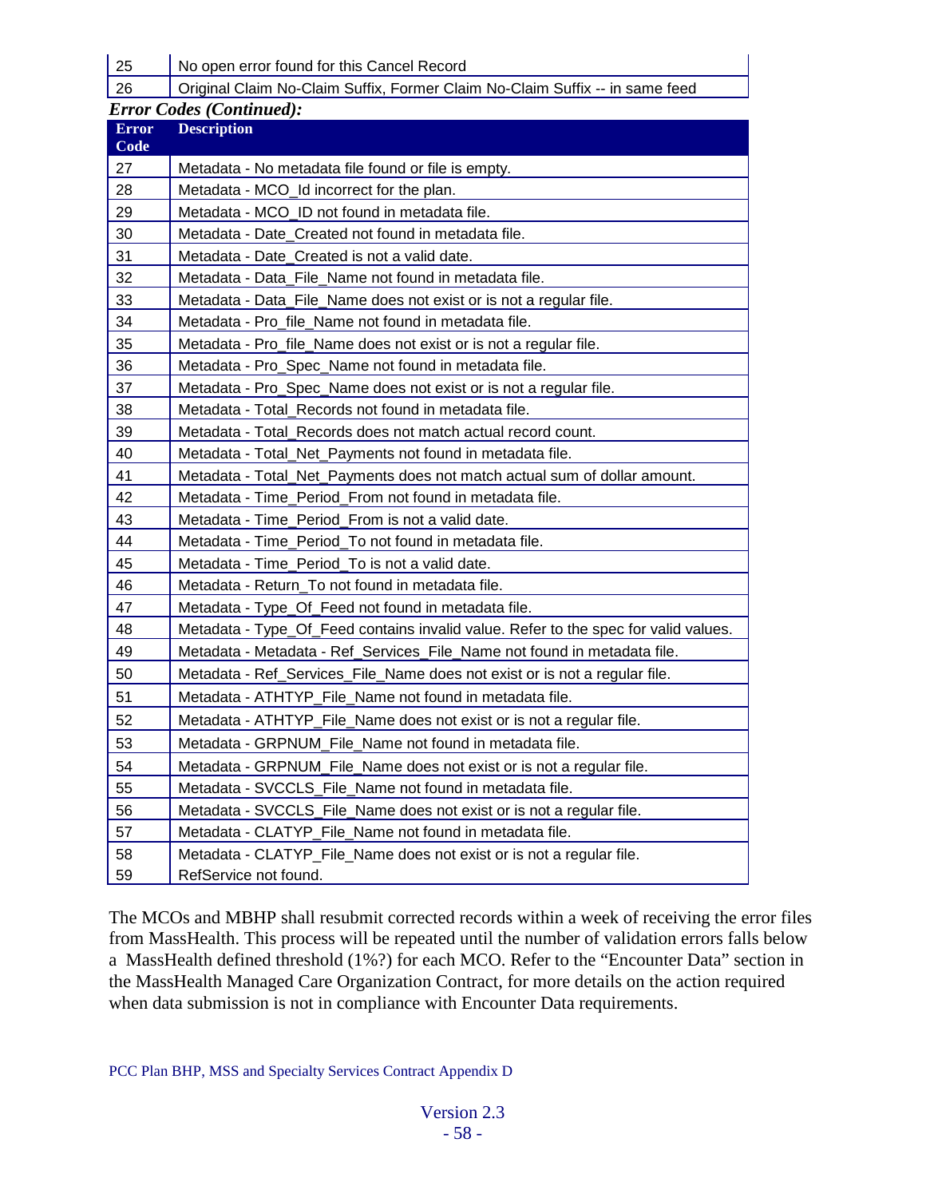| | |
|---|---|
| 25 | No open error found for this Cancel Record |
| 26 | Original Claim No-Claim Suffix, Former Claim No-Claim Suffix -- in same feed |

***Error Codes (Continued):***

| Error Code | Description |
|---|---|
| 27 | Metadata - No metadata file found or file is empty. |
| 28 | Metadata - MCO_Id incorrect for the plan. |
| 29 | Metadata - MCO_ID not found in metadata file. |
| 30 | Metadata - Date_Created not found in metadata file. |
| 31 | Metadata - Date_Created is not a valid date. |
| 32 | Metadata - Data_File_Name not found in metadata file. |
| 33 | Metadata - Data_File_Name does not exist or is not a regular file. |
| 34 | Metadata - Pro_file_Name not found in metadata file. |
| 35 | Metadata - Pro_file_Name does not exist or is not a regular file. |
| 36 | Metadata - Pro_Spec_Name not found in metadata file. |
| 37 | Metadata - Pro_Spec_Name does not exist or is not a regular file. |
| 38 | Metadata - Total_Records not found in metadata file. |
| 39 | Metadata - Total_Records does not match actual record count. |
| 40 | Metadata - Total_Net_Payments not found in metadata file. |
| 41 | Metadata - Total_Net_Payments does not match actual sum of dollar amount. |
| 42 | Metadata - Time_Period_From not found in metadata file. |
| 43 | Metadata - Time_Period_From is not a valid date. |
| 44 | Metadata - Time_Period_To not found in metadata file. |
| 45 | Metadata - Time_Period_To is not a valid date. |
| 46 | Metadata - Return_To not found in metadata file. |
| 47 | Metadata - Type_Of_Feed not found in metadata file. |
| 48 | Metadata - Type_Of_Feed contains invalid value. Refer to the spec for valid values. |
| 49 | Metadata - Metadata - Ref_Services_File_Name not found in metadata file. |
| 50 | Metadata - Ref_Services_File_Name does not exist or is not a regular file. |
| 51 | Metadata - ATHTYP_File_Name not found in metadata file. |
| 52 | Metadata - ATHTYP_File_Name does not exist or is not a regular file. |
| 53 | Metadata - GRPNUM_File_Name not found in metadata file. |
| 54 | Metadata - GRPNUM_File_Name does not exist or is not a regular file. |
| 55 | Metadata - SVCCLS_File_Name not found in metadata file. |
| 56 | Metadata - SVCCLS_File_Name does not exist or is not a regular file. |
| 57 | Metadata - CLATYP_File_Name not found in metadata file. |
| 58 | Metadata - CLATYP_File_Name does not exist or is not a regular file. |
| 59 | RefService not found. |

The MCOs and MBHP shall resubmit corrected records within a week of receiving the error files from MassHealth. This process will be repeated until the number of validation errors falls below a MassHealth defined threshold (1%?) for each MCO. Refer to the "Encounter Data" section in the MassHealth Managed Care Organization Contract, for more details on the action required when data submission is not in compliance with Encounter Data requirements.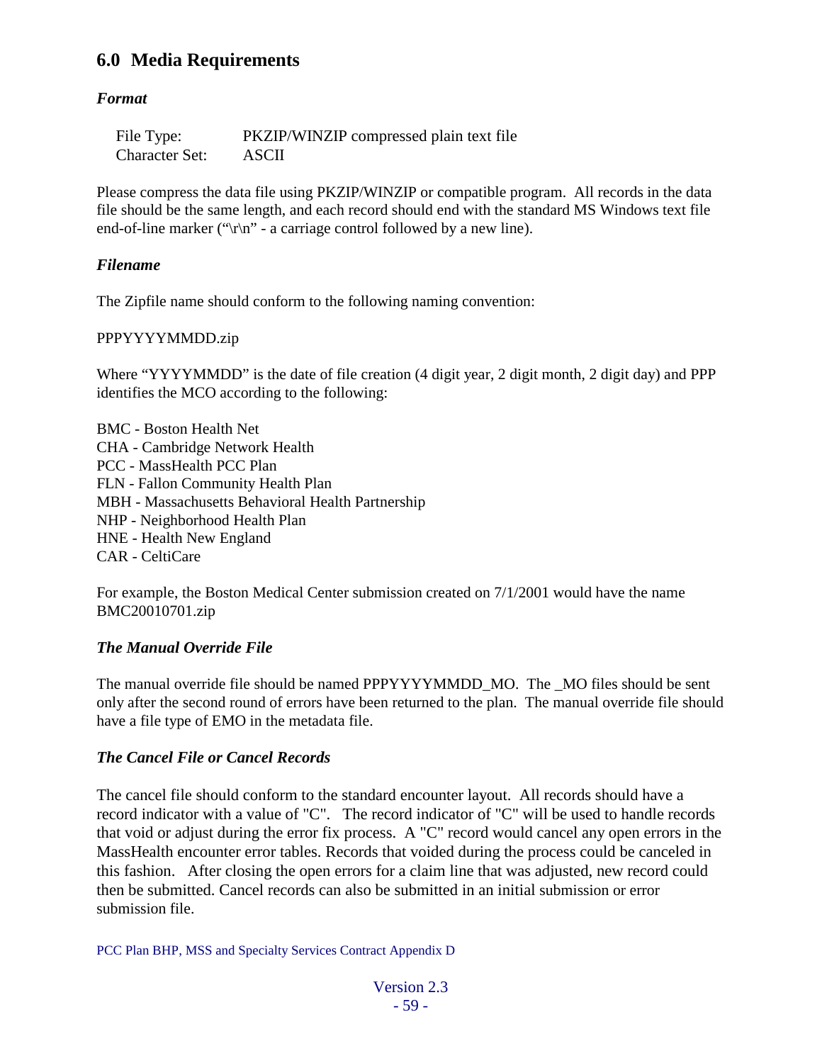## 6.0 Media Requirements

### *Format*

File Type: PKZIP/WINZIP compressed plain text file
Character Set: ASCII

Please compress the data file using PKZIP/WINZIP or compatible program. All records in the data file should be the same length, and each record should end with the standard MS Windows text file end-of-line marker ("\r\n" - a carriage control followed by a new line).

### *Filename*

The Zipfile name should conform to the following naming convention:

PPPYYYYMMDD.zip

Where "YYYYMMDD" is the date of file creation (4 digit year, 2 digit month, 2 digit day) and PPP identifies the MCO according to the following:

BMC - Boston Health Net
CHA - Cambridge Network Health
PCC - MassHealth PCC Plan
FLN - Fallon Community Health Plan
MBH - Massachusetts Behavioral Health Partnership
NHP - Neighborhood Health Plan
HNE - Health New England
CAR - CeltiCare

For example, the Boston Medical Center submission created on 7/1/2001 would have the name BMC20010701.zip

### *The Manual Override File*

The manual override file should be named PPPYYYYMMDD_MO. The _MO files should be sent only after the second round of errors have been returned to the plan. The manual override file should have a file type of EMO in the metadata file.

### *The Cancel File or Cancel Records*

The cancel file should conform to the standard encounter layout. All records should have a record indicator with a value of "C". The record indicator of "C" will be used to handle records that void or adjust during the error fix process. A "C" record would cancel any open errors in the MassHealth encounter error tables. Records that voided during the process could be canceled in this fashion. After closing the open errors for a claim line that was adjusted, new record could then be submitted. Cancel records can also be submitted in an initial submission or error submission file.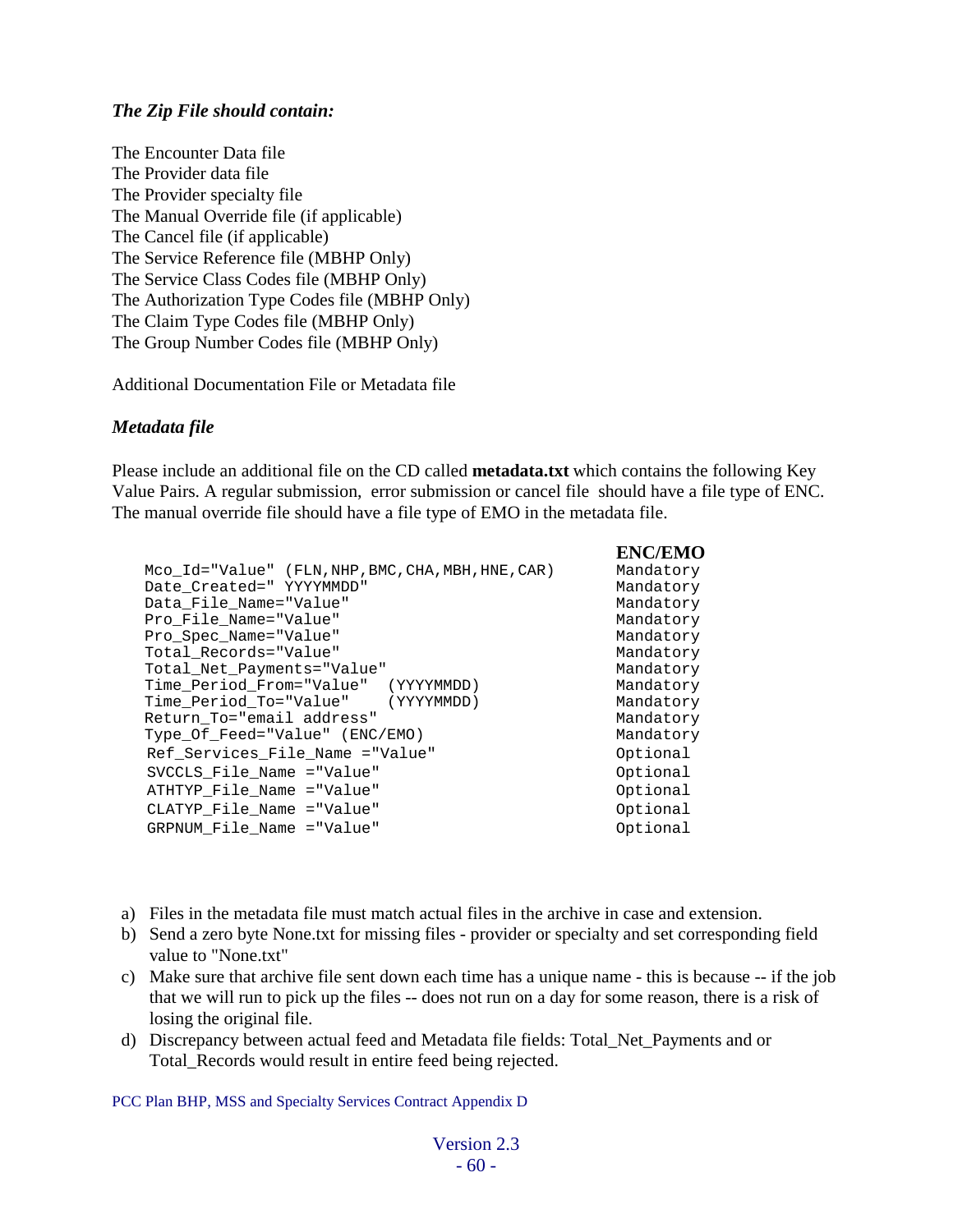### *The Zip File should contain:*

The Encounter Data file
The Provider data file
The Provider specialty file
The Manual Override file (if applicable)
The Cancel file (if applicable)
The Service Reference file (MBHP Only)
The Service Class Codes file (MBHP Only)
The Authorization Type Codes file (MBHP Only)
The Claim Type Codes file (MBHP Only)
The Group Number Codes file (MBHP Only)

Additional Documentation File or Metadata file

### *Metadata file*

Please include an additional file on the CD called **metadata.txt** which contains the following Key Value Pairs. A regular submission, error submission or cancel file should have a file type of ENC. The manual override file should have a file type of EMO in the metadata file.

| | ENC/EMO |
|---|---|
| Mco_Id="Value" (FLN,NHP,BMC,CHA,MBH,HNE,CAR) | Mandatory |
| Date_Created=" YYYYMMDD" | Mandatory |
| Data_File_Name="Value" | Mandatory |
| Pro_File_Name="Value" | Mandatory |
| Pro_Spec_Name="Value" | Mandatory |
| Total_Records="Value" | Mandatory |
| Total_Net_Payments="Value" | Mandatory |
| Time_Period_From="Value" (YYYYMMDD) | Mandatory |
| Time_Period_To="Value" (YYYYMMDD) | Mandatory |
| Return_To="email address" | Mandatory |
| Type_Of_Feed="Value" (ENC/EMO) | Mandatory |
| Ref_Services_File_Name ="Value" | Optional |
| SVCCLS_File_Name ="Value" | Optional |
| ATHTYP_File_Name ="Value" | Optional |
| CLATYP_File_Name ="Value" | Optional |
| GRPNUM_File_Name ="Value" | Optional |

a) Files in the metadata file must match actual files in the archive in case and extension.
b) Send a zero byte None.txt for missing files - provider or specialty and set corresponding field value to "None.txt"
c) Make sure that archive file sent down each time has a unique name - this is because -- if the job that we will run to pick up the files -- does not run on a day for some reason, there is a risk of losing the original file.
d) Discrepancy between actual feed and Metadata file fields: Total_Net_Payments and or Total_Records would result in entire feed being rejected.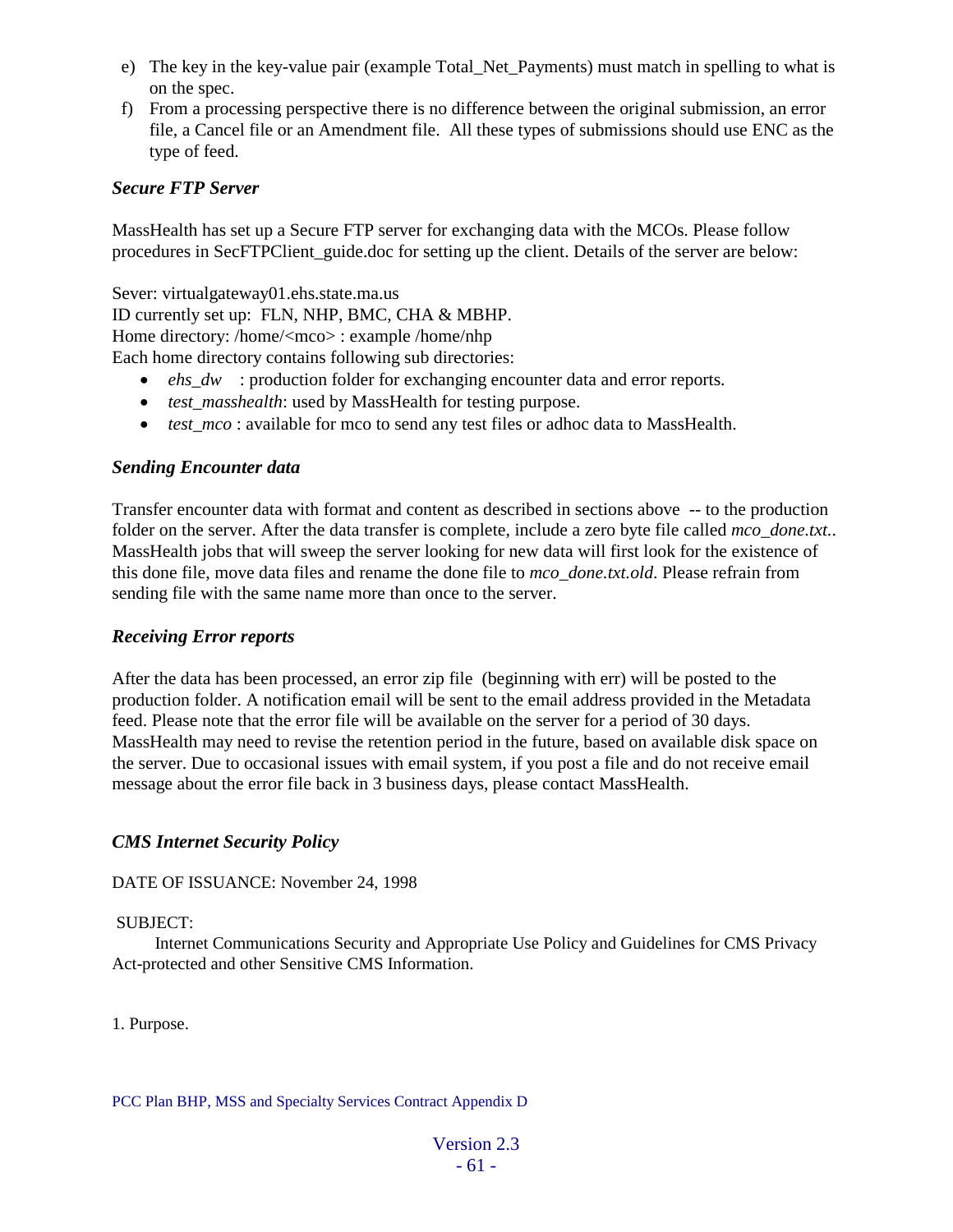e) The key in the key-value pair (example Total_Net_Payments) must match in spelling to what is on the spec.
f) From a processing perspective there is no difference between the original submission, an error file, a Cancel file or an Amendment file. All these types of submissions should use ENC as the type of feed.

### *Secure FTP Server*

MassHealth has set up a Secure FTP server for exchanging data with the MCOs. Please follow procedures in SecFTPClient_guide.doc for setting up the client. Details of the server are below:

Sever: virtualgateway01.ehs.state.ma.us
ID currently set up: FLN, NHP, BMC, CHA & MBHP.
Home directory: /home/<mco> : example /home/nhp
Each home directory contains following sub directories:

- *ehs_dw* : production folder for exchanging encounter data and error reports.
- *test_masshealth*: used by MassHealth for testing purpose.
- *test_mco* : available for mco to send any test files or adhoc data to MassHealth.

### *Sending Encounter data*

Transfer encounter data with format and content as described in sections above -- to the production folder on the server. After the data transfer is complete, include a zero byte file called *mco_done.txt.*. MassHealth jobs that will sweep the server looking for new data will first look for the existence of this done file, move data files and rename the done file to *mco_done.txt.old*. Please refrain from sending file with the same name more than once to the server.

### *Receiving Error reports*

After the data has been processed, an error zip file (beginning with err) will be posted to the production folder. A notification email will be sent to the email address provided in the Metadata feed. Please note that the error file will be available on the server for a period of 30 days. MassHealth may need to revise the retention period in the future, based on available disk space on the server. Due to occasional issues with email system, if you post a file and do not receive email message about the error file back in 3 business days, please contact MassHealth.

### *CMS Internet Security Policy*

DATE OF ISSUANCE: November 24, 1998

SUBJECT:
Internet Communications Security and Appropriate Use Policy and Guidelines for CMS Privacy Act-protected and other Sensitive CMS Information.

1. Purpose.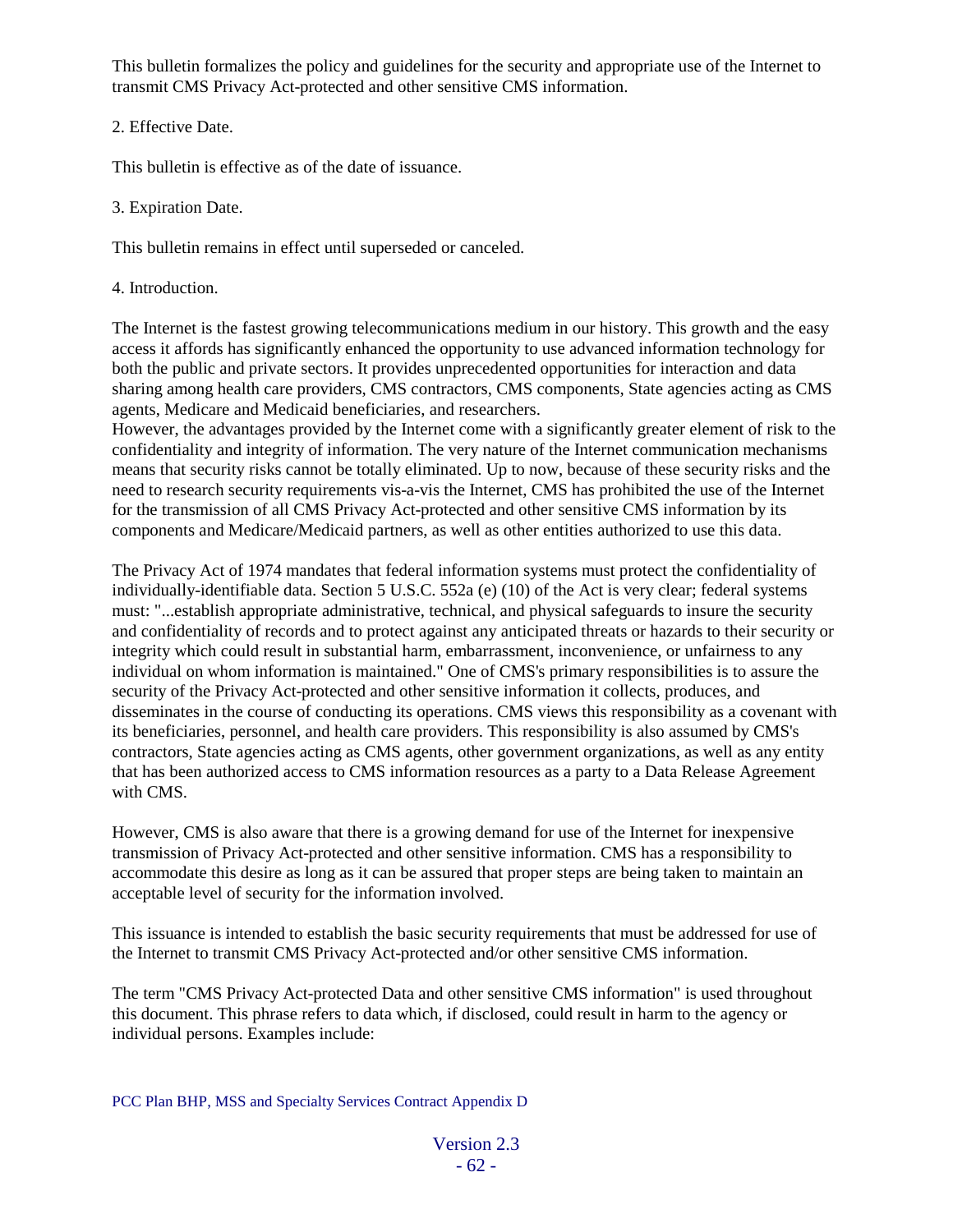This bulletin formalizes the policy and guidelines for the security and appropriate use of the Internet to transmit CMS Privacy Act-protected and other sensitive CMS information.

2. Effective Date.

This bulletin is effective as of the date of issuance.

3. Expiration Date.

This bulletin remains in effect until superseded or canceled.

4. Introduction.

The Internet is the fastest growing telecommunications medium in our history. This growth and the easy access it affords has significantly enhanced the opportunity to use advanced information technology for both the public and private sectors. It provides unprecedented opportunities for interaction and data sharing among health care providers, CMS contractors, CMS components, State agencies acting as CMS agents, Medicare and Medicaid beneficiaries, and researchers.
However, the advantages provided by the Internet come with a significantly greater element of risk to the confidentiality and integrity of information. The very nature of the Internet communication mechanisms means that security risks cannot be totally eliminated. Up to now, because of these security risks and the need to research security requirements vis-a-vis the Internet, CMS has prohibited the use of the Internet for the transmission of all CMS Privacy Act-protected and other sensitive CMS information by its components and Medicare/Medicaid partners, as well as other entities authorized to use this data.

The Privacy Act of 1974 mandates that federal information systems must protect the confidentiality of individually-identifiable data. Section 5 U.S.C. 552a (e) (10) of the Act is very clear; federal systems must: "...establish appropriate administrative, technical, and physical safeguards to insure the security and confidentiality of records and to protect against any anticipated threats or hazards to their security or integrity which could result in substantial harm, embarrassment, inconvenience, or unfairness to any individual on whom information is maintained." One of CMS's primary responsibilities is to assure the security of the Privacy Act-protected and other sensitive information it collects, produces, and disseminates in the course of conducting its operations. CMS views this responsibility as a covenant with its beneficiaries, personnel, and health care providers. This responsibility is also assumed by CMS's contractors, State agencies acting as CMS agents, other government organizations, as well as any entity that has been authorized access to CMS information resources as a party to a Data Release Agreement with CMS.

However, CMS is also aware that there is a growing demand for use of the Internet for inexpensive transmission of Privacy Act-protected and other sensitive information. CMS has a responsibility to accommodate this desire as long as it can be assured that proper steps are being taken to maintain an acceptable level of security for the information involved.

This issuance is intended to establish the basic security requirements that must be addressed for use of the Internet to transmit CMS Privacy Act-protected and/or other sensitive CMS information.

The term "CMS Privacy Act-protected Data and other sensitive CMS information" is used throughout this document. This phrase refers to data which, if disclosed, could result in harm to the agency or individual persons. Examples include: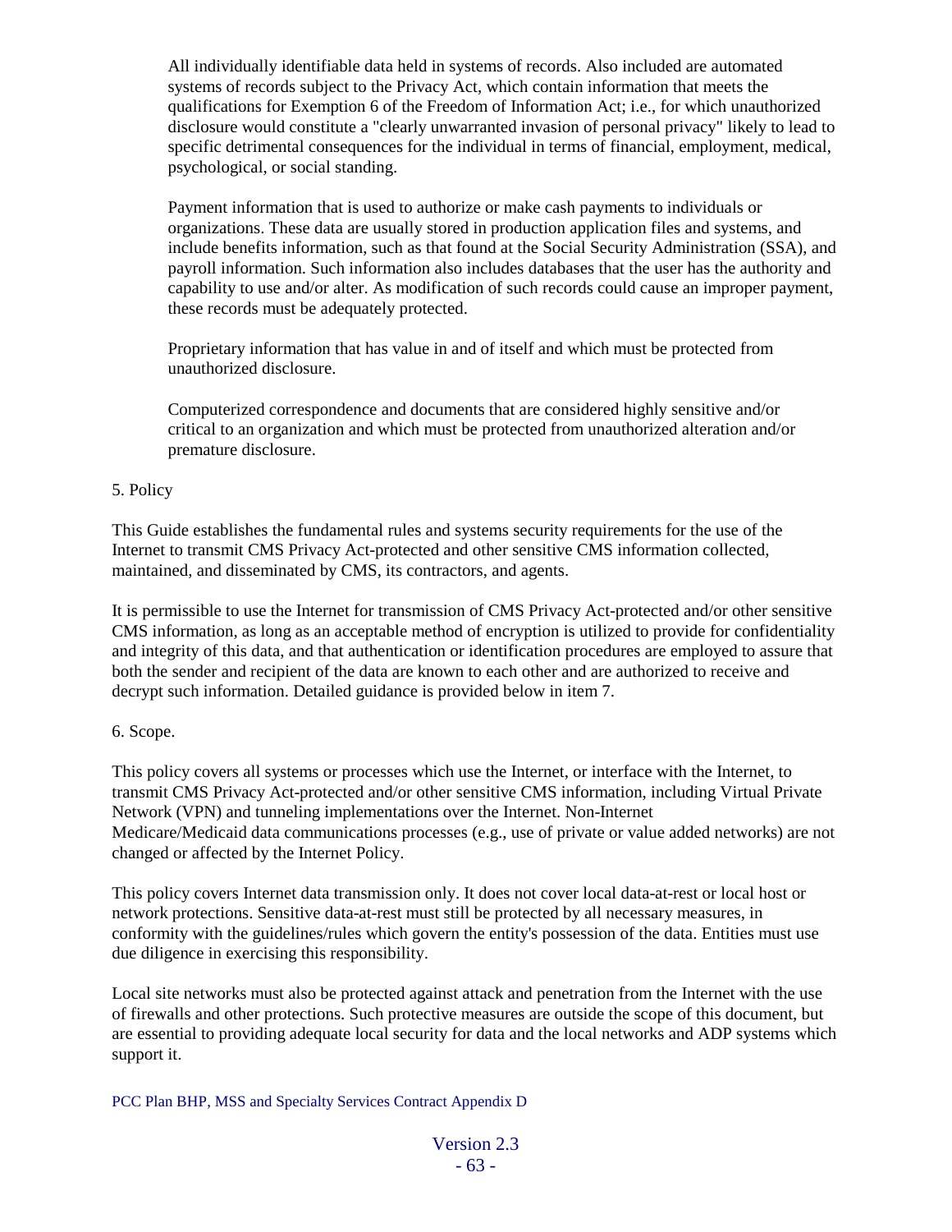All individually identifiable data held in systems of records. Also included are automated systems of records subject to the Privacy Act, which contain information that meets the qualifications for Exemption 6 of the Freedom of Information Act; i.e., for which unauthorized disclosure would constitute a "clearly unwarranted invasion of personal privacy" likely to lead to specific detrimental consequences for the individual in terms of financial, employment, medical, psychological, or social standing.

Payment information that is used to authorize or make cash payments to individuals or organizations. These data are usually stored in production application files and systems, and include benefits information, such as that found at the Social Security Administration (SSA), and payroll information. Such information also includes databases that the user has the authority and capability to use and/or alter. As modification of such records could cause an improper payment, these records must be adequately protected.

Proprietary information that has value in and of itself and which must be protected from unauthorized disclosure.

Computerized correspondence and documents that are considered highly sensitive and/or critical to an organization and which must be protected from unauthorized alteration and/or premature disclosure.

5. Policy

This Guide establishes the fundamental rules and systems security requirements for the use of the Internet to transmit CMS Privacy Act-protected and other sensitive CMS information collected, maintained, and disseminated by CMS, its contractors, and agents.

It is permissible to use the Internet for transmission of CMS Privacy Act-protected and/or other sensitive CMS information, as long as an acceptable method of encryption is utilized to provide for confidentiality and integrity of this data, and that authentication or identification procedures are employed to assure that both the sender and recipient of the data are known to each other and are authorized to receive and decrypt such information. Detailed guidance is provided below in item 7.

6. Scope.

This policy covers all systems or processes which use the Internet, or interface with the Internet, to transmit CMS Privacy Act-protected and/or other sensitive CMS information, including Virtual Private Network (VPN) and tunneling implementations over the Internet. Non-Internet Medicare/Medicaid data communications processes (e.g., use of private or value added networks) are not changed or affected by the Internet Policy.

This policy covers Internet data transmission only. It does not cover local data-at-rest or local host or network protections. Sensitive data-at-rest must still be protected by all necessary measures, in conformity with the guidelines/rules which govern the entity's possession of the data. Entities must use due diligence in exercising this responsibility.

Local site networks must also be protected against attack and penetration from the Internet with the use of firewalls and other protections. Such protective measures are outside the scope of this document, but are essential to providing adequate local security for data and the local networks and ADP systems which support it.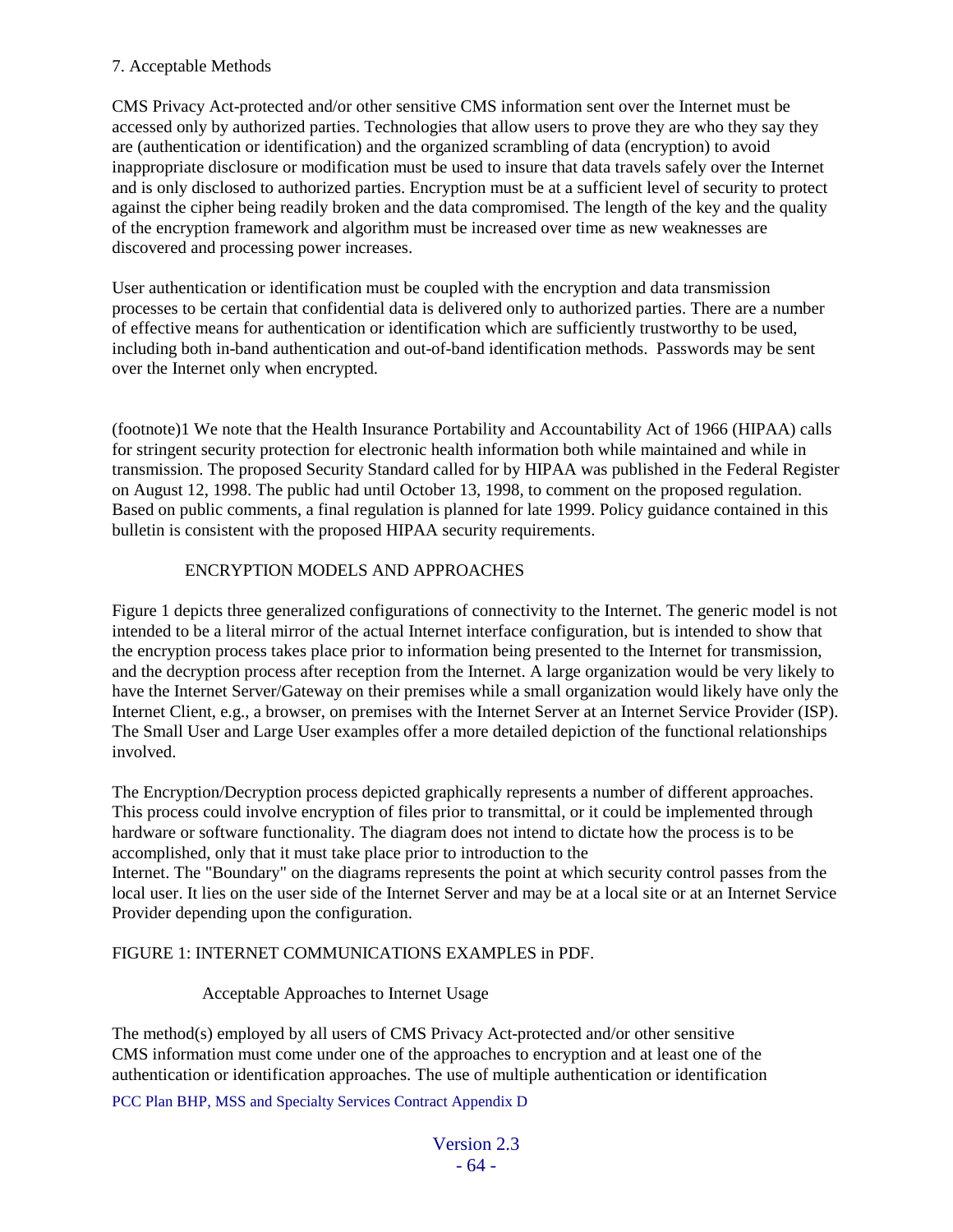7. Acceptable Methods

CMS Privacy Act-protected and/or other sensitive CMS information sent over the Internet must be accessed only by authorized parties. Technologies that allow users to prove they are who they say they are (authentication or identification) and the organized scrambling of data (encryption) to avoid inappropriate disclosure or modification must be used to insure that data travels safely over the Internet and is only disclosed to authorized parties. Encryption must be at a sufficient level of security to protect against the cipher being readily broken and the data compromised. The length of the key and the quality of the encryption framework and algorithm must be increased over time as new weaknesses are discovered and processing power increases.

User authentication or identification must be coupled with the encryption and data transmission processes to be certain that confidential data is delivered only to authorized parties. There are a number of effective means for authentication or identification which are sufficiently trustworthy to be used, including both in-band authentication and out-of-band identification methods. Passwords may be sent over the Internet only when encrypted.

(footnote)1 We note that the Health Insurance Portability and Accountability Act of 1966 (HIPAA) calls for stringent security protection for electronic health information both while maintained and while in transmission. The proposed Security Standard called for by HIPAA was published in the Federal Register on August 12, 1998. The public had until October 13, 1998, to comment on the proposed regulation. Based on public comments, a final regulation is planned for late 1999. Policy guidance contained in this bulletin is consistent with the proposed HIPAA security requirements.

## ENCRYPTION MODELS AND APPROACHES

Figure 1 depicts three generalized configurations of connectivity to the Internet. The generic model is not intended to be a literal mirror of the actual Internet interface configuration, but is intended to show that the encryption process takes place prior to information being presented to the Internet for transmission, and the decryption process after reception from the Internet. A large organization would be very likely to have the Internet Server/Gateway on their premises while a small organization would likely have only the Internet Client, e.g., a browser, on premises with the Internet Server at an Internet Service Provider (ISP). The Small User and Large User examples offer a more detailed depiction of the functional relationships involved.

The Encryption/Decryption process depicted graphically represents a number of different approaches. This process could involve encryption of files prior to transmittal, or it could be implemented through hardware or software functionality. The diagram does not intend to dictate how the process is to be accomplished, only that it must take place prior to introduction to the Internet. The "Boundary" on the diagrams represents the point at which security control passes from the local user. It lies on the user side of the Internet Server and may be at a local site or at an Internet Service Provider depending upon the configuration.

FIGURE 1: INTERNET COMMUNICATIONS EXAMPLES in PDF.

## Acceptable Approaches to Internet Usage

The method(s) employed by all users of CMS Privacy Act-protected and/or other sensitive CMS information must come under one of the approaches to encryption and at least one of the authentication or identification approaches. The use of multiple authentication or identification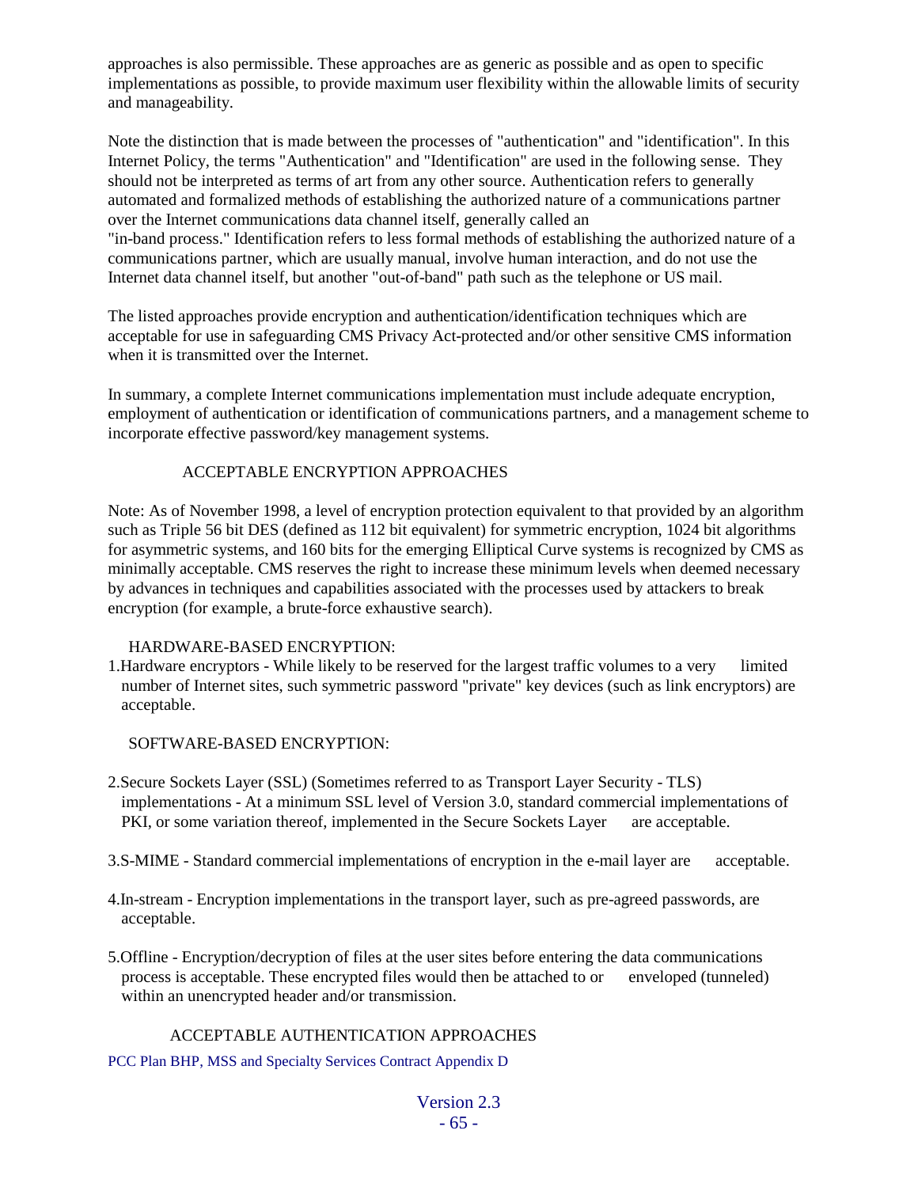approaches is also permissible. These approaches are as generic as possible and as open to specific implementations as possible, to provide maximum user flexibility within the allowable limits of security and manageability.

Note the distinction that is made between the processes of "authentication" and "identification". In this Internet Policy, the terms "Authentication" and "Identification" are used in the following sense. They should not be interpreted as terms of art from any other source. Authentication refers to generally automated and formalized methods of establishing the authorized nature of a communications partner over the Internet communications data channel itself, generally called an "in-band process." Identification refers to less formal methods of establishing the authorized nature of a communications partner, which are usually manual, involve human interaction, and do not use the Internet data channel itself, but another "out-of-band" path such as the telephone or US mail.

The listed approaches provide encryption and authentication/identification techniques which are acceptable for use in safeguarding CMS Privacy Act-protected and/or other sensitive CMS information when it is transmitted over the Internet.

In summary, a complete Internet communications implementation must include adequate encryption, employment of authentication or identification of communications partners, and a management scheme to incorporate effective password/key management systems.

## ACCEPTABLE ENCRYPTION APPROACHES

Note: As of November 1998, a level of encryption protection equivalent to that provided by an algorithm such as Triple 56 bit DES (defined as 112 bit equivalent) for symmetric encryption, 1024 bit algorithms for asymmetric systems, and 160 bits for the emerging Elliptical Curve systems is recognized by CMS as minimally acceptable. CMS reserves the right to increase these minimum levels when deemed necessary by advances in techniques and capabilities associated with the processes used by attackers to break encryption (for example, a brute-force exhaustive search).

### HARDWARE-BASED ENCRYPTION:

1. Hardware encryptors - While likely to be reserved for the largest traffic volumes to a very limited number of Internet sites, such symmetric password "private" key devices (such as link encryptors) are acceptable.

### SOFTWARE-BASED ENCRYPTION:

2. Secure Sockets Layer (SSL) (Sometimes referred to as Transport Layer Security - TLS) implementations - At a minimum SSL level of Version 3.0, standard commercial implementations of PKI, or some variation thereof, implemented in the Secure Sockets Layer are acceptable.

3. S-MIME - Standard commercial implementations of encryption in the e-mail layer are acceptable.

4. In-stream - Encryption implementations in the transport layer, such as pre-agreed passwords, are acceptable.

5. Offline - Encryption/decryption of files at the user sites before entering the data communications process is acceptable. These encrypted files would then be attached to or enveloped (tunneled) within an unencrypted header and/or transmission.

## ACCEPTABLE AUTHENTICATION APPROACHES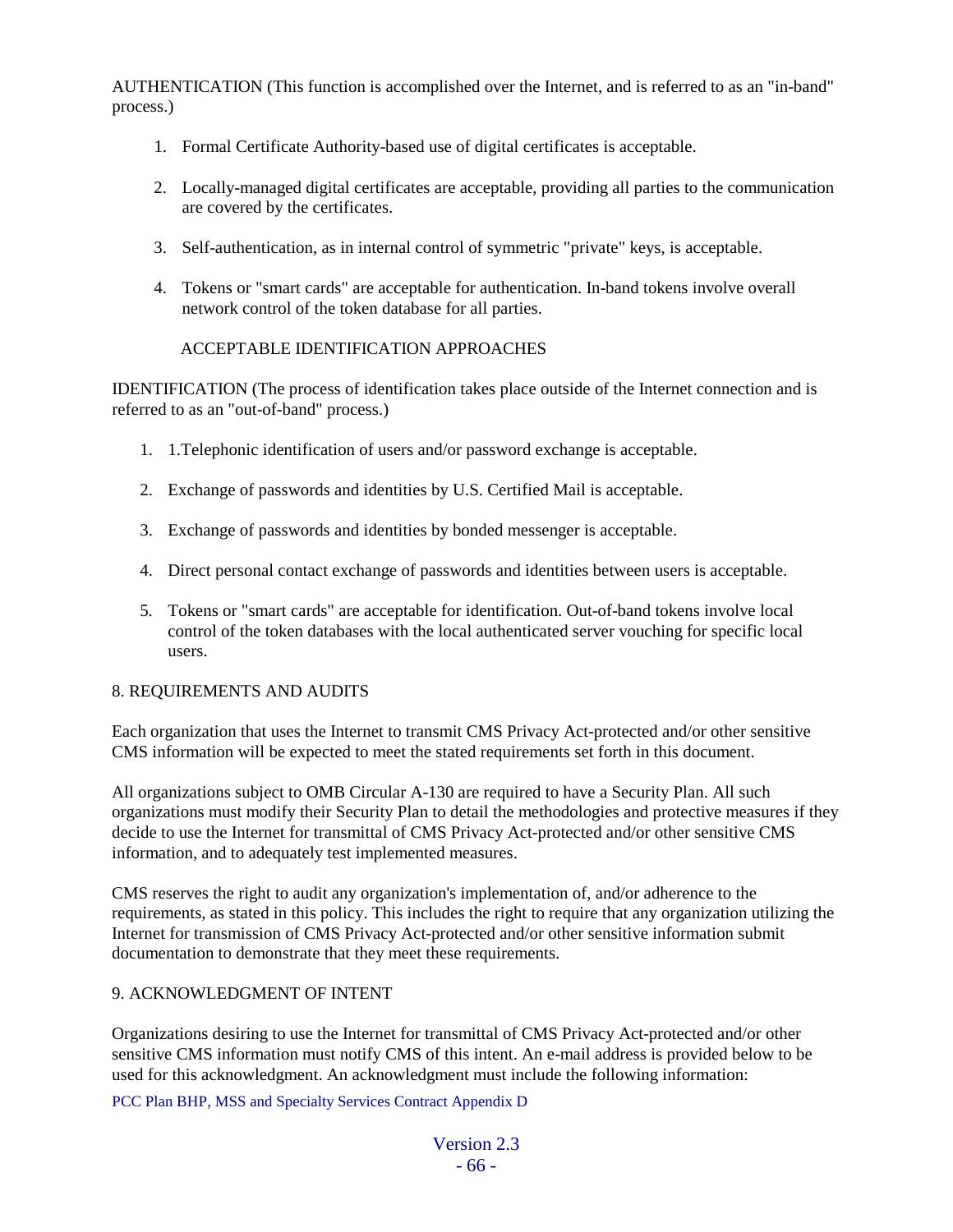AUTHENTICATION (This function is accomplished over the Internet, and is referred to as an "in-band" process.)

1. Formal Certificate Authority-based use of digital certificates is acceptable.

2. Locally-managed digital certificates are acceptable, providing all parties to the communication are covered by the certificates.

3. Self-authentication, as in internal control of symmetric "private" keys, is acceptable.

4. Tokens or "smart cards" are acceptable for authentication. In-band tokens involve overall network control of the token database for all parties.

ACCEPTABLE IDENTIFICATION APPROACHES

IDENTIFICATION (The process of identification takes place outside of the Internet connection and is referred to as an "out-of-band" process.)

1. 1.Telephonic identification of users and/or password exchange is acceptable.

2. Exchange of passwords and identities by U.S. Certified Mail is acceptable.

3. Exchange of passwords and identities by bonded messenger is acceptable.

4. Direct personal contact exchange of passwords and identities between users is acceptable.

5. Tokens or "smart cards" are acceptable for identification. Out-of-band tokens involve local control of the token databases with the local authenticated server vouching for specific local users.

8. REQUIREMENTS AND AUDITS

Each organization that uses the Internet to transmit CMS Privacy Act-protected and/or other sensitive CMS information will be expected to meet the stated requirements set forth in this document.

All organizations subject to OMB Circular A-130 are required to have a Security Plan. All such organizations must modify their Security Plan to detail the methodologies and protective measures if they decide to use the Internet for transmittal of CMS Privacy Act-protected and/or other sensitive CMS information, and to adequately test implemented measures.

CMS reserves the right to audit any organization's implementation of, and/or adherence to the requirements, as stated in this policy. This includes the right to require that any organization utilizing the Internet for transmission of CMS Privacy Act-protected and/or other sensitive information submit documentation to demonstrate that they meet these requirements.

9. ACKNOWLEDGMENT OF INTENT

Organizations desiring to use the Internet for transmittal of CMS Privacy Act-protected and/or other sensitive CMS information must notify CMS of this intent. An e-mail address is provided below to be used for this acknowledgment. An acknowledgment must include the following information: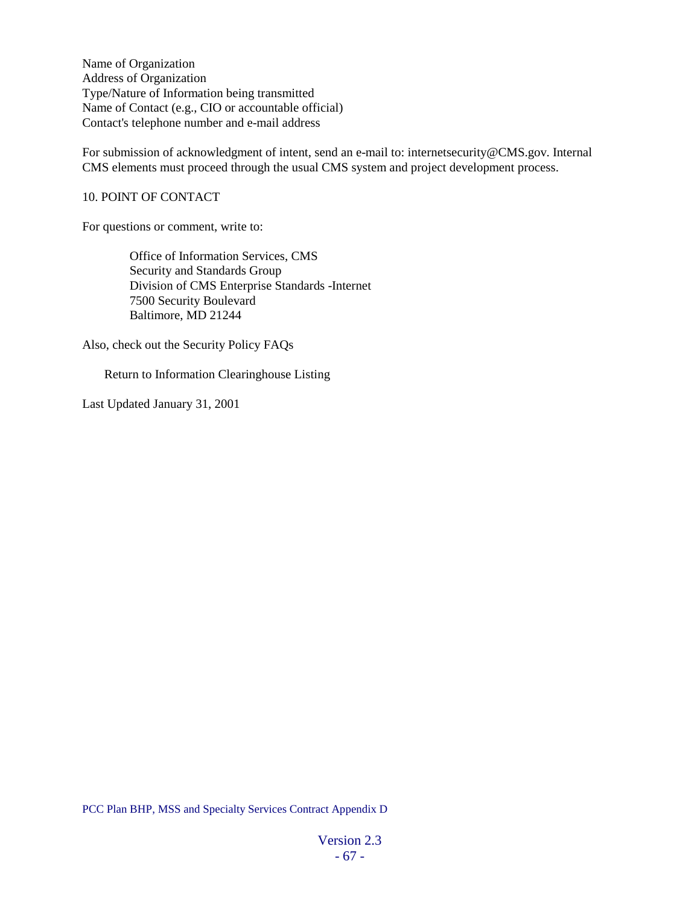Name of Organization
Address of Organization
Type/Nature of Information being transmitted
Name of Contact (e.g., CIO or accountable official)
Contact's telephone number and e-mail address

For submission of acknowledgment of intent, send an e-mail to: internetsecurity@CMS.gov. Internal CMS elements must proceed through the usual CMS system and project development process.

10. POINT OF CONTACT

For questions or comment, write to:

> Office of Information Services, CMS
> Security and Standards Group
> Division of CMS Enterprise Standards -Internet
> 7500 Security Boulevard
> Baltimore, MD 21244

Also, check out the Security Policy FAQs

Return to Information Clearinghouse Listing

Last Updated January 31, 2001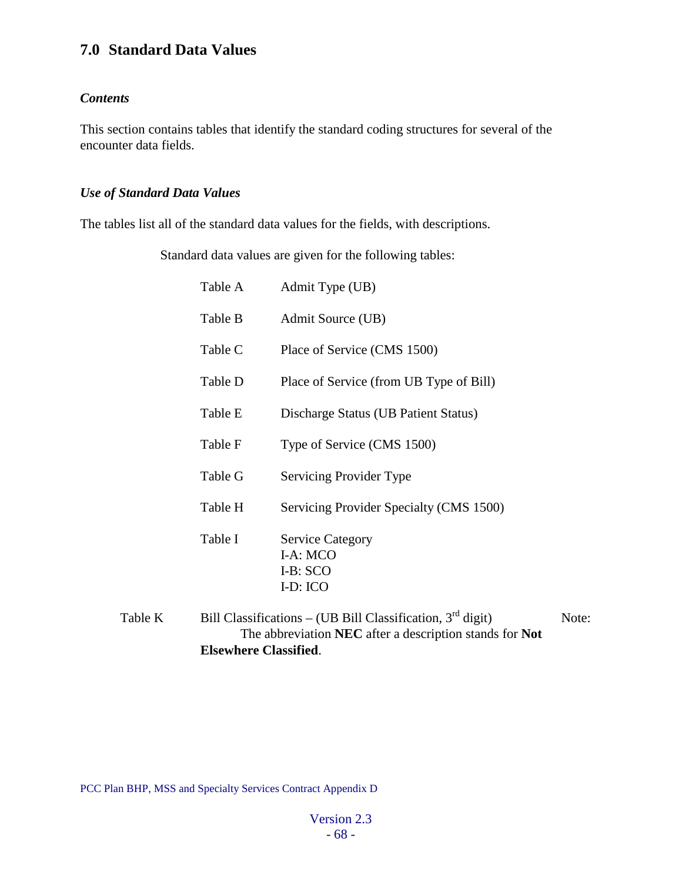## 7.0 Standard Data Values

### *Contents*

This section contains tables that identify the standard coding structures for several of the encounter data fields.

### *Use of Standard Data Values*

The tables list all of the standard data values for the fields, with descriptions.

Standard data values are given for the following tables:

| | |
|---|---|
| Table A | Admit Type (UB) |
| Table B | Admit Source (UB) |
| Table C | Place of Service (CMS 1500) |
| Table D | Place of Service (from UB Type of Bill) |
| Table E | Discharge Status (UB Patient Status) |
| Table F | Type of Service (CMS 1500) |
| Table G | Servicing Provider Type |
| Table H | Servicing Provider Specialty (CMS 1500) |
| Table I | Service Category<br>I-A: MCO<br>I-B: SCO<br>I-D: ICO |
| Table K | Bill Classifications – (UB Bill Classification, 3rd digit) |

Note: The abbreviation **NEC** after a description stands for **Not Elsewhere Classified**.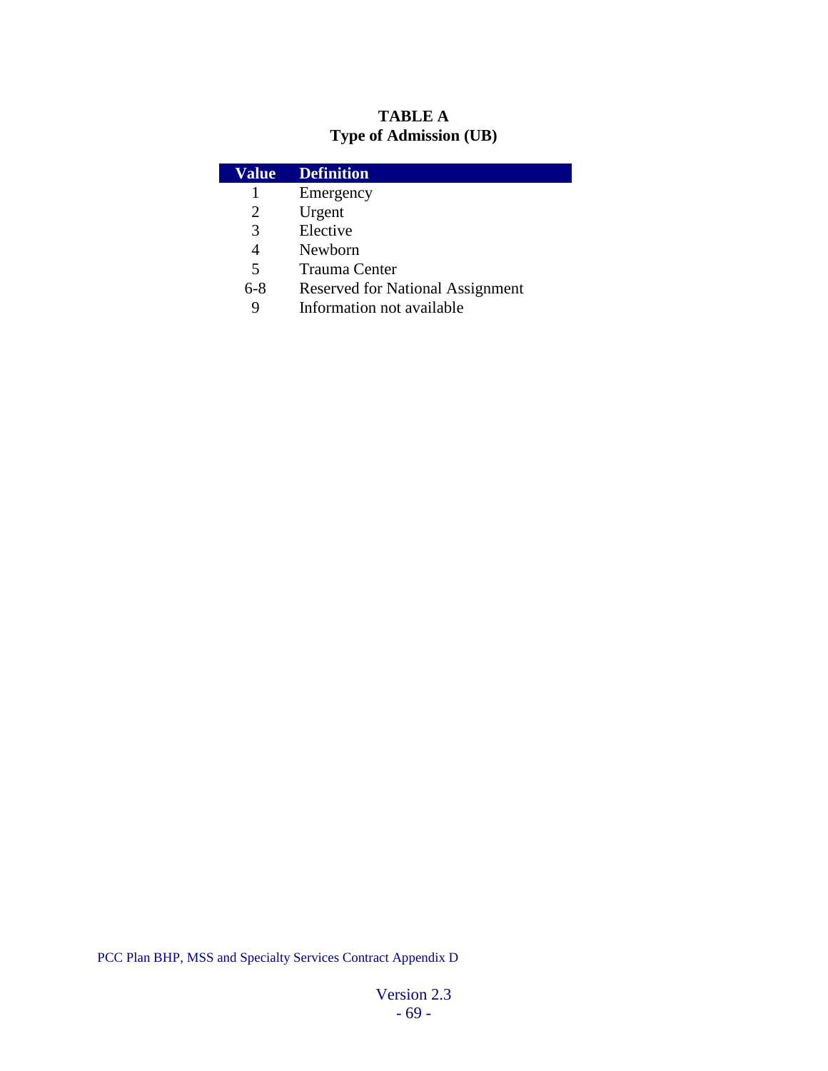**TABLE A**
**Type of Admission (UB)**

| Value | Definition |
| --- | --- |
| 1 | Emergency |
| 2 | Urgent |
| 3 | Elective |
| 4 | Newborn |
| 5 | Trauma Center |
| 6-8 | Reserved for National Assignment |
| 9 | Information not available |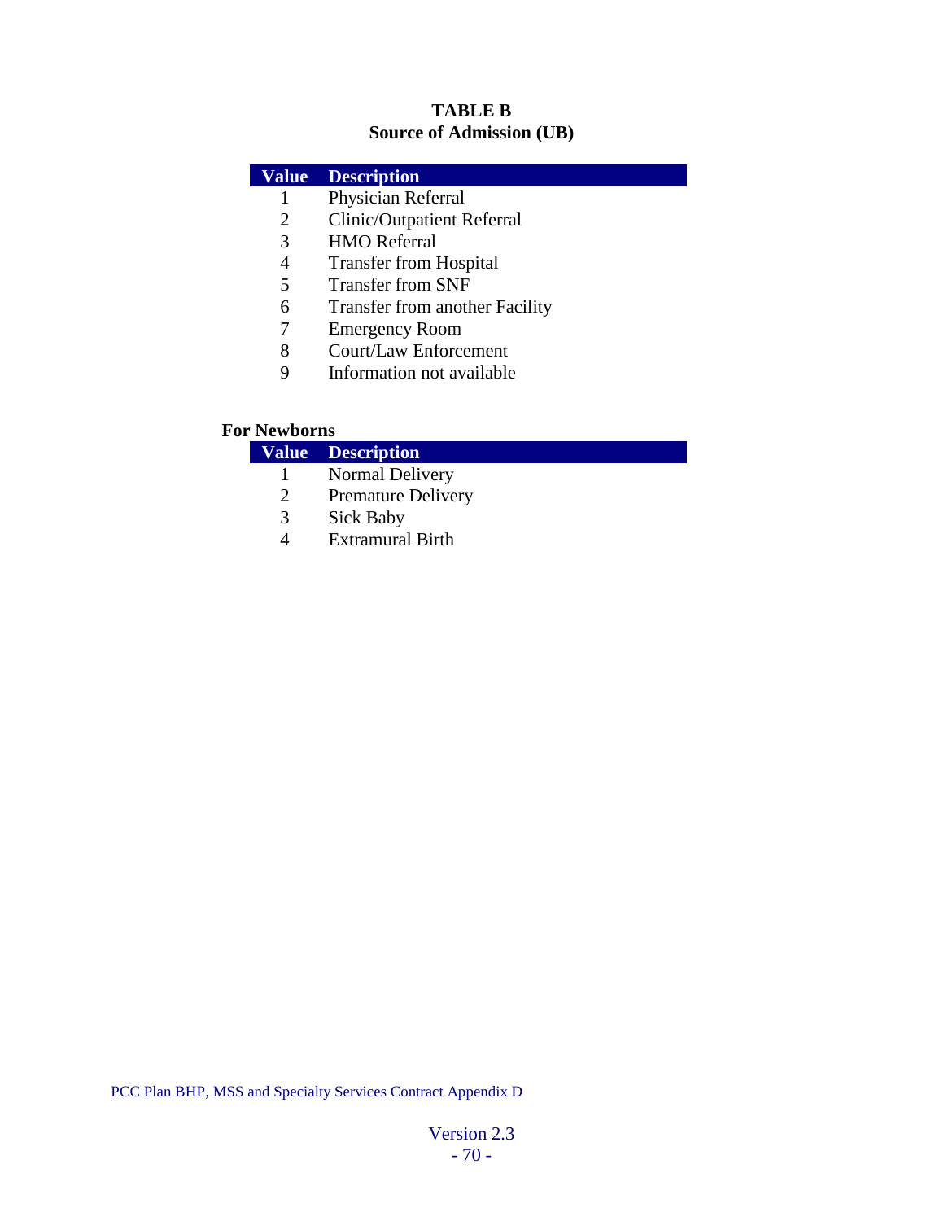## TABLE B
## Source of Admission (UB)

| Value | Description |
|---|---|
| 1 | Physician Referral |
| 2 | Clinic/Outpatient Referral |
| 3 | HMO Referral |
| 4 | Transfer from Hospital |
| 5 | Transfer from SNF |
| 6 | Transfer from another Facility |
| 7 | Emergency Room |
| 8 | Court/Law Enforcement |
| 9 | Information not available |

**For Newborns**

| Value | Description |
|---|---|
| 1 | Normal Delivery |
| 2 | Premature Delivery |
| 3 | Sick Baby |
| 4 | Extramural Birth |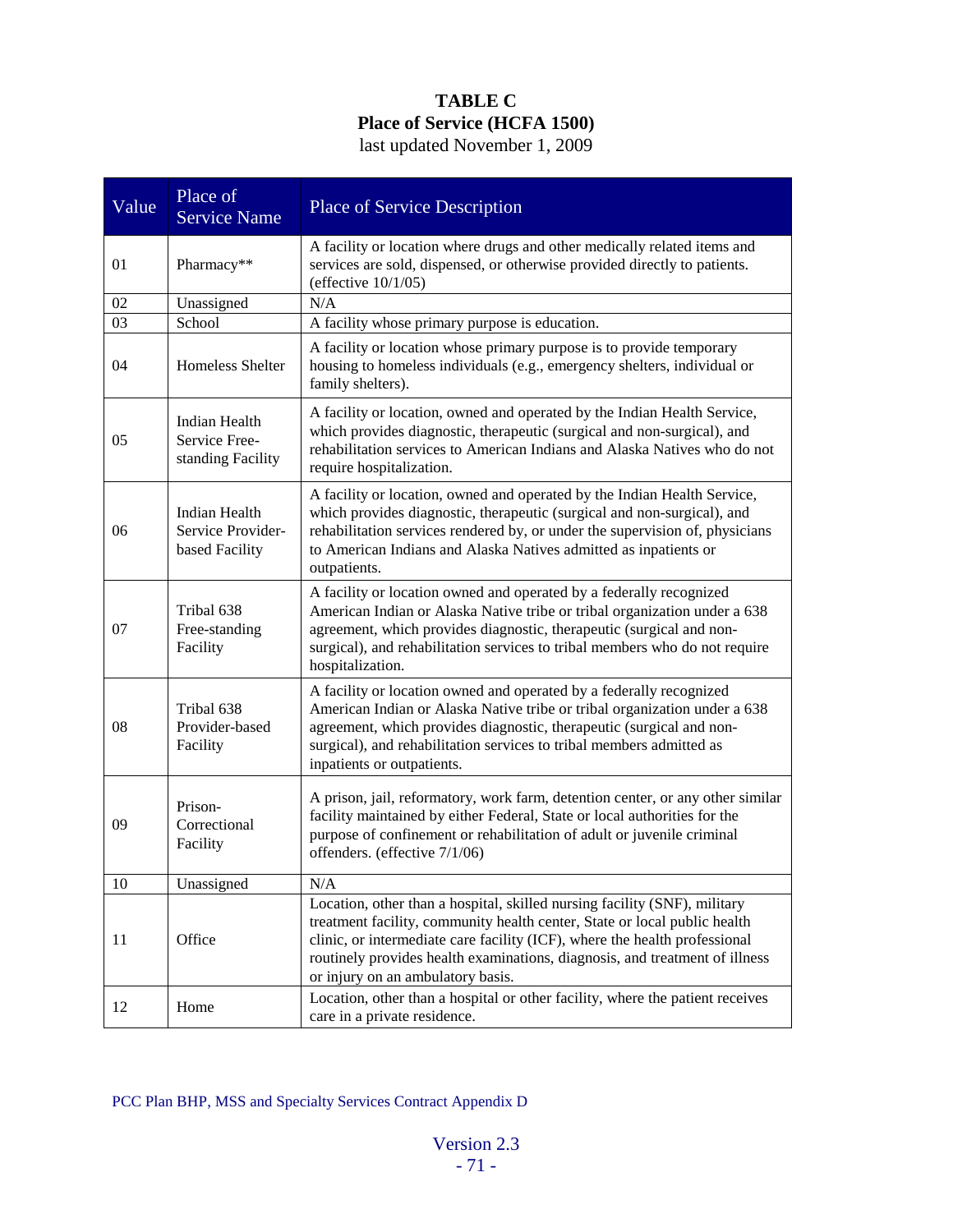# TABLE C
## Place of Service (HCFA 1500)
last updated November 1, 2009

| Value | Place of Service Name | Place of Service Description |
|---|---|---|
| 01 | Pharmacy** | A facility or location where drugs and other medically related items and services are sold, dispensed, or otherwise provided directly to patients. (effective 10/1/05) |
| 02 | Unassigned | N/A |
| 03 | School | A facility whose primary purpose is education. |
| 04 | Homeless Shelter | A facility or location whose primary purpose is to provide temporary housing to homeless individuals (e.g., emergency shelters, individual or family shelters). |
| 05 | Indian Health Service Free-standing Facility | A facility or location, owned and operated by the Indian Health Service, which provides diagnostic, therapeutic (surgical and non-surgical), and rehabilitation services to American Indians and Alaska Natives who do not require hospitalization. |
| 06 | Indian Health Service Provider-based Facility | A facility or location, owned and operated by the Indian Health Service, which provides diagnostic, therapeutic (surgical and non-surgical), and rehabilitation services rendered by, or under the supervision of, physicians to American Indians and Alaska Natives admitted as inpatients or outpatients. |
| 07 | Tribal 638 Free-standing Facility | A facility or location owned and operated by a federally recognized American Indian or Alaska Native tribe or tribal organization under a 638 agreement, which provides diagnostic, therapeutic (surgical and non-surgical), and rehabilitation services to tribal members who do not require hospitalization. |
| 08 | Tribal 638 Provider-based Facility | A facility or location owned and operated by a federally recognized American Indian or Alaska Native tribe or tribal organization under a 638 agreement, which provides diagnostic, therapeutic (surgical and non-surgical), and rehabilitation services to tribal members admitted as inpatients or outpatients. |
| 09 | Prison-Correctional Facility | A prison, jail, reformatory, work farm, detention center, or any other similar facility maintained by either Federal, State or local authorities for the purpose of confinement or rehabilitation of adult or juvenile criminal offenders. (effective 7/1/06) |
| 10 | Unassigned | N/A |
| 11 | Office | Location, other than a hospital, skilled nursing facility (SNF), military treatment facility, community health center, State or local public health clinic, or intermediate care facility (ICF), where the health professional routinely provides health examinations, diagnosis, and treatment of illness or injury on an ambulatory basis. |
| 12 | Home | Location, other than a hospital or other facility, where the patient receives care in a private residence. |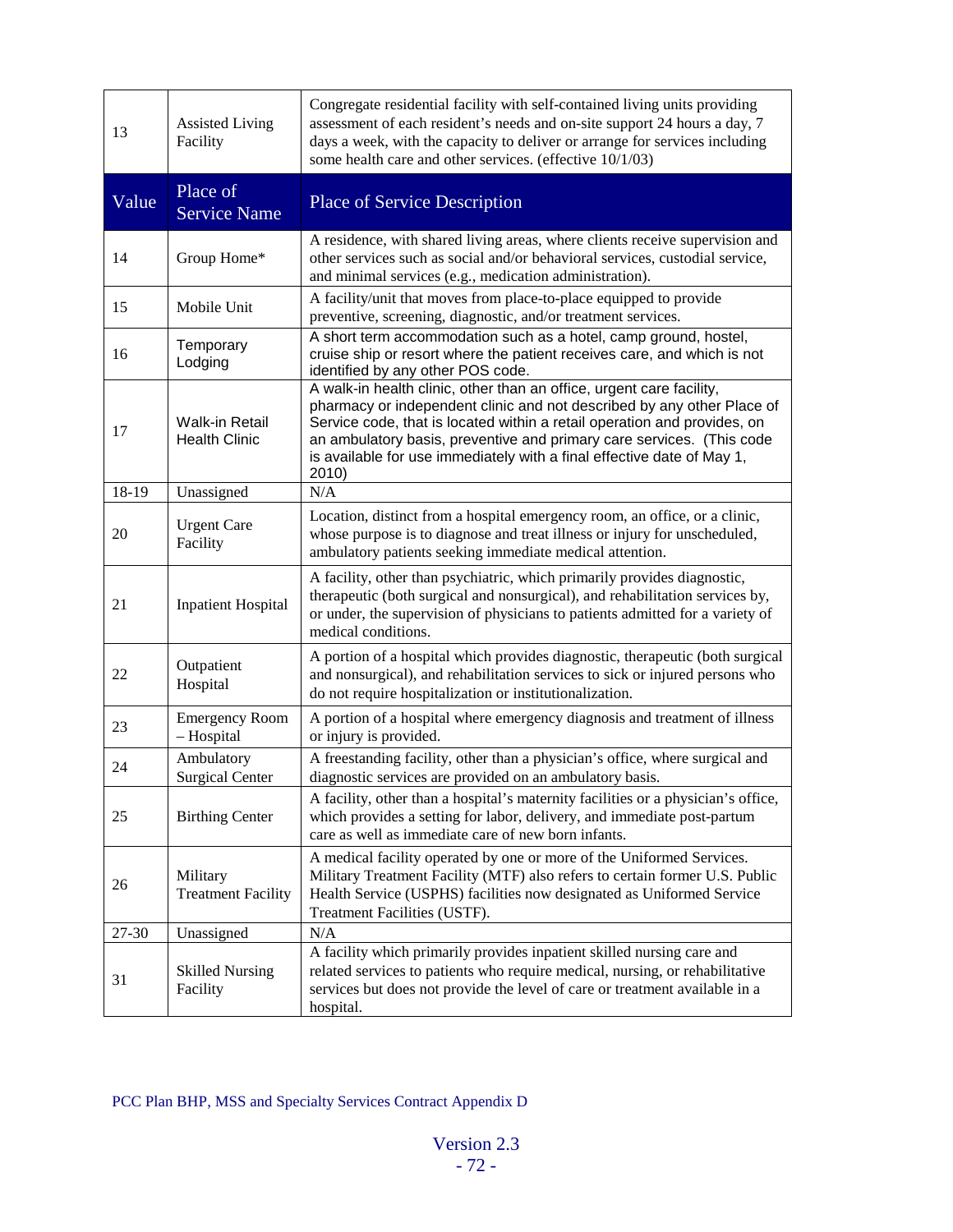| 13 | Assisted Living Facility | Congregate residential facility with self-contained living units providing assessment of each resident's needs and on-site support 24 hours a day, 7 days a week, with the capacity to deliver or arrange for services including some health care and other services. (effective 10/1/03) |
|---|---|---|
| **Value** | **Place of Service Name** | **Place of Service Description** |
| 14 | Group Home* | A residence, with shared living areas, where clients receive supervision and other services such as social and/or behavioral services, custodial service, and minimal services (e.g., medication administration). |
| 15 | Mobile Unit | A facility/unit that moves from place-to-place equipped to provide preventive, screening, diagnostic, and/or treatment services. |
| 16 | Temporary Lodging | A short term accommodation such as a hotel, camp ground, hostel, cruise ship or resort where the patient receives care, and which is not identified by any other POS code. |
| 17 | Walk-in Retail Health Clinic | A walk-in health clinic, other than an office, urgent care facility, pharmacy or independent clinic and not described by any other Place of Service code, that is located within a retail operation and provides, on an ambulatory basis, preventive and primary care services. (This code is available for use immediately with a final effective date of May 1, 2010) |
| 18-19 | Unassigned | N/A |
| 20 | Urgent Care Facility | Location, distinct from a hospital emergency room, an office, or a clinic, whose purpose is to diagnose and treat illness or injury for unscheduled, ambulatory patients seeking immediate medical attention. |
| 21 | Inpatient Hospital | A facility, other than psychiatric, which primarily provides diagnostic, therapeutic (both surgical and nonsurgical), and rehabilitation services by, or under, the supervision of physicians to patients admitted for a variety of medical conditions. |
| 22 | Outpatient Hospital | A portion of a hospital which provides diagnostic, therapeutic (both surgical and nonsurgical), and rehabilitation services to sick or injured persons who do not require hospitalization or institutionalization. |
| 23 | Emergency Room – Hospital | A portion of a hospital where emergency diagnosis and treatment of illness or injury is provided. |
| 24 | Ambulatory Surgical Center | A freestanding facility, other than a physician's office, where surgical and diagnostic services are provided on an ambulatory basis. |
| 25 | Birthing Center | A facility, other than a hospital's maternity facilities or a physician's office, which provides a setting for labor, delivery, and immediate post-partum care as well as immediate care of new born infants. |
| 26 | Military Treatment Facility | A medical facility operated by one or more of the Uniformed Services. Military Treatment Facility (MTF) also refers to certain former U.S. Public Health Service (USPHS) facilities now designated as Uniformed Service Treatment Facilities (USTF). |
| 27-30 | Unassigned | N/A |
| 31 | Skilled Nursing Facility | A facility which primarily provides inpatient skilled nursing care and related services to patients who require medical, nursing, or rehabilitative services but does not provide the level of care or treatment available in a hospital. |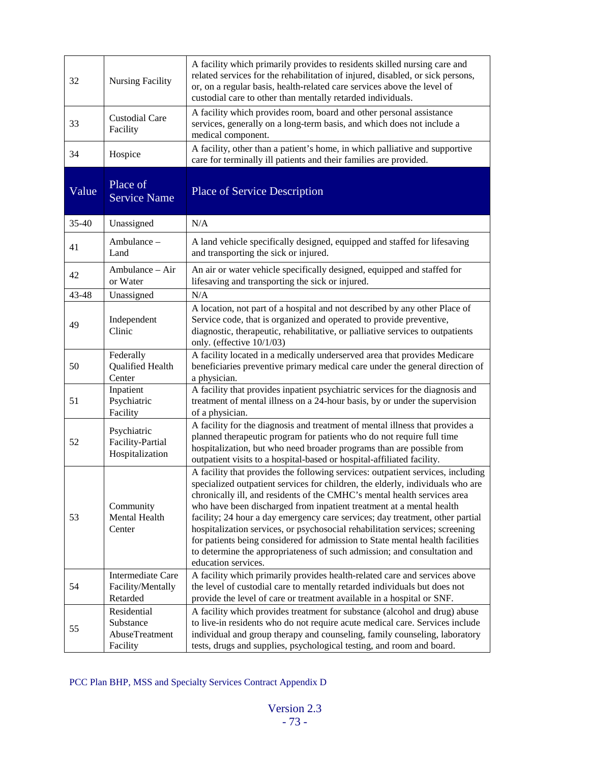| Value | Place of Service Name | Place of Service Description |
|---|---|---|
| 32 | Nursing Facility | A facility which primarily provides to residents skilled nursing care and related services for the rehabilitation of injured, disabled, or sick persons, or, on a regular basis, health-related care services above the level of custodial care to other than mentally retarded individuals. |
| 33 | Custodial Care Facility | A facility which provides room, board and other personal assistance services, generally on a long-term basis, and which does not include a medical component. |
| 34 | Hospice | A facility, other than a patient's home, in which palliative and supportive care for terminally ill patients and their families are provided. |
| 35-40 | Unassigned | N/A |
| 41 | Ambulance – Land | A land vehicle specifically designed, equipped and staffed for lifesaving and transporting the sick or injured. |
| 42 | Ambulance – Air or Water | An air or water vehicle specifically designed, equipped and staffed for lifesaving and transporting the sick or injured. |
| 43-48 | Unassigned | N/A |
| 49 | Independent Clinic | A location, not part of a hospital and not described by any other Place of Service code, that is organized and operated to provide preventive, diagnostic, therapeutic, rehabilitative, or palliative services to outpatients only. (effective 10/1/03) |
| 50 | Federally Qualified Health Center | A facility located in a medically underserved area that provides Medicare beneficiaries preventive primary medical care under the general direction of a physician. |
| 51 | Inpatient Psychiatric Facility | A facility that provides inpatient psychiatric services for the diagnosis and treatment of mental illness on a 24-hour basis, by or under the supervision of a physician. |
| 52 | Psychiatric Facility-Partial Hospitalization | A facility for the diagnosis and treatment of mental illness that provides a planned therapeutic program for patients who do not require full time hospitalization, but who need broader programs than are possible from outpatient visits to a hospital-based or hospital-affiliated facility. |
| 53 | Community Mental Health Center | A facility that provides the following services: outpatient services, including specialized outpatient services for children, the elderly, individuals who are chronically ill, and residents of the CMHC's mental health services area who have been discharged from inpatient treatment at a mental health facility; 24 hour a day emergency care services; day treatment, other partial hospitalization services, or psychosocial rehabilitation services; screening for patients being considered for admission to State mental health facilities to determine the appropriateness of such admission; and consultation and education services. |
| 54 | Intermediate Care Facility/Mentally Retarded | A facility which primarily provides health-related care and services above the level of custodial care to mentally retarded individuals but does not provide the level of care or treatment available in a hospital or SNF. |
| 55 | Residential Substance AbuseTreatment Facility | A facility which provides treatment for substance (alcohol and drug) abuse to live-in residents who do not require acute medical care. Services include individual and group therapy and counseling, family counseling, laboratory tests, drugs and supplies, psychological testing, and room and board. |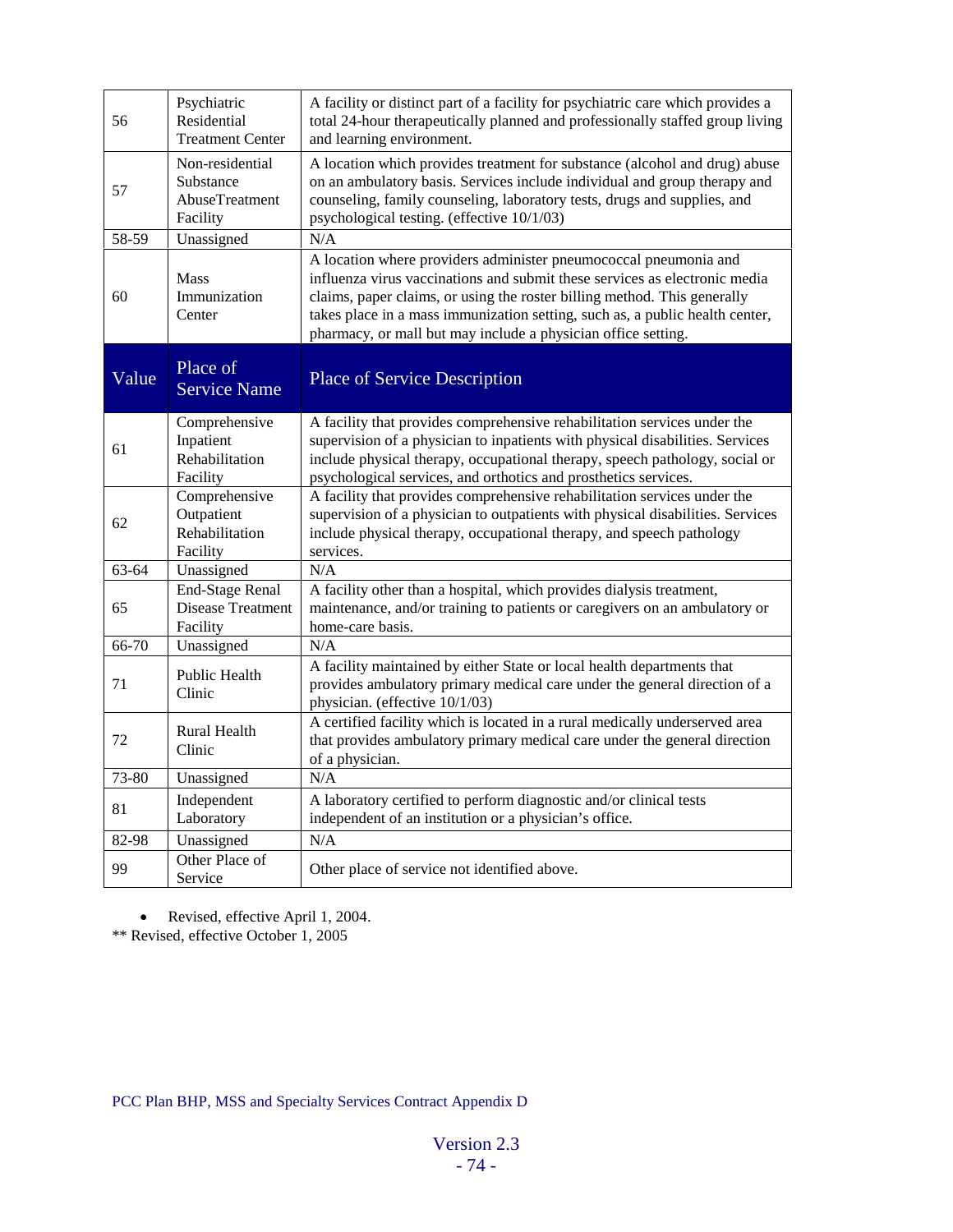| Value | Place of Service Name | Place of Service Description |
|---|---|---|
| 56 | Psychiatric Residential Treatment Center | A facility or distinct part of a facility for psychiatric care which provides a total 24-hour therapeutically planned and professionally staffed group living and learning environment. |
| 57 | Non-residential Substance AbuseTreatment Facility | A location which provides treatment for substance (alcohol and drug) abuse on an ambulatory basis. Services include individual and group therapy and counseling, family counseling, laboratory tests, drugs and supplies, and psychological testing. (effective 10/1/03) |
| 58-59 | Unassigned | N/A |
| 60 | Mass Immunization Center | A location where providers administer pneumococcal pneumonia and influenza virus vaccinations and submit these services as electronic media claims, paper claims, or using the roster billing method. This generally takes place in a mass immunization setting, such as, a public health center, pharmacy, or mall but may include a physician office setting. |
| 61 | Comprehensive Inpatient Rehabilitation Facility | A facility that provides comprehensive rehabilitation services under the supervision of a physician to inpatients with physical disabilities. Services include physical therapy, occupational therapy, speech pathology, social or psychological services, and orthotics and prosthetics services. |
| 62 | Comprehensive Outpatient Rehabilitation Facility | A facility that provides comprehensive rehabilitation services under the supervision of a physician to outpatients with physical disabilities. Services include physical therapy, occupational therapy, and speech pathology services. |
| 63-64 | Unassigned | N/A |
| 65 | End-Stage Renal Disease Treatment Facility | A facility other than a hospital, which provides dialysis treatment, maintenance, and/or training to patients or caregivers on an ambulatory or home-care basis. |
| 66-70 | Unassigned | N/A |
| 71 | Public Health Clinic | A facility maintained by either State or local health departments that provides ambulatory primary medical care under the general direction of a physician. (effective 10/1/03) |
| 72 | Rural Health Clinic | A certified facility which is located in a rural medically underserved area that provides ambulatory primary medical care under the general direction of a physician. |
| 73-80 | Unassigned | N/A |
| 81 | Independent Laboratory | A laboratory certified to perform diagnostic and/or clinical tests independent of an institution or a physician's office. |
| 82-98 | Unassigned | N/A |
| 99 | Other Place of Service | Other place of service not identified above. |

- Revised, effective April 1, 2004.

** Revised, effective October 1, 2005

PCC Plan BHP, MSS and Specialty Services Contract Appendix D

Version 2.3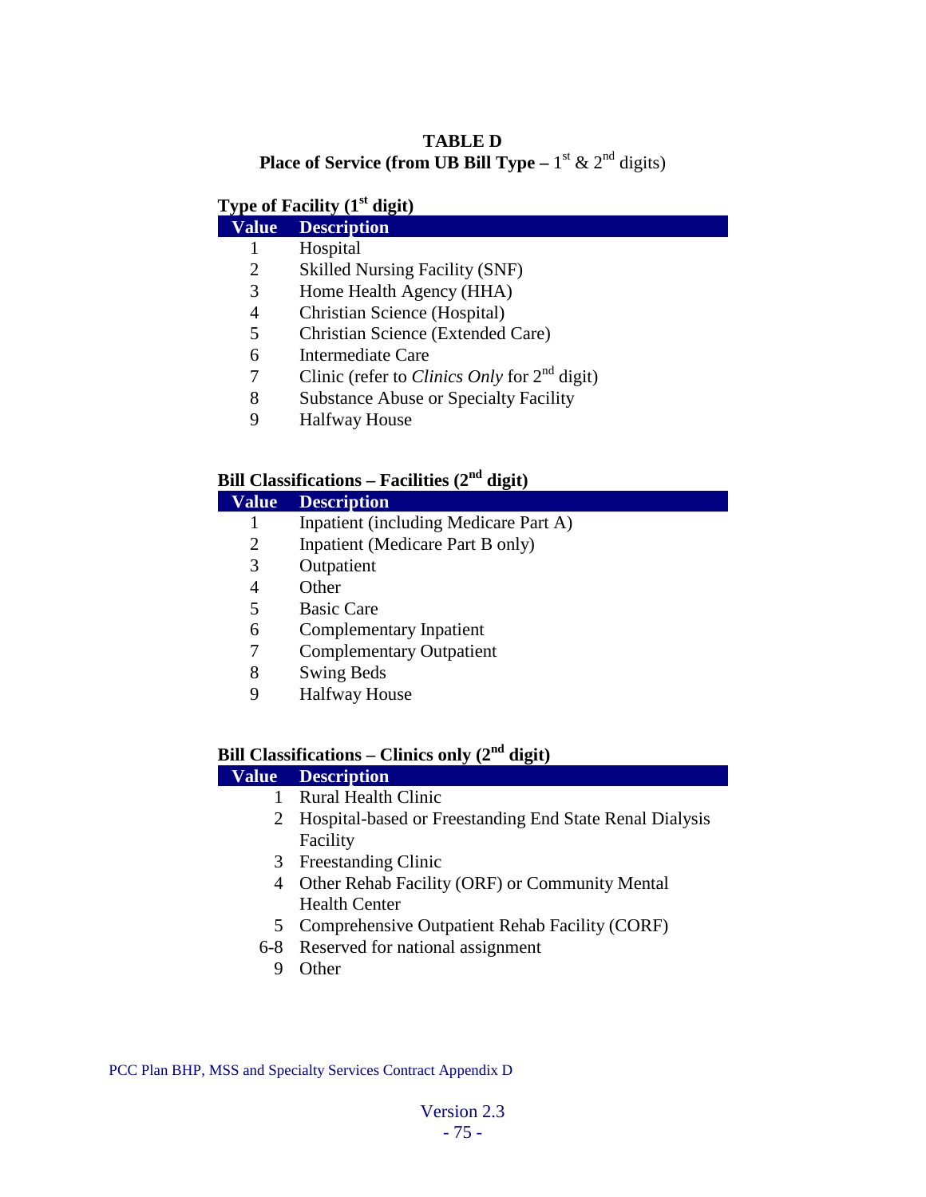## TABLE D
## Place of Service (from UB Bill Type – 1st & 2nd digits)

### Type of Facility (1st digit)

| Value | Description |
|---|---|
| 1 | Hospital |
| 2 | Skilled Nursing Facility (SNF) |
| 3 | Home Health Agency (HHA) |
| 4 | Christian Science (Hospital) |
| 5 | Christian Science (Extended Care) |
| 6 | Intermediate Care |
| 7 | Clinic (refer to *Clinics Only* for 2nd digit) |
| 8 | Substance Abuse or Specialty Facility |
| 9 | Halfway House |

### Bill Classifications – Facilities (2nd digit)

| Value | Description |
|---|---|
| 1 | Inpatient (including Medicare Part A) |
| 2 | Inpatient (Medicare Part B only) |
| 3 | Outpatient |
| 4 | Other |
| 5 | Basic Care |
| 6 | Complementary Inpatient |
| 7 | Complementary Outpatient |
| 8 | Swing Beds |
| 9 | Halfway House |

### Bill Classifications – Clinics only (2nd digit)

| Value | Description |
|---|---|
| 1 | Rural Health Clinic |
| 2 | Hospital-based or Freestanding End State Renal Dialysis Facility |
| 3 | Freestanding Clinic |
| 4 | Other Rehab Facility (ORF) or Community Mental Health Center |
| 5 | Comprehensive Outpatient Rehab Facility (CORF) |
| 6-8 | Reserved for national assignment |
| 9 | Other |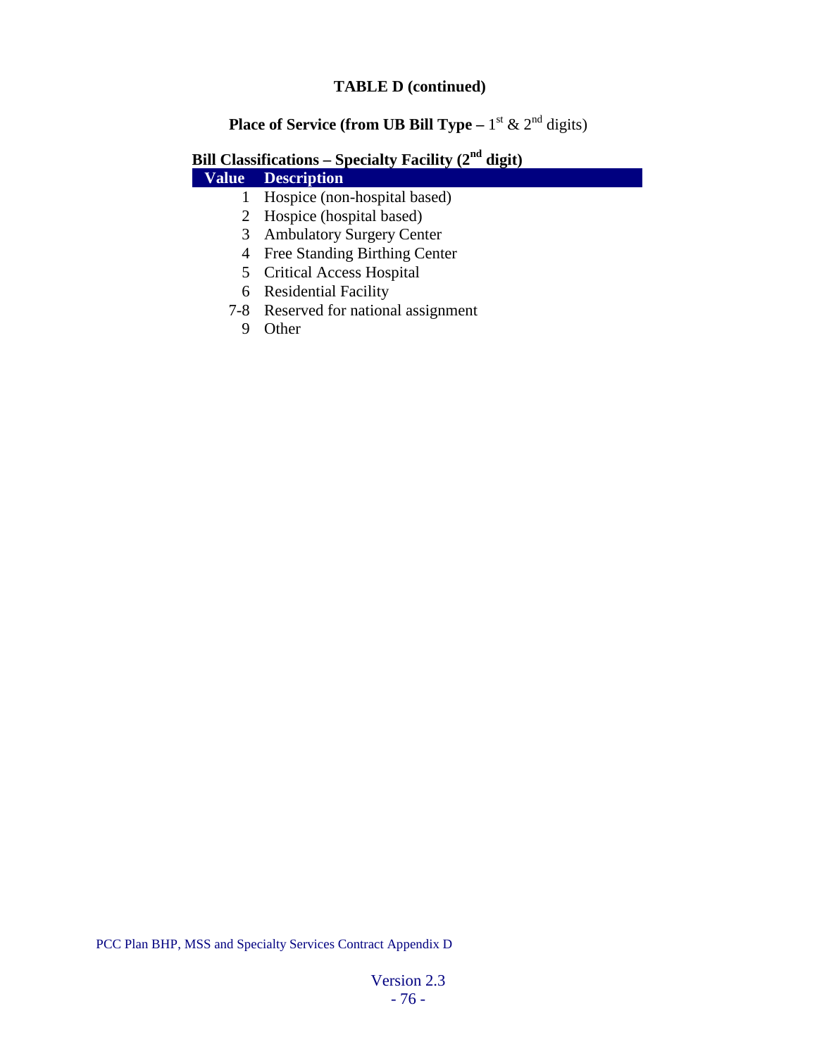### TABLE D (continued)

**Place of Service (from UB Bill Type –** 1st & 2nd digits)

**Bill Classifications – Specialty Facility (2nd digit)**

| Value | Description |
|---|---|
| 1 | Hospice (non-hospital based) |
| 2 | Hospice (hospital based) |
| 3 | Ambulatory Surgery Center |
| 4 | Free Standing Birthing Center |
| 5 | Critical Access Hospital |
| 6 | Residential Facility |
| 7-8 | Reserved for national assignment |
| 9 | Other |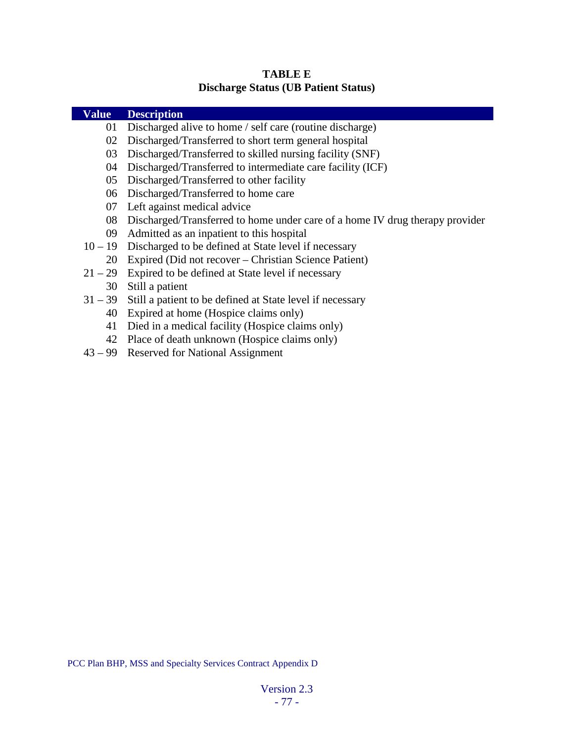**TABLE E**
**Discharge Status (UB Patient Status)**

| Value | Description |
|---|---|
| 01 | Discharged alive to home / self care (routine discharge) |
| 02 | Discharged/Transferred to short term general hospital |
| 03 | Discharged/Transferred to skilled nursing facility (SNF) |
| 04 | Discharged/Transferred to intermediate care facility (ICF) |
| 05 | Discharged/Transferred to other facility |
| 06 | Discharged/Transferred to home care |
| 07 | Left against medical advice |
| 08 | Discharged/Transferred to home under care of a home IV drug therapy provider |
| 09 | Admitted as an inpatient to this hospital |
| 10 – 19 | Discharged to be defined at State level if necessary |
| 20 | Expired (Did not recover – Christian Science Patient) |
| 21 – 29 | Expired to be defined at State level if necessary |
| 30 | Still a patient |
| 31 – 39 | Still a patient to be defined at State level if necessary |
| 40 | Expired at home (Hospice claims only) |
| 41 | Died in a medical facility (Hospice claims only) |
| 42 | Place of death unknown (Hospice claims only) |
| 43 – 99 | Reserved for National Assignment |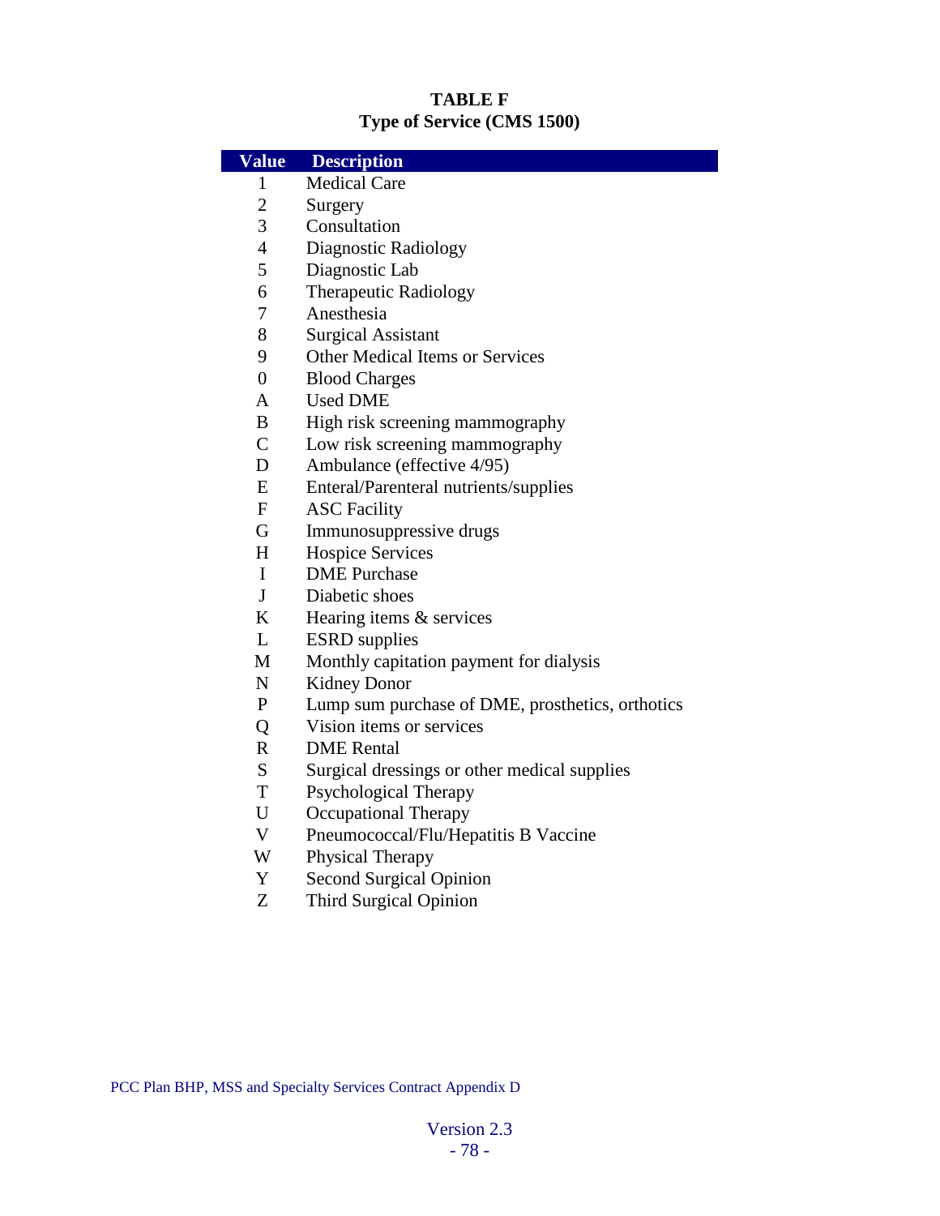**TABLE F**
**Type of Service (CMS 1500)**

| Value | Description |
|---|---|
| 1 | Medical Care |
| 2 | Surgery |
| 3 | Consultation |
| 4 | Diagnostic Radiology |
| 5 | Diagnostic Lab |
| 6 | Therapeutic Radiology |
| 7 | Anesthesia |
| 8 | Surgical Assistant |
| 9 | Other Medical Items or Services |
| 0 | Blood Charges |
| A | Used DME |
| B | High risk screening mammography |
| C | Low risk screening mammography |
| D | Ambulance (effective 4/95) |
| E | Enteral/Parenteral nutrients/supplies |
| F | ASC Facility |
| G | Immunosuppressive drugs |
| H | Hospice Services |
| I | DME Purchase |
| J | Diabetic shoes |
| K | Hearing items & services |
| L | ESRD supplies |
| M | Monthly capitation payment for dialysis |
| N | Kidney Donor |
| P | Lump sum purchase of DME, prosthetics, orthotics |
| Q | Vision items or services |
| R | DME Rental |
| S | Surgical dressings or other medical supplies |
| T | Psychological Therapy |
| U | Occupational Therapy |
| V | Pneumococcal/Flu/Hepatitis B Vaccine |
| W | Physical Therapy |
| Y | Second Surgical Opinion |
| Z | Third Surgical Opinion |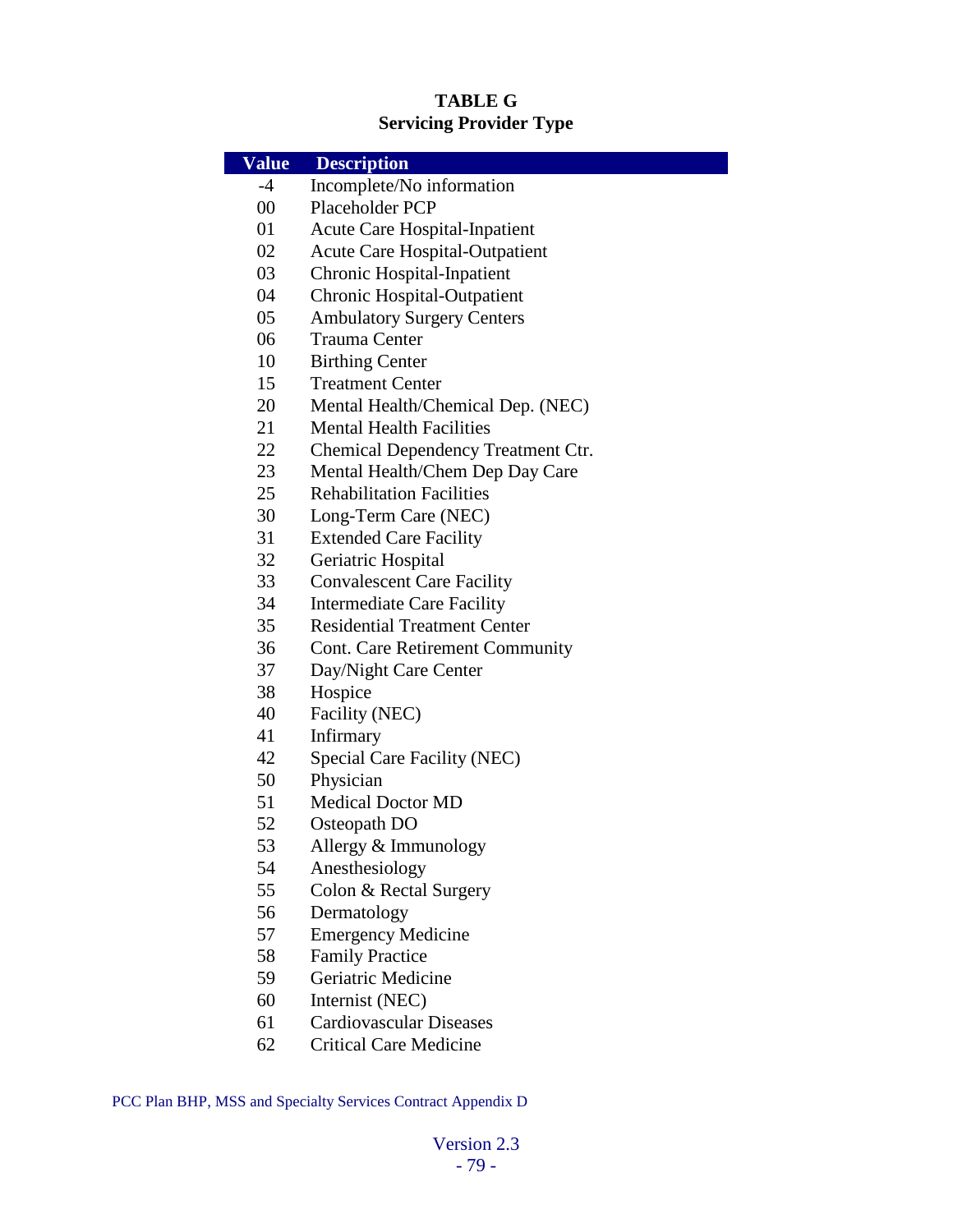**TABLE G**
**Servicing Provider Type**

| Value | Description |
|---|---|
| -4 | Incomplete/No information |
| 00 | Placeholder PCP |
| 01 | Acute Care Hospital-Inpatient |
| 02 | Acute Care Hospital-Outpatient |
| 03 | Chronic Hospital-Inpatient |
| 04 | Chronic Hospital-Outpatient |
| 05 | Ambulatory Surgery Centers |
| 06 | Trauma Center |
| 10 | Birthing Center |
| 15 | Treatment Center |
| 20 | Mental Health/Chemical Dep. (NEC) |
| 21 | Mental Health Facilities |
| 22 | Chemical Dependency Treatment Ctr. |
| 23 | Mental Health/Chem Dep Day Care |
| 25 | Rehabilitation Facilities |
| 30 | Long-Term Care (NEC) |
| 31 | Extended Care Facility |
| 32 | Geriatric Hospital |
| 33 | Convalescent Care Facility |
| 34 | Intermediate Care Facility |
| 35 | Residential Treatment Center |
| 36 | Cont. Care Retirement Community |
| 37 | Day/Night Care Center |
| 38 | Hospice |
| 40 | Facility (NEC) |
| 41 | Infirmary |
| 42 | Special Care Facility (NEC) |
| 50 | Physician |
| 51 | Medical Doctor MD |
| 52 | Osteopath DO |
| 53 | Allergy & Immunology |
| 54 | Anesthesiology |
| 55 | Colon & Rectal Surgery |
| 56 | Dermatology |
| 57 | Emergency Medicine |
| 58 | Family Practice |
| 59 | Geriatric Medicine |
| 60 | Internist (NEC) |
| 61 | Cardiovascular Diseases |
| 62 | Critical Care Medicine |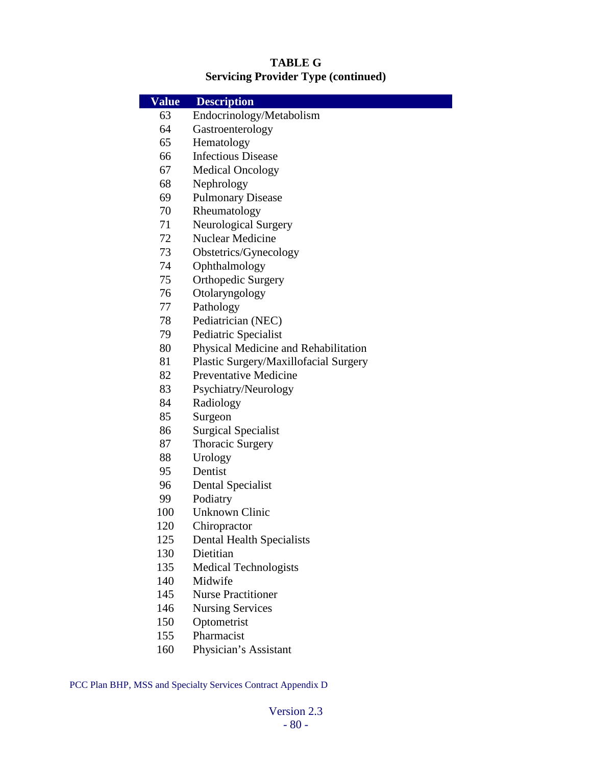**TABLE G**
**Servicing Provider Type (continued)**

| Value | Description |
|---|---|
| 63 | Endocrinology/Metabolism |
| 64 | Gastroenterology |
| 65 | Hematology |
| 66 | Infectious Disease |
| 67 | Medical Oncology |
| 68 | Nephrology |
| 69 | Pulmonary Disease |
| 70 | Rheumatology |
| 71 | Neurological Surgery |
| 72 | Nuclear Medicine |
| 73 | Obstetrics/Gynecology |
| 74 | Ophthalmology |
| 75 | Orthopedic Surgery |
| 76 | Otolaryngology |
| 77 | Pathology |
| 78 | Pediatrician (NEC) |
| 79 | Pediatric Specialist |
| 80 | Physical Medicine and Rehabilitation |
| 81 | Plastic Surgery/Maxillofacial Surgery |
| 82 | Preventative Medicine |
| 83 | Psychiatry/Neurology |
| 84 | Radiology |
| 85 | Surgeon |
| 86 | Surgical Specialist |
| 87 | Thoracic Surgery |
| 88 | Urology |
| 95 | Dentist |
| 96 | Dental Specialist |
| 99 | Podiatry |
| 100 | Unknown Clinic |
| 120 | Chiropractor |
| 125 | Dental Health Specialists |
| 130 | Dietitian |
| 135 | Medical Technologists |
| 140 | Midwife |
| 145 | Nurse Practitioner |
| 146 | Nursing Services |
| 150 | Optometrist |
| 155 | Pharmacist |
| 160 | Physician's Assistant |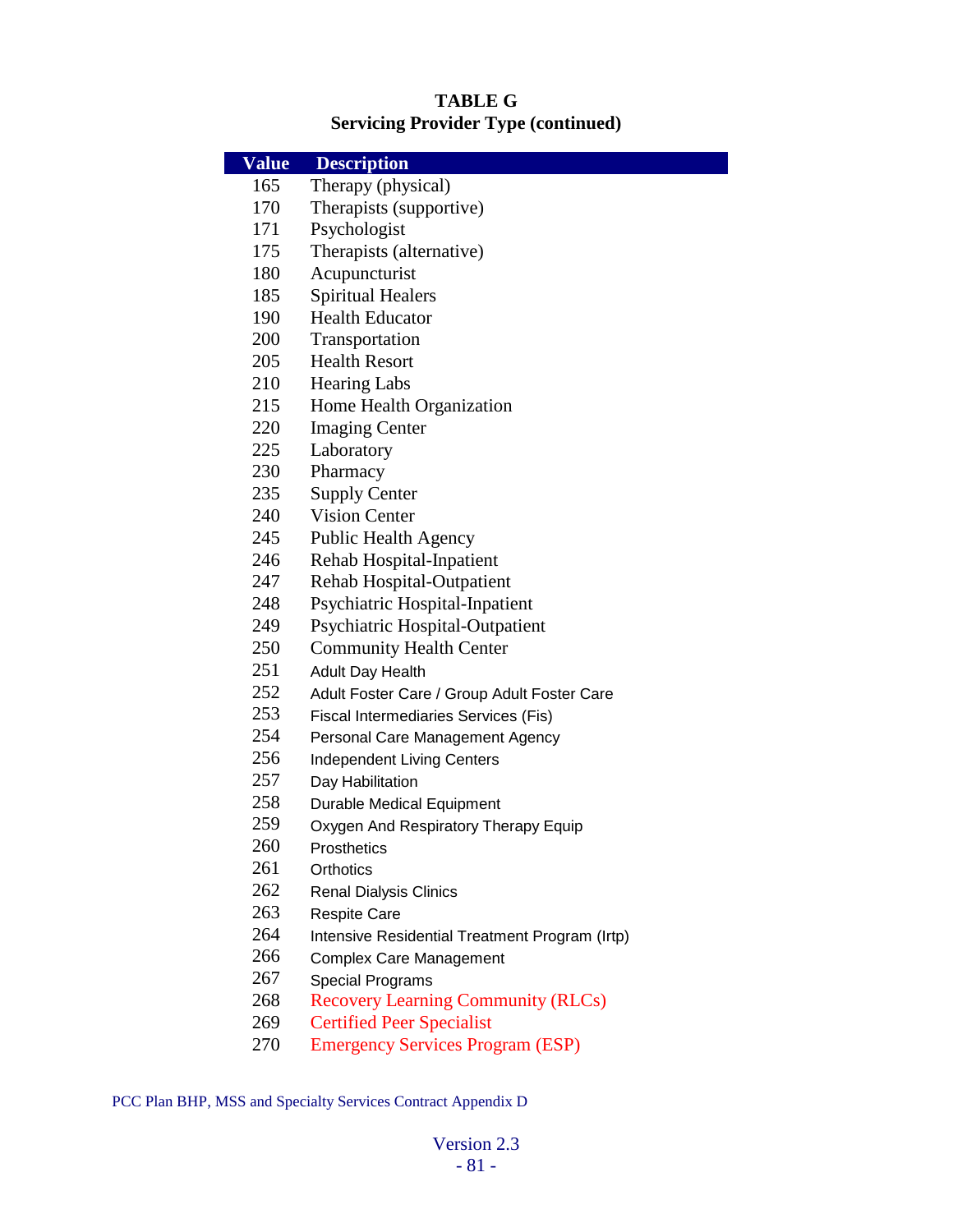**TABLE G**
**Servicing Provider Type (continued)**

| Value | Description |
|---|---|
| 165 | Therapy (physical) |
| 170 | Therapists (supportive) |
| 171 | Psychologist |
| 175 | Therapists (alternative) |
| 180 | Acupuncturist |
| 185 | Spiritual Healers |
| 190 | Health Educator |
| 200 | Transportation |
| 205 | Health Resort |
| 210 | Hearing Labs |
| 215 | Home Health Organization |
| 220 | Imaging Center |
| 225 | Laboratory |
| 230 | Pharmacy |
| 235 | Supply Center |
| 240 | Vision Center |
| 245 | Public Health Agency |
| 246 | Rehab Hospital-Inpatient |
| 247 | Rehab Hospital-Outpatient |
| 248 | Psychiatric Hospital-Inpatient |
| 249 | Psychiatric Hospital-Outpatient |
| 250 | Community Health Center |
| 251 | Adult Day Health |
| 252 | Adult Foster Care / Group Adult Foster Care |
| 253 | Fiscal Intermediaries Services (Fis) |
| 254 | Personal Care Management Agency |
| 256 | Independent Living Centers |
| 257 | Day Habilitation |
| 258 | Durable Medical Equipment |
| 259 | Oxygen And Respiratory Therapy Equip |
| 260 | Prosthetics |
| 261 | Orthotics |
| 262 | Renal Dialysis Clinics |
| 263 | Respite Care |
| 264 | Intensive Residential Treatment Program (Irtp) |
| 266 | Complex Care Management |
| 267 | Special Programs |
| 268 | Recovery Learning Community (RLCs) |
| 269 | Certified Peer Specialist |
| 270 | Emergency Services Program (ESP) |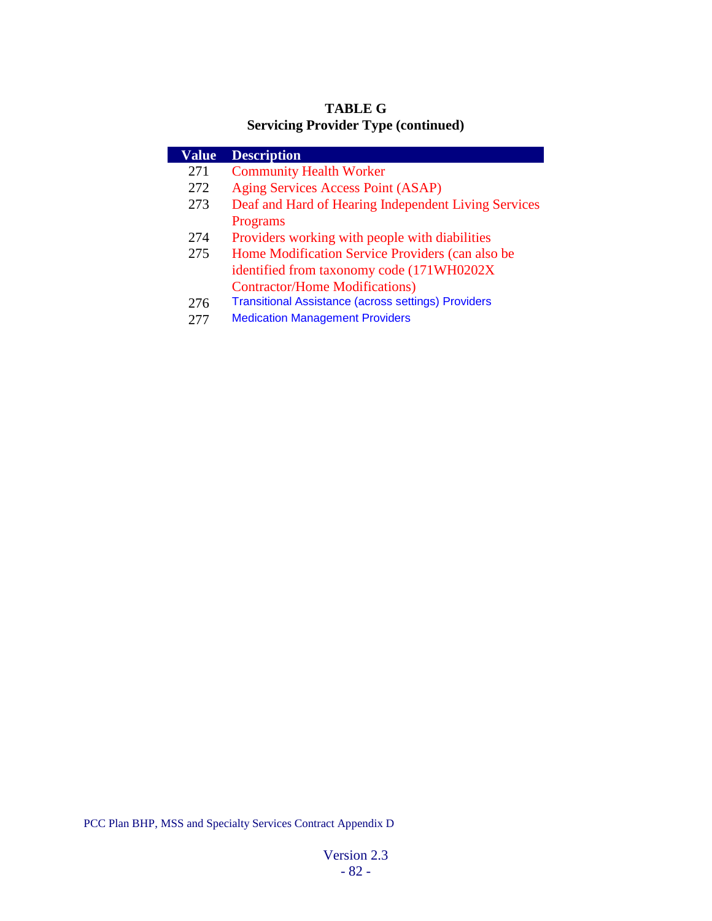**TABLE G**
**Servicing Provider Type (continued)**

| Value | Description |
|---|---|
| 271 | Community Health Worker |
| 272 | Aging Services Access Point (ASAP) |
| 273 | Deaf and Hard of Hearing Independent Living Services Programs |
| 274 | Providers working with people with diabilities |
| 275 | Home Modification Service Providers (can also be identified from taxonomy code (171WH0202X Contractor/Home Modifications) |
| 276 | Transitional Assistance (across settings) Providers |
| 277 | Medication Management Providers |

PCC Plan BHP, MSS and Specialty Services Contract Appendix D

Version 2.3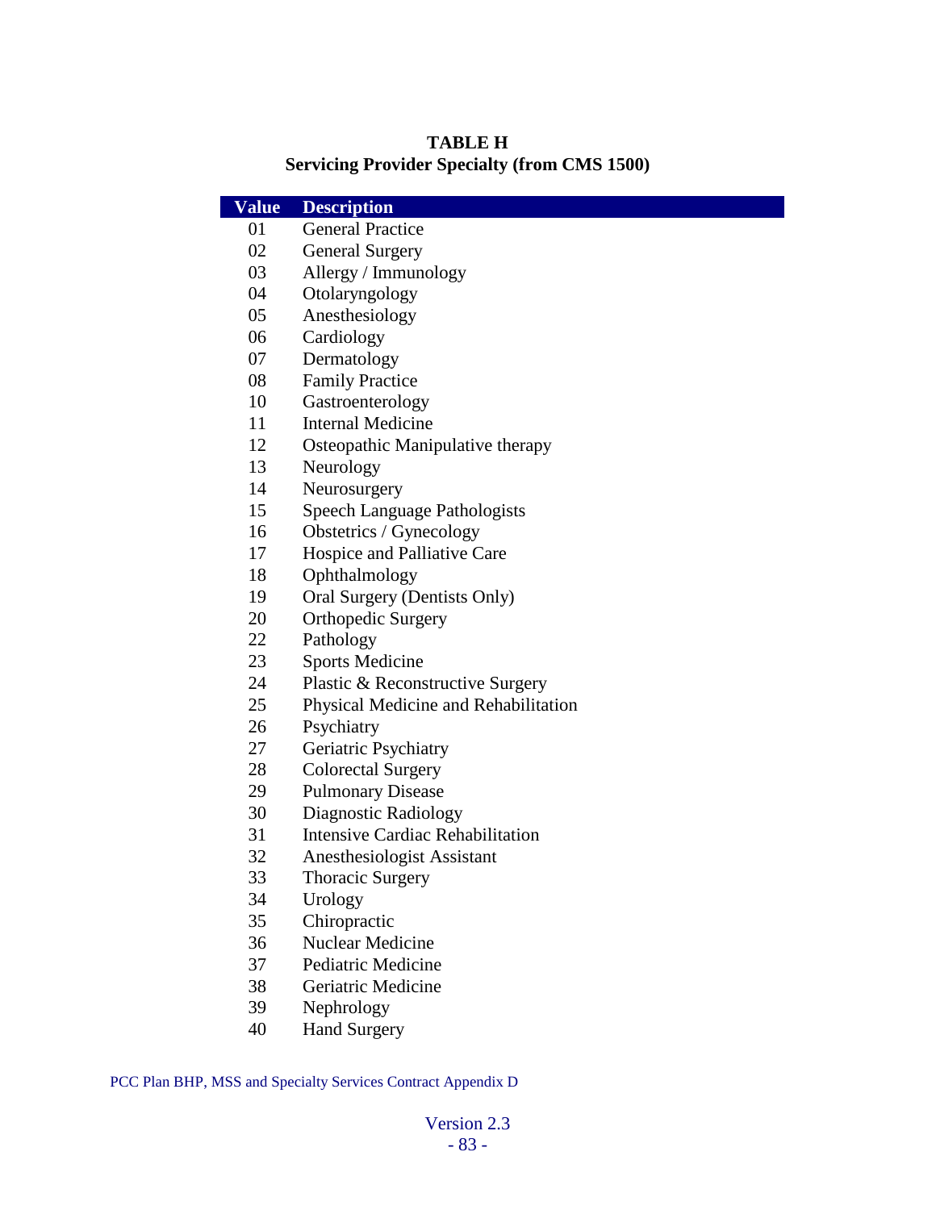**TABLE H**
**Servicing Provider Specialty (from CMS 1500)**

| Value | Description |
|---|---|
| 01 | General Practice |
| 02 | General Surgery |
| 03 | Allergy / Immunology |
| 04 | Otolaryngology |
| 05 | Anesthesiology |
| 06 | Cardiology |
| 07 | Dermatology |
| 08 | Family Practice |
| 10 | Gastroenterology |
| 11 | Internal Medicine |
| 12 | Osteopathic Manipulative therapy |
| 13 | Neurology |
| 14 | Neurosurgery |
| 15 | Speech Language Pathologists |
| 16 | Obstetrics / Gynecology |
| 17 | Hospice and Palliative Care |
| 18 | Ophthalmology |
| 19 | Oral Surgery (Dentists Only) |
| 20 | Orthopedic Surgery |
| 22 | Pathology |
| 23 | Sports Medicine |
| 24 | Plastic & Reconstructive Surgery |
| 25 | Physical Medicine and Rehabilitation |
| 26 | Psychiatry |
| 27 | Geriatric Psychiatry |
| 28 | Colorectal Surgery |
| 29 | Pulmonary Disease |
| 30 | Diagnostic Radiology |
| 31 | Intensive Cardiac Rehabilitation |
| 32 | Anesthesiologist Assistant |
| 33 | Thoracic Surgery |
| 34 | Urology |
| 35 | Chiropractic |
| 36 | Nuclear Medicine |
| 37 | Pediatric Medicine |
| 38 | Geriatric Medicine |
| 39 | Nephrology |
| 40 | Hand Surgery |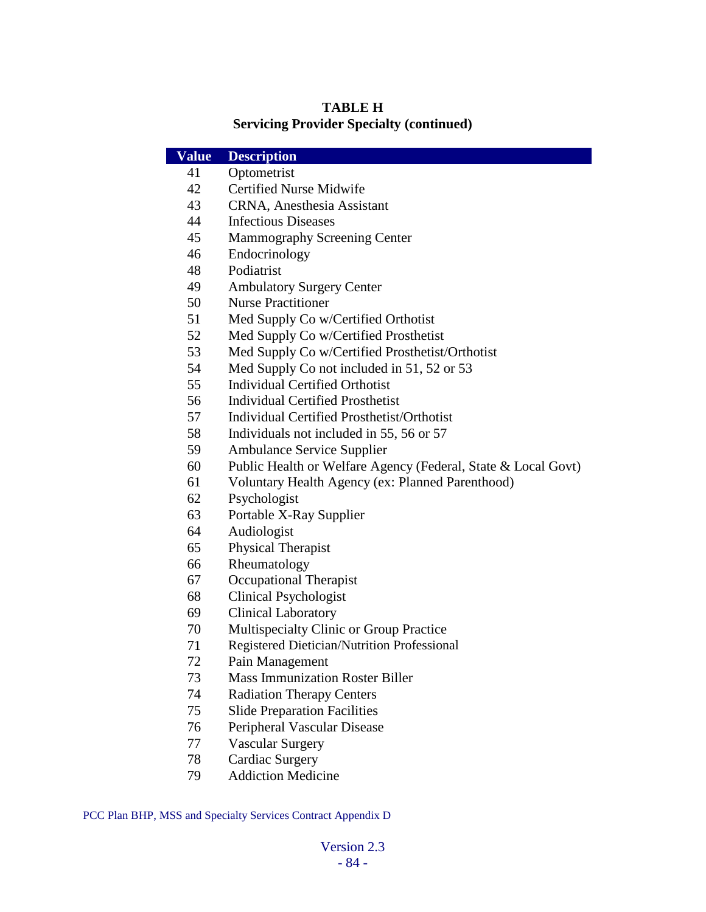**TABLE H**
**Servicing Provider Specialty (continued)**

| Value | Description |
|---|---|
| 41 | Optometrist |
| 42 | Certified Nurse Midwife |
| 43 | CRNA, Anesthesia Assistant |
| 44 | Infectious Diseases |
| 45 | Mammography Screening Center |
| 46 | Endocrinology |
| 48 | Podiatrist |
| 49 | Ambulatory Surgery Center |
| 50 | Nurse Practitioner |
| 51 | Med Supply Co w/Certified Orthotist |
| 52 | Med Supply Co w/Certified Prosthetist |
| 53 | Med Supply Co w/Certified Prosthetist/Orthotist |
| 54 | Med Supply Co not included in 51, 52 or 53 |
| 55 | Individual Certified Orthotist |
| 56 | Individual Certified Prosthetist |
| 57 | Individual Certified Prosthetist/Orthotist |
| 58 | Individuals not included in 55, 56 or 57 |
| 59 | Ambulance Service Supplier |
| 60 | Public Health or Welfare Agency (Federal, State & Local Govt) |
| 61 | Voluntary Health Agency (ex: Planned Parenthood) |
| 62 | Psychologist |
| 63 | Portable X-Ray Supplier |
| 64 | Audiologist |
| 65 | Physical Therapist |
| 66 | Rheumatology |
| 67 | Occupational Therapist |
| 68 | Clinical Psychologist |
| 69 | Clinical Laboratory |
| 70 | Multispecialty Clinic or Group Practice |
| 71 | Registered Dietician/Nutrition Professional |
| 72 | Pain Management |
| 73 | Mass Immunization Roster Biller |
| 74 | Radiation Therapy Centers |
| 75 | Slide Preparation Facilities |
| 76 | Peripheral Vascular Disease |
| 77 | Vascular Surgery |
| 78 | Cardiac Surgery |
| 79 | Addiction Medicine |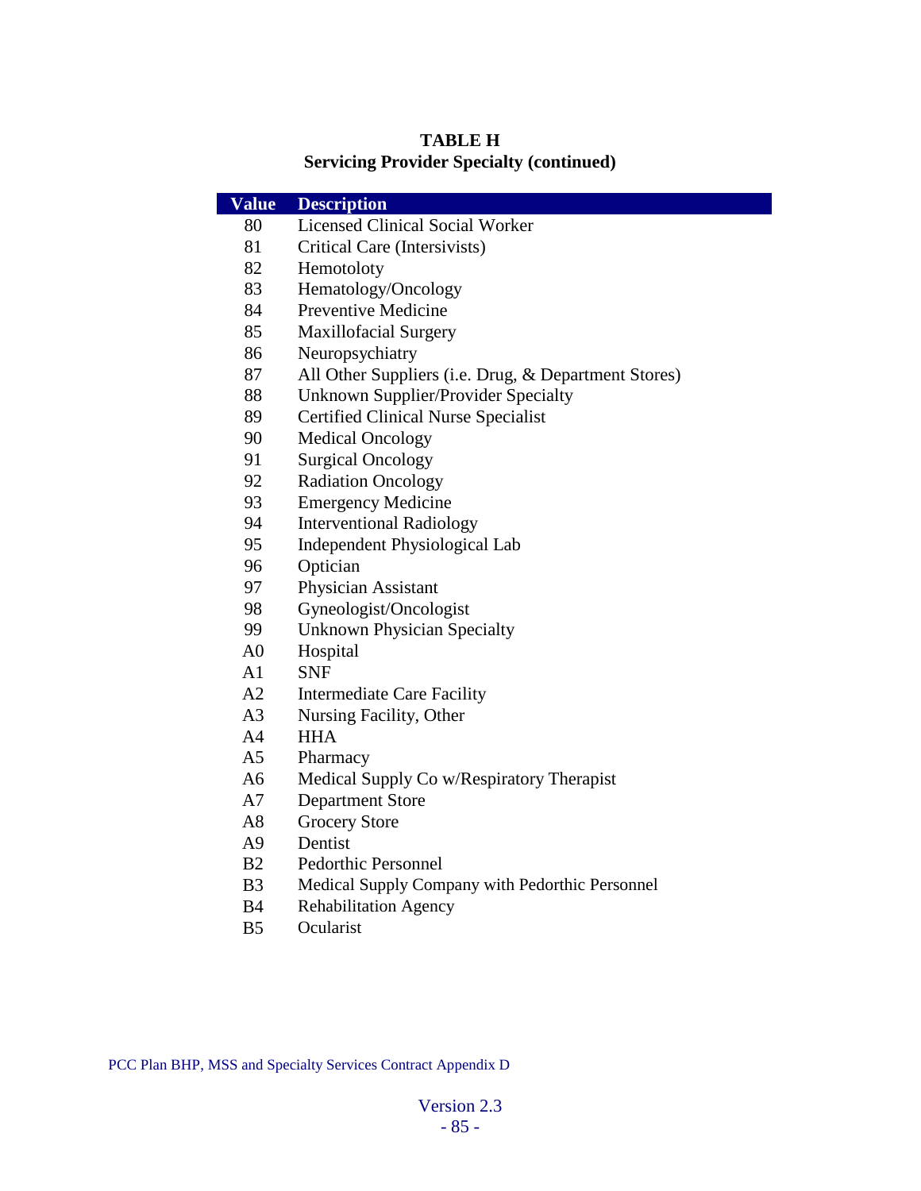**TABLE H**
**Servicing Provider Specialty (continued)**

| Value | Description |
|---|---|
| 80 | Licensed Clinical Social Worker |
| 81 | Critical Care (Intersivists) |
| 82 | Hemotoloty |
| 83 | Hematology/Oncology |
| 84 | Preventive Medicine |
| 85 | Maxillofacial Surgery |
| 86 | Neuropsychiatry |
| 87 | All Other Suppliers (i.e. Drug, & Department Stores) |
| 88 | Unknown Supplier/Provider Specialty |
| 89 | Certified Clinical Nurse Specialist |
| 90 | Medical Oncology |
| 91 | Surgical Oncology |
| 92 | Radiation Oncology |
| 93 | Emergency Medicine |
| 94 | Interventional Radiology |
| 95 | Independent Physiological Lab |
| 96 | Optician |
| 97 | Physician Assistant |
| 98 | Gyneologist/Oncologist |
| 99 | Unknown Physician Specialty |
| A0 | Hospital |
| A1 | SNF |
| A2 | Intermediate Care Facility |
| A3 | Nursing Facility, Other |
| A4 | HHA |
| A5 | Pharmacy |
| A6 | Medical Supply Co w/Respiratory Therapist |
| A7 | Department Store |
| A8 | Grocery Store |
| A9 | Dentist |
| B2 | Pedorthic Personnel |
| B3 | Medical Supply Company with Pedorthic Personnel |
| B4 | Rehabilitation Agency |
| B5 | Ocularist |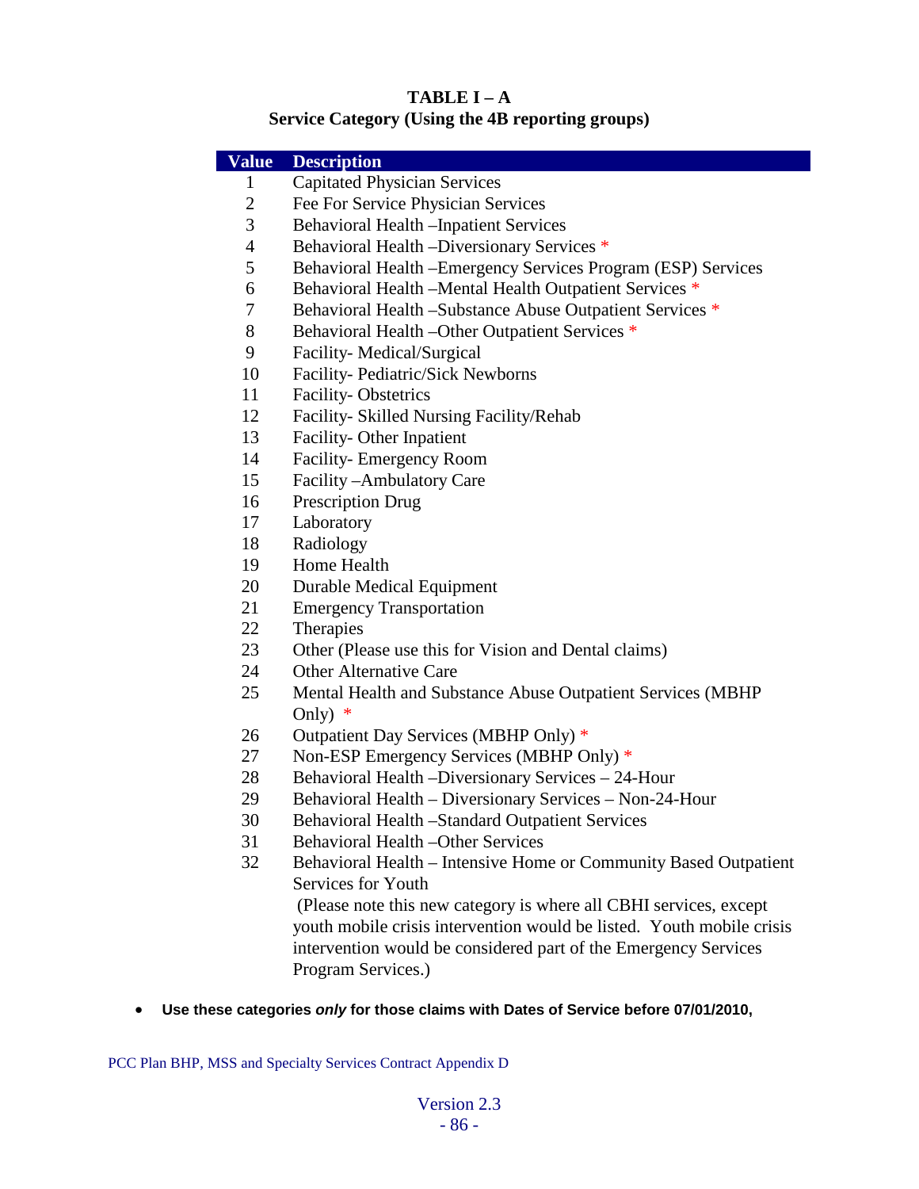**TABLE I – A**
**Service Category (Using the 4B reporting groups)**

| Value | Description |
|---|---|
| 1 | Capitated Physician Services |
| 2 | Fee For Service Physician Services |
| 3 | Behavioral Health –Inpatient Services |
| 4 | Behavioral Health –Diversionary Services * |
| 5 | Behavioral Health –Emergency Services Program (ESP) Services |
| 6 | Behavioral Health –Mental Health Outpatient Services * |
| 7 | Behavioral Health –Substance Abuse Outpatient Services * |
| 8 | Behavioral Health –Other Outpatient Services * |
| 9 | Facility- Medical/Surgical |
| 10 | Facility- Pediatric/Sick Newborns |
| 11 | Facility- Obstetrics |
| 12 | Facility- Skilled Nursing Facility/Rehab |
| 13 | Facility- Other Inpatient |
| 14 | Facility- Emergency Room |
| 15 | Facility –Ambulatory Care |
| 16 | Prescription Drug |
| 17 | Laboratory |
| 18 | Radiology |
| 19 | Home Health |
| 20 | Durable Medical Equipment |
| 21 | Emergency Transportation |
| 22 | Therapies |
| 23 | Other (Please use this for Vision and Dental claims) |
| 24 | Other Alternative Care |
| 25 | Mental Health and Substance Abuse Outpatient Services (MBHP Only) * |
| 26 | Outpatient Day Services (MBHP Only) * |
| 27 | Non-ESP Emergency Services (MBHP Only) * |
| 28 | Behavioral Health –Diversionary Services – 24-Hour |
| 29 | Behavioral Health – Diversionary Services – Non-24-Hour |
| 30 | Behavioral Health –Standard Outpatient Services |
| 31 | Behavioral Health –Other Services |
| 32 | Behavioral Health – Intensive Home or Community Based Outpatient Services for Youth (Please note this new category is where all CBHI services, except youth mobile crisis intervention would be listed. Youth mobile crisis intervention would be considered part of the Emergency Services Program Services.) |

- **Use these categories *only* for those claims with Dates of Service before 07/01/2010,**

PCC Plan BHP, MSS and Specialty Services Contract Appendix D

Version 2.3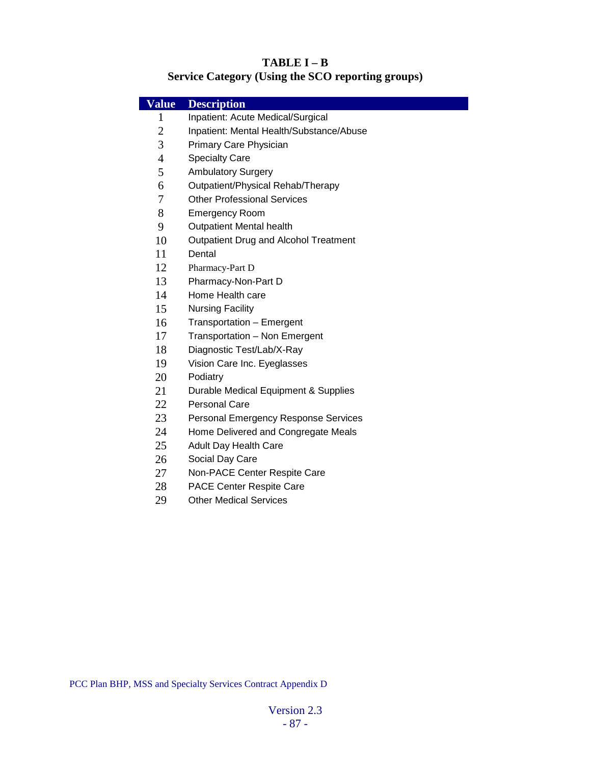**TABLE I – B**
**Service Category (Using the SCO reporting groups)**

| Value | Description |
|---|---|
| 1 | Inpatient: Acute Medical/Surgical |
| 2 | Inpatient: Mental Health/Substance/Abuse |
| 3 | Primary Care Physician |
| 4 | Specialty Care |
| 5 | Ambulatory Surgery |
| 6 | Outpatient/Physical Rehab/Therapy |
| 7 | Other Professional Services |
| 8 | Emergency Room |
| 9 | Outpatient Mental health |
| 10 | Outpatient Drug and Alcohol Treatment |
| 11 | Dental |
| 12 | Pharmacy-Part D |
| 13 | Pharmacy-Non-Part D |
| 14 | Home Health care |
| 15 | Nursing Facility |
| 16 | Transportation – Emergent |
| 17 | Transportation – Non Emergent |
| 18 | Diagnostic Test/Lab/X-Ray |
| 19 | Vision Care Inc. Eyeglasses |
| 20 | Podiatry |
| 21 | Durable Medical Equipment & Supplies |
| 22 | Personal Care |
| 23 | Personal Emergency Response Services |
| 24 | Home Delivered and Congregate Meals |
| 25 | Adult Day Health Care |
| 26 | Social Day Care |
| 27 | Non-PACE Center Respite Care |
| 28 | PACE Center Respite Care |
| 29 | Other Medical Services |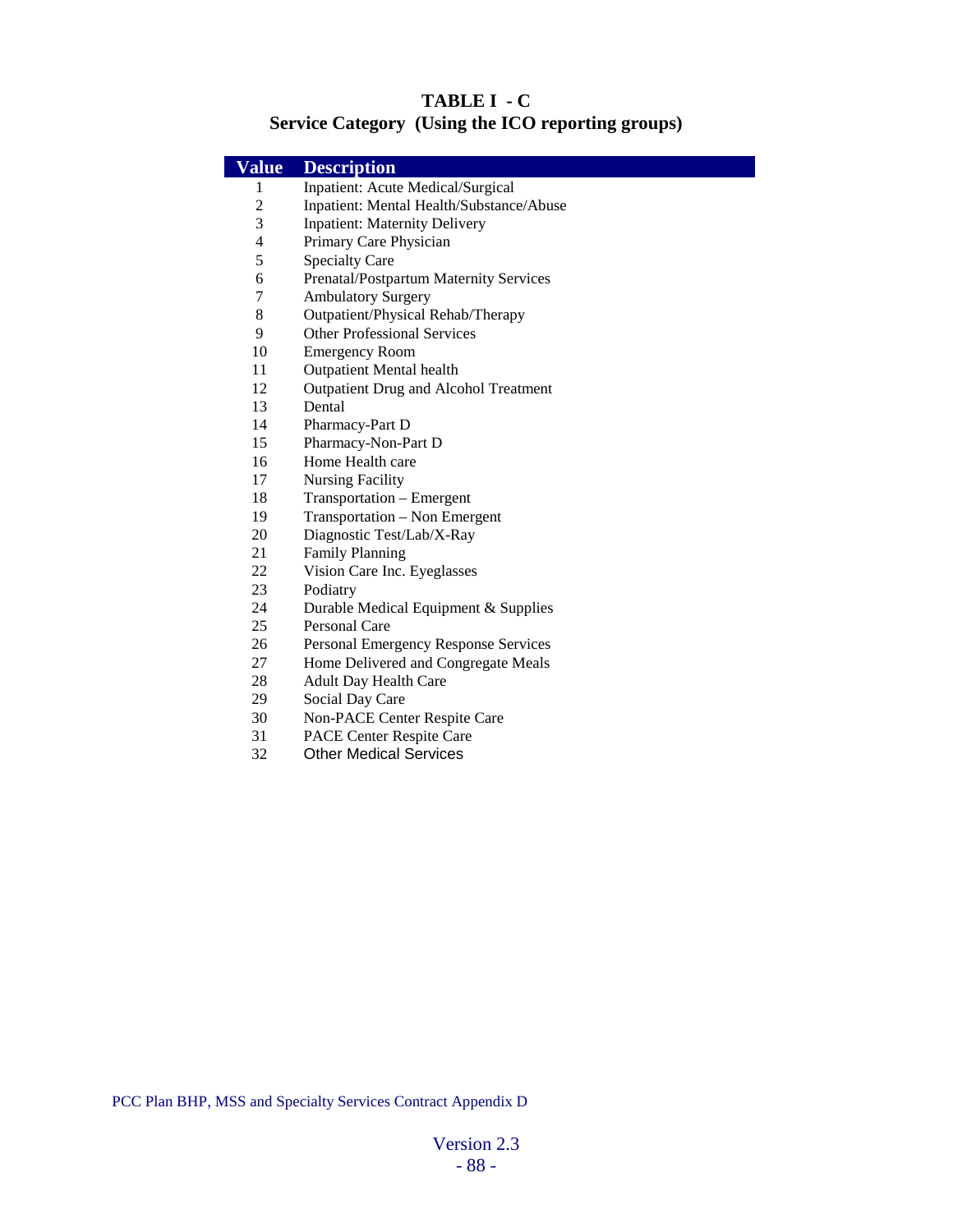## TABLE I - C
## Service Category (Using the ICO reporting groups)

| Value | Description |
|---|---|
| 1 | Inpatient: Acute Medical/Surgical |
| 2 | Inpatient: Mental Health/Substance/Abuse |
| 3 | Inpatient: Maternity Delivery |
| 4 | Primary Care Physician |
| 5 | Specialty Care |
| 6 | Prenatal/Postpartum Maternity Services |
| 7 | Ambulatory Surgery |
| 8 | Outpatient/Physical Rehab/Therapy |
| 9 | Other Professional Services |
| 10 | Emergency Room |
| 11 | Outpatient Mental health |
| 12 | Outpatient Drug and Alcohol Treatment |
| 13 | Dental |
| 14 | Pharmacy-Part D |
| 15 | Pharmacy-Non-Part D |
| 16 | Home Health care |
| 17 | Nursing Facility |
| 18 | Transportation – Emergent |
| 19 | Transportation – Non Emergent |
| 20 | Diagnostic Test/Lab/X-Ray |
| 21 | Family Planning |
| 22 | Vision Care Inc. Eyeglasses |
| 23 | Podiatry |
| 24 | Durable Medical Equipment & Supplies |
| 25 | Personal Care |
| 26 | Personal Emergency Response Services |
| 27 | Home Delivered and Congregate Meals |
| 28 | Adult Day Health Care |
| 29 | Social Day Care |
| 30 | Non-PACE Center Respite Care |
| 31 | PACE Center Respite Care |
| 32 | Other Medical Services |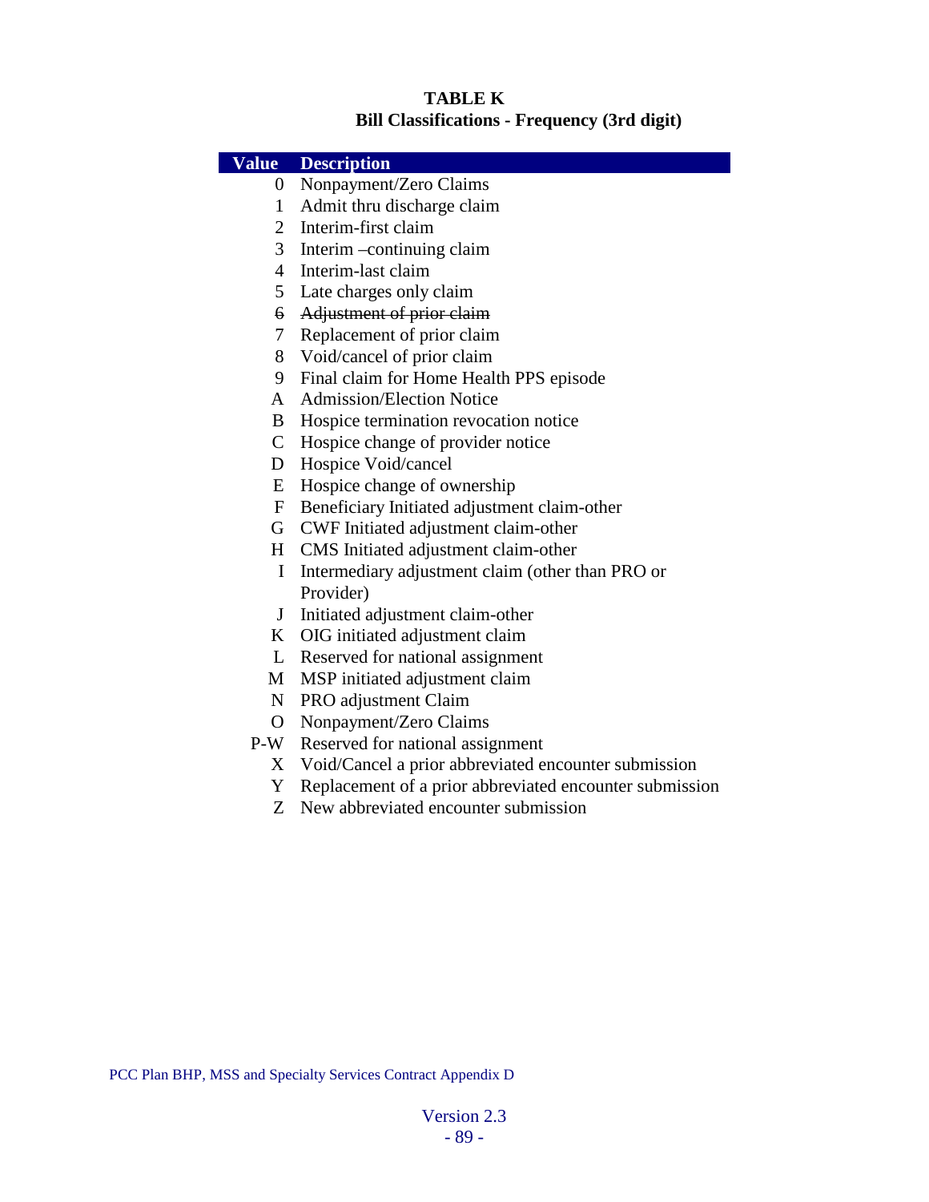**TABLE K**

**Bill Classifications - Frequency (3rd digit)**

| Value | Description |
|---|---|
| 0 | Nonpayment/Zero Claims |
| 1 | Admit thru discharge claim |
| 2 | Interim-first claim |
| 3 | Interim –continuing claim |
| 4 | Interim-last claim |
| 5 | Late charges only claim |
| ~~6~~ | ~~Adjustment of prior claim~~ |
| 7 | Replacement of prior claim |
| 8 | Void/cancel of prior claim |
| 9 | Final claim for Home Health PPS episode |
| A | Admission/Election Notice |
| B | Hospice termination revocation notice |
| C | Hospice change of provider notice |
| D | Hospice Void/cancel |
| E | Hospice change of ownership |
| F | Beneficiary Initiated adjustment claim-other |
| G | CWF Initiated adjustment claim-other |
| H | CMS Initiated adjustment claim-other |
| I | Intermediary adjustment claim (other than PRO or Provider) |
| J | Initiated adjustment claim-other |
| K | OIG initiated adjustment claim |
| L | Reserved for national assignment |
| M | MSP initiated adjustment claim |
| N | PRO adjustment Claim |
| O | Nonpayment/Zero Claims |
| P-W | Reserved for national assignment |
| X | Void/Cancel a prior abbreviated encounter submission |
| Y | Replacement of a prior abbreviated encounter submission |
| Z | New abbreviated encounter submission |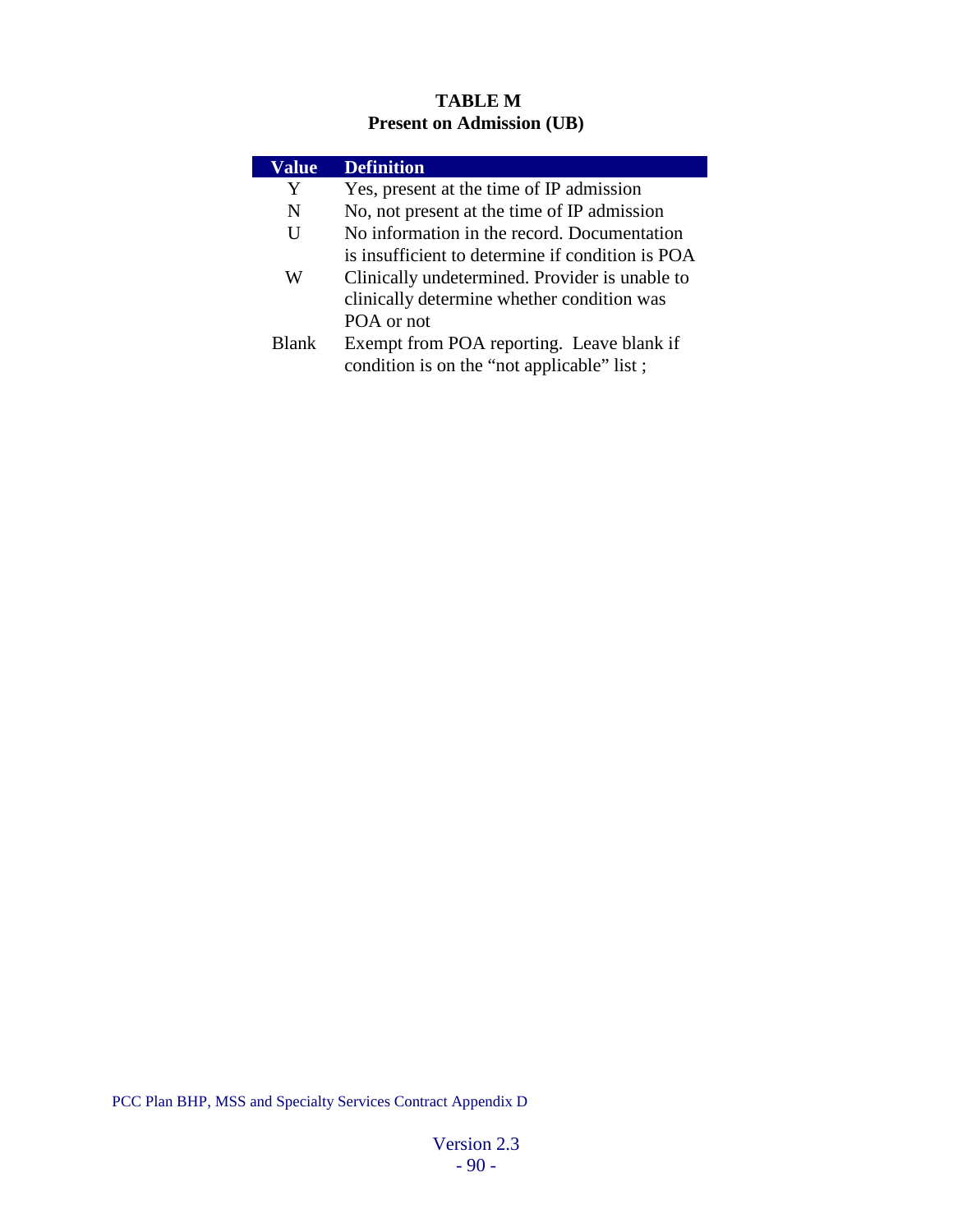**TABLE M**
**Present on Admission (UB)**

| Value | Definition |
|---|---|
| Y | Yes, present at the time of IP admission |
| N | No, not present at the time of IP admission |
| U | No information in the record. Documentation is insufficient to determine if condition is POA |
| W | Clinically undetermined. Provider is unable to clinically determine whether condition was POA or not |
| Blank | Exempt from POA reporting. Leave blank if condition is on the “not applicable” list ; |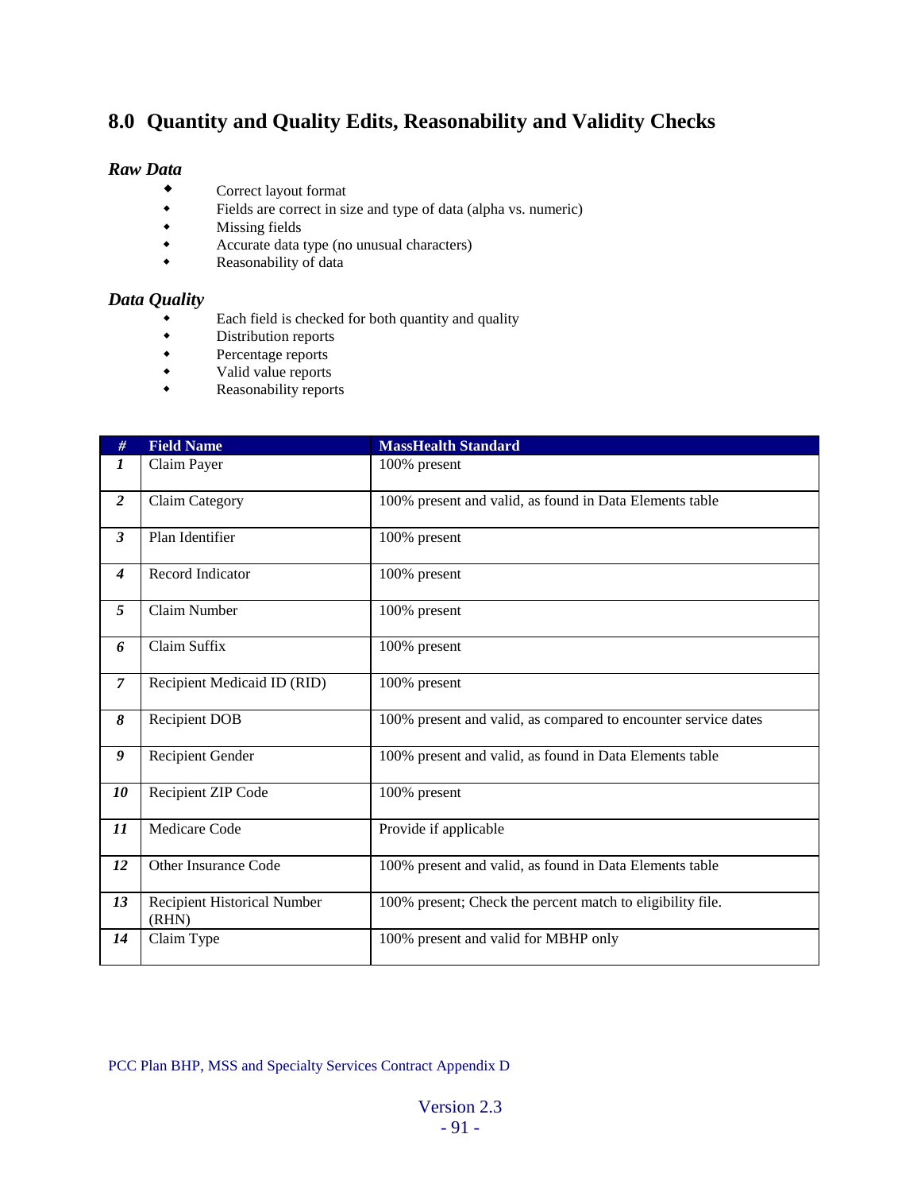## 8.0 Quantity and Quality Edits, Reasonability and Validity Checks

### *Raw Data*

- Correct layout format
- Fields are correct in size and type of data (alpha vs. numeric)
- Missing fields
- Accurate data type (no unusual characters)
- Reasonability of data

### *Data Quality*

- Each field is checked for both quantity and quality
- Distribution reports
- Percentage reports
- Valid value reports
- Reasonability reports

| # | Field Name | MassHealth Standard |
|---|---|---|
| *1* | Claim Payer | 100% present |
| *2* | Claim Category | 100% present and valid, as found in Data Elements table |
| *3* | Plan Identifier | 100% present |
| *4* | Record Indicator | 100% present |
| *5* | Claim Number | 100% present |
| *6* | Claim Suffix | 100% present |
| *7* | Recipient Medicaid ID (RID) | 100% present |
| *8* | Recipient DOB | 100% present and valid, as compared to encounter service dates |
| *9* | Recipient Gender | 100% present and valid, as found in Data Elements table |
| *10* | Recipient ZIP Code | 100% present |
| *11* | Medicare Code | Provide if applicable |
| *12* | Other Insurance Code | 100% present and valid, as found in Data Elements table |
| *13* | Recipient Historical Number (RHN) | 100% present; Check the percent match to eligibility file. |
| *14* | Claim Type | 100% present and valid for MBHP only |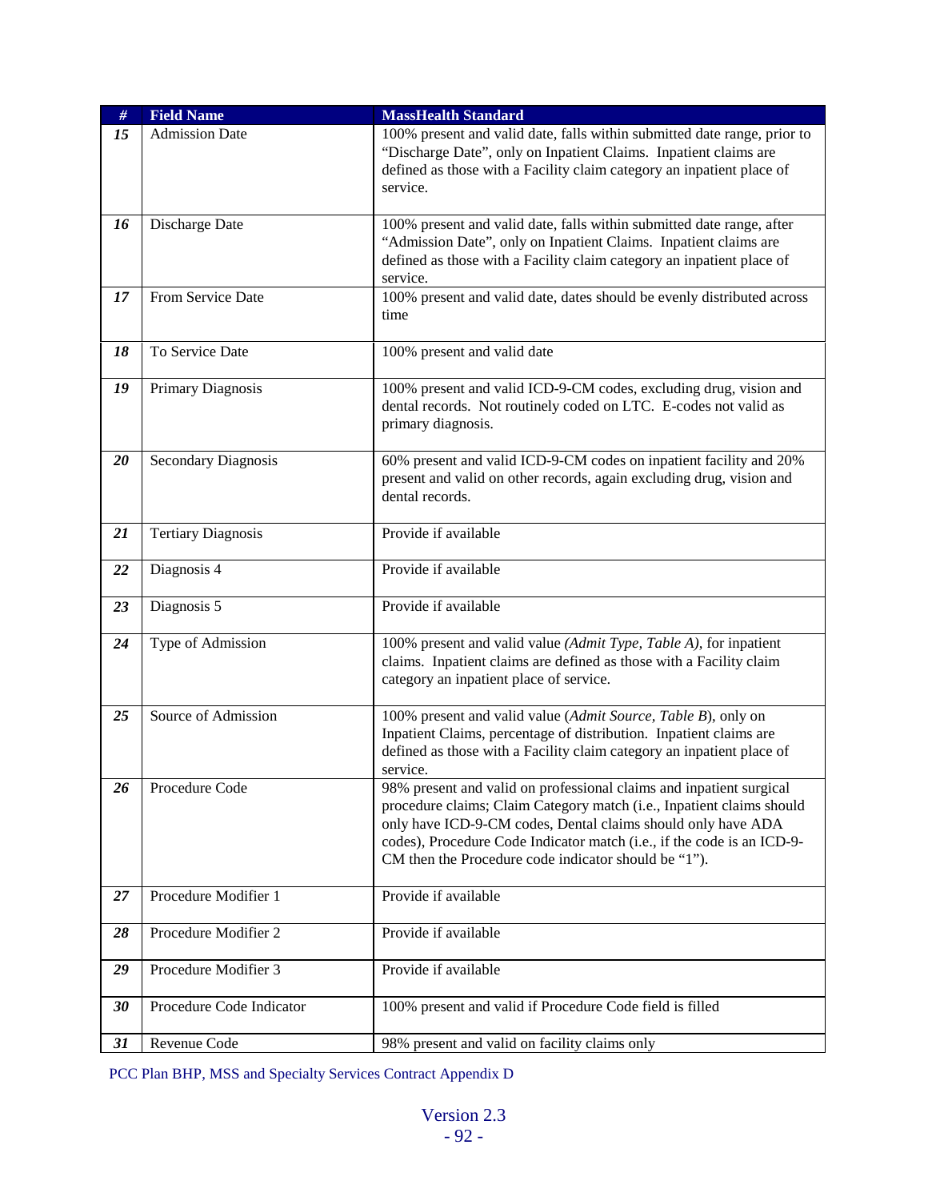| # | Field Name | MassHealth Standard |
|---|---|---|
| ***15*** | Admission Date | 100% present and valid date, falls within submitted date range, prior to "Discharge Date", only on Inpatient Claims. Inpatient claims are defined as those with a Facility claim category an inpatient place of service. |
| ***16*** | Discharge Date | 100% present and valid date, falls within submitted date range, after "Admission Date", only on Inpatient Claims. Inpatient claims are defined as those with a Facility claim category an inpatient place of service. |
| ***17*** | From Service Date | 100% present and valid date, dates should be evenly distributed across time |
| ***18*** | To Service Date | 100% present and valid date |
| ***19*** | Primary Diagnosis | 100% present and valid ICD-9-CM codes, excluding drug, vision and dental records. Not routinely coded on LTC. E-codes not valid as primary diagnosis. |
| ***20*** | Secondary Diagnosis | 60% present and valid ICD-9-CM codes on inpatient facility and 20% present and valid on other records, again excluding drug, vision and dental records. |
| ***21*** | Tertiary Diagnosis | Provide if available |
| ***22*** | Diagnosis 4 | Provide if available |
| ***23*** | Diagnosis 5 | Provide if available |
| ***24*** | Type of Admission | 100% present and valid value *(Admit Type, Table A)*, for inpatient claims. Inpatient claims are defined as those with a Facility claim category an inpatient place of service. |
| ***25*** | Source of Admission | 100% present and valid value (*Admit Source, Table B*), only on Inpatient Claims, percentage of distribution. Inpatient claims are defined as those with a Facility claim category an inpatient place of service. |
| ***26*** | Procedure Code | 98% present and valid on professional claims and inpatient surgical procedure claims; Claim Category match (i.e., Inpatient claims should only have ICD-9-CM codes, Dental claims should only have ADA codes), Procedure Code Indicator match (i.e., if the code is an ICD-9-CM then the Procedure code indicator should be "1"). |
| ***27*** | Procedure Modifier 1 | Provide if available |
| ***28*** | Procedure Modifier 2 | Provide if available |
| ***29*** | Procedure Modifier 3 | Provide if available |
| ***30*** | Procedure Code Indicator | 100% present and valid if Procedure Code field is filled |
| ***31*** | Revenue Code | 98% present and valid on facility claims only |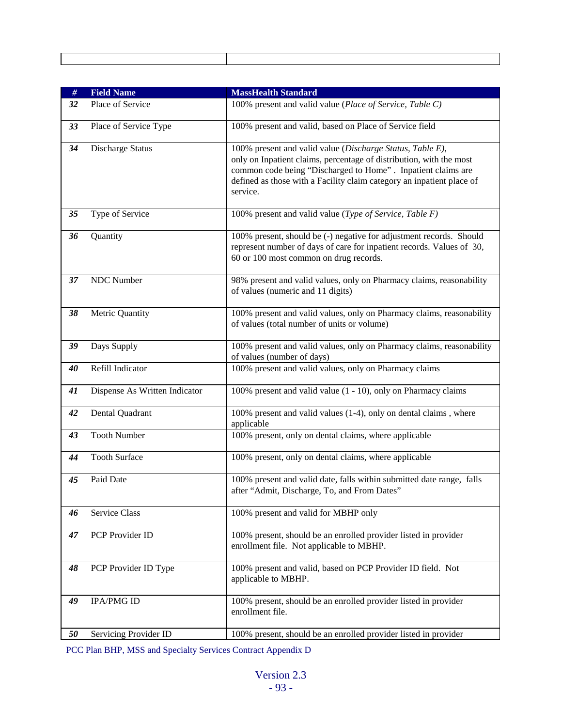| # | Field Name | MassHealth Standard |
|---|---|---|
| *32* | Place of Service | 100% present and valid value (*Place of Service, Table C)* |
| *33* | Place of Service Type | 100% present and valid, based on Place of Service field |
| *34* | Discharge Status | 100% present and valid value (*Discharge Status, Table E*), only on Inpatient claims, percentage of distribution, with the most common code being "Discharged to Home" . Inpatient claims are defined as those with a Facility claim category an inpatient place of service. |
| *35* | Type of Service | 100% present and valid value (*Type of Service, Table F)* |
| *36* | Quantity | 100% present, should be (-) negative for adjustment records. Should represent number of days of care for inpatient records. Values of 30, 60 or 100 most common on drug records. |
| *37* | NDC Number | 98% present and valid values, only on Pharmacy claims, reasonability of values (numeric and 11 digits) |
| *38* | Metric Quantity | 100% present and valid values, only on Pharmacy claims, reasonability of values (total number of units or volume) |
| *39* | Days Supply | 100% present and valid values, only on Pharmacy claims, reasonability of values (number of days) |
| *40* | Refill Indicator | 100% present and valid values, only on Pharmacy claims |
| *41* | Dispense As Written Indicator | 100% present and valid value (1 - 10), only on Pharmacy claims |
| *42* | Dental Quadrant | 100% present and valid values (1-4), only on dental claims , where applicable |
| *43* | Tooth Number | 100% present, only on dental claims, where applicable |
| *44* | Tooth Surface | 100% present, only on dental claims, where applicable |
| *45* | Paid Date | 100% present and valid date, falls within submitted date range, falls after "Admit, Discharge, To, and From Dates" |
| *46* | Service Class | 100% present and valid for MBHP only |
| *47* | PCP Provider ID | 100% present, should be an enrolled provider listed in provider enrollment file. Not applicable to MBHP. |
| *48* | PCP Provider ID Type | 100% present and valid, based on PCP Provider ID field. Not applicable to MBHP. |
| *49* | IPA/PMG ID | 100% present, should be an enrolled provider listed in provider enrollment file. |
| *50* | Servicing Provider ID | 100% present, should be an enrolled provider listed in provider |

PCC Plan BHP, MSS and Specialty Services Contract Appendix D

Version 2.3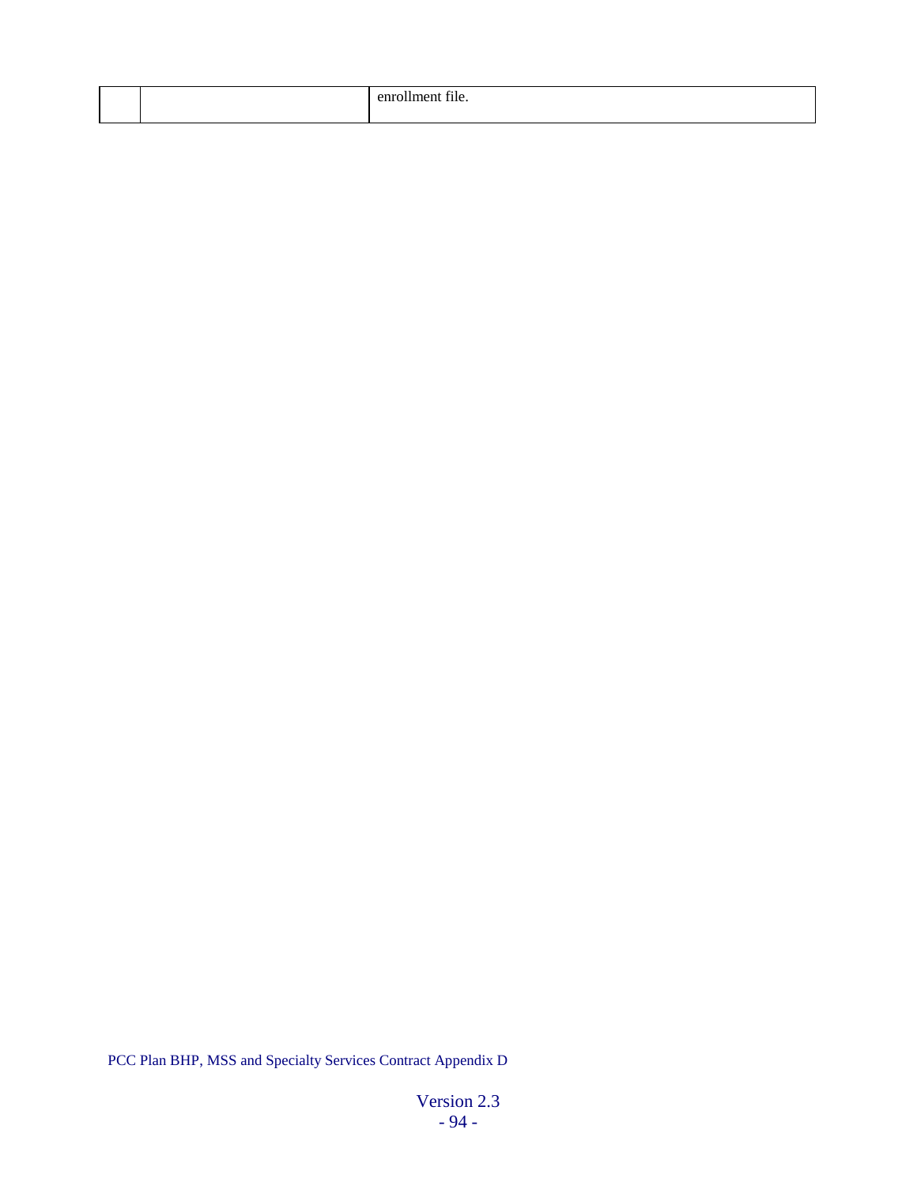| | | |
|---|---|---|
| | | enrollment file. |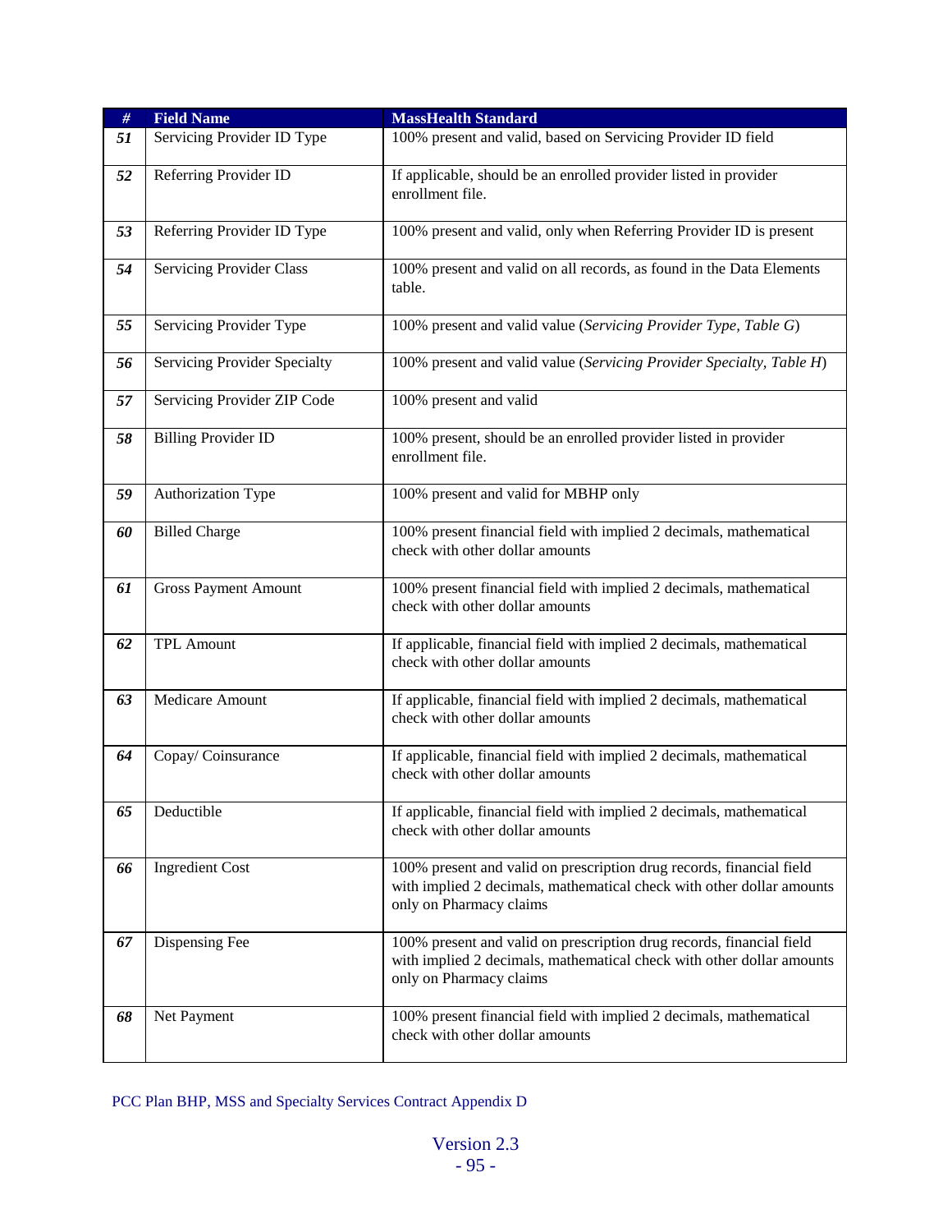| # | Field Name | MassHealth Standard |
|---|---|---|
| *51* | Servicing Provider ID Type | 100% present and valid, based on Servicing Provider ID field |
| *52* | Referring Provider ID | If applicable, should be an enrolled provider listed in provider enrollment file. |
| *53* | Referring Provider ID Type | 100% present and valid, only when Referring Provider ID is present |
| *54* | Servicing Provider Class | 100% present and valid on all records, as found in the Data Elements table. |
| *55* | Servicing Provider Type | 100% present and valid value (*Servicing Provider Type, Table G*) |
| *56* | Servicing Provider Specialty | 100% present and valid value (*Servicing Provider Specialty, Table H*) |
| *57* | Servicing Provider ZIP Code | 100% present and valid |
| *58* | Billing Provider ID | 100% present, should be an enrolled provider listed in provider enrollment file. |
| *59* | Authorization Type | 100% present and valid for MBHP only |
| *60* | Billed Charge | 100% present financial field with implied 2 decimals, mathematical check with other dollar amounts |
| *61* | Gross Payment Amount | 100% present financial field with implied 2 decimals, mathematical check with other dollar amounts |
| *62* | TPL Amount | If applicable, financial field with implied 2 decimals, mathematical check with other dollar amounts |
| *63* | Medicare Amount | If applicable, financial field with implied 2 decimals, mathematical check with other dollar amounts |
| *64* | Copay/ Coinsurance | If applicable, financial field with implied 2 decimals, mathematical check with other dollar amounts |
| *65* | Deductible | If applicable, financial field with implied 2 decimals, mathematical check with other dollar amounts |
| *66* | Ingredient Cost | 100% present and valid on prescription drug records, financial field with implied 2 decimals, mathematical check with other dollar amounts only on Pharmacy claims |
| *67* | Dispensing Fee | 100% present and valid on prescription drug records, financial field with implied 2 decimals, mathematical check with other dollar amounts only on Pharmacy claims |
| *68* | Net Payment | 100% present financial field with implied 2 decimals, mathematical check with other dollar amounts |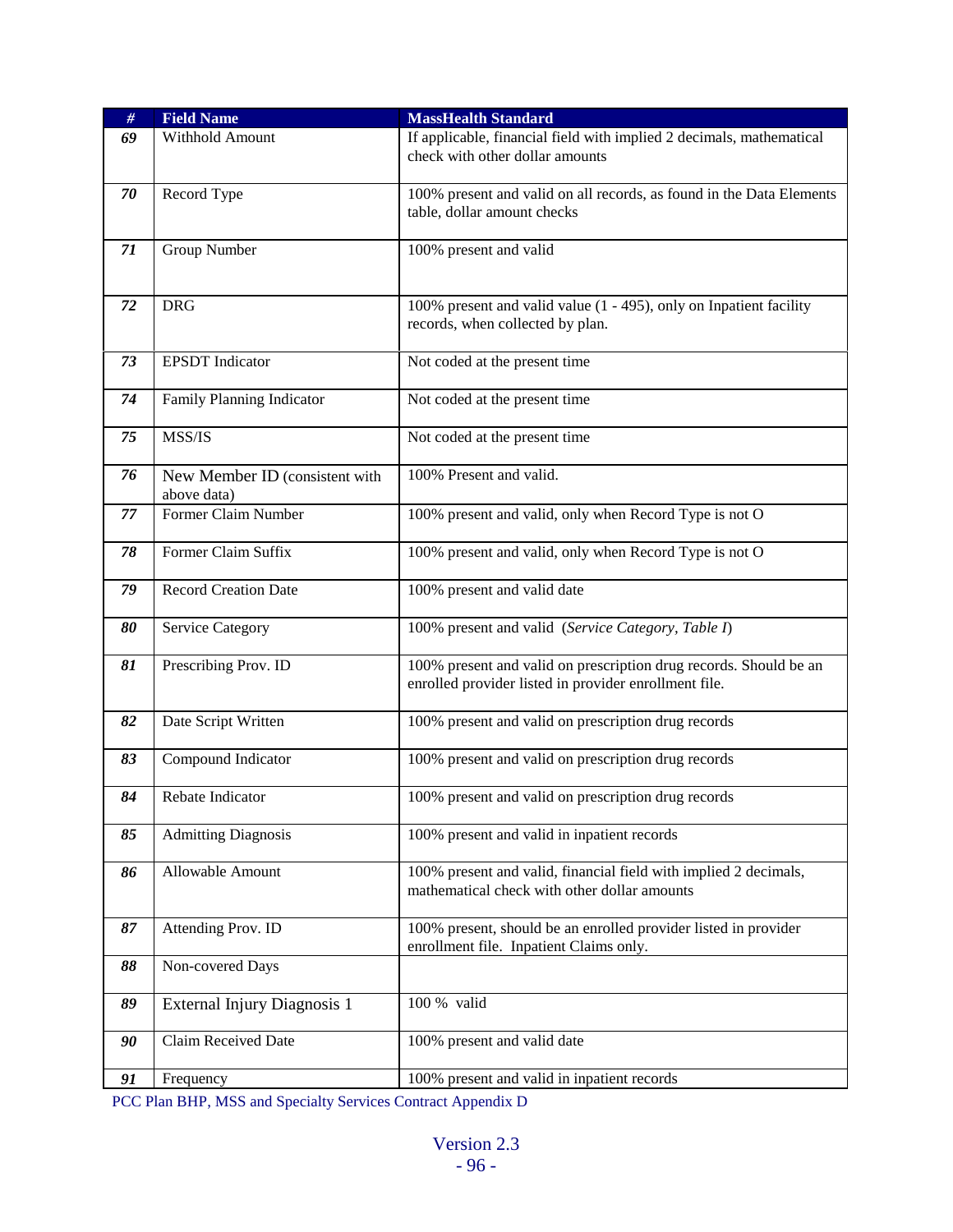| # | Field Name | MassHealth Standard |
|---|---|---|
| ***69*** | Withhold Amount | If applicable, financial field with implied 2 decimals, mathematical check with other dollar amounts |
| ***70*** | Record Type | 100% present and valid on all records, as found in the Data Elements table, dollar amount checks |
| ***71*** | Group Number | 100% present and valid |
| ***72*** | DRG | 100% present and valid value (1 - 495), only on Inpatient facility records, when collected by plan. |
| ***73*** | EPSDT Indicator | Not coded at the present time |
| ***74*** | Family Planning Indicator | Not coded at the present time |
| ***75*** | MSS/IS | Not coded at the present time |
| ***76*** | New Member ID (consistent with above data) | 100% Present and valid. |
| ***77*** | Former Claim Number | 100% present and valid, only when Record Type is not O |
| ***78*** | Former Claim Suffix | 100% present and valid, only when Record Type is not O |
| ***79*** | Record Creation Date | 100% present and valid date |
| ***80*** | Service Category | 100% present and valid (*Service Category, Table I*) |
| ***81*** | Prescribing Prov. ID | 100% present and valid on prescription drug records. Should be an enrolled provider listed in provider enrollment file. |
| ***82*** | Date Script Written | 100% present and valid on prescription drug records |
| ***83*** | Compound Indicator | 100% present and valid on prescription drug records |
| ***84*** | Rebate Indicator | 100% present and valid on prescription drug records |
| ***85*** | Admitting Diagnosis | 100% present and valid in inpatient records |
| ***86*** | Allowable Amount | 100% present and valid, financial field with implied 2 decimals, mathematical check with other dollar amounts |
| ***87*** | Attending Prov. ID | 100% present, should be an enrolled provider listed in provider enrollment file. Inpatient Claims only. |
| ***88*** | Non-covered Days | |
| ***89*** | External Injury Diagnosis 1 | 100 % valid |
| ***90*** | Claim Received Date | 100% present and valid date |
| ***91*** | Frequency | 100% present and valid in inpatient records |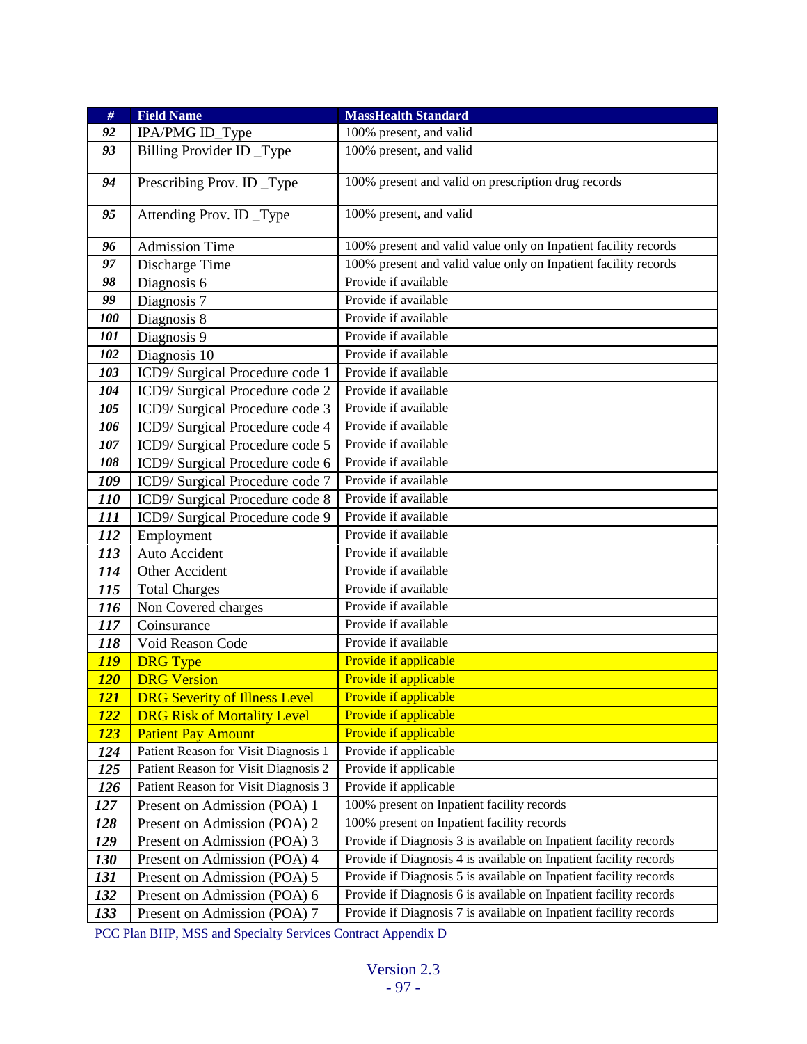| # | Field Name | MassHealth Standard |
|---|---|---|
| 92 | IPA/PMG ID_Type | 100% present, and valid |
| 93 | Billing Provider ID _Type | 100% present, and valid |
| 94 | Prescribing Prov. ID _Type | 100% present and valid on prescription drug records |
| 95 | Attending Prov. ID _Type | 100% present, and valid |
| 96 | Admission Time | 100% present and valid value only on Inpatient facility records |
| 97 | Discharge Time | 100% present and valid value only on Inpatient facility records |
| 98 | Diagnosis 6 | Provide if available |
| 99 | Diagnosis 7 | Provide if available |
| 100 | Diagnosis 8 | Provide if available |
| 101 | Diagnosis 9 | Provide if available |
| 102 | Diagnosis 10 | Provide if available |
| 103 | ICD9/ Surgical Procedure code 1 | Provide if available |
| 104 | ICD9/ Surgical Procedure code 2 | Provide if available |
| 105 | ICD9/ Surgical Procedure code 3 | Provide if available |
| 106 | ICD9/ Surgical Procedure code 4 | Provide if available |
| 107 | ICD9/ Surgical Procedure code 5 | Provide if available |
| 108 | ICD9/ Surgical Procedure code 6 | Provide if available |
| 109 | ICD9/ Surgical Procedure code 7 | Provide if available |
| 110 | ICD9/ Surgical Procedure code 8 | Provide if available |
| 111 | ICD9/ Surgical Procedure code 9 | Provide if available |
| 112 | Employment | Provide if available |
| 113 | Auto Accident | Provide if available |
| 114 | Other Accident | Provide if available |
| 115 | Total Charges | Provide if available |
| 116 | Non Covered charges | Provide if available |
| 117 | Coinsurance | Provide if available |
| 118 | Void Reason Code | Provide if available |
| 119 | DRG Type | Provide if applicable |
| 120 | DRG Version | Provide if applicable |
| 121 | DRG Severity of Illness Level | Provide if applicable |
| 122 | DRG Risk of Mortality Level | Provide if applicable |
| 123 | Patient Pay Amount | Provide if applicable |
| 124 | Patient Reason for Visit Diagnosis 1 | Provide if applicable |
| 125 | Patient Reason for Visit Diagnosis 2 | Provide if applicable |
| 126 | Patient Reason for Visit Diagnosis 3 | Provide if applicable |
| 127 | Present on Admission (POA) 1 | 100% present on Inpatient facility records |
| 128 | Present on Admission (POA) 2 | 100% present on Inpatient facility records |
| 129 | Present on Admission (POA) 3 | Provide if Diagnosis 3 is available on Inpatient facility records |
| 130 | Present on Admission (POA) 4 | Provide if Diagnosis 4 is available on Inpatient facility records |
| 131 | Present on Admission (POA) 5 | Provide if Diagnosis 5 is available on Inpatient facility records |
| 132 | Present on Admission (POA) 6 | Provide if Diagnosis 6 is available on Inpatient facility records |
| 133 | Present on Admission (POA) 7 | Provide if Diagnosis 7 is available on Inpatient facility records |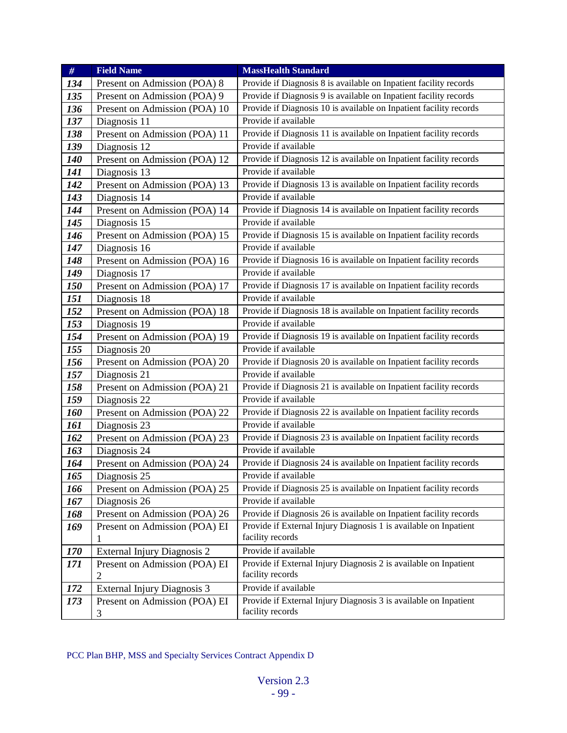| # | Field Name | MassHealth Standard |
| --- | --- | --- |
| *134* | Present on Admission (POA) 8 | Provide if Diagnosis 8 is available on Inpatient facility records |
| *135* | Present on Admission (POA) 9 | Provide if Diagnosis 9 is available on Inpatient facility records |
| *136* | Present on Admission (POA) 10 | Provide if Diagnosis 10 is available on Inpatient facility records |
| *137* | Diagnosis 11 | Provide if available |
| *138* | Present on Admission (POA) 11 | Provide if Diagnosis 11 is available on Inpatient facility records |
| *139* | Diagnosis 12 | Provide if available |
| *140* | Present on Admission (POA) 12 | Provide if Diagnosis 12 is available on Inpatient facility records |
| *141* | Diagnosis 13 | Provide if available |
| *142* | Present on Admission (POA) 13 | Provide if Diagnosis 13 is available on Inpatient facility records |
| *143* | Diagnosis 14 | Provide if available |
| *144* | Present on Admission (POA) 14 | Provide if Diagnosis 14 is available on Inpatient facility records |
| *145* | Diagnosis 15 | Provide if available |
| *146* | Present on Admission (POA) 15 | Provide if Diagnosis 15 is available on Inpatient facility records |
| *147* | Diagnosis 16 | Provide if available |
| *148* | Present on Admission (POA) 16 | Provide if Diagnosis 16 is available on Inpatient facility records |
| *149* | Diagnosis 17 | Provide if available |
| *150* | Present on Admission (POA) 17 | Provide if Diagnosis 17 is available on Inpatient facility records |
| *151* | Diagnosis 18 | Provide if available |
| *152* | Present on Admission (POA) 18 | Provide if Diagnosis 18 is available on Inpatient facility records |
| *153* | Diagnosis 19 | Provide if available |
| *154* | Present on Admission (POA) 19 | Provide if Diagnosis 19 is available on Inpatient facility records |
| *155* | Diagnosis 20 | Provide if available |
| *156* | Present on Admission (POA) 20 | Provide if Diagnosis 20 is available on Inpatient facility records |
| *157* | Diagnosis 21 | Provide if available |
| *158* | Present on Admission (POA) 21 | Provide if Diagnosis 21 is available on Inpatient facility records |
| *159* | Diagnosis 22 | Provide if available |
| *160* | Present on Admission (POA) 22 | Provide if Diagnosis 22 is available on Inpatient facility records |
| *161* | Diagnosis 23 | Provide if available |
| *162* | Present on Admission (POA) 23 | Provide if Diagnosis 23 is available on Inpatient facility records |
| *163* | Diagnosis 24 | Provide if available |
| *164* | Present on Admission (POA) 24 | Provide if Diagnosis 24 is available on Inpatient facility records |
| *165* | Diagnosis 25 | Provide if available |
| *166* | Present on Admission (POA) 25 | Provide if Diagnosis 25 is available on Inpatient facility records |
| *167* | Diagnosis 26 | Provide if available |
| *168* | Present on Admission (POA) 26 | Provide if Diagnosis 26 is available on Inpatient facility records |
| *169* | Present on Admission (POA) EI 1 | Provide if External Injury Diagnosis 1 is available on Inpatient facility records |
| *170* | External Injury Diagnosis 2 | Provide if available |
| *171* | Present on Admission (POA) EI 2 | Provide if External Injury Diagnosis 2 is available on Inpatient facility records |
| *172* | External Injury Diagnosis 3 | Provide if available |
| *173* | Present on Admission (POA) EI 3 | Provide if External Injury Diagnosis 3 is available on Inpatient facility records |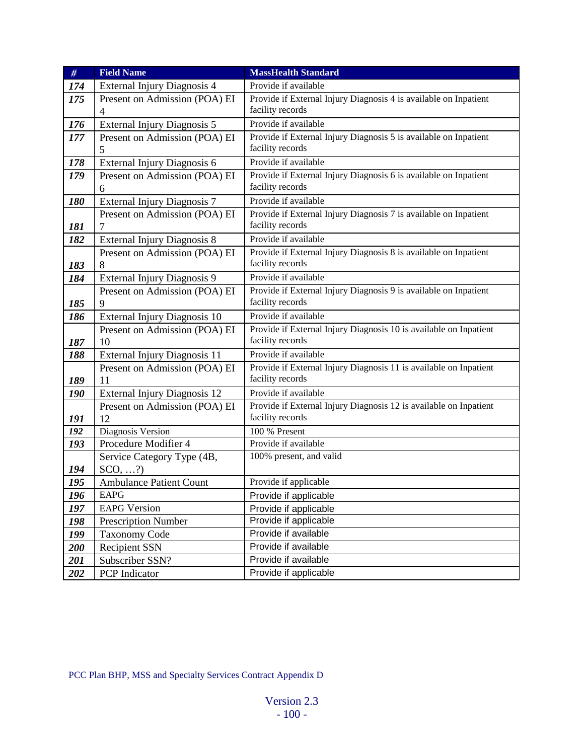| # | Field Name | MassHealth Standard |
|---|---|---|
| *174* | External Injury Diagnosis 4 | Provide if available |
| *175* | Present on Admission (POA) EI 4 | Provide if External Injury Diagnosis 4 is available on Inpatient facility records |
| *176* | External Injury Diagnosis 5 | Provide if available |
| *177* | Present on Admission (POA) EI 5 | Provide if External Injury Diagnosis 5 is available on Inpatient facility records |
| *178* | External Injury Diagnosis 6 | Provide if available |
| *179* | Present on Admission (POA) EI 6 | Provide if External Injury Diagnosis 6 is available on Inpatient facility records |
| *180* | External Injury Diagnosis 7 | Provide if available |
| *181* | Present on Admission (POA) EI 7 | Provide if External Injury Diagnosis 7 is available on Inpatient facility records |
| *182* | External Injury Diagnosis 8 | Provide if available |
| *183* | Present on Admission (POA) EI 8 | Provide if External Injury Diagnosis 8 is available on Inpatient facility records |
| *184* | External Injury Diagnosis 9 | Provide if available |
| *185* | Present on Admission (POA) EI 9 | Provide if External Injury Diagnosis 9 is available on Inpatient facility records |
| *186* | External Injury Diagnosis 10 | Provide if available |
| *187* | Present on Admission (POA) EI 10 | Provide if External Injury Diagnosis 10 is available on Inpatient facility records |
| *188* | External Injury Diagnosis 11 | Provide if available |
| *189* | Present on Admission (POA) EI 11 | Provide if External Injury Diagnosis 11 is available on Inpatient facility records |
| *190* | External Injury Diagnosis 12 | Provide if available |
| *191* | Present on Admission (POA) EI 12 | Provide if External Injury Diagnosis 12 is available on Inpatient facility records |
| *192* | Diagnosis Version | 100 % Present |
| *193* | Procedure Modifier 4 | Provide if available |
| *194* | Service Category Type (4B, SCO, …?) | 100% present, and valid |
| *195* | Ambulance Patient Count | Provide if applicable |
| *196* | EAPG | Provide if applicable |
| *197* | EAPG Version | Provide if applicable |
| *198* | Prescription Number | Provide if applicable |
| *199* | Taxonomy Code | Provide if available |
| *200* | Recipient SSN | Provide if available |
| *201* | Subscriber SSN? | Provide if available |
| *202* | PCP Indicator | Provide if applicable |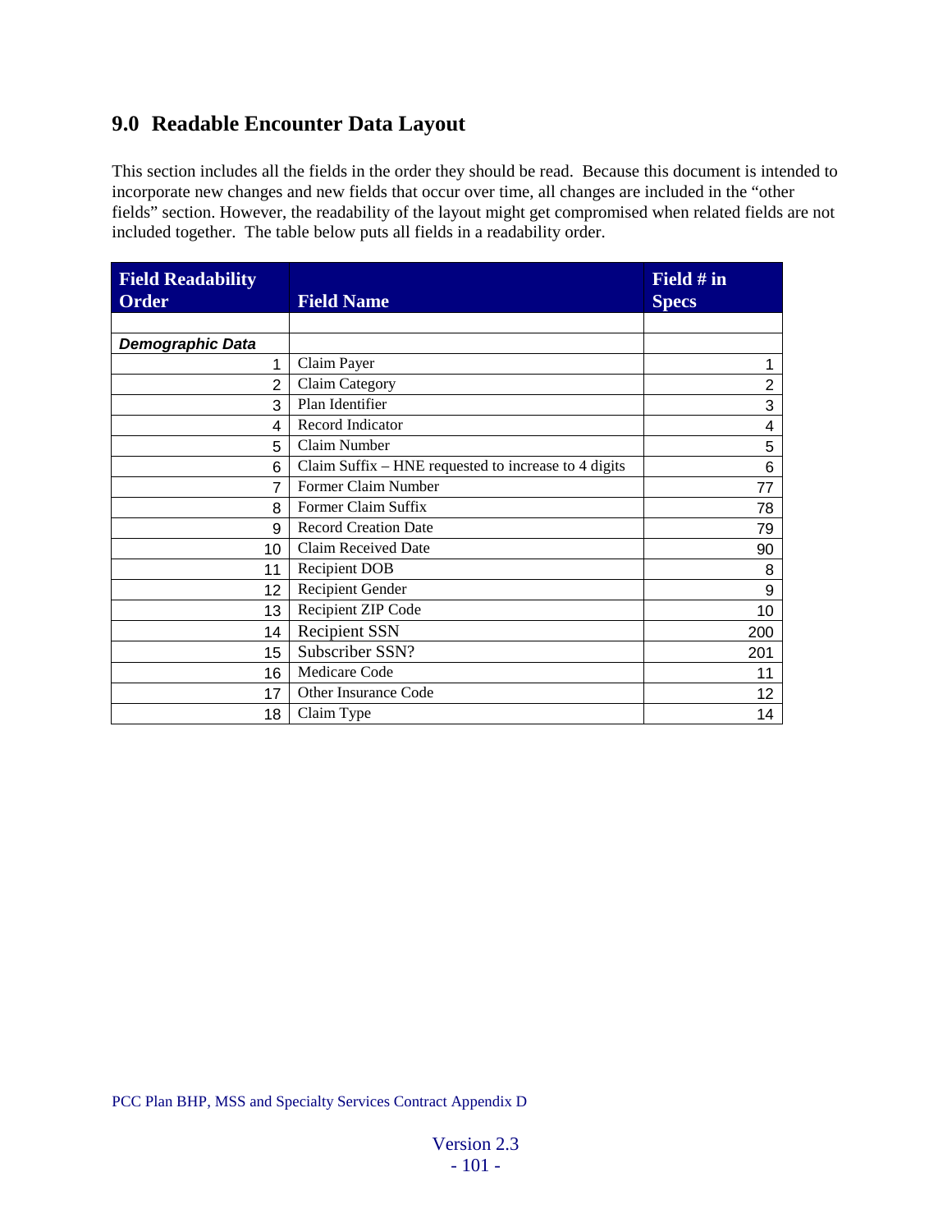## 9.0 Readable Encounter Data Layout

This section includes all the fields in the order they should be read. Because this document is intended to incorporate new changes and new fields that occur over time, all changes are included in the "other fields" section. However, the readability of the layout might get compromised when related fields are not included together. The table below puts all fields in a readability order.

| Field Readability Order | Field Name | Field # in Specs |
|---|---|---|
| | | |
| ***Demographic Data*** | | |
| 1 | Claim Payer | 1 |
| 2 | Claim Category | 2 |
| 3 | Plan Identifier | 3 |
| 4 | Record Indicator | 4 |
| 5 | Claim Number | 5 |
| 6 | Claim Suffix – HNE requested to increase to 4 digits | 6 |
| 7 | Former Claim Number | 77 |
| 8 | Former Claim Suffix | 78 |
| 9 | Record Creation Date | 79 |
| 10 | Claim Received Date | 90 |
| 11 | Recipient DOB | 8 |
| 12 | Recipient Gender | 9 |
| 13 | Recipient ZIP Code | 10 |
| 14 | Recipient SSN | 200 |
| 15 | Subscriber SSN? | 201 |
| 16 | Medicare Code | 11 |
| 17 | Other Insurance Code | 12 |
| 18 | Claim Type | 14 |

PCC Plan BHP, MSS and Specialty Services Contract Appendix D

Version 2.3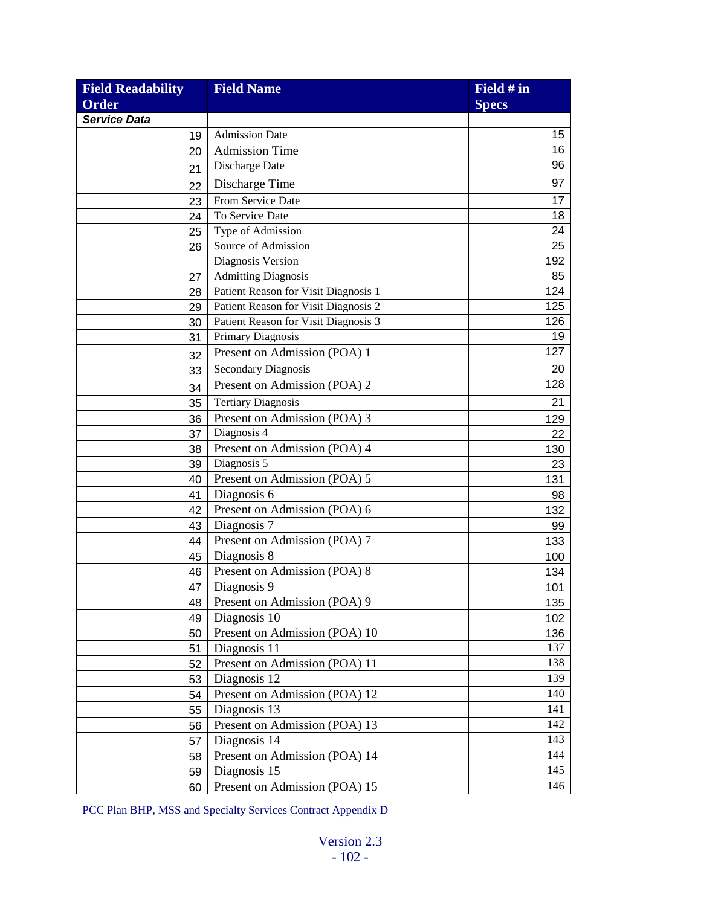| Field Readability Order | Field Name | Field # in Specs |
|---|---|---|
| ***Service Data*** | | |
| 19 | Admission Date | 15 |
| 20 | Admission Time | 16 |
| 21 | Discharge Date | 96 |
| 22 | Discharge Time | 97 |
| 23 | From Service Date | 17 |
| 24 | To Service Date | 18 |
| 25 | Type of Admission | 24 |
| 26 | Source of Admission | 25 |
| | Diagnosis Version | 192 |
| 27 | Admitting Diagnosis | 85 |
| 28 | Patient Reason for Visit Diagnosis 1 | 124 |
| 29 | Patient Reason for Visit Diagnosis 2 | 125 |
| 30 | Patient Reason for Visit Diagnosis 3 | 126 |
| 31 | Primary Diagnosis | 19 |
| 32 | Present on Admission (POA) 1 | 127 |
| 33 | Secondary Diagnosis | 20 |
| 34 | Present on Admission (POA) 2 | 128 |
| 35 | Tertiary Diagnosis | 21 |
| 36 | Present on Admission (POA) 3 | 129 |
| 37 | Diagnosis 4 | 22 |
| 38 | Present on Admission (POA) 4 | 130 |
| 39 | Diagnosis 5 | 23 |
| 40 | Present on Admission (POA) 5 | 131 |
| 41 | Diagnosis 6 | 98 |
| 42 | Present on Admission (POA) 6 | 132 |
| 43 | Diagnosis 7 | 99 |
| 44 | Present on Admission (POA) 7 | 133 |
| 45 | Diagnosis 8 | 100 |
| 46 | Present on Admission (POA) 8 | 134 |
| 47 | Diagnosis 9 | 101 |
| 48 | Present on Admission (POA) 9 | 135 |
| 49 | Diagnosis 10 | 102 |
| 50 | Present on Admission (POA) 10 | 136 |
| 51 | Diagnosis 11 | 137 |
| 52 | Present on Admission (POA) 11 | 138 |
| 53 | Diagnosis 12 | 139 |
| 54 | Present on Admission (POA) 12 | 140 |
| 55 | Diagnosis 13 | 141 |
| 56 | Present on Admission (POA) 13 | 142 |
| 57 | Diagnosis 14 | 143 |
| 58 | Present on Admission (POA) 14 | 144 |
| 59 | Diagnosis 15 | 145 |
| 60 | Present on Admission (POA) 15 | 146 |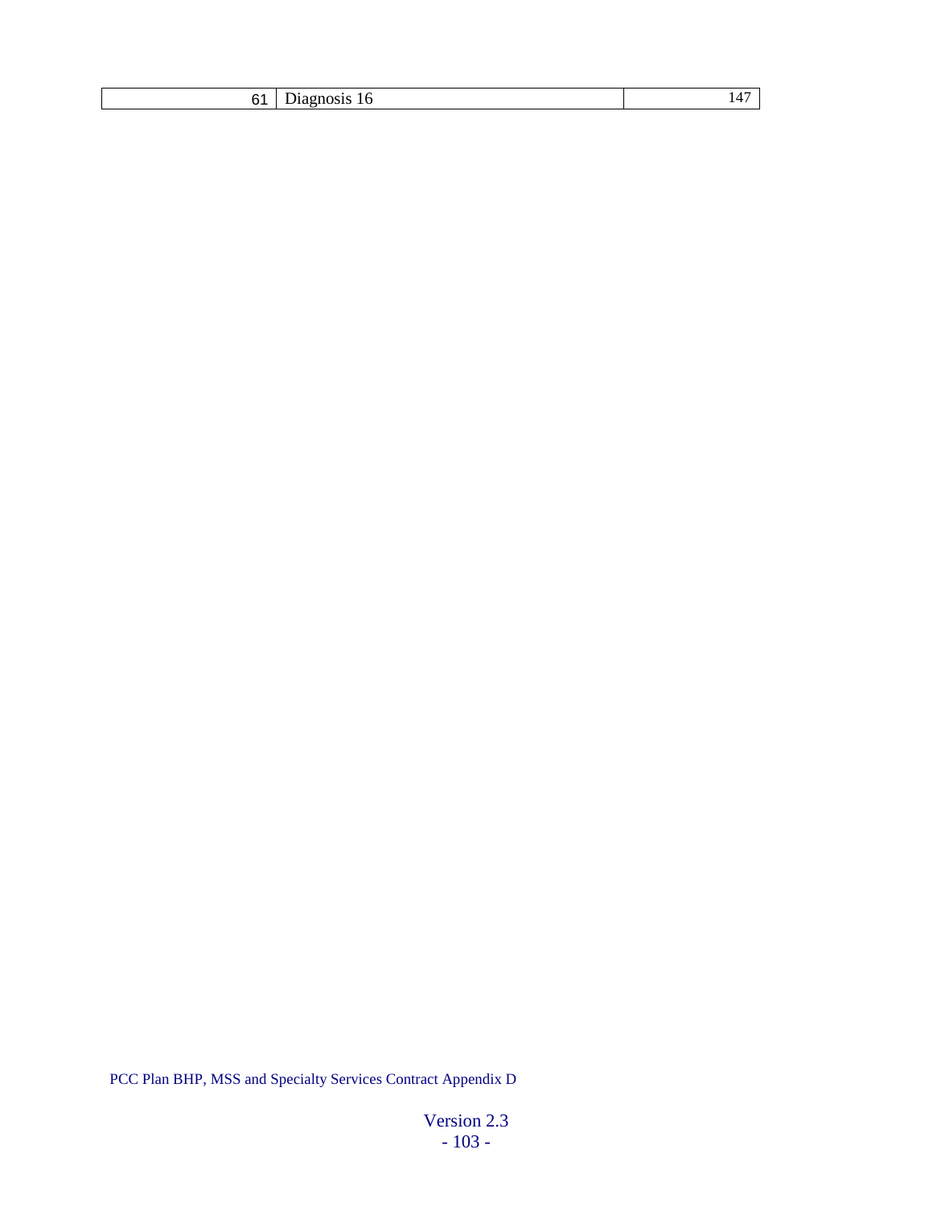| | | |
|---|---|---|
| 61 | Diagnosis 16 | 147 |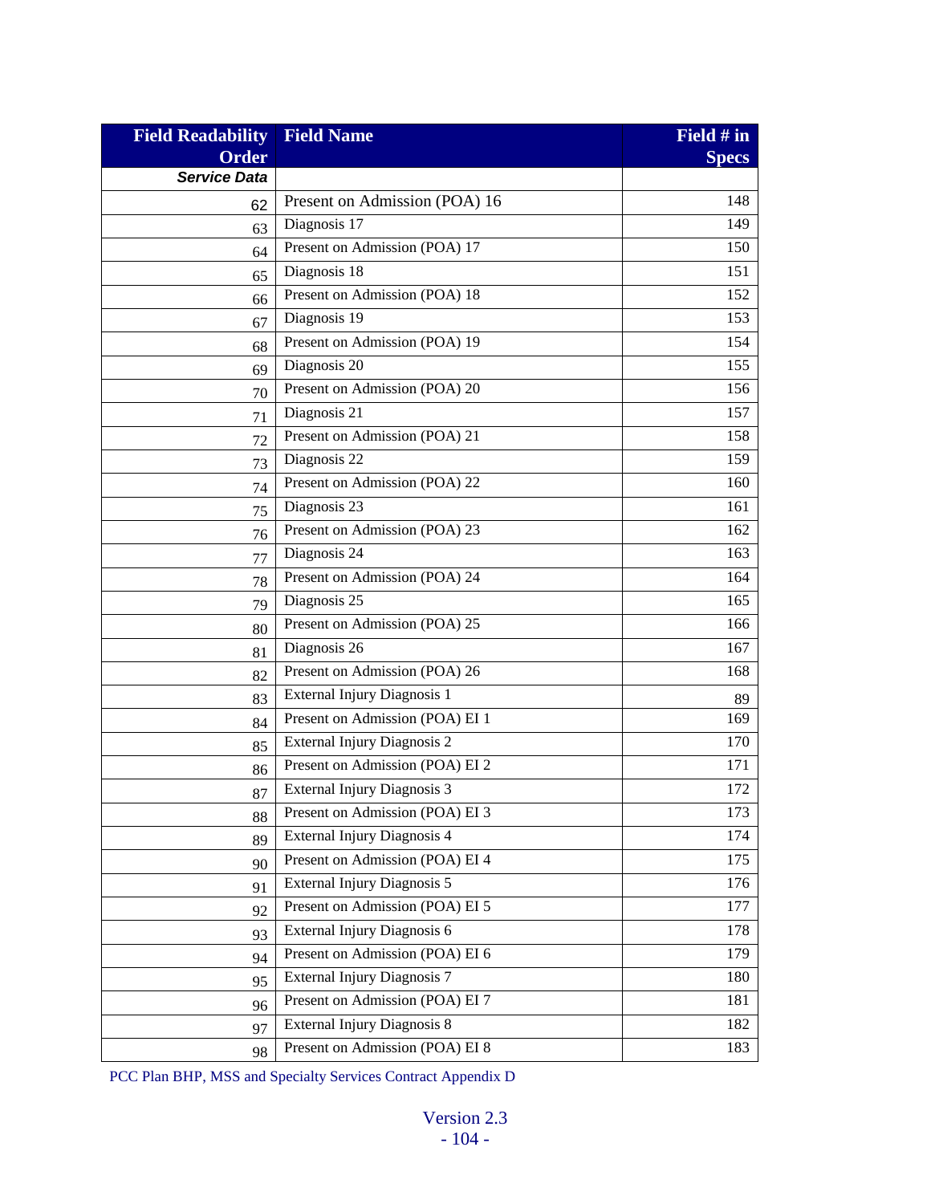| Field Readability Order | Field Name | Field # in Specs |
|---|---|---|
| ***Service Data*** | | |
| 62 | Present on Admission (POA) 16 | 148 |
| 63 | Diagnosis 17 | 149 |
| 64 | Present on Admission (POA) 17 | 150 |
| 65 | Diagnosis 18 | 151 |
| 66 | Present on Admission (POA) 18 | 152 |
| 67 | Diagnosis 19 | 153 |
| 68 | Present on Admission (POA) 19 | 154 |
| 69 | Diagnosis 20 | 155 |
| 70 | Present on Admission (POA) 20 | 156 |
| 71 | Diagnosis 21 | 157 |
| 72 | Present on Admission (POA) 21 | 158 |
| 73 | Diagnosis 22 | 159 |
| 74 | Present on Admission (POA) 22 | 160 |
| 75 | Diagnosis 23 | 161 |
| 76 | Present on Admission (POA) 23 | 162 |
| 77 | Diagnosis 24 | 163 |
| 78 | Present on Admission (POA) 24 | 164 |
| 79 | Diagnosis 25 | 165 |
| 80 | Present on Admission (POA) 25 | 166 |
| 81 | Diagnosis 26 | 167 |
| 82 | Present on Admission (POA) 26 | 168 |
| 83 | External Injury Diagnosis 1 | 89 |
| 84 | Present on Admission (POA) EI 1 | 169 |
| 85 | External Injury Diagnosis 2 | 170 |
| 86 | Present on Admission (POA) EI 2 | 171 |
| 87 | External Injury Diagnosis 3 | 172 |
| 88 | Present on Admission (POA) EI 3 | 173 |
| 89 | External Injury Diagnosis 4 | 174 |
| 90 | Present on Admission (POA) EI 4 | 175 |
| 91 | External Injury Diagnosis 5 | 176 |
| 92 | Present on Admission (POA) EI 5 | 177 |
| 93 | External Injury Diagnosis 6 | 178 |
| 94 | Present on Admission (POA) EI 6 | 179 |
| 95 | External Injury Diagnosis 7 | 180 |
| 96 | Present on Admission (POA) EI 7 | 181 |
| 97 | External Injury Diagnosis 8 | 182 |
| 98 | Present on Admission (POA) EI 8 | 183 |

PCC Plan BHP, MSS and Specialty Services Contract Appendix D

Version 2.3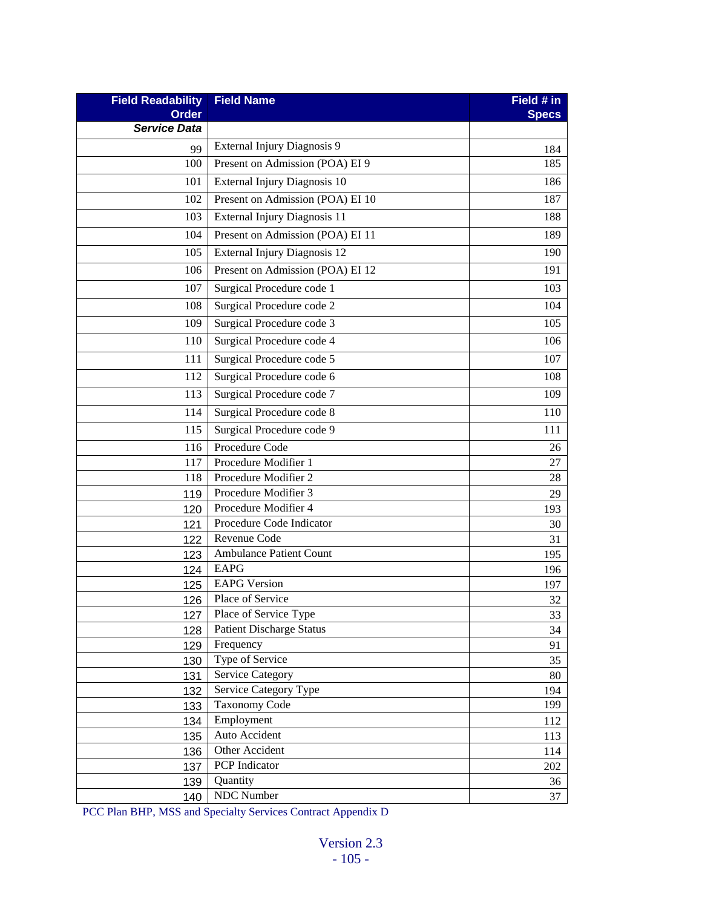| Field Readability Order | Field Name | Field # in Specs |
|---|---|---|
| ***Service Data*** | | |
| 99 | External Injury Diagnosis 9 | 184 |
| 100 | Present on Admission (POA) EI 9 | 185 |
| 101 | External Injury Diagnosis 10 | 186 |
| 102 | Present on Admission (POA) EI 10 | 187 |
| 103 | External Injury Diagnosis 11 | 188 |
| 104 | Present on Admission (POA) EI 11 | 189 |
| 105 | External Injury Diagnosis 12 | 190 |
| 106 | Present on Admission (POA) EI 12 | 191 |
| 107 | Surgical Procedure code 1 | 103 |
| 108 | Surgical Procedure code 2 | 104 |
| 109 | Surgical Procedure code 3 | 105 |
| 110 | Surgical Procedure code 4 | 106 |
| 111 | Surgical Procedure code 5 | 107 |
| 112 | Surgical Procedure code 6 | 108 |
| 113 | Surgical Procedure code 7 | 109 |
| 114 | Surgical Procedure code 8 | 110 |
| 115 | Surgical Procedure code 9 | 111 |
| 116 | Procedure Code | 26 |
| 117 | Procedure Modifier 1 | 27 |
| 118 | Procedure Modifier 2 | 28 |
| 119 | Procedure Modifier 3 | 29 |
| 120 | Procedure Modifier 4 | 193 |
| 121 | Procedure Code Indicator | 30 |
| 122 | Revenue Code | 31 |
| 123 | Ambulance Patient Count | 195 |
| 124 | EAPG | 196 |
| 125 | EAPG Version | 197 |
| 126 | Place of Service | 32 |
| 127 | Place of Service Type | 33 |
| 128 | Patient Discharge Status | 34 |
| 129 | Frequency | 91 |
| 130 | Type of Service | 35 |
| 131 | Service Category | 80 |
| 132 | Service Category Type | 194 |
| 133 | Taxonomy Code | 199 |
| 134 | Employment | 112 |
| 135 | Auto Accident | 113 |
| 136 | Other Accident | 114 |
| 137 | PCP Indicator | 202 |
| 139 | Quantity | 36 |
| 140 | NDC Number | 37 |

PCC Plan BHP, MSS and Specialty Services Contract Appendix D

Version 2.3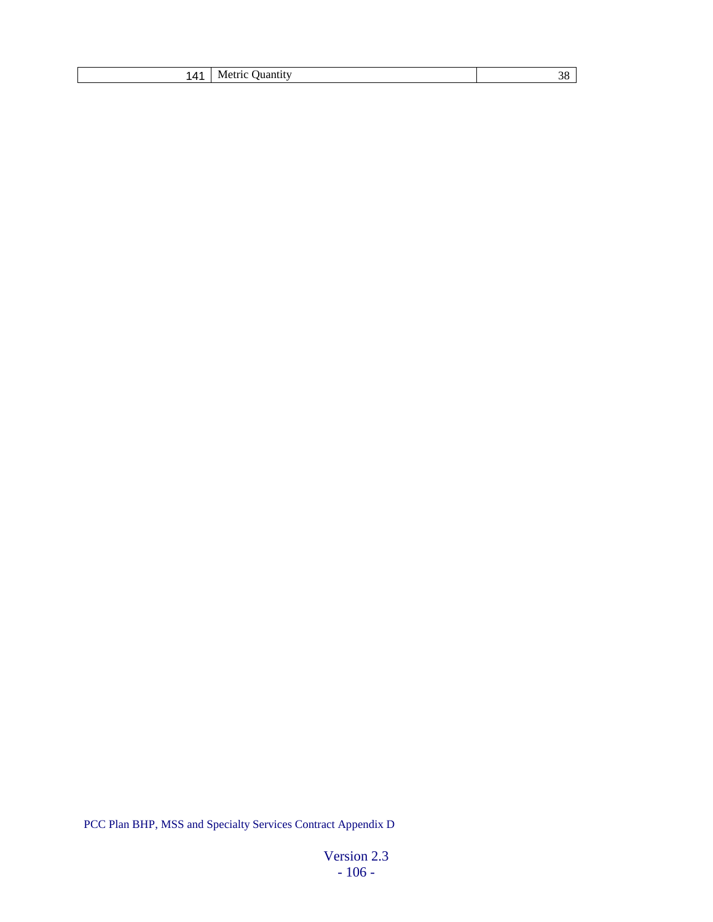| 141 | Metric Quantity | 38 |
|---|---|---|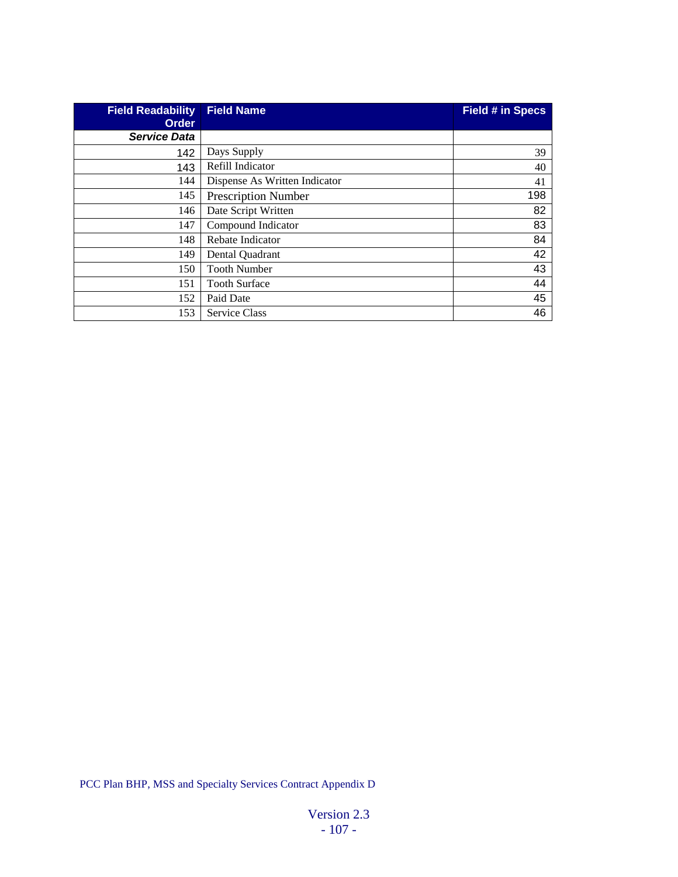| Field Readability Order | Field Name | Field # in Specs |
|---|---|---|
| ***Service Data*** | | |
| 142 | Days Supply | 39 |
| 143 | Refill Indicator | 40 |
| 144 | Dispense As Written Indicator | 41 |
| 145 | Prescription Number | 198 |
| 146 | Date Script Written | 82 |
| 147 | Compound Indicator | 83 |
| 148 | Rebate Indicator | 84 |
| 149 | Dental Quadrant | 42 |
| 150 | Tooth Number | 43 |
| 151 | Tooth Surface | 44 |
| 152 | Paid Date | 45 |
| 153 | Service Class | 46 |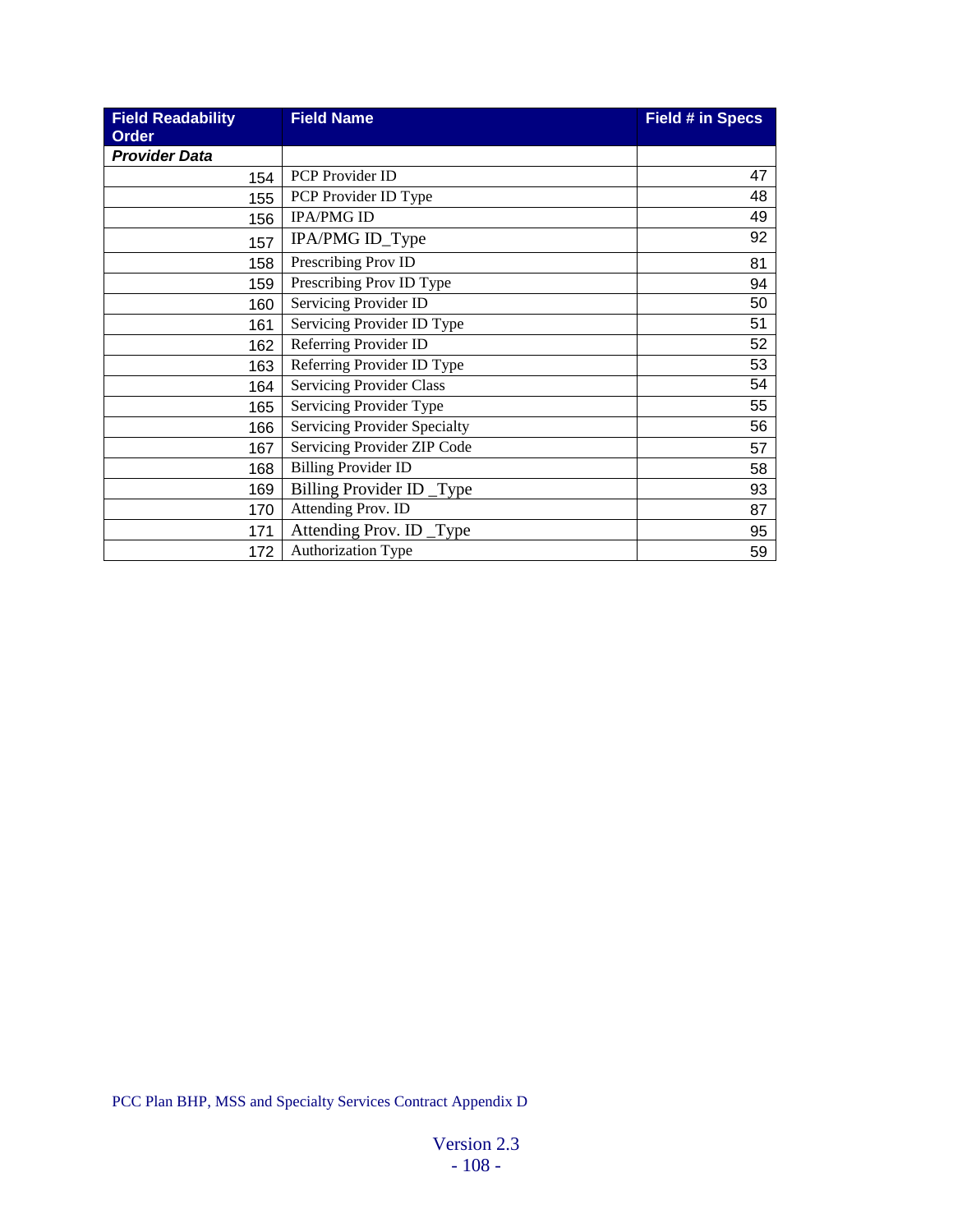| Field Readability Order | Field Name | Field # in Specs |
|---|---|---|
| ***Provider Data*** | | |
| 154 | PCP Provider ID | 47 |
| 155 | PCP Provider ID Type | 48 |
| 156 | IPA/PMG ID | 49 |
| 157 | IPA/PMG ID_Type | 92 |
| 158 | Prescribing Prov ID | 81 |
| 159 | Prescribing Prov ID Type | 94 |
| 160 | Servicing Provider ID | 50 |
| 161 | Servicing Provider ID Type | 51 |
| 162 | Referring Provider ID | 52 |
| 163 | Referring Provider ID Type | 53 |
| 164 | Servicing Provider Class | 54 |
| 165 | Servicing Provider Type | 55 |
| 166 | Servicing Provider Specialty | 56 |
| 167 | Servicing Provider ZIP Code | 57 |
| 168 | Billing Provider ID | 58 |
| 169 | Billing Provider ID _Type | 93 |
| 170 | Attending Prov. ID | 87 |
| 171 | Attending Prov. ID _Type | 95 |
| 172 | Authorization Type | 59 |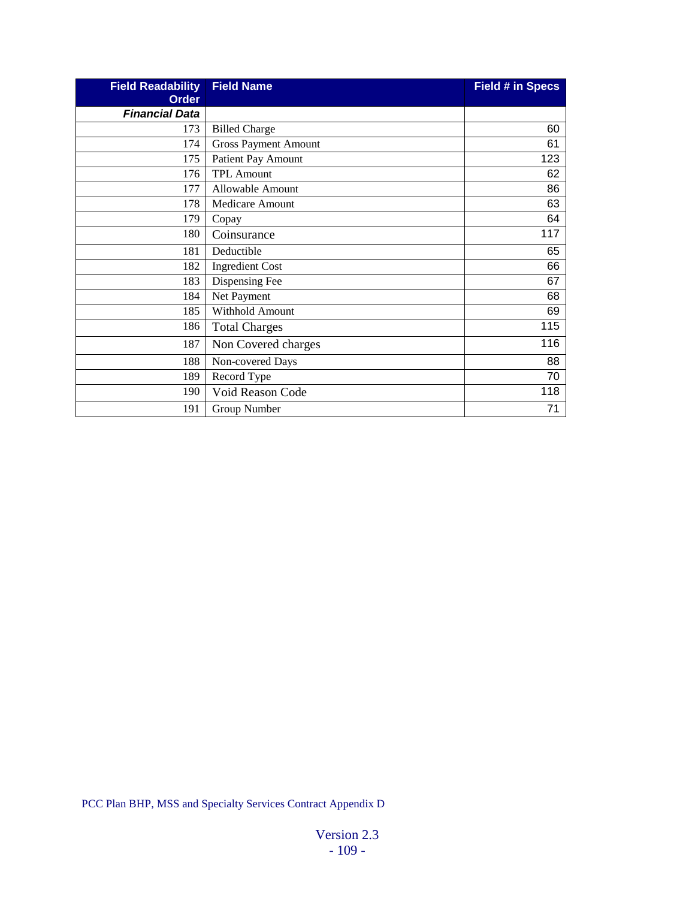| Field Readability Order | Field Name | Field # in Specs |
|---|---|---|
| ***Financial Data*** | | |
| 173 | Billed Charge | 60 |
| 174 | Gross Payment Amount | 61 |
| 175 | Patient Pay Amount | 123 |
| 176 | TPL Amount | 62 |
| 177 | Allowable Amount | 86 |
| 178 | Medicare Amount | 63 |
| 179 | Copay | 64 |
| 180 | Coinsurance | 117 |
| 181 | Deductible | 65 |
| 182 | Ingredient Cost | 66 |
| 183 | Dispensing Fee | 67 |
| 184 | Net Payment | 68 |
| 185 | Withhold Amount | 69 |
| 186 | Total Charges | 115 |
| 187 | Non Covered charges | 116 |
| 188 | Non-covered Days | 88 |
| 189 | Record Type | 70 |
| 190 | Void Reason Code | 118 |
| 191 | Group Number | 71 |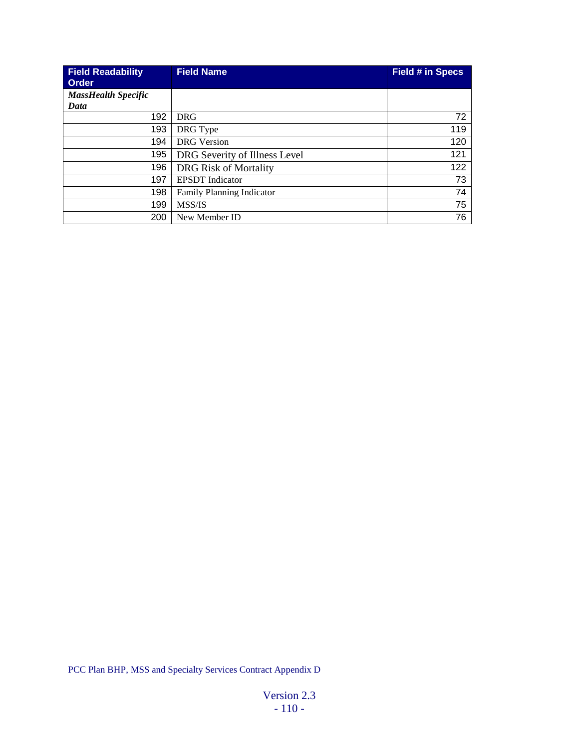| Field Readability Order | Field Name | Field # in Specs |
|---|---|---|
| ***MassHealth Specific Data*** | | |
| 192 | DRG | 72 |
| 193 | DRG Type | 119 |
| 194 | DRG Version | 120 |
| 195 | DRG Severity of Illness Level | 121 |
| 196 | DRG Risk of Mortality | 122 |
| 197 | EPSDT Indicator | 73 |
| 198 | Family Planning Indicator | 74 |
| 199 | MSS/IS | 75 |
| 200 | New Member ID | 76 |